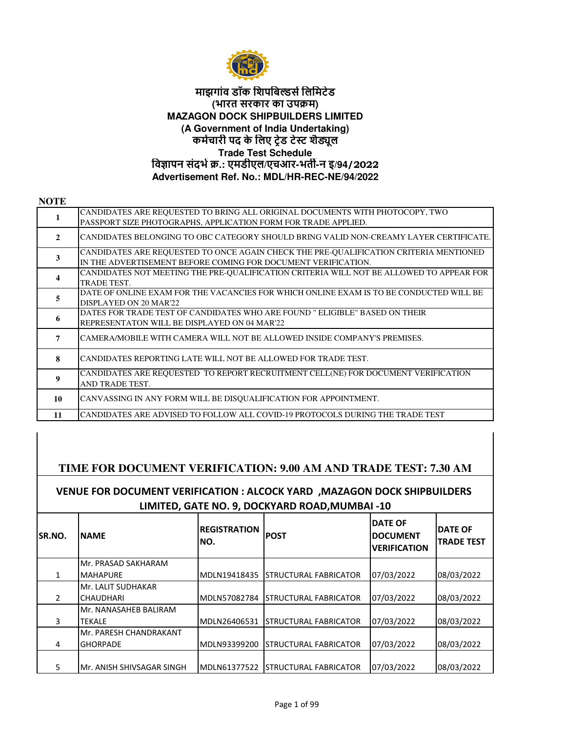# माझगांव डॉक शिपबिल्डर्स लिमिटेड
## (भारत सरकार का उपक्रम)
# MAZAGON DOCK SHIPBUILDERS LIMITED
## (A Government of India Undertaking)
## कर्मचारी पद के लिए ट्रेड टेस्ट शैड्यूल
## Trade Test Schedule
### विज्ञापन संदर्भ क्र.: एमडीएल/एचआर-भर्ती-न इ/94/2022
### Advertisement Ref. No.: MDL/HR-REC-NE/94/2022

**NOTE**

| | |
|---|---|
| **1** | CANDIDATES ARE REQUESTED TO BRING ALL ORIGINAL DOCUMENTS WITH PHOTOCOPY, TWO PASSPORT SIZE PHOTOGRAPHS, APPLICATION FORM FOR TRADE APPLIED. |
| **2** | CANDIDATES BELONGING TO OBC CATEGORY SHOULD BRING VALID NON-CREAMY LAYER CERTIFICATE. |
| **3** | CANDIDATES ARE REQUESTED TO ONCE AGAIN CHECK THE PRE-QUALIFICATION CRITERIA MENTIONED IN THE ADVERTISEMENT BEFORE COMING FOR DOCUMENT VERIFICATION. |
| **4** | CANDIDATES NOT MEETING THE PRE-QUALIFICATION CRITERIA WILL NOT BE ALLOWED TO APPEAR FOR TRADE TEST. |
| **5** | DATE OF ONLINE EXAM FOR THE VACANCIES FOR WHICH ONLINE EXAM IS TO BE CONDUCTED WILL BE DISPLAYED ON 20 MAR'22 |
| **6** | DATES FOR TRADE TEST OF CANDIDATES WHO ARE FOUND " ELIGIBLE" BASED ON THEIR REPRESENTATON WILL BE DISPLAYED ON 04 MAR'22 |
| **7** | CAMERA/MOBILE WITH CAMERA WILL NOT BE ALLOWED INSIDE COMPANY'S PREMISES. |
| **8** | CANDIDATES REPORTING LATE WILL NOT BE ALLOWED FOR TRADE TEST. |
| **9** | CANDIDATES ARE REQUESTED TO REPORT RECRUITMENT CELL(NE) FOR DOCUMENT VERIFICATION AND TRADE TEST. |
| **10** | CANVASSING IN ANY FORM WILL BE DISQUALIFICATION FOR APPOINTMENT. |
| **11** | CANDIDATES ARE ADVISED TO FOLLOW ALL COVID-19 PROTOCOLS DURING THE TRADE TEST |

## TIME FOR DOCUMENT VERIFICATION: 9.00 AM AND TRADE TEST: 7.30 AM

### VENUE FOR DOCUMENT VERIFICATION : ALCOCK YARD ,MAZAGON DOCK SHIPBUILDERS LIMITED, GATE NO. 9, DOCKYARD ROAD,MUMBAI -10

| SR.NO. | NAME | REGISTRATION NO. | POST | DATE OF DOCUMENT VERIFICATION | DATE OF TRADE TEST |
|---|---|---|---|---|---|
| 1 | Mr. PRASAD SAKHARAM MAHAPURE | MDLN19418435 | STRUCTURAL FABRICATOR | 07/03/2022 | 08/03/2022 |
| 2 | Mr. LALIT SUDHAKAR CHAUDHARI | MDLN57082784 | STRUCTURAL FABRICATOR | 07/03/2022 | 08/03/2022 |
| 3 | Mr. NANASAHEB BALIRAM TEKALE | MDLN26406531 | STRUCTURAL FABRICATOR | 07/03/2022 | 08/03/2022 |
| 4 | Mr. PARESH CHANDRAKANT GHORPADE | MDLN93399200 | STRUCTURAL FABRICATOR | 07/03/2022 | 08/03/2022 |
| 5 | Mr. ANISH SHIVSAGAR SINGH | MDLN61377522 | STRUCTURAL FABRICATOR | 07/03/2022 | 08/03/2022 |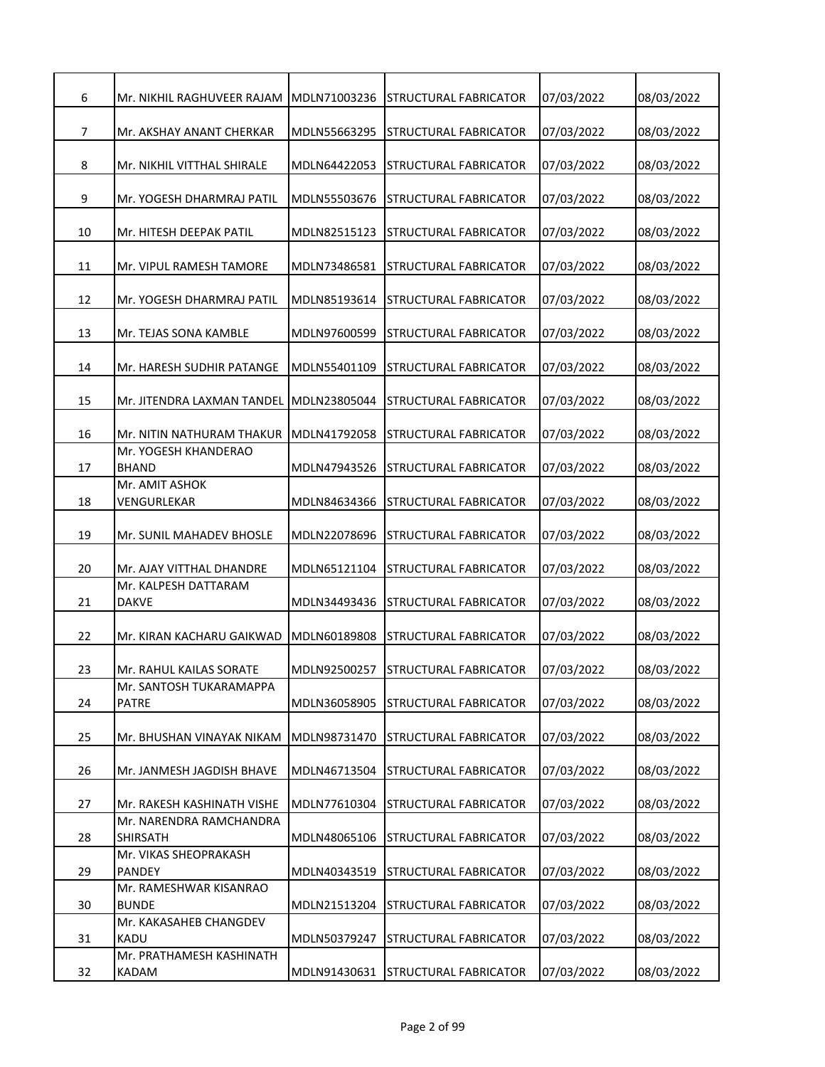| | | | | | |
|---|---|---|---|---|---|
| 6 | Mr. NIKHIL RAGHUVEER RAJAM | MDLN71003236 | STRUCTURAL FABRICATOR | 07/03/2022 | 08/03/2022 |
| 7 | Mr. AKSHAY ANANT CHERKAR | MDLN55663295 | STRUCTURAL FABRICATOR | 07/03/2022 | 08/03/2022 |
| 8 | Mr. NIKHIL VITTHAL SHIRALE | MDLN64422053 | STRUCTURAL FABRICATOR | 07/03/2022 | 08/03/2022 |
| 9 | Mr. YOGESH DHARMRAJ PATIL | MDLN55503676 | STRUCTURAL FABRICATOR | 07/03/2022 | 08/03/2022 |
| 10 | Mr. HITESH DEEPAK PATIL | MDLN82515123 | STRUCTURAL FABRICATOR | 07/03/2022 | 08/03/2022 |
| 11 | Mr. VIPUL RAMESH TAMORE | MDLN73486581 | STRUCTURAL FABRICATOR | 07/03/2022 | 08/03/2022 |
| 12 | Mr. YOGESH DHARMRAJ PATIL | MDLN85193614 | STRUCTURAL FABRICATOR | 07/03/2022 | 08/03/2022 |
| 13 | Mr. TEJAS SONA KAMBLE | MDLN97600599 | STRUCTURAL FABRICATOR | 07/03/2022 | 08/03/2022 |
| 14 | Mr. HARESH SUDHIR PATANGE | MDLN55401109 | STRUCTURAL FABRICATOR | 07/03/2022 | 08/03/2022 |
| 15 | Mr. JITENDRA LAXMAN TANDEL | MDLN23805044 | STRUCTURAL FABRICATOR | 07/03/2022 | 08/03/2022 |
| 16 | Mr. NITIN NATHURAM THAKUR | MDLN41792058 | STRUCTURAL FABRICATOR | 07/03/2022 | 08/03/2022 |
| 17 | Mr. YOGESH KHANDERAO BHAND | MDLN47943526 | STRUCTURAL FABRICATOR | 07/03/2022 | 08/03/2022 |
| 18 | Mr. AMIT ASHOK VENGURLEKAR | MDLN84634366 | STRUCTURAL FABRICATOR | 07/03/2022 | 08/03/2022 |
| 19 | Mr. SUNIL MAHADEV BHOSLE | MDLN22078696 | STRUCTURAL FABRICATOR | 07/03/2022 | 08/03/2022 |
| 20 | Mr. AJAY VITTHAL DHANDRE | MDLN65121104 | STRUCTURAL FABRICATOR | 07/03/2022 | 08/03/2022 |
| 21 | Mr. KALPESH DATTARAM DAKVE | MDLN34493436 | STRUCTURAL FABRICATOR | 07/03/2022 | 08/03/2022 |
| 22 | Mr. KIRAN KACHARU GAIKWAD | MDLN60189808 | STRUCTURAL FABRICATOR | 07/03/2022 | 08/03/2022 |
| 23 | Mr. RAHUL KAILAS SORATE | MDLN92500257 | STRUCTURAL FABRICATOR | 07/03/2022 | 08/03/2022 |
| 24 | Mr. SANTOSH TUKARAMAPPA PATRE | MDLN36058905 | STRUCTURAL FABRICATOR | 07/03/2022 | 08/03/2022 |
| 25 | Mr. BHUSHAN VINAYAK NIKAM | MDLN98731470 | STRUCTURAL FABRICATOR | 07/03/2022 | 08/03/2022 |
| 26 | Mr. JANMESH JAGDISH BHAVE | MDLN46713504 | STRUCTURAL FABRICATOR | 07/03/2022 | 08/03/2022 |
| 27 | Mr. RAKESH KASHINATH VISHE | MDLN77610304 | STRUCTURAL FABRICATOR | 07/03/2022 | 08/03/2022 |
| 28 | Mr. NARENDRA RAMCHANDRA SHIRSATH | MDLN48065106 | STRUCTURAL FABRICATOR | 07/03/2022 | 08/03/2022 |
| 29 | Mr. VIKAS SHEOPRAKASH PANDEY | MDLN40343519 | STRUCTURAL FABRICATOR | 07/03/2022 | 08/03/2022 |
| 30 | Mr. RAMESHWAR KISANRAO BUNDE | MDLN21513204 | STRUCTURAL FABRICATOR | 07/03/2022 | 08/03/2022 |
| 31 | Mr. KAKASAHEB CHANGDEV KADU | MDLN50379247 | STRUCTURAL FABRICATOR | 07/03/2022 | 08/03/2022 |
| 32 | Mr. PRATHAMESH KASHINATH KADAM | MDLN91430631 | STRUCTURAL FABRICATOR | 07/03/2022 | 08/03/2022 |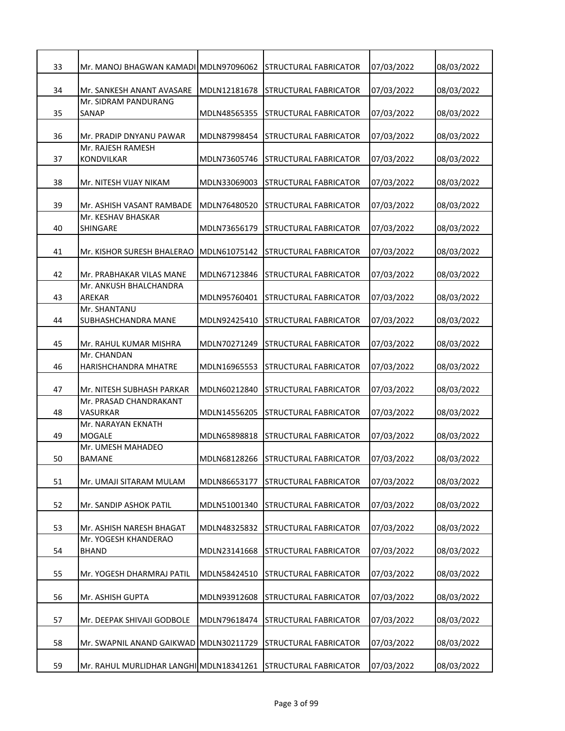| | | | | | |
|---|---|---|---|---|---|
| 33 | Mr. MANOJ BHAGWAN KAMADI | MDLN97096062 | STRUCTURAL FABRICATOR | 07/03/2022 | 08/03/2022 |
| 34 | Mr. SANKESH ANANT AVASARE | MDLN12181678 | STRUCTURAL FABRICATOR | 07/03/2022 | 08/03/2022 |
| 35 | Mr. SIDRAM PANDURANG SANAP | MDLN48565355 | STRUCTURAL FABRICATOR | 07/03/2022 | 08/03/2022 |
| 36 | Mr. PRADIP DNYANU PAWAR | MDLN87998454 | STRUCTURAL FABRICATOR | 07/03/2022 | 08/03/2022 |
| 37 | Mr. RAJESH RAMESH KONDVILKAR | MDLN73605746 | STRUCTURAL FABRICATOR | 07/03/2022 | 08/03/2022 |
| 38 | Mr. NITESH VIJAY NIKAM | MDLN33069003 | STRUCTURAL FABRICATOR | 07/03/2022 | 08/03/2022 |
| 39 | Mr. ASHISH VASANT RAMBADE | MDLN76480520 | STRUCTURAL FABRICATOR | 07/03/2022 | 08/03/2022 |
| 40 | Mr. KESHAV BHASKAR SHINGARE | MDLN73656179 | STRUCTURAL FABRICATOR | 07/03/2022 | 08/03/2022 |
| 41 | Mr. KISHOR SURESH BHALERAO | MDLN61075142 | STRUCTURAL FABRICATOR | 07/03/2022 | 08/03/2022 |
| 42 | Mr. PRABHAKAR VILAS MANE | MDLN67123846 | STRUCTURAL FABRICATOR | 07/03/2022 | 08/03/2022 |
| 43 | Mr. ANKUSH BHALCHANDRA AREKAR | MDLN95760401 | STRUCTURAL FABRICATOR | 07/03/2022 | 08/03/2022 |
| 44 | Mr. SHANTANU SUBHASHCHANDRA MANE | MDLN92425410 | STRUCTURAL FABRICATOR | 07/03/2022 | 08/03/2022 |
| 45 | Mr. RAHUL KUMAR MISHRA | MDLN70271249 | STRUCTURAL FABRICATOR | 07/03/2022 | 08/03/2022 |
| 46 | Mr. CHANDAN HARISHCHANDRA MHATRE | MDLN16965553 | STRUCTURAL FABRICATOR | 07/03/2022 | 08/03/2022 |
| 47 | Mr. NITESH SUBHASH PARKAR | MDLN60212840 | STRUCTURAL FABRICATOR | 07/03/2022 | 08/03/2022 |
| 48 | Mr. PRASAD CHANDRAKANT VASURKAR | MDLN14556205 | STRUCTURAL FABRICATOR | 07/03/2022 | 08/03/2022 |
| 49 | Mr. NARAYAN EKNATH MOGALE | MDLN65898818 | STRUCTURAL FABRICATOR | 07/03/2022 | 08/03/2022 |
| 50 | Mr. UMESH MAHADEO BAMANE | MDLN68128266 | STRUCTURAL FABRICATOR | 07/03/2022 | 08/03/2022 |
| 51 | Mr. UMAJI SITARAM MULAM | MDLN86653177 | STRUCTURAL FABRICATOR | 07/03/2022 | 08/03/2022 |
| 52 | Mr. SANDIP ASHOK PATIL | MDLN51001340 | STRUCTURAL FABRICATOR | 07/03/2022 | 08/03/2022 |
| 53 | Mr. ASHISH NARESH BHAGAT | MDLN48325832 | STRUCTURAL FABRICATOR | 07/03/2022 | 08/03/2022 |
| 54 | Mr. YOGESH KHANDERAO BHAND | MDLN23141668 | STRUCTURAL FABRICATOR | 07/03/2022 | 08/03/2022 |
| 55 | Mr. YOGESH DHARMRAJ PATIL | MDLN58424510 | STRUCTURAL FABRICATOR | 07/03/2022 | 08/03/2022 |
| 56 | Mr. ASHISH GUPTA | MDLN93912608 | STRUCTURAL FABRICATOR | 07/03/2022 | 08/03/2022 |
| 57 | Mr. DEEPAK SHIVAJI GODBOLE | MDLN79618474 | STRUCTURAL FABRICATOR | 07/03/2022 | 08/03/2022 |
| 58 | Mr. SWAPNIL ANAND GAIKWAD | MDLN30211729 | STRUCTURAL FABRICATOR | 07/03/2022 | 08/03/2022 |
| 59 | Mr. RAHUL MURLIDHAR LANGHI | MDLN18341261 | STRUCTURAL FABRICATOR | 07/03/2022 | 08/03/2022 |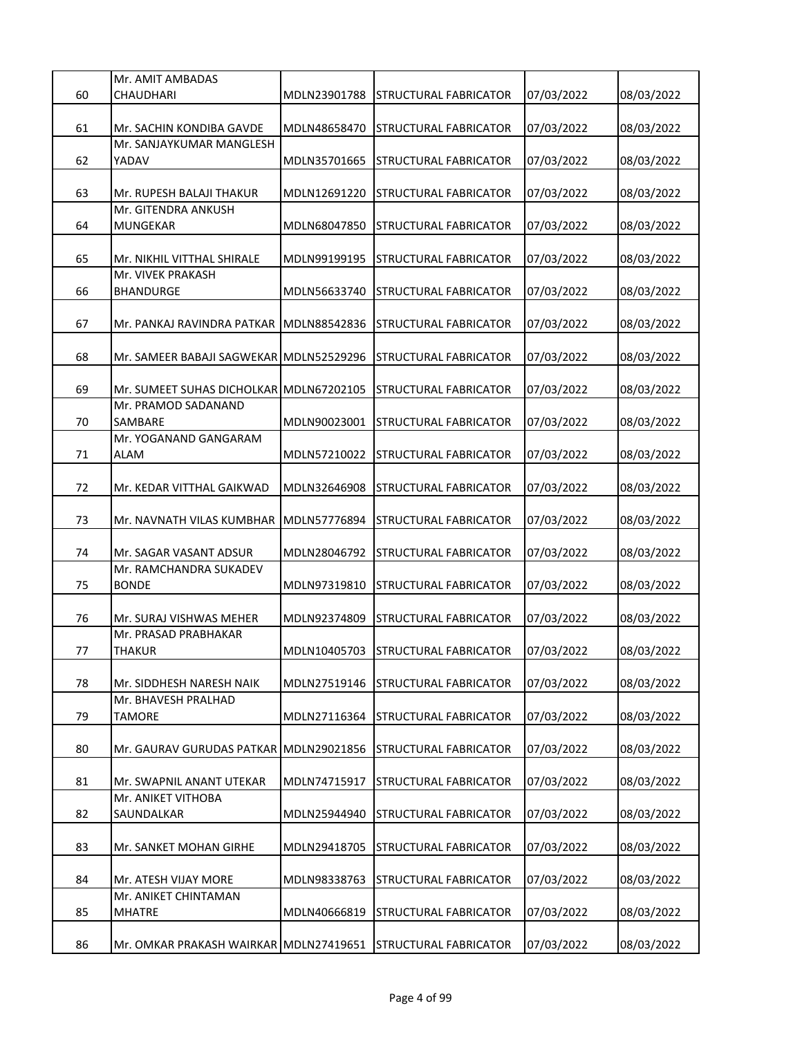| | | | | |
|---|---|---|---|---|
| 60 | Mr. AMIT AMBADAS CHAUDHARI | MDLN23901788 | STRUCTURAL FABRICATOR | 07/03/2022 | 08/03/2022 |
| 61 | Mr. SACHIN KONDIBA GAVDE | MDLN48658470 | STRUCTURAL FABRICATOR | 07/03/2022 | 08/03/2022 |
| 62 | Mr. SANJAYKUMAR MANGLESH YADAV | MDLN35701665 | STRUCTURAL FABRICATOR | 07/03/2022 | 08/03/2022 |
| 63 | Mr. RUPESH BALAJI THAKUR | MDLN12691220 | STRUCTURAL FABRICATOR | 07/03/2022 | 08/03/2022 |
| 64 | Mr. GITENDRA ANKUSH MUNGEKAR | MDLN68047850 | STRUCTURAL FABRICATOR | 07/03/2022 | 08/03/2022 |
| 65 | Mr. NIKHIL VITTHAL SHIRALE | MDLN99199195 | STRUCTURAL FABRICATOR | 07/03/2022 | 08/03/2022 |
| 66 | Mr. VIVEK PRAKASH BHANDURGE | MDLN56633740 | STRUCTURAL FABRICATOR | 07/03/2022 | 08/03/2022 |
| 67 | Mr. PANKAJ RAVINDRA PATKAR | MDLN88542836 | STRUCTURAL FABRICATOR | 07/03/2022 | 08/03/2022 |
| 68 | Mr. SAMEER BABAJI SAGWEKAR | MDLN52529296 | STRUCTURAL FABRICATOR | 07/03/2022 | 08/03/2022 |
| 69 | Mr. SUMEET SUHAS DICHOLKAR | MDLN67202105 | STRUCTURAL FABRICATOR | 07/03/2022 | 08/03/2022 |
| 70 | Mr. PRAMOD SADANAND SAMBARE | MDLN90023001 | STRUCTURAL FABRICATOR | 07/03/2022 | 08/03/2022 |
| 71 | Mr. YOGANAND GANGARAM ALAM | MDLN57210022 | STRUCTURAL FABRICATOR | 07/03/2022 | 08/03/2022 |
| 72 | Mr. KEDAR VITTHAL GAIKWAD | MDLN32646908 | STRUCTURAL FABRICATOR | 07/03/2022 | 08/03/2022 |
| 73 | Mr. NAVNATH VILAS KUMBHAR | MDLN57776894 | STRUCTURAL FABRICATOR | 07/03/2022 | 08/03/2022 |
| 74 | Mr. SAGAR VASANT ADSUR | MDLN28046792 | STRUCTURAL FABRICATOR | 07/03/2022 | 08/03/2022 |
| 75 | Mr. RAMCHANDRA SUKADEV BONDE | MDLN97319810 | STRUCTURAL FABRICATOR | 07/03/2022 | 08/03/2022 |
| 76 | Mr. SURAJ VISHWAS MEHER | MDLN92374809 | STRUCTURAL FABRICATOR | 07/03/2022 | 08/03/2022 |
| 77 | Mr. PRASAD PRABHAKAR THAKUR | MDLN10405703 | STRUCTURAL FABRICATOR | 07/03/2022 | 08/03/2022 |
| 78 | Mr. SIDDHESH NARESH NAIK | MDLN27519146 | STRUCTURAL FABRICATOR | 07/03/2022 | 08/03/2022 |
| 79 | Mr. BHAVESH PRALHAD TAMORE | MDLN27116364 | STRUCTURAL FABRICATOR | 07/03/2022 | 08/03/2022 |
| 80 | Mr. GAURAV GURUDAS PATKAR | MDLN29021856 | STRUCTURAL FABRICATOR | 07/03/2022 | 08/03/2022 |
| 81 | Mr. SWAPNIL ANANT UTEKAR | MDLN74715917 | STRUCTURAL FABRICATOR | 07/03/2022 | 08/03/2022 |
| 82 | Mr. ANIKET VITHOBA SAUNDALKAR | MDLN25944940 | STRUCTURAL FABRICATOR | 07/03/2022 | 08/03/2022 |
| 83 | Mr. SANKET MOHAN GIRHE | MDLN29418705 | STRUCTURAL FABRICATOR | 07/03/2022 | 08/03/2022 |
| 84 | Mr. ATESH VIJAY MORE | MDLN98338763 | STRUCTURAL FABRICATOR | 07/03/2022 | 08/03/2022 |
| 85 | Mr. ANIKET CHINTAMAN MHATRE | MDLN40666819 | STRUCTURAL FABRICATOR | 07/03/2022 | 08/03/2022 |
| 86 | Mr. OMKAR PRAKASH WAIRKAR | MDLN27419651 | STRUCTURAL FABRICATOR | 07/03/2022 | 08/03/2022 |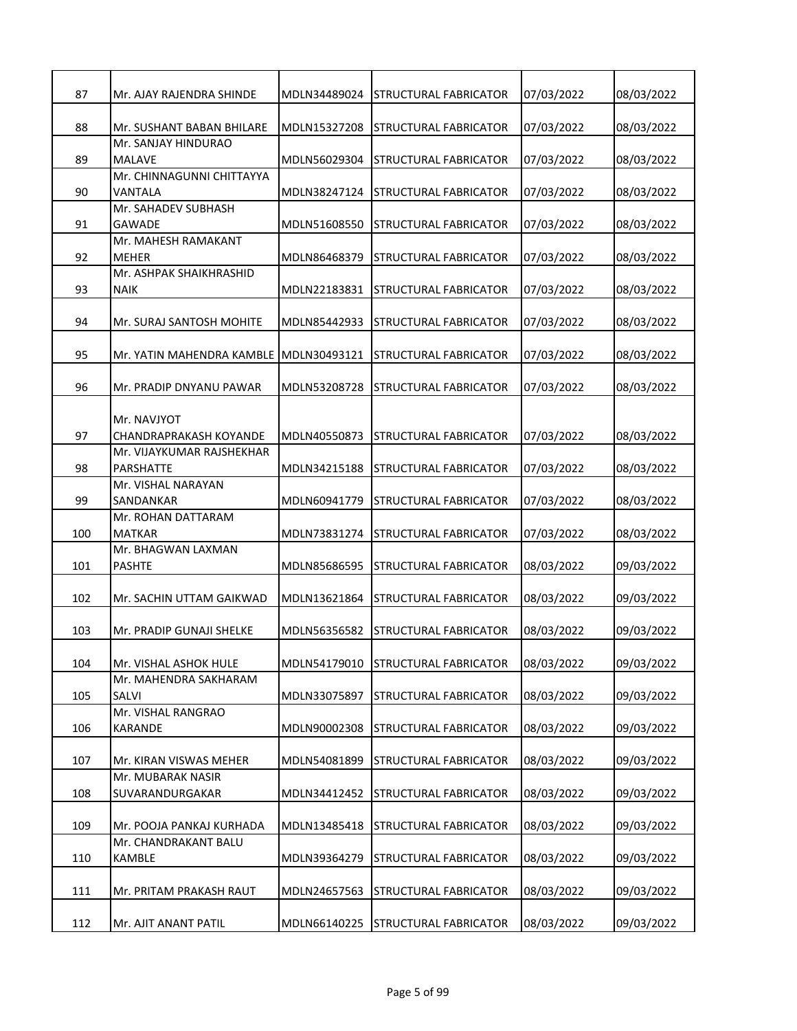| 87 | Mr. AJAY RAJENDRA SHINDE | MDLN34489024 | STRUCTURAL FABRICATOR | 07/03/2022 | 08/03/2022 |
|---|---|---|---|---|---|
| 88 | Mr. SUSHANT BABAN BHILARE | MDLN15327208 | STRUCTURAL FABRICATOR | 07/03/2022 | 08/03/2022 |
| 89 | Mr. SANJAY HINDURAO MALAVE | MDLN56029304 | STRUCTURAL FABRICATOR | 07/03/2022 | 08/03/2022 |
| 90 | Mr. CHINNAGUNNI CHITTAYYA VANTALA | MDLN38247124 | STRUCTURAL FABRICATOR | 07/03/2022 | 08/03/2022 |
| 91 | Mr. SAHADEV SUBHASH GAWADE | MDLN51608550 | STRUCTURAL FABRICATOR | 07/03/2022 | 08/03/2022 |
| 92 | Mr. MAHESH RAMAKANT MEHER | MDLN86468379 | STRUCTURAL FABRICATOR | 07/03/2022 | 08/03/2022 |
| 93 | Mr. ASHPAK SHAIKHRASHID NAIK | MDLN22183831 | STRUCTURAL FABRICATOR | 07/03/2022 | 08/03/2022 |
| 94 | Mr. SURAJ SANTOSH MOHITE | MDLN85442933 | STRUCTURAL FABRICATOR | 07/03/2022 | 08/03/2022 |
| 95 | Mr. YATIN MAHENDRA KAMBLE | MDLN30493121 | STRUCTURAL FABRICATOR | 07/03/2022 | 08/03/2022 |
| 96 | Mr. PRADIP DNYANU PAWAR | MDLN53208728 | STRUCTURAL FABRICATOR | 07/03/2022 | 08/03/2022 |
| 97 | Mr. NAVJYOT CHANDRAPRAKASH KOYANDE | MDLN40550873 | STRUCTURAL FABRICATOR | 07/03/2022 | 08/03/2022 |
| 98 | Mr. VIJAYKUMAR RAJSHEKHAR PARSHATTE | MDLN34215188 | STRUCTURAL FABRICATOR | 07/03/2022 | 08/03/2022 |
| 99 | Mr. VISHAL NARAYAN SANDANKAR | MDLN60941779 | STRUCTURAL FABRICATOR | 07/03/2022 | 08/03/2022 |
| 100 | Mr. ROHAN DATTARAM MATKAR | MDLN73831274 | STRUCTURAL FABRICATOR | 07/03/2022 | 08/03/2022 |
| 101 | Mr. BHAGWAN LAXMAN PASHTE | MDLN85686595 | STRUCTURAL FABRICATOR | 08/03/2022 | 09/03/2022 |
| 102 | Mr. SACHIN UTTAM GAIKWAD | MDLN13621864 | STRUCTURAL FABRICATOR | 08/03/2022 | 09/03/2022 |
| 103 | Mr. PRADIP GUNAJI SHELKE | MDLN56356582 | STRUCTURAL FABRICATOR | 08/03/2022 | 09/03/2022 |
| 104 | Mr. VISHAL ASHOK HULE | MDLN54179010 | STRUCTURAL FABRICATOR | 08/03/2022 | 09/03/2022 |
| 105 | Mr. MAHENDRA SAKHARAM SALVI | MDLN33075897 | STRUCTURAL FABRICATOR | 08/03/2022 | 09/03/2022 |
| 106 | Mr. VISHAL RANGRAO KARANDE | MDLN90002308 | STRUCTURAL FABRICATOR | 08/03/2022 | 09/03/2022 |
| 107 | Mr. KIRAN VISWAS MEHER | MDLN54081899 | STRUCTURAL FABRICATOR | 08/03/2022 | 09/03/2022 |
| 108 | Mr. MUBARAK NASIR SUVARANDURGAKAR | MDLN34412452 | STRUCTURAL FABRICATOR | 08/03/2022 | 09/03/2022 |
| 109 | Mr. POOJA PANKAJ KURHADA | MDLN13485418 | STRUCTURAL FABRICATOR | 08/03/2022 | 09/03/2022 |
| 110 | Mr. CHANDRAKANT BALU KAMBLE | MDLN39364279 | STRUCTURAL FABRICATOR | 08/03/2022 | 09/03/2022 |
| 111 | Mr. PRITAM PRAKASH RAUT | MDLN24657563 | STRUCTURAL FABRICATOR | 08/03/2022 | 09/03/2022 |
| 112 | Mr. AJIT ANANT PATIL | MDLN66140225 | STRUCTURAL FABRICATOR | 08/03/2022 | 09/03/2022 |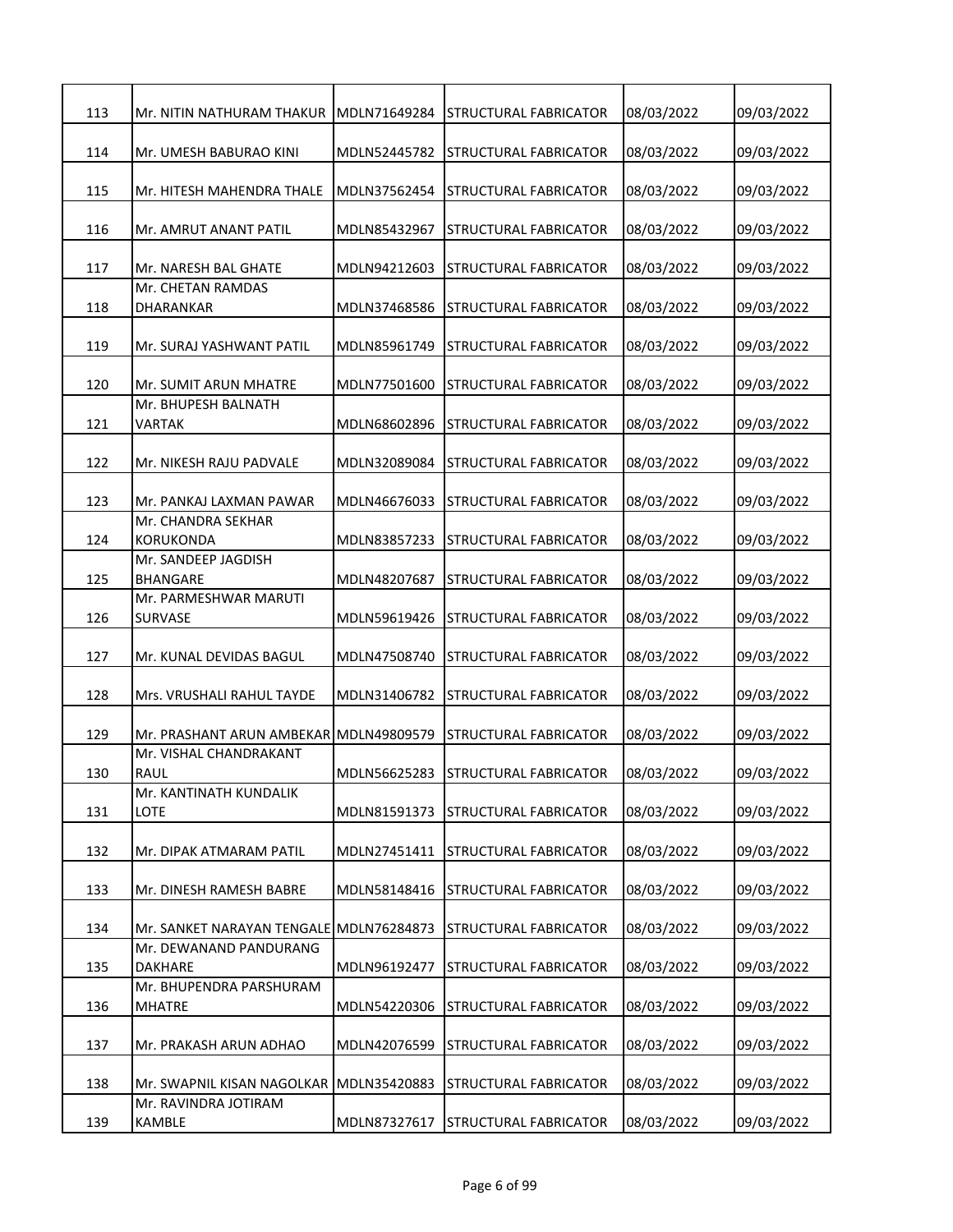| | | | | | |
|---|---|---|---|---|---|
| 113 | Mr. NITIN NATHURAM THAKUR | MDLN71649284 | STRUCTURAL FABRICATOR | 08/03/2022 | 09/03/2022 |
| 114 | Mr. UMESH BABURAO KINI | MDLN52445782 | STRUCTURAL FABRICATOR | 08/03/2022 | 09/03/2022 |
| 115 | Mr. HITESH MAHENDRA THALE | MDLN37562454 | STRUCTURAL FABRICATOR | 08/03/2022 | 09/03/2022 |
| 116 | Mr. AMRUT ANANT PATIL | MDLN85432967 | STRUCTURAL FABRICATOR | 08/03/2022 | 09/03/2022 |
| 117 | Mr. NARESH BAL GHATE | MDLN94212603 | STRUCTURAL FABRICATOR | 08/03/2022 | 09/03/2022 |
| 118 | Mr. CHETAN RAMDAS DHARANKAR | MDLN37468586 | STRUCTURAL FABRICATOR | 08/03/2022 | 09/03/2022 |
| 119 | Mr. SURAJ YASHWANT PATIL | MDLN85961749 | STRUCTURAL FABRICATOR | 08/03/2022 | 09/03/2022 |
| 120 | Mr. SUMIT ARUN MHATRE | MDLN77501600 | STRUCTURAL FABRICATOR | 08/03/2022 | 09/03/2022 |
| 121 | Mr. BHUPESH BALNATH VARTAK | MDLN68602896 | STRUCTURAL FABRICATOR | 08/03/2022 | 09/03/2022 |
| 122 | Mr. NIKESH RAJU PADVALE | MDLN32089084 | STRUCTURAL FABRICATOR | 08/03/2022 | 09/03/2022 |
| 123 | Mr. PANKAJ LAXMAN PAWAR | MDLN46676033 | STRUCTURAL FABRICATOR | 08/03/2022 | 09/03/2022 |
| 124 | Mr. CHANDRA SEKHAR KORUKONDA | MDLN83857233 | STRUCTURAL FABRICATOR | 08/03/2022 | 09/03/2022 |
| 125 | Mr. SANDEEP JAGDISH BHANGARE | MDLN48207687 | STRUCTURAL FABRICATOR | 08/03/2022 | 09/03/2022 |
| 126 | Mr. PARMESHWAR MARUTI SURVASE | MDLN59619426 | STRUCTURAL FABRICATOR | 08/03/2022 | 09/03/2022 |
| 127 | Mr. KUNAL DEVIDAS BAGUL | MDLN47508740 | STRUCTURAL FABRICATOR | 08/03/2022 | 09/03/2022 |
| 128 | Mrs. VRUSHALI RAHUL TAYDE | MDLN31406782 | STRUCTURAL FABRICATOR | 08/03/2022 | 09/03/2022 |
| 129 | Mr. PRASHANT ARUN AMBEKAR | MDLN49809579 | STRUCTURAL FABRICATOR | 08/03/2022 | 09/03/2022 |
| 130 | Mr. VISHAL CHANDRAKANT RAUL | MDLN56625283 | STRUCTURAL FABRICATOR | 08/03/2022 | 09/03/2022 |
| 131 | Mr. KANTINATH KUNDALIK LOTE | MDLN81591373 | STRUCTURAL FABRICATOR | 08/03/2022 | 09/03/2022 |
| 132 | Mr. DIPAK ATMARAM PATIL | MDLN27451411 | STRUCTURAL FABRICATOR | 08/03/2022 | 09/03/2022 |
| 133 | Mr. DINESH RAMESH BABRE | MDLN58148416 | STRUCTURAL FABRICATOR | 08/03/2022 | 09/03/2022 |
| 134 | Mr. SANKET NARAYAN TENGALE | MDLN76284873 | STRUCTURAL FABRICATOR | 08/03/2022 | 09/03/2022 |
| 135 | Mr. DEWANAND PANDURANG DAKHARE | MDLN96192477 | STRUCTURAL FABRICATOR | 08/03/2022 | 09/03/2022 |
| 136 | Mr. BHUPENDRA PARSHURAM MHATRE | MDLN54220306 | STRUCTURAL FABRICATOR | 08/03/2022 | 09/03/2022 |
| 137 | Mr. PRAKASH ARUN ADHAO | MDLN42076599 | STRUCTURAL FABRICATOR | 08/03/2022 | 09/03/2022 |
| 138 | Mr. SWAPNIL KISAN NAGOLKAR | MDLN35420883 | STRUCTURAL FABRICATOR | 08/03/2022 | 09/03/2022 |
| 139 | Mr. RAVINDRA JOTIRAM KAMBLE | MDLN87327617 | STRUCTURAL FABRICATOR | 08/03/2022 | 09/03/2022 |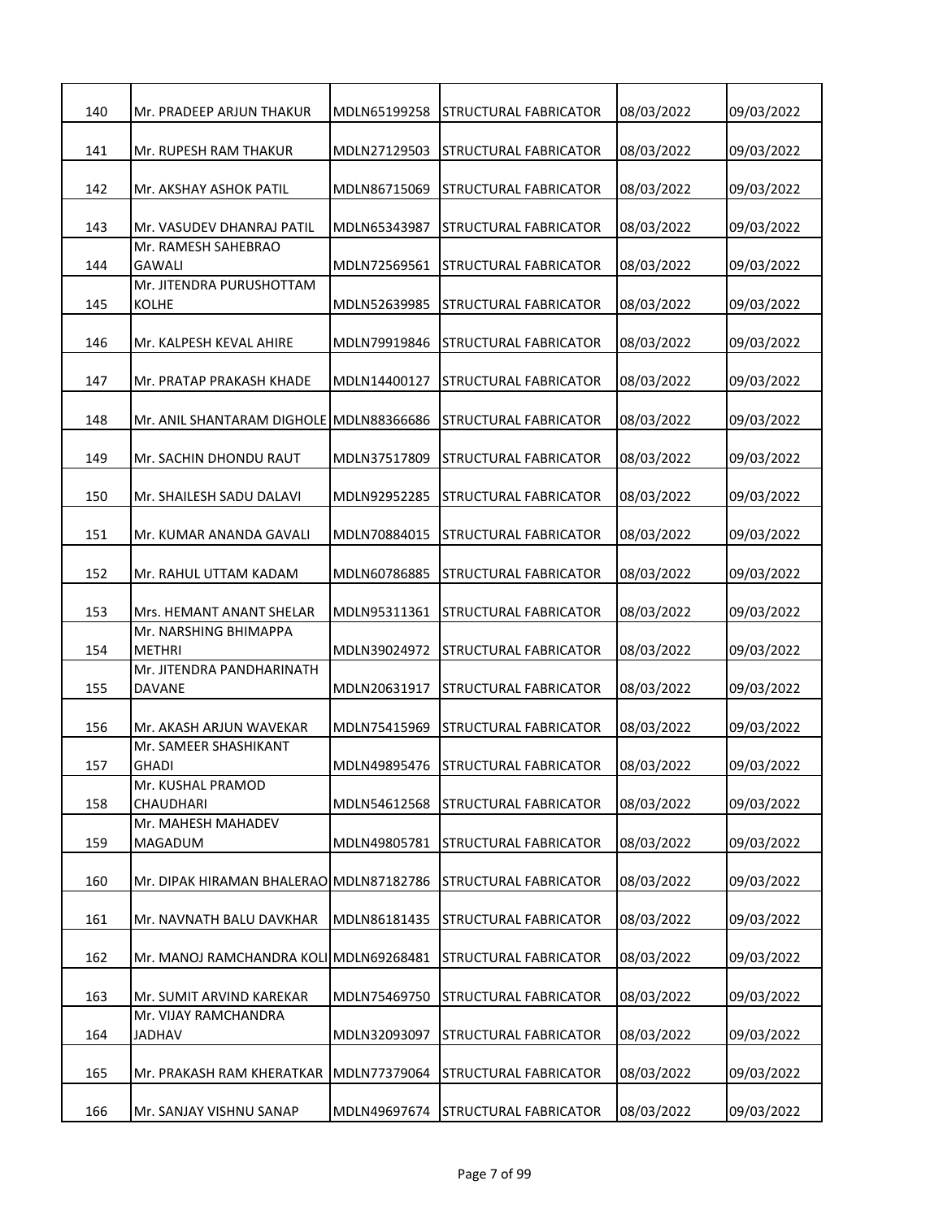| | | | | | |
|---|---|---|---|---|---|
| 140 | Mr. PRADEEP ARJUN THAKUR | MDLN65199258 | STRUCTURAL FABRICATOR | 08/03/2022 | 09/03/2022 |
| 141 | Mr. RUPESH RAM THAKUR | MDLN27129503 | STRUCTURAL FABRICATOR | 08/03/2022 | 09/03/2022 |
| 142 | Mr. AKSHAY ASHOK PATIL | MDLN86715069 | STRUCTURAL FABRICATOR | 08/03/2022 | 09/03/2022 |
| 143 | Mr. VASUDEV DHANRAJ PATIL | MDLN65343987 | STRUCTURAL FABRICATOR | 08/03/2022 | 09/03/2022 |
| 144 | Mr. RAMESH SAHEBRAO GAWALI | MDLN72569561 | STRUCTURAL FABRICATOR | 08/03/2022 | 09/03/2022 |
| 145 | Mr. JITENDRA PURUSHOTTAM KOLHE | MDLN52639985 | STRUCTURAL FABRICATOR | 08/03/2022 | 09/03/2022 |
| 146 | Mr. KALPESH KEVAL AHIRE | MDLN79919846 | STRUCTURAL FABRICATOR | 08/03/2022 | 09/03/2022 |
| 147 | Mr. PRATAP PRAKASH KHADE | MDLN14400127 | STRUCTURAL FABRICATOR | 08/03/2022 | 09/03/2022 |
| 148 | Mr. ANIL SHANTARAM DIGHOLE | MDLN88366686 | STRUCTURAL FABRICATOR | 08/03/2022 | 09/03/2022 |
| 149 | Mr. SACHIN DHONDU RAUT | MDLN37517809 | STRUCTURAL FABRICATOR | 08/03/2022 | 09/03/2022 |
| 150 | Mr. SHAILESH SADU DALAVI | MDLN92952285 | STRUCTURAL FABRICATOR | 08/03/2022 | 09/03/2022 |
| 151 | Mr. KUMAR ANANDA GAVALI | MDLN70884015 | STRUCTURAL FABRICATOR | 08/03/2022 | 09/03/2022 |
| 152 | Mr. RAHUL UTTAM KADAM | MDLN60786885 | STRUCTURAL FABRICATOR | 08/03/2022 | 09/03/2022 |
| 153 | Mrs. HEMANT ANANT SHELAR | MDLN95311361 | STRUCTURAL FABRICATOR | 08/03/2022 | 09/03/2022 |
| 154 | Mr. NARSHING BHIMAPPA METHRI | MDLN39024972 | STRUCTURAL FABRICATOR | 08/03/2022 | 09/03/2022 |
| 155 | Mr. JITENDRA PANDHARINATH DAVANE | MDLN20631917 | STRUCTURAL FABRICATOR | 08/03/2022 | 09/03/2022 |
| 156 | Mr. AKASH ARJUN WAVEKAR | MDLN75415969 | STRUCTURAL FABRICATOR | 08/03/2022 | 09/03/2022 |
| 157 | Mr. SAMEER SHASHIKANT GHADI | MDLN49895476 | STRUCTURAL FABRICATOR | 08/03/2022 | 09/03/2022 |
| 158 | Mr. KUSHAL PRAMOD CHAUDHARI | MDLN54612568 | STRUCTURAL FABRICATOR | 08/03/2022 | 09/03/2022 |
| 159 | Mr. MAHESH MAHADEV MAGADUM | MDLN49805781 | STRUCTURAL FABRICATOR | 08/03/2022 | 09/03/2022 |
| 160 | Mr. DIPAK HIRAMAN BHALERAO | MDLN87182786 | STRUCTURAL FABRICATOR | 08/03/2022 | 09/03/2022 |
| 161 | Mr. NAVNATH BALU DAVKHAR | MDLN86181435 | STRUCTURAL FABRICATOR | 08/03/2022 | 09/03/2022 |
| 162 | Mr. MANOJ RAMCHANDRA KOLI | MDLN69268481 | STRUCTURAL FABRICATOR | 08/03/2022 | 09/03/2022 |
| 163 | Mr. SUMIT ARVIND KAREKAR | MDLN75469750 | STRUCTURAL FABRICATOR | 08/03/2022 | 09/03/2022 |
| 164 | Mr. VIJAY RAMCHANDRA JADHAV | MDLN32093097 | STRUCTURAL FABRICATOR | 08/03/2022 | 09/03/2022 |
| 165 | Mr. PRAKASH RAM KHERATKAR | MDLN77379064 | STRUCTURAL FABRICATOR | 08/03/2022 | 09/03/2022 |
| 166 | Mr. SANJAY VISHNU SANAP | MDLN49697674 | STRUCTURAL FABRICATOR | 08/03/2022 | 09/03/2022 |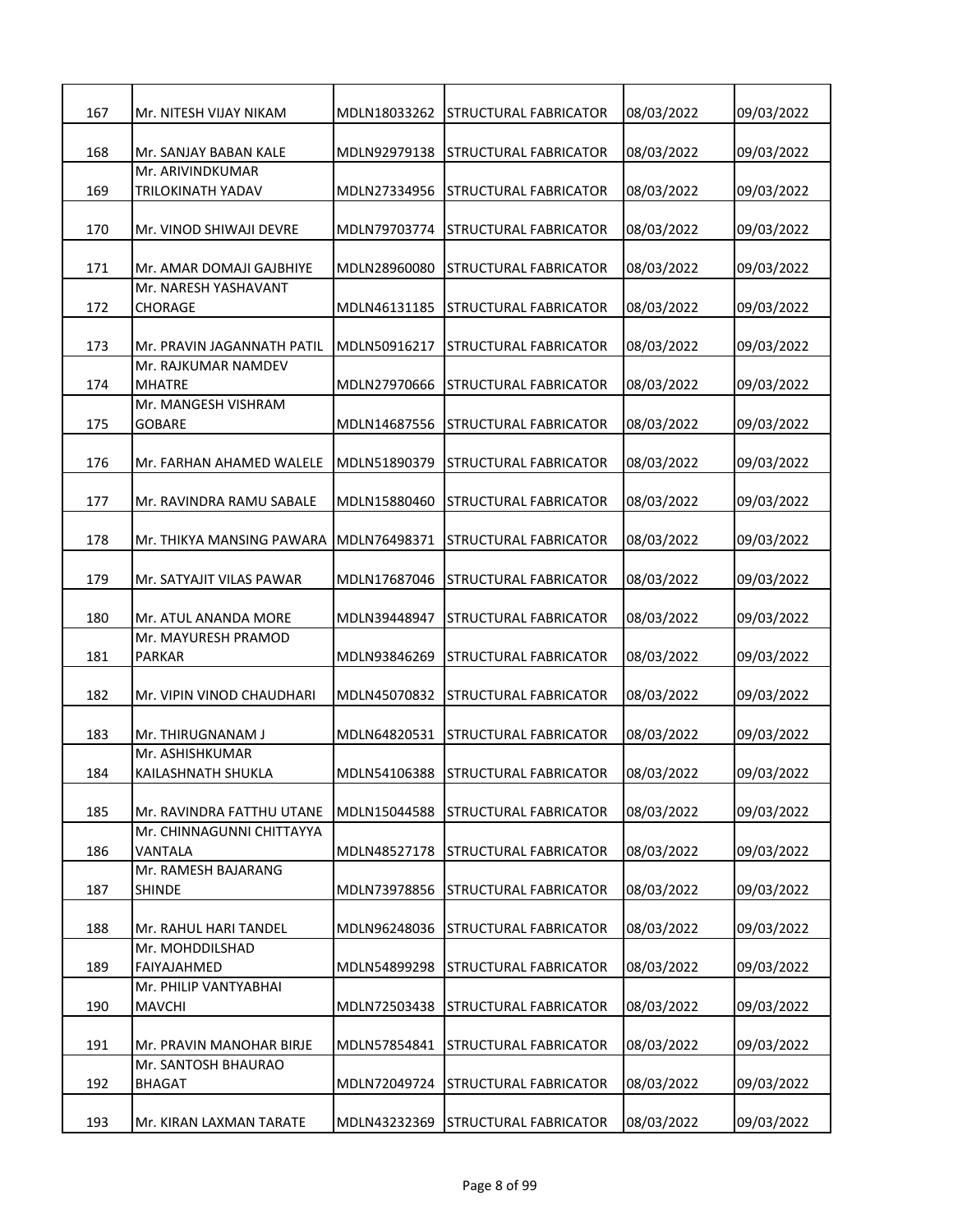| 167 | Mr. NITESH VIJAY NIKAM | MDLN18033262 | STRUCTURAL FABRICATOR | 08/03/2022 | 09/03/2022 |
|---|---|---|---|---|---|
| 168 | Mr. SANJAY BABAN KALE | MDLN92979138 | STRUCTURAL FABRICATOR | 08/03/2022 | 09/03/2022 |
| 169 | Mr. ARIVINDKUMAR TRILOKINATH YADAV | MDLN27334956 | STRUCTURAL FABRICATOR | 08/03/2022 | 09/03/2022 |
| 170 | Mr. VINOD SHIWAJI DEVRE | MDLN79703774 | STRUCTURAL FABRICATOR | 08/03/2022 | 09/03/2022 |
| 171 | Mr. AMAR DOMAJI GAJBHIYE | MDLN28960080 | STRUCTURAL FABRICATOR | 08/03/2022 | 09/03/2022 |
| 172 | Mr. NARESH YASHAVANT CHORAGE | MDLN46131185 | STRUCTURAL FABRICATOR | 08/03/2022 | 09/03/2022 |
| 173 | Mr. PRAVIN JAGANNATH PATIL | MDLN50916217 | STRUCTURAL FABRICATOR | 08/03/2022 | 09/03/2022 |
| 174 | Mr. RAJKUMAR NAMDEV MHATRE | MDLN27970666 | STRUCTURAL FABRICATOR | 08/03/2022 | 09/03/2022 |
| 175 | Mr. MANGESH VISHRAM GOBARE | MDLN14687556 | STRUCTURAL FABRICATOR | 08/03/2022 | 09/03/2022 |
| 176 | Mr. FARHAN AHAMED WALELE | MDLN51890379 | STRUCTURAL FABRICATOR | 08/03/2022 | 09/03/2022 |
| 177 | Mr. RAVINDRA RAMU SABALE | MDLN15880460 | STRUCTURAL FABRICATOR | 08/03/2022 | 09/03/2022 |
| 178 | Mr. THIKYA MANSING PAWARA | MDLN76498371 | STRUCTURAL FABRICATOR | 08/03/2022 | 09/03/2022 |
| 179 | Mr. SATYAJIT VILAS PAWAR | MDLN17687046 | STRUCTURAL FABRICATOR | 08/03/2022 | 09/03/2022 |
| 180 | Mr. ATUL ANANDA MORE | MDLN39448947 | STRUCTURAL FABRICATOR | 08/03/2022 | 09/03/2022 |
| 181 | Mr. MAYURESH PRAMOD PARKAR | MDLN93846269 | STRUCTURAL FABRICATOR | 08/03/2022 | 09/03/2022 |
| 182 | Mr. VIPIN VINOD CHAUDHARI | MDLN45070832 | STRUCTURAL FABRICATOR | 08/03/2022 | 09/03/2022 |
| 183 | Mr. THIRUGNANAM J | MDLN64820531 | STRUCTURAL FABRICATOR | 08/03/2022 | 09/03/2022 |
| 184 | Mr. ASHISHKUMAR KAILASHNATH SHUKLA | MDLN54106388 | STRUCTURAL FABRICATOR | 08/03/2022 | 09/03/2022 |
| 185 | Mr. RAVINDRA FATTHU UTANE | MDLN15044588 | STRUCTURAL FABRICATOR | 08/03/2022 | 09/03/2022 |
| 186 | Mr. CHINNAGUNNI CHITTAYYA VANTALA | MDLN48527178 | STRUCTURAL FABRICATOR | 08/03/2022 | 09/03/2022 |
| 187 | Mr. RAMESH BAJARANG SHINDE | MDLN73978856 | STRUCTURAL FABRICATOR | 08/03/2022 | 09/03/2022 |
| 188 | Mr. RAHUL HARI TANDEL | MDLN96248036 | STRUCTURAL FABRICATOR | 08/03/2022 | 09/03/2022 |
| 189 | Mr. MOHDDILSHAD FAIYAJAHMED | MDLN54899298 | STRUCTURAL FABRICATOR | 08/03/2022 | 09/03/2022 |
| 190 | Mr. PHILIP VANTYABHAI MAVCHI | MDLN72503438 | STRUCTURAL FABRICATOR | 08/03/2022 | 09/03/2022 |
| 191 | Mr. PRAVIN MANOHAR BIRJE | MDLN57854841 | STRUCTURAL FABRICATOR | 08/03/2022 | 09/03/2022 |
| 192 | Mr. SANTOSH BHAURAO BHAGAT | MDLN72049724 | STRUCTURAL FABRICATOR | 08/03/2022 | 09/03/2022 |
| 193 | Mr. KIRAN LAXMAN TARATE | MDLN43232369 | STRUCTURAL FABRICATOR | 08/03/2022 | 09/03/2022 |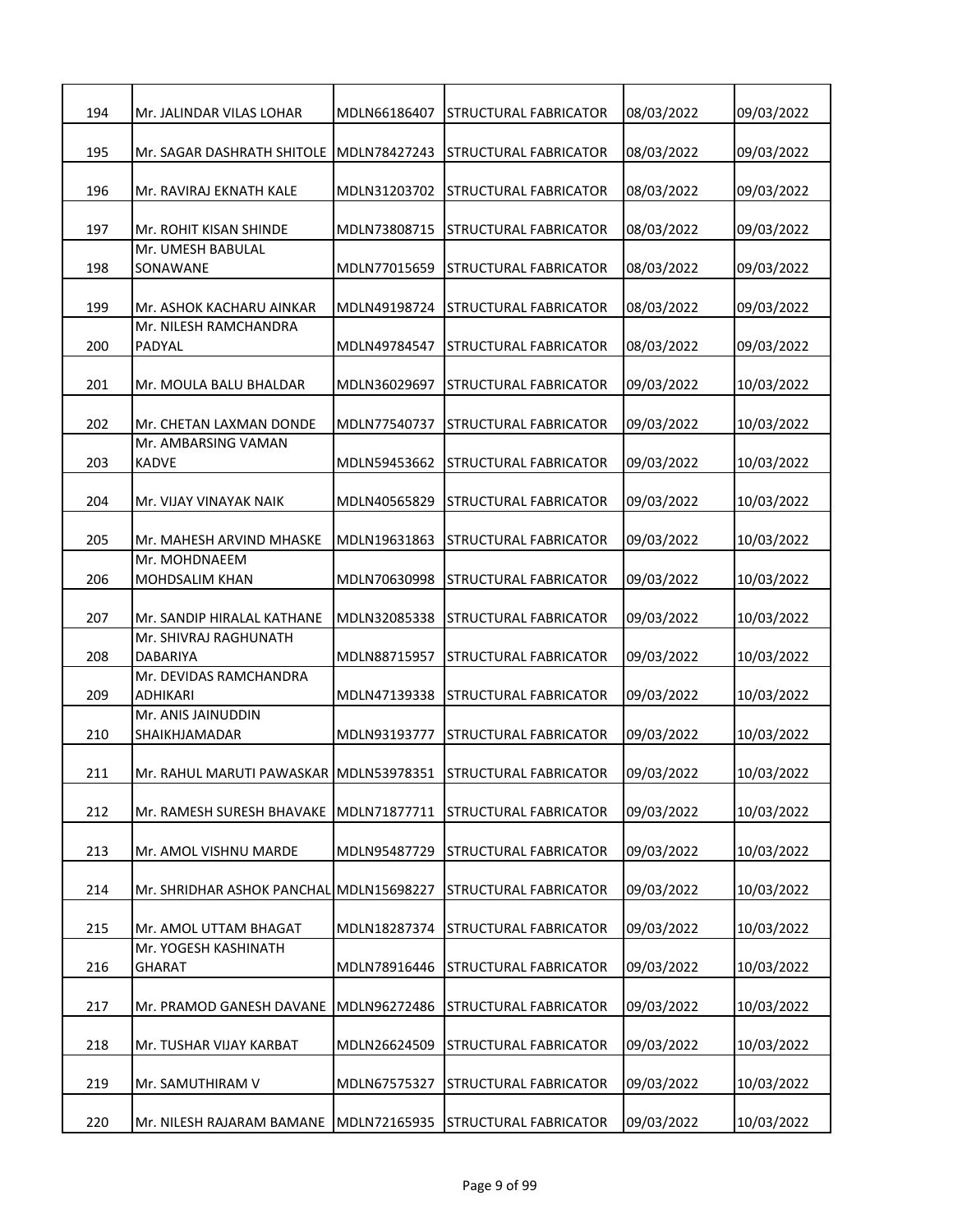| | | | | | |
|---|---|---|---|---|---|
| 194 | Mr. JALINDAR VILAS LOHAR | MDLN66186407 | STRUCTURAL FABRICATOR | 08/03/2022 | 09/03/2022 |
| 195 | Mr. SAGAR DASHRATH SHITOLE | MDLN78427243 | STRUCTURAL FABRICATOR | 08/03/2022 | 09/03/2022 |
| 196 | Mr. RAVIRAJ EKNATH KALE | MDLN31203702 | STRUCTURAL FABRICATOR | 08/03/2022 | 09/03/2022 |
| 197 | Mr. ROHIT KISAN SHINDE | MDLN73808715 | STRUCTURAL FABRICATOR | 08/03/2022 | 09/03/2022 |
| 198 | Mr. UMESH BABULAL SONAWANE | MDLN77015659 | STRUCTURAL FABRICATOR | 08/03/2022 | 09/03/2022 |
| 199 | Mr. ASHOK KACHARU AINKAR | MDLN49198724 | STRUCTURAL FABRICATOR | 08/03/2022 | 09/03/2022 |
| 200 | Mr. NILESH RAMCHANDRA PADYAL | MDLN49784547 | STRUCTURAL FABRICATOR | 08/03/2022 | 09/03/2022 |
| 201 | Mr. MOULA BALU BHALDAR | MDLN36029697 | STRUCTURAL FABRICATOR | 09/03/2022 | 10/03/2022 |
| 202 | Mr. CHETAN LAXMAN DONDE | MDLN77540737 | STRUCTURAL FABRICATOR | 09/03/2022 | 10/03/2022 |
| 203 | Mr. AMBARSING VAMAN KADVE | MDLN59453662 | STRUCTURAL FABRICATOR | 09/03/2022 | 10/03/2022 |
| 204 | Mr. VIJAY VINAYAK NAIK | MDLN40565829 | STRUCTURAL FABRICATOR | 09/03/2022 | 10/03/2022 |
| 205 | Mr. MAHESH ARVIND MHASKE | MDLN19631863 | STRUCTURAL FABRICATOR | 09/03/2022 | 10/03/2022 |
| 206 | Mr. MOHDNAEEM MOHDSALIM KHAN | MDLN70630998 | STRUCTURAL FABRICATOR | 09/03/2022 | 10/03/2022 |
| 207 | Mr. SANDIP HIRALAL KATHANE | MDLN32085338 | STRUCTURAL FABRICATOR | 09/03/2022 | 10/03/2022 |
| 208 | Mr. SHIVRAJ RAGHUNATH DABARIYA | MDLN88715957 | STRUCTURAL FABRICATOR | 09/03/2022 | 10/03/2022 |
| 209 | Mr. DEVIDAS RAMCHANDRA ADHIKARI | MDLN47139338 | STRUCTURAL FABRICATOR | 09/03/2022 | 10/03/2022 |
| 210 | Mr. ANIS JAINUDDIN SHAIKHJAMADAR | MDLN93193777 | STRUCTURAL FABRICATOR | 09/03/2022 | 10/03/2022 |
| 211 | Mr. RAHUL MARUTI PAWASKAR | MDLN53978351 | STRUCTURAL FABRICATOR | 09/03/2022 | 10/03/2022 |
| 212 | Mr. RAMESH SURESH BHAVAKE | MDLN71877711 | STRUCTURAL FABRICATOR | 09/03/2022 | 10/03/2022 |
| 213 | Mr. AMOL VISHNU MARDE | MDLN95487729 | STRUCTURAL FABRICATOR | 09/03/2022 | 10/03/2022 |
| 214 | Mr. SHRIDHAR ASHOK PANCHAL | MDLN15698227 | STRUCTURAL FABRICATOR | 09/03/2022 | 10/03/2022 |
| 215 | Mr. AMOL UTTAM BHAGAT | MDLN18287374 | STRUCTURAL FABRICATOR | 09/03/2022 | 10/03/2022 |
| 216 | Mr. YOGESH KASHINATH GHARAT | MDLN78916446 | STRUCTURAL FABRICATOR | 09/03/2022 | 10/03/2022 |
| 217 | Mr. PRAMOD GANESH DAVANE | MDLN96272486 | STRUCTURAL FABRICATOR | 09/03/2022 | 10/03/2022 |
| 218 | Mr. TUSHAR VIJAY KARBAT | MDLN26624509 | STRUCTURAL FABRICATOR | 09/03/2022 | 10/03/2022 |
| 219 | Mr. SAMUTHIRAM V | MDLN67575327 | STRUCTURAL FABRICATOR | 09/03/2022 | 10/03/2022 |
| 220 | Mr. NILESH RAJARAM BAMANE | MDLN72165935 | STRUCTURAL FABRICATOR | 09/03/2022 | 10/03/2022 |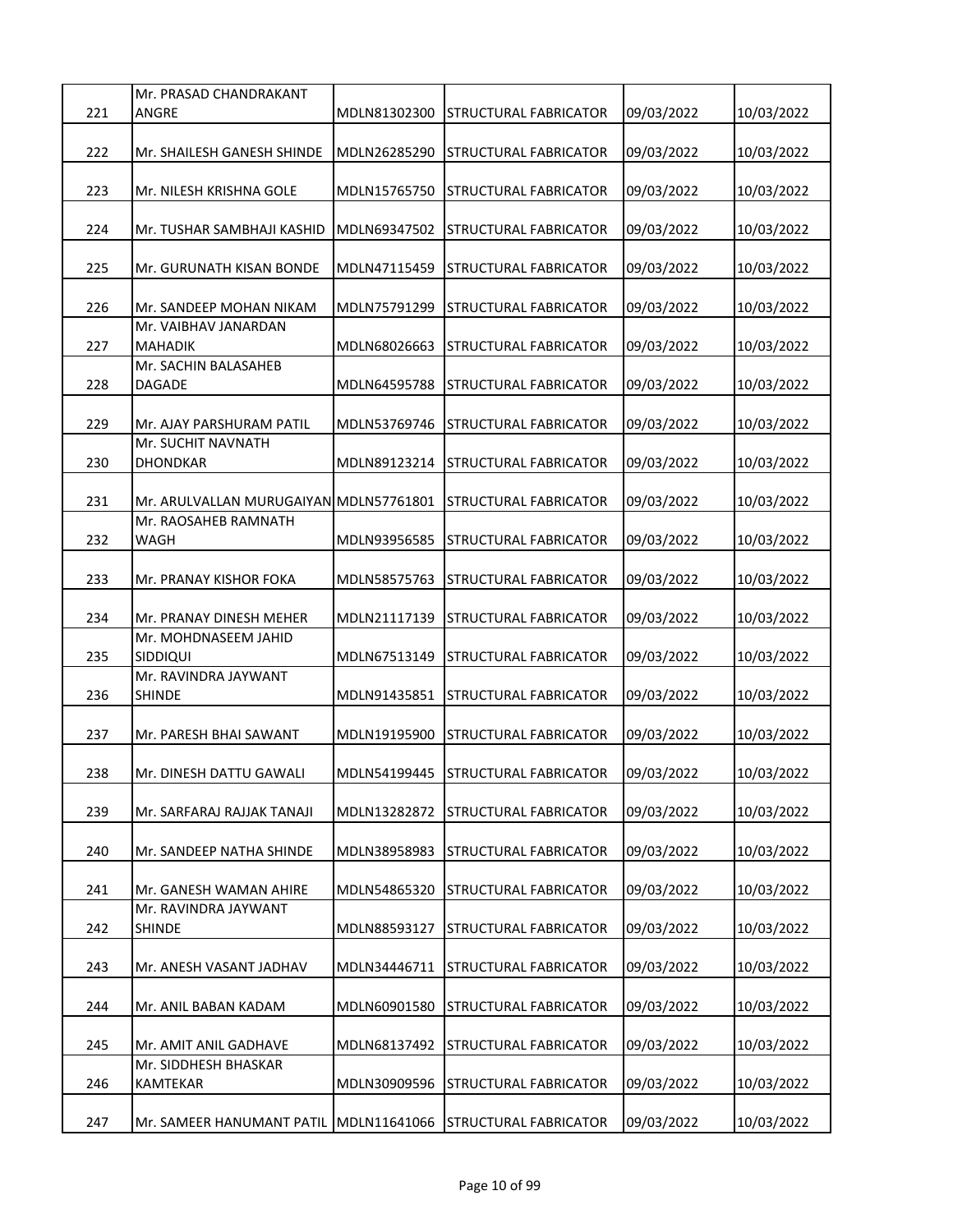| 221 | Mr. PRASAD CHANDRAKANT ANGRE | MDLN81302300 | STRUCTURAL FABRICATOR | 09/03/2022 | 10/03/2022 |
|---|---|---|---|---|---|
| 222 | Mr. SHAILESH GANESH SHINDE | MDLN26285290 | STRUCTURAL FABRICATOR | 09/03/2022 | 10/03/2022 |
| 223 | Mr. NILESH KRISHNA GOLE | MDLN15765750 | STRUCTURAL FABRICATOR | 09/03/2022 | 10/03/2022 |
| 224 | Mr. TUSHAR SAMBHAJI KASHID | MDLN69347502 | STRUCTURAL FABRICATOR | 09/03/2022 | 10/03/2022 |
| 225 | Mr. GURUNATH KISAN BONDE | MDLN47115459 | STRUCTURAL FABRICATOR | 09/03/2022 | 10/03/2022 |
| 226 | Mr. SANDEEP MOHAN NIKAM | MDLN75791299 | STRUCTURAL FABRICATOR | 09/03/2022 | 10/03/2022 |
| 227 | Mr. VAIBHAV JANARDAN MAHADIK | MDLN68026663 | STRUCTURAL FABRICATOR | 09/03/2022 | 10/03/2022 |
| 228 | Mr. SACHIN BALASAHEB DAGADE | MDLN64595788 | STRUCTURAL FABRICATOR | 09/03/2022 | 10/03/2022 |
| 229 | Mr. AJAY PARSHURAM PATIL | MDLN53769746 | STRUCTURAL FABRICATOR | 09/03/2022 | 10/03/2022 |
| 230 | Mr. SUCHIT NAVNATH DHONDKAR | MDLN89123214 | STRUCTURAL FABRICATOR | 09/03/2022 | 10/03/2022 |
| 231 | Mr. ARULVALLAN MURUGAIYAN | MDLN57761801 | STRUCTURAL FABRICATOR | 09/03/2022 | 10/03/2022 |
| 232 | Mr. RAOSAHEB RAMNATH WAGH | MDLN93956585 | STRUCTURAL FABRICATOR | 09/03/2022 | 10/03/2022 |
| 233 | Mr. PRANAY KISHOR FOKA | MDLN58575763 | STRUCTURAL FABRICATOR | 09/03/2022 | 10/03/2022 |
| 234 | Mr. PRANAY DINESH MEHER | MDLN21117139 | STRUCTURAL FABRICATOR | 09/03/2022 | 10/03/2022 |
| 235 | Mr. MOHDNASEEM JAHID SIDDIQUI | MDLN67513149 | STRUCTURAL FABRICATOR | 09/03/2022 | 10/03/2022 |
| 236 | Mr. RAVINDRA JAYWANT SHINDE | MDLN91435851 | STRUCTURAL FABRICATOR | 09/03/2022 | 10/03/2022 |
| 237 | Mr. PARESH BHAI SAWANT | MDLN19195900 | STRUCTURAL FABRICATOR | 09/03/2022 | 10/03/2022 |
| 238 | Mr. DINESH DATTU GAWALI | MDLN54199445 | STRUCTURAL FABRICATOR | 09/03/2022 | 10/03/2022 |
| 239 | Mr. SARFARAJ RAJJAK TANAJI | MDLN13282872 | STRUCTURAL FABRICATOR | 09/03/2022 | 10/03/2022 |
| 240 | Mr. SANDEEP NATHA SHINDE | MDLN38958983 | STRUCTURAL FABRICATOR | 09/03/2022 | 10/03/2022 |
| 241 | Mr. GANESH WAMAN AHIRE | MDLN54865320 | STRUCTURAL FABRICATOR | 09/03/2022 | 10/03/2022 |
| 242 | Mr. RAVINDRA JAYWANT SHINDE | MDLN88593127 | STRUCTURAL FABRICATOR | 09/03/2022 | 10/03/2022 |
| 243 | Mr. ANESH VASANT JADHAV | MDLN34446711 | STRUCTURAL FABRICATOR | 09/03/2022 | 10/03/2022 |
| 244 | Mr. ANIL BABAN KADAM | MDLN60901580 | STRUCTURAL FABRICATOR | 09/03/2022 | 10/03/2022 |
| 245 | Mr. AMIT ANIL GADHAVE | MDLN68137492 | STRUCTURAL FABRICATOR | 09/03/2022 | 10/03/2022 |
| 246 | Mr. SIDDHESH BHASKAR KAMTEKAR | MDLN30909596 | STRUCTURAL FABRICATOR | 09/03/2022 | 10/03/2022 |
| 247 | Mr. SAMEER HANUMANT PATIL | MDLN11641066 | STRUCTURAL FABRICATOR | 09/03/2022 | 10/03/2022 |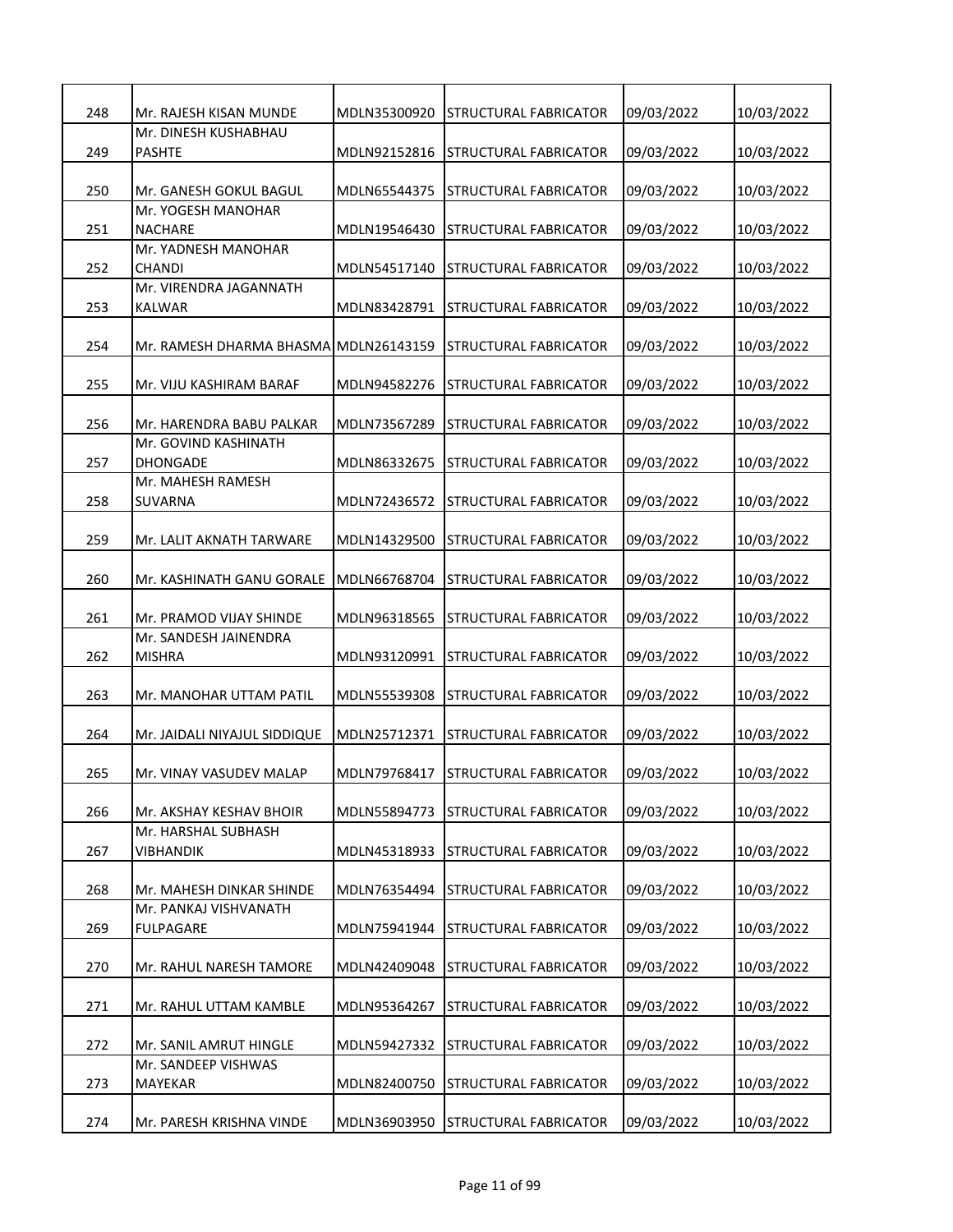| 248 | Mr. RAJESH KISAN MUNDE | MDLN35300920 | STRUCTURAL FABRICATOR | 09/03/2022 | 10/03/2022 |
|---|---|---|---|---|---|
| 249 | Mr. DINESH KUSHABHAU PASHTE | MDLN92152816 | STRUCTURAL FABRICATOR | 09/03/2022 | 10/03/2022 |
| 250 | Mr. GANESH GOKUL BAGUL | MDLN65544375 | STRUCTURAL FABRICATOR | 09/03/2022 | 10/03/2022 |
| 251 | Mr. YOGESH MANOHAR NACHARE | MDLN19546430 | STRUCTURAL FABRICATOR | 09/03/2022 | 10/03/2022 |
| 252 | Mr. YADNESH MANOHAR CHANDI | MDLN54517140 | STRUCTURAL FABRICATOR | 09/03/2022 | 10/03/2022 |
| 253 | Mr. VIRENDRA JAGANNATH KALWAR | MDLN83428791 | STRUCTURAL FABRICATOR | 09/03/2022 | 10/03/2022 |
| 254 | Mr. RAMESH DHARMA BHASMA | MDLN26143159 | STRUCTURAL FABRICATOR | 09/03/2022 | 10/03/2022 |
| 255 | Mr. VIJU KASHIRAM BARAF | MDLN94582276 | STRUCTURAL FABRICATOR | 09/03/2022 | 10/03/2022 |
| 256 | Mr. HARENDRA BABU PALKAR | MDLN73567289 | STRUCTURAL FABRICATOR | 09/03/2022 | 10/03/2022 |
| 257 | Mr. GOVIND KASHINATH DHONGADE | MDLN86332675 | STRUCTURAL FABRICATOR | 09/03/2022 | 10/03/2022 |
| 258 | Mr. MAHESH RAMESH SUVARNA | MDLN72436572 | STRUCTURAL FABRICATOR | 09/03/2022 | 10/03/2022 |
| 259 | Mr. LALIT AKNATH TARWARE | MDLN14329500 | STRUCTURAL FABRICATOR | 09/03/2022 | 10/03/2022 |
| 260 | Mr. KASHINATH GANU GORALE | MDLN66768704 | STRUCTURAL FABRICATOR | 09/03/2022 | 10/03/2022 |
| 261 | Mr. PRAMOD VIJAY SHINDE | MDLN96318565 | STRUCTURAL FABRICATOR | 09/03/2022 | 10/03/2022 |
| 262 | Mr. SANDESH JAINENDRA MISHRA | MDLN93120991 | STRUCTURAL FABRICATOR | 09/03/2022 | 10/03/2022 |
| 263 | Mr. MANOHAR UTTAM PATIL | MDLN55539308 | STRUCTURAL FABRICATOR | 09/03/2022 | 10/03/2022 |
| 264 | Mr. JAIDALI NIYAJUL SIDDIQUE | MDLN25712371 | STRUCTURAL FABRICATOR | 09/03/2022 | 10/03/2022 |
| 265 | Mr. VINAY VASUDEV MALAP | MDLN79768417 | STRUCTURAL FABRICATOR | 09/03/2022 | 10/03/2022 |
| 266 | Mr. AKSHAY KESHAV BHOIR | MDLN55894773 | STRUCTURAL FABRICATOR | 09/03/2022 | 10/03/2022 |
| 267 | Mr. HARSHAL SUBHASH VIBHANDIK | MDLN45318933 | STRUCTURAL FABRICATOR | 09/03/2022 | 10/03/2022 |
| 268 | Mr. MAHESH DINKAR SHINDE | MDLN76354494 | STRUCTURAL FABRICATOR | 09/03/2022 | 10/03/2022 |
| 269 | Mr. PANKAJ VISHVANATH FULPAGARE | MDLN75941944 | STRUCTURAL FABRICATOR | 09/03/2022 | 10/03/2022 |
| 270 | Mr. RAHUL NARESH TAMORE | MDLN42409048 | STRUCTURAL FABRICATOR | 09/03/2022 | 10/03/2022 |
| 271 | Mr. RAHUL UTTAM KAMBLE | MDLN95364267 | STRUCTURAL FABRICATOR | 09/03/2022 | 10/03/2022 |
| 272 | Mr. SANIL AMRUT HINGLE | MDLN59427332 | STRUCTURAL FABRICATOR | 09/03/2022 | 10/03/2022 |
| 273 | Mr. SANDEEP VISHWAS MAYEKAR | MDLN82400750 | STRUCTURAL FABRICATOR | 09/03/2022 | 10/03/2022 |
| 274 | Mr. PARESH KRISHNA VINDE | MDLN36903950 | STRUCTURAL FABRICATOR | 09/03/2022 | 10/03/2022 |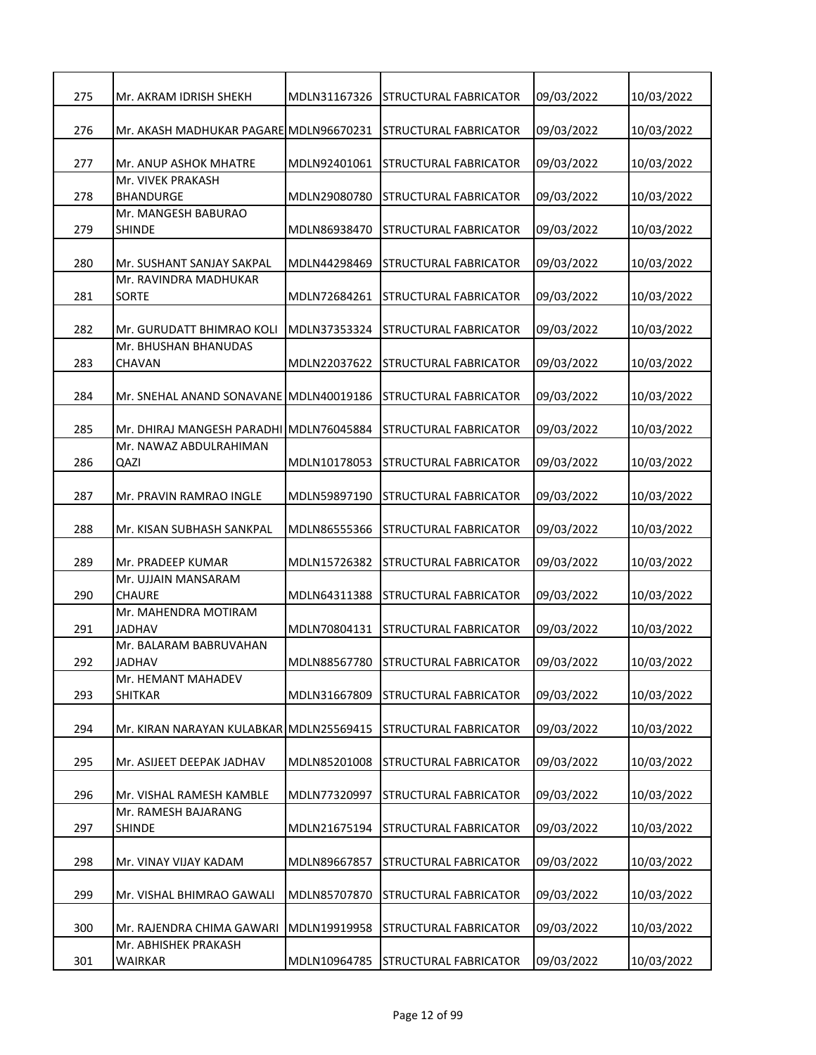| 275 | Mr. AKRAM IDRISH SHEKH | MDLN31167326 | STRUCTURAL FABRICATOR | 09/03/2022 | 10/03/2022 |
|---|---|---|---|---|---|
| 276 | Mr. AKASH MADHUKAR PAGARE | MDLN96670231 | STRUCTURAL FABRICATOR | 09/03/2022 | 10/03/2022 |
| 277 | Mr. ANUP ASHOK MHATRE | MDLN92401061 | STRUCTURAL FABRICATOR | 09/03/2022 | 10/03/2022 |
| 278 | Mr. VIVEK PRAKASH BHANDURGE | MDLN29080780 | STRUCTURAL FABRICATOR | 09/03/2022 | 10/03/2022 |
| 279 | Mr. MANGESH BABURAO SHINDE | MDLN86938470 | STRUCTURAL FABRICATOR | 09/03/2022 | 10/03/2022 |
| 280 | Mr. SUSHANT SANJAY SAKPAL | MDLN44298469 | STRUCTURAL FABRICATOR | 09/03/2022 | 10/03/2022 |
| 281 | Mr. RAVINDRA MADHUKAR SORTE | MDLN72684261 | STRUCTURAL FABRICATOR | 09/03/2022 | 10/03/2022 |
| 282 | Mr. GURUDATT BHIMRAO KOLI | MDLN37353324 | STRUCTURAL FABRICATOR | 09/03/2022 | 10/03/2022 |
| 283 | Mr. BHUSHAN BHANUDAS CHAVAN | MDLN22037622 | STRUCTURAL FABRICATOR | 09/03/2022 | 10/03/2022 |
| 284 | Mr. SNEHAL ANAND SONAVANE | MDLN40019186 | STRUCTURAL FABRICATOR | 09/03/2022 | 10/03/2022 |
| 285 | Mr. DHIRAJ MANGESH PARADHI | MDLN76045884 | STRUCTURAL FABRICATOR | 09/03/2022 | 10/03/2022 |
| 286 | Mr. NAWAZ ABDULRAHIMAN QAZI | MDLN10178053 | STRUCTURAL FABRICATOR | 09/03/2022 | 10/03/2022 |
| 287 | Mr. PRAVIN RAMRAO INGLE | MDLN59897190 | STRUCTURAL FABRICATOR | 09/03/2022 | 10/03/2022 |
| 288 | Mr. KISAN SUBHASH SANKPAL | MDLN86555366 | STRUCTURAL FABRICATOR | 09/03/2022 | 10/03/2022 |
| 289 | Mr. PRADEEP KUMAR | MDLN15726382 | STRUCTURAL FABRICATOR | 09/03/2022 | 10/03/2022 |
| 290 | Mr. UJJAIN MANSARAM CHAURE | MDLN64311388 | STRUCTURAL FABRICATOR | 09/03/2022 | 10/03/2022 |
| 291 | Mr. MAHENDRA MOTIRAM JADHAV | MDLN70804131 | STRUCTURAL FABRICATOR | 09/03/2022 | 10/03/2022 |
| 292 | Mr. BALARAM BABRUVAHAN JADHAV | MDLN88567780 | STRUCTURAL FABRICATOR | 09/03/2022 | 10/03/2022 |
| 293 | Mr. HEMANT MAHADEV SHITKAR | MDLN31667809 | STRUCTURAL FABRICATOR | 09/03/2022 | 10/03/2022 |
| 294 | Mr. KIRAN NARAYAN KULABKAR | MDLN25569415 | STRUCTURAL FABRICATOR | 09/03/2022 | 10/03/2022 |
| 295 | Mr. ASIJEET DEEPAK JADHAV | MDLN85201008 | STRUCTURAL FABRICATOR | 09/03/2022 | 10/03/2022 |
| 296 | Mr. VISHAL RAMESH KAMBLE | MDLN77320997 | STRUCTURAL FABRICATOR | 09/03/2022 | 10/03/2022 |
| 297 | Mr. RAMESH BAJARANG SHINDE | MDLN21675194 | STRUCTURAL FABRICATOR | 09/03/2022 | 10/03/2022 |
| 298 | Mr. VINAY VIJAY KADAM | MDLN89667857 | STRUCTURAL FABRICATOR | 09/03/2022 | 10/03/2022 |
| 299 | Mr. VISHAL BHIMRAO GAWALI | MDLN85707870 | STRUCTURAL FABRICATOR | 09/03/2022 | 10/03/2022 |
| 300 | Mr. RAJENDRA CHIMA GAWARI | MDLN19919958 | STRUCTURAL FABRICATOR | 09/03/2022 | 10/03/2022 |
| 301 | Mr. ABHISHEK PRAKASH WAIRKAR | MDLN10964785 | STRUCTURAL FABRICATOR | 09/03/2022 | 10/03/2022 |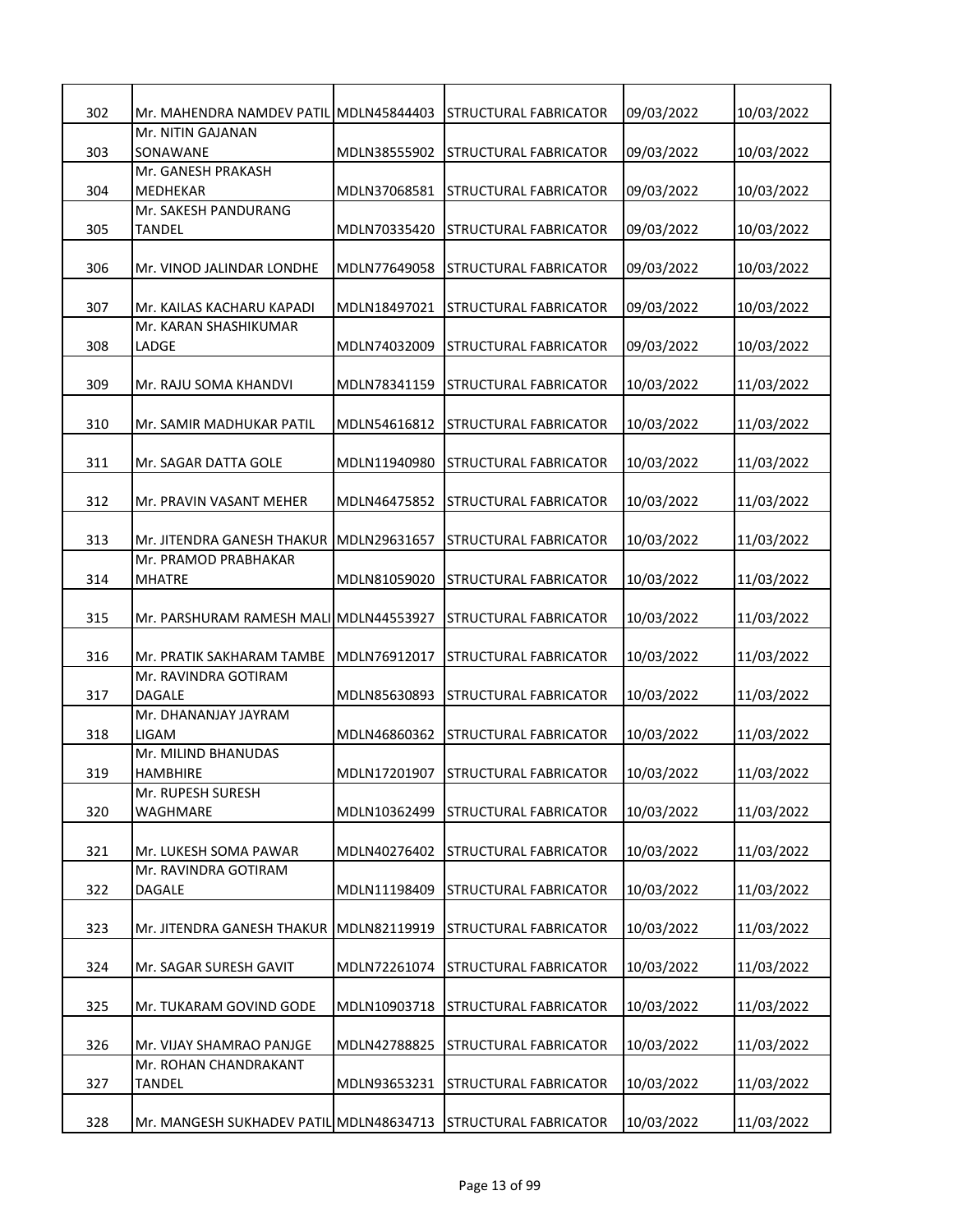| 302 | Mr. MAHENDRA NAMDEV PATIL | MDLN45844403 | STRUCTURAL FABRICATOR | 09/03/2022 | 10/03/2022 |
|---|---|---|---|---|---|
| 303 | Mr. NITIN GAJANAN SONAWANE | MDLN38555902 | STRUCTURAL FABRICATOR | 09/03/2022 | 10/03/2022 |
| 304 | Mr. GANESH PRAKASH MEDHEKAR | MDLN37068581 | STRUCTURAL FABRICATOR | 09/03/2022 | 10/03/2022 |
| 305 | Mr. SAKESH PANDURANG TANDEL | MDLN70335420 | STRUCTURAL FABRICATOR | 09/03/2022 | 10/03/2022 |
| 306 | Mr. VINOD JALINDAR LONDHE | MDLN77649058 | STRUCTURAL FABRICATOR | 09/03/2022 | 10/03/2022 |
| 307 | Mr. KAILAS KACHARU KAPADI | MDLN18497021 | STRUCTURAL FABRICATOR | 09/03/2022 | 10/03/2022 |
| 308 | Mr. KARAN SHASHIKUMAR LADGE | MDLN74032009 | STRUCTURAL FABRICATOR | 09/03/2022 | 10/03/2022 |
| 309 | Mr. RAJU SOMA KHANDVI | MDLN78341159 | STRUCTURAL FABRICATOR | 10/03/2022 | 11/03/2022 |
| 310 | Mr. SAMIR MADHUKAR PATIL | MDLN54616812 | STRUCTURAL FABRICATOR | 10/03/2022 | 11/03/2022 |
| 311 | Mr. SAGAR DATTA GOLE | MDLN11940980 | STRUCTURAL FABRICATOR | 10/03/2022 | 11/03/2022 |
| 312 | Mr. PRAVIN VASANT MEHER | MDLN46475852 | STRUCTURAL FABRICATOR | 10/03/2022 | 11/03/2022 |
| 313 | Mr. JITENDRA GANESH THAKUR | MDLN29631657 | STRUCTURAL FABRICATOR | 10/03/2022 | 11/03/2022 |
| 314 | Mr. PRAMOD PRABHAKAR MHATRE | MDLN81059020 | STRUCTURAL FABRICATOR | 10/03/2022 | 11/03/2022 |
| 315 | Mr. PARSHURAM RAMESH MALI | MDLN44553927 | STRUCTURAL FABRICATOR | 10/03/2022 | 11/03/2022 |
| 316 | Mr. PRATIK SAKHARAM TAMBE | MDLN76912017 | STRUCTURAL FABRICATOR | 10/03/2022 | 11/03/2022 |
| 317 | Mr. RAVINDRA GOTIRAM DAGALE | MDLN85630893 | STRUCTURAL FABRICATOR | 10/03/2022 | 11/03/2022 |
| 318 | Mr. DHANANJAY JAYRAM LIGAM | MDLN46860362 | STRUCTURAL FABRICATOR | 10/03/2022 | 11/03/2022 |
| 319 | Mr. MILIND BHANUDAS HAMBHIRE | MDLN17201907 | STRUCTURAL FABRICATOR | 10/03/2022 | 11/03/2022 |
| 320 | Mr. RUPESH SURESH WAGHMARE | MDLN10362499 | STRUCTURAL FABRICATOR | 10/03/2022 | 11/03/2022 |
| 321 | Mr. LUKESH SOMA PAWAR | MDLN40276402 | STRUCTURAL FABRICATOR | 10/03/2022 | 11/03/2022 |
| 322 | Mr. RAVINDRA GOTIRAM DAGALE | MDLN11198409 | STRUCTURAL FABRICATOR | 10/03/2022 | 11/03/2022 |
| 323 | Mr. JITENDRA GANESH THAKUR | MDLN82119919 | STRUCTURAL FABRICATOR | 10/03/2022 | 11/03/2022 |
| 324 | Mr. SAGAR SURESH GAVIT | MDLN72261074 | STRUCTURAL FABRICATOR | 10/03/2022 | 11/03/2022 |
| 325 | Mr. TUKARAM GOVIND GODE | MDLN10903718 | STRUCTURAL FABRICATOR | 10/03/2022 | 11/03/2022 |
| 326 | Mr. VIJAY SHAMRAO PANJGE | MDLN42788825 | STRUCTURAL FABRICATOR | 10/03/2022 | 11/03/2022 |
| 327 | Mr. ROHAN CHANDRAKANT TANDEL | MDLN93653231 | STRUCTURAL FABRICATOR | 10/03/2022 | 11/03/2022 |
| 328 | Mr. MANGESH SUKHADEV PATIL | MDLN48634713 | STRUCTURAL FABRICATOR | 10/03/2022 | 11/03/2022 |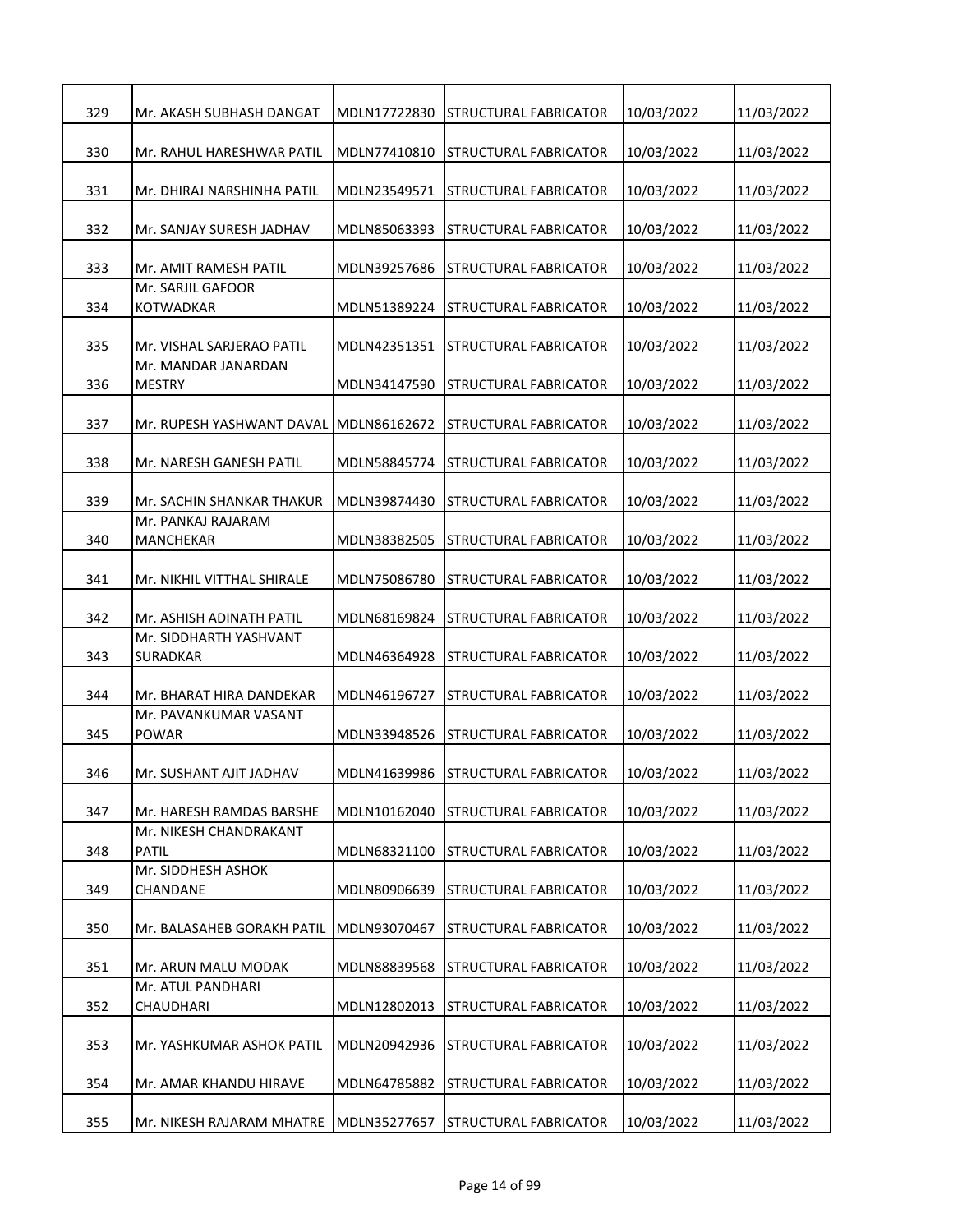| 329 | Mr. AKASH SUBHASH DANGAT | MDLN17722830 | STRUCTURAL FABRICATOR | 10/03/2022 | 11/03/2022 |
|---|---|---|---|---|---|
| 330 | Mr. RAHUL HARESHWAR PATIL | MDLN77410810 | STRUCTURAL FABRICATOR | 10/03/2022 | 11/03/2022 |
| 331 | Mr. DHIRAJ NARSHINHA PATIL | MDLN23549571 | STRUCTURAL FABRICATOR | 10/03/2022 | 11/03/2022 |
| 332 | Mr. SANJAY SURESH JADHAV | MDLN85063393 | STRUCTURAL FABRICATOR | 10/03/2022 | 11/03/2022 |
| 333 | Mr. AMIT RAMESH PATIL | MDLN39257686 | STRUCTURAL FABRICATOR | 10/03/2022 | 11/03/2022 |
| 334 | Mr. SARJIL GAFOOR KOTWADKAR | MDLN51389224 | STRUCTURAL FABRICATOR | 10/03/2022 | 11/03/2022 |
| 335 | Mr. VISHAL SARJERAO PATIL | MDLN42351351 | STRUCTURAL FABRICATOR | 10/03/2022 | 11/03/2022 |
| 336 | Mr. MANDAR JANARDAN MESTRY | MDLN34147590 | STRUCTURAL FABRICATOR | 10/03/2022 | 11/03/2022 |
| 337 | Mr. RUPESH YASHWANT DAVAL | MDLN86162672 | STRUCTURAL FABRICATOR | 10/03/2022 | 11/03/2022 |
| 338 | Mr. NARESH GANESH PATIL | MDLN58845774 | STRUCTURAL FABRICATOR | 10/03/2022 | 11/03/2022 |
| 339 | Mr. SACHIN SHANKAR THAKUR | MDLN39874430 | STRUCTURAL FABRICATOR | 10/03/2022 | 11/03/2022 |
| 340 | Mr. PANKAJ RAJARAM MANCHEKAR | MDLN38382505 | STRUCTURAL FABRICATOR | 10/03/2022 | 11/03/2022 |
| 341 | Mr. NIKHIL VITTHAL SHIRALE | MDLN75086780 | STRUCTURAL FABRICATOR | 10/03/2022 | 11/03/2022 |
| 342 | Mr. ASHISH ADINATH PATIL | MDLN68169824 | STRUCTURAL FABRICATOR | 10/03/2022 | 11/03/2022 |
| 343 | Mr. SIDDHARTH YASHVANT SURADKAR | MDLN46364928 | STRUCTURAL FABRICATOR | 10/03/2022 | 11/03/2022 |
| 344 | Mr. BHARAT HIRA DANDEKAR | MDLN46196727 | STRUCTURAL FABRICATOR | 10/03/2022 | 11/03/2022 |
| 345 | Mr. PAVANKUMAR VASANT POWAR | MDLN33948526 | STRUCTURAL FABRICATOR | 10/03/2022 | 11/03/2022 |
| 346 | Mr. SUSHANT AJIT JADHAV | MDLN41639986 | STRUCTURAL FABRICATOR | 10/03/2022 | 11/03/2022 |
| 347 | Mr. HARESH RAMDAS BARSHE | MDLN10162040 | STRUCTURAL FABRICATOR | 10/03/2022 | 11/03/2022 |
| 348 | Mr. NIKESH CHANDRAKANT PATIL | MDLN68321100 | STRUCTURAL FABRICATOR | 10/03/2022 | 11/03/2022 |
| 349 | Mr. SIDDHESH ASHOK CHANDANE | MDLN80906639 | STRUCTURAL FABRICATOR | 10/03/2022 | 11/03/2022 |
| 350 | Mr. BALASAHEB GORAKH PATIL | MDLN93070467 | STRUCTURAL FABRICATOR | 10/03/2022 | 11/03/2022 |
| 351 | Mr. ARUN MALU MODAK | MDLN88839568 | STRUCTURAL FABRICATOR | 10/03/2022 | 11/03/2022 |
| 352 | Mr. ATUL PANDHARI CHAUDHARI | MDLN12802013 | STRUCTURAL FABRICATOR | 10/03/2022 | 11/03/2022 |
| 353 | Mr. YASHKUMAR ASHOK PATIL | MDLN20942936 | STRUCTURAL FABRICATOR | 10/03/2022 | 11/03/2022 |
| 354 | Mr. AMAR KHANDU HIRAVE | MDLN64785882 | STRUCTURAL FABRICATOR | 10/03/2022 | 11/03/2022 |
| 355 | Mr. NIKESH RAJARAM MHATRE | MDLN35277657 | STRUCTURAL FABRICATOR | 10/03/2022 | 11/03/2022 |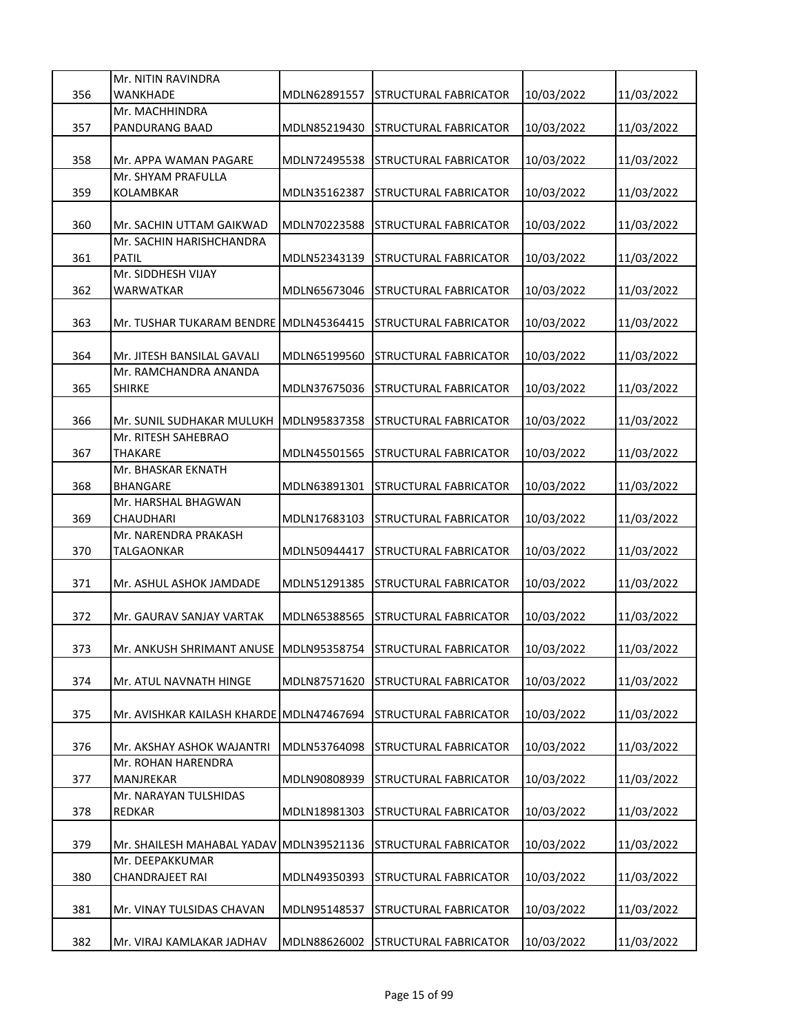| 356 | Mr. NITIN RAVINDRA WANKHADE | MDLN62891557 | STRUCTURAL FABRICATOR | 10/03/2022 | 11/03/2022 |
|---|---|---|---|---|---|
| 357 | Mr. MACHHINDRA PANDURANG BAAD | MDLN85219430 | STRUCTURAL FABRICATOR | 10/03/2022 | 11/03/2022 |
| 358 | Mr. APPA WAMAN PAGARE | MDLN72495538 | STRUCTURAL FABRICATOR | 10/03/2022 | 11/03/2022 |
| 359 | Mr. SHYAM PRAFULLA KOLAMBKAR | MDLN35162387 | STRUCTURAL FABRICATOR | 10/03/2022 | 11/03/2022 |
| 360 | Mr. SACHIN UTTAM GAIKWAD | MDLN70223588 | STRUCTURAL FABRICATOR | 10/03/2022 | 11/03/2022 |
| 361 | Mr. SACHIN HARISHCHANDRA PATIL | MDLN52343139 | STRUCTURAL FABRICATOR | 10/03/2022 | 11/03/2022 |
| 362 | Mr. SIDDHESH VIJAY WARWATKAR | MDLN65673046 | STRUCTURAL FABRICATOR | 10/03/2022 | 11/03/2022 |
| 363 | Mr. TUSHAR TUKARAM BENDRE | MDLN45364415 | STRUCTURAL FABRICATOR | 10/03/2022 | 11/03/2022 |
| 364 | Mr. JITESH BANSILAL GAVALI | MDLN65199560 | STRUCTURAL FABRICATOR | 10/03/2022 | 11/03/2022 |
| 365 | Mr. RAMCHANDRA ANANDA SHIRKE | MDLN37675036 | STRUCTURAL FABRICATOR | 10/03/2022 | 11/03/2022 |
| 366 | Mr. SUNIL SUDHAKAR MULUKH | MDLN95837358 | STRUCTURAL FABRICATOR | 10/03/2022 | 11/03/2022 |
| 367 | Mr. RITESH SAHEBRAO THAKARE | MDLN45501565 | STRUCTURAL FABRICATOR | 10/03/2022 | 11/03/2022 |
| 368 | Mr. BHASKAR EKNATH BHANGARE | MDLN63891301 | STRUCTURAL FABRICATOR | 10/03/2022 | 11/03/2022 |
| 369 | Mr. HARSHAL BHAGWAN CHAUDHARI | MDLN17683103 | STRUCTURAL FABRICATOR | 10/03/2022 | 11/03/2022 |
| 370 | Mr. NARENDRA PRAKASH TALGAONKAR | MDLN50944417 | STRUCTURAL FABRICATOR | 10/03/2022 | 11/03/2022 |
| 371 | Mr. ASHUL ASHOK JAMDADE | MDLN51291385 | STRUCTURAL FABRICATOR | 10/03/2022 | 11/03/2022 |
| 372 | Mr. GAURAV SANJAY VARTAK | MDLN65388565 | STRUCTURAL FABRICATOR | 10/03/2022 | 11/03/2022 |
| 373 | Mr. ANKUSH SHRIMANT ANUSE | MDLN95358754 | STRUCTURAL FABRICATOR | 10/03/2022 | 11/03/2022 |
| 374 | Mr. ATUL NAVNATH HINGE | MDLN87571620 | STRUCTURAL FABRICATOR | 10/03/2022 | 11/03/2022 |
| 375 | Mr. AVISHKAR KAILASH KHARDE | MDLN47467694 | STRUCTURAL FABRICATOR | 10/03/2022 | 11/03/2022 |
| 376 | Mr. AKSHAY ASHOK WAJANTRI | MDLN53764098 | STRUCTURAL FABRICATOR | 10/03/2022 | 11/03/2022 |
| 377 | Mr. ROHAN HARENDRA MANJREKAR | MDLN90808939 | STRUCTURAL FABRICATOR | 10/03/2022 | 11/03/2022 |
| 378 | Mr. NARAYAN TULSHIDAS REDKAR | MDLN18981303 | STRUCTURAL FABRICATOR | 10/03/2022 | 11/03/2022 |
| 379 | Mr. SHAILESH MAHABAL YADAV | MDLN39521136 | STRUCTURAL FABRICATOR | 10/03/2022 | 11/03/2022 |
| 380 | Mr. DEEPAKKUMAR CHANDRAJEET RAI | MDLN49350393 | STRUCTURAL FABRICATOR | 10/03/2022 | 11/03/2022 |
| 381 | Mr. VINAY TULSIDAS CHAVAN | MDLN95148537 | STRUCTURAL FABRICATOR | 10/03/2022 | 11/03/2022 |
| 382 | Mr. VIRAJ KAMLAKAR JADHAV | MDLN88626002 | STRUCTURAL FABRICATOR | 10/03/2022 | 11/03/2022 |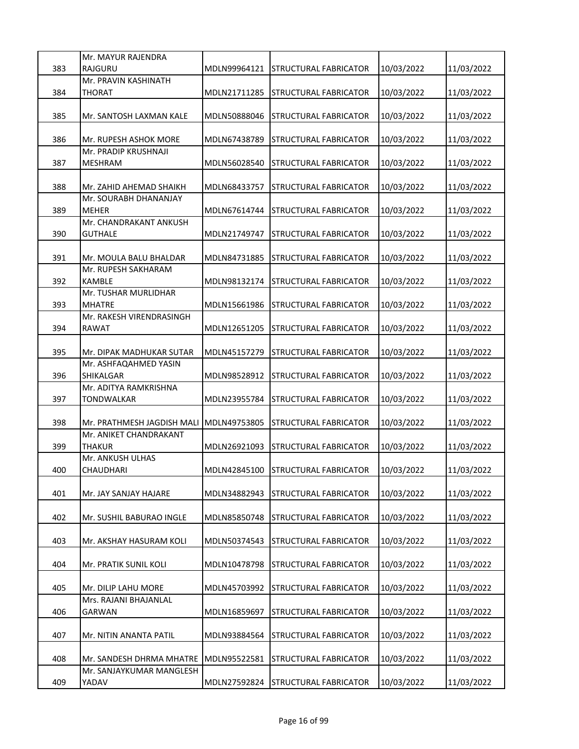| 383 | Mr. MAYUR RAJENDRA RAJGURU | MDLN99964121 | STRUCTURAL FABRICATOR | 10/03/2022 | 11/03/2022 |
|---|---|---|---|---|---|
| 384 | Mr. PRAVIN KASHINATH THORAT | MDLN21711285 | STRUCTURAL FABRICATOR | 10/03/2022 | 11/03/2022 |
| 385 | Mr. SANTOSH LAXMAN KALE | MDLN50888046 | STRUCTURAL FABRICATOR | 10/03/2022 | 11/03/2022 |
| 386 | Mr. RUPESH ASHOK MORE | MDLN67438789 | STRUCTURAL FABRICATOR | 10/03/2022 | 11/03/2022 |
| 387 | Mr. PRADIP KRUSHNAJI MESHRAM | MDLN56028540 | STRUCTURAL FABRICATOR | 10/03/2022 | 11/03/2022 |
| 388 | Mr. ZAHID AHEMAD SHAIKH | MDLN68433757 | STRUCTURAL FABRICATOR | 10/03/2022 | 11/03/2022 |
| 389 | Mr. SOURABH DHANANJAY MEHER | MDLN67614744 | STRUCTURAL FABRICATOR | 10/03/2022 | 11/03/2022 |
| 390 | Mr. CHANDRAKANT ANKUSH GUTHALE | MDLN21749747 | STRUCTURAL FABRICATOR | 10/03/2022 | 11/03/2022 |
| 391 | Mr. MOULA BALU BHALDAR | MDLN84731885 | STRUCTURAL FABRICATOR | 10/03/2022 | 11/03/2022 |
| 392 | Mr. RUPESH SAKHARAM KAMBLE | MDLN98132174 | STRUCTURAL FABRICATOR | 10/03/2022 | 11/03/2022 |
| 393 | Mr. TUSHAR MURLIDHAR MHATRE | MDLN15661986 | STRUCTURAL FABRICATOR | 10/03/2022 | 11/03/2022 |
| 394 | Mr. RAKESH VIRENDRASINGH RAWAT | MDLN12651205 | STRUCTURAL FABRICATOR | 10/03/2022 | 11/03/2022 |
| 395 | Mr. DIPAK MADHUKAR SUTAR | MDLN45157279 | STRUCTURAL FABRICATOR | 10/03/2022 | 11/03/2022 |
| 396 | Mr. ASHFAQAHMED YASIN SHIKALGAR | MDLN98528912 | STRUCTURAL FABRICATOR | 10/03/2022 | 11/03/2022 |
| 397 | Mr. ADITYA RAMKRISHNA TONDWALKAR | MDLN23955784 | STRUCTURAL FABRICATOR | 10/03/2022 | 11/03/2022 |
| 398 | Mr. PRATHMESH JAGDISH MALI | MDLN49753805 | STRUCTURAL FABRICATOR | 10/03/2022 | 11/03/2022 |
| 399 | Mr. ANIKET CHANDRAKANT THAKUR | MDLN26921093 | STRUCTURAL FABRICATOR | 10/03/2022 | 11/03/2022 |
| 400 | Mr. ANKUSH ULHAS CHAUDHARI | MDLN42845100 | STRUCTURAL FABRICATOR | 10/03/2022 | 11/03/2022 |
| 401 | Mr. JAY SANJAY HAJARE | MDLN34882943 | STRUCTURAL FABRICATOR | 10/03/2022 | 11/03/2022 |
| 402 | Mr. SUSHIL BABURAO INGLE | MDLN85850748 | STRUCTURAL FABRICATOR | 10/03/2022 | 11/03/2022 |
| 403 | Mr. AKSHAY HASURAM KOLI | MDLN50374543 | STRUCTURAL FABRICATOR | 10/03/2022 | 11/03/2022 |
| 404 | Mr. PRATIK SUNIL KOLI | MDLN10478798 | STRUCTURAL FABRICATOR | 10/03/2022 | 11/03/2022 |
| 405 | Mr. DILIP LAHU MORE | MDLN45703992 | STRUCTURAL FABRICATOR | 10/03/2022 | 11/03/2022 |
| 406 | Mrs. RAJANI BHAJANLAL GARWAN | MDLN16859697 | STRUCTURAL FABRICATOR | 10/03/2022 | 11/03/2022 |
| 407 | Mr. NITIN ANANTA PATIL | MDLN93884564 | STRUCTURAL FABRICATOR | 10/03/2022 | 11/03/2022 |
| 408 | Mr. SANDESH DHRMA MHATRE | MDLN95522581 | STRUCTURAL FABRICATOR | 10/03/2022 | 11/03/2022 |
| 409 | Mr. SANJAYKUMAR MANGLESH YADAV | MDLN27592824 | STRUCTURAL FABRICATOR | 10/03/2022 | 11/03/2022 |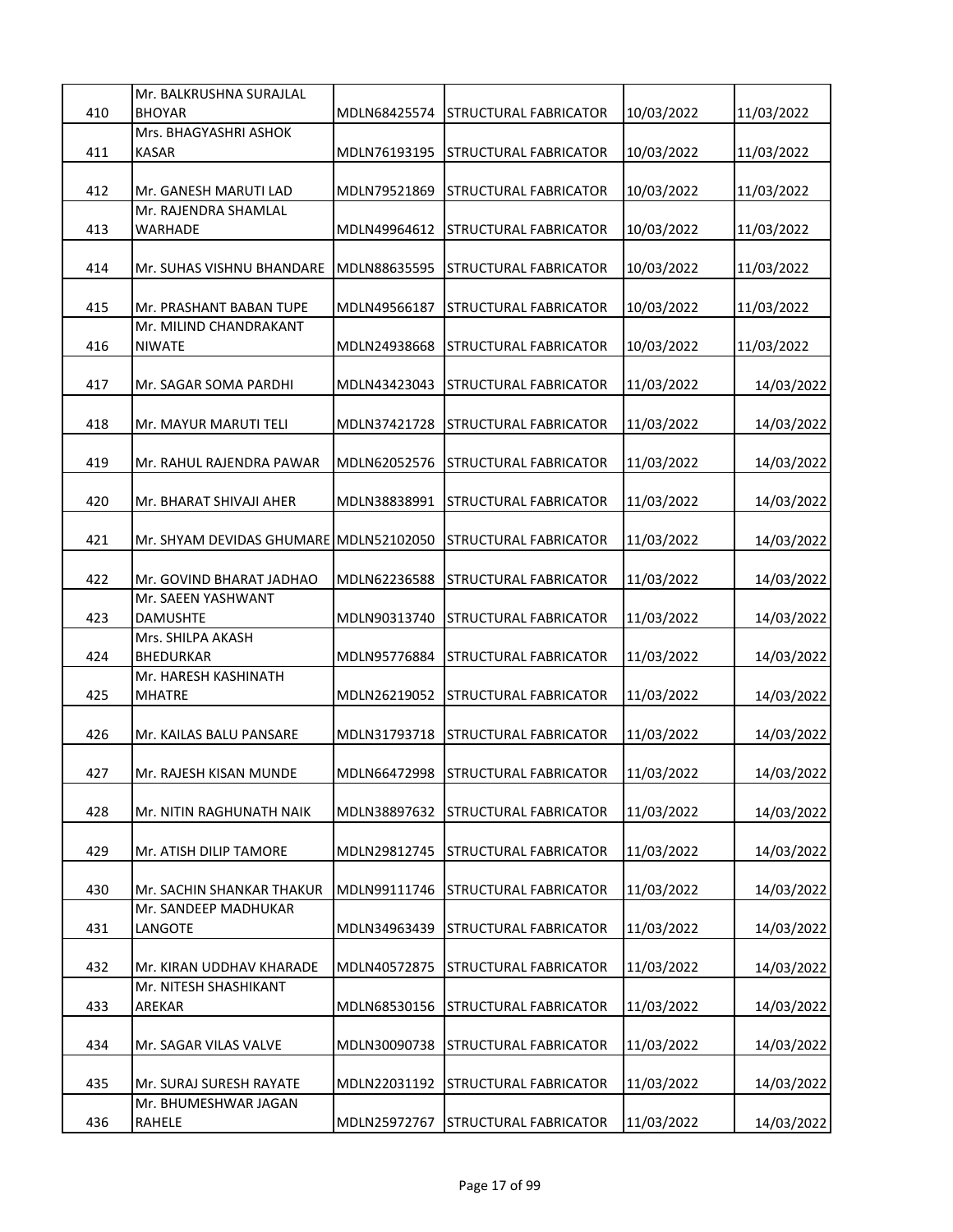| 410 | Mr. BALKRUSHNA SURAJLAL BHOYAR | MDLN68425574 | STRUCTURAL FABRICATOR | 10/03/2022 | 11/03/2022 |
|---|---|---|---|---|---|
| 411 | Mrs. BHAGYASHRI ASHOK KASAR | MDLN76193195 | STRUCTURAL FABRICATOR | 10/03/2022 | 11/03/2022 |
| 412 | Mr. GANESH MARUTI LAD | MDLN79521869 | STRUCTURAL FABRICATOR | 10/03/2022 | 11/03/2022 |
| 413 | Mr. RAJENDRA SHAMLAL WARHADE | MDLN49964612 | STRUCTURAL FABRICATOR | 10/03/2022 | 11/03/2022 |
| 414 | Mr. SUHAS VISHNU BHANDARE | MDLN88635595 | STRUCTURAL FABRICATOR | 10/03/2022 | 11/03/2022 |
| 415 | Mr. PRASHANT BABAN TUPE | MDLN49566187 | STRUCTURAL FABRICATOR | 10/03/2022 | 11/03/2022 |
| 416 | Mr. MILIND CHANDRAKANT NIWATE | MDLN24938668 | STRUCTURAL FABRICATOR | 10/03/2022 | 11/03/2022 |
| 417 | Mr. SAGAR SOMA PARDHI | MDLN43423043 | STRUCTURAL FABRICATOR | 11/03/2022 | 14/03/2022 |
| 418 | Mr. MAYUR MARUTI TELI | MDLN37421728 | STRUCTURAL FABRICATOR | 11/03/2022 | 14/03/2022 |
| 419 | Mr. RAHUL RAJENDRA PAWAR | MDLN62052576 | STRUCTURAL FABRICATOR | 11/03/2022 | 14/03/2022 |
| 420 | Mr. BHARAT SHIVAJI AHER | MDLN38838991 | STRUCTURAL FABRICATOR | 11/03/2022 | 14/03/2022 |
| 421 | Mr. SHYAM DEVIDAS GHUMARE | MDLN52102050 | STRUCTURAL FABRICATOR | 11/03/2022 | 14/03/2022 |
| 422 | Mr. GOVIND BHARAT JADHAO | MDLN62236588 | STRUCTURAL FABRICATOR | 11/03/2022 | 14/03/2022 |
| 423 | Mr. SAEEN YASHWANT DAMUSHTE | MDLN90313740 | STRUCTURAL FABRICATOR | 11/03/2022 | 14/03/2022 |
| 424 | Mrs. SHILPA AKASH BHEDURKAR | MDLN95776884 | STRUCTURAL FABRICATOR | 11/03/2022 | 14/03/2022 |
| 425 | Mr. HARESH KASHINATH MHATRE | MDLN26219052 | STRUCTURAL FABRICATOR | 11/03/2022 | 14/03/2022 |
| 426 | Mr. KAILAS BALU PANSARE | MDLN31793718 | STRUCTURAL FABRICATOR | 11/03/2022 | 14/03/2022 |
| 427 | Mr. RAJESH KISAN MUNDE | MDLN66472998 | STRUCTURAL FABRICATOR | 11/03/2022 | 14/03/2022 |
| 428 | Mr. NITIN RAGHUNATH NAIK | MDLN38897632 | STRUCTURAL FABRICATOR | 11/03/2022 | 14/03/2022 |
| 429 | Mr. ATISH DILIP TAMORE | MDLN29812745 | STRUCTURAL FABRICATOR | 11/03/2022 | 14/03/2022 |
| 430 | Mr. SACHIN SHANKAR THAKUR | MDLN99111746 | STRUCTURAL FABRICATOR | 11/03/2022 | 14/03/2022 |
| 431 | Mr. SANDEEP MADHUKAR LANGOTE | MDLN34963439 | STRUCTURAL FABRICATOR | 11/03/2022 | 14/03/2022 |
| 432 | Mr. KIRAN UDDHAV KHARADE | MDLN40572875 | STRUCTURAL FABRICATOR | 11/03/2022 | 14/03/2022 |
| 433 | Mr. NITESH SHASHIKANT AREKAR | MDLN68530156 | STRUCTURAL FABRICATOR | 11/03/2022 | 14/03/2022 |
| 434 | Mr. SAGAR VILAS VALVE | MDLN30090738 | STRUCTURAL FABRICATOR | 11/03/2022 | 14/03/2022 |
| 435 | Mr. SURAJ SURESH RAYATE | MDLN22031192 | STRUCTURAL FABRICATOR | 11/03/2022 | 14/03/2022 |
| 436 | Mr. BHUMESHWAR JAGAN RAHELE | MDLN25972767 | STRUCTURAL FABRICATOR | 11/03/2022 | 14/03/2022 |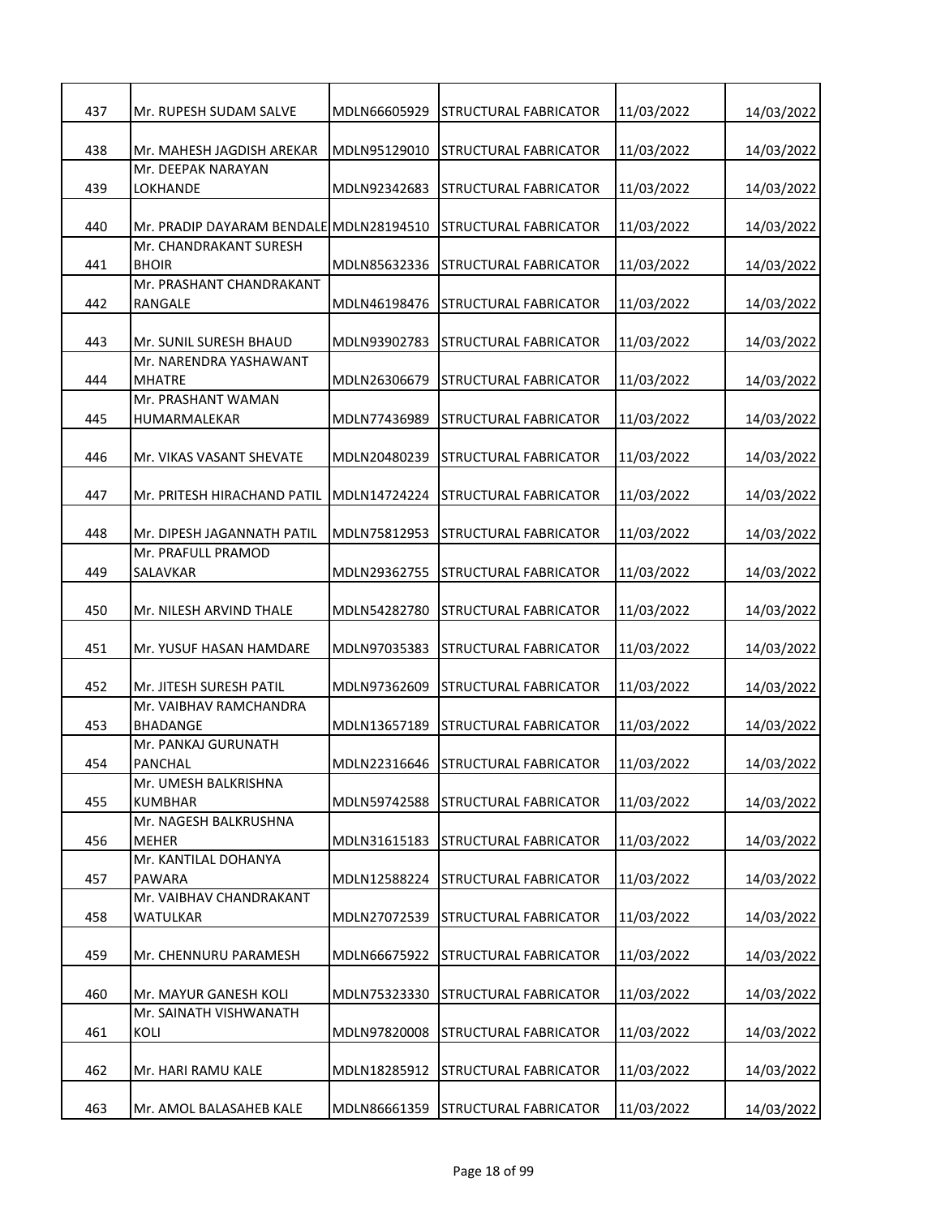| 437 | Mr. RUPESH SUDAM SALVE | MDLN66605929 | STRUCTURAL FABRICATOR | 11/03/2022 | 14/03/2022 |
|---|---|---|---|---|---|
| 438 | Mr. MAHESH JAGDISH AREKAR | MDLN95129010 | STRUCTURAL FABRICATOR | 11/03/2022 | 14/03/2022 |
| 439 | Mr. DEEPAK NARAYAN LOKHANDE | MDLN92342683 | STRUCTURAL FABRICATOR | 11/03/2022 | 14/03/2022 |
| 440 | Mr. PRADIP DAYARAM BENDALE | MDLN28194510 | STRUCTURAL FABRICATOR | 11/03/2022 | 14/03/2022 |
| 441 | Mr. CHANDRAKANT SURESH BHOIR | MDLN85632336 | STRUCTURAL FABRICATOR | 11/03/2022 | 14/03/2022 |
| 442 | Mr. PRASHANT CHANDRAKANT RANGALE | MDLN46198476 | STRUCTURAL FABRICATOR | 11/03/2022 | 14/03/2022 |
| 443 | Mr. SUNIL SURESH BHAUD | MDLN93902783 | STRUCTURAL FABRICATOR | 11/03/2022 | 14/03/2022 |
| 444 | Mr. NARENDRA YASHAWANT MHATRE | MDLN26306679 | STRUCTURAL FABRICATOR | 11/03/2022 | 14/03/2022 |
| 445 | Mr. PRASHANT WAMAN HUMARMALEKAR | MDLN77436989 | STRUCTURAL FABRICATOR | 11/03/2022 | 14/03/2022 |
| 446 | Mr. VIKAS VASANT SHEVATE | MDLN20480239 | STRUCTURAL FABRICATOR | 11/03/2022 | 14/03/2022 |
| 447 | Mr. PRITESH HIRACHAND PATIL | MDLN14724224 | STRUCTURAL FABRICATOR | 11/03/2022 | 14/03/2022 |
| 448 | Mr. DIPESH JAGANNATH PATIL | MDLN75812953 | STRUCTURAL FABRICATOR | 11/03/2022 | 14/03/2022 |
| 449 | Mr. PRAFULL PRAMOD SALAVKAR | MDLN29362755 | STRUCTURAL FABRICATOR | 11/03/2022 | 14/03/2022 |
| 450 | Mr. NILESH ARVIND THALE | MDLN54282780 | STRUCTURAL FABRICATOR | 11/03/2022 | 14/03/2022 |
| 451 | Mr. YUSUF HASAN HAMDARE | MDLN97035383 | STRUCTURAL FABRICATOR | 11/03/2022 | 14/03/2022 |
| 452 | Mr. JITESH SURESH PATIL | MDLN97362609 | STRUCTURAL FABRICATOR | 11/03/2022 | 14/03/2022 |
| 453 | Mr. VAIBHAV RAMCHANDRA BHADANGE | MDLN13657189 | STRUCTURAL FABRICATOR | 11/03/2022 | 14/03/2022 |
| 454 | Mr. PANKAJ GURUNATH PANCHAL | MDLN22316646 | STRUCTURAL FABRICATOR | 11/03/2022 | 14/03/2022 |
| 455 | Mr. UMESH BALKRISHNA KUMBHAR | MDLN59742588 | STRUCTURAL FABRICATOR | 11/03/2022 | 14/03/2022 |
| 456 | Mr. NAGESH BALKRUSHNA MEHER | MDLN31615183 | STRUCTURAL FABRICATOR | 11/03/2022 | 14/03/2022 |
| 457 | Mr. KANTILAL DOHANYA PAWARA | MDLN12588224 | STRUCTURAL FABRICATOR | 11/03/2022 | 14/03/2022 |
| 458 | Mr. VAIBHAV CHANDRAKANT WATULKAR | MDLN27072539 | STRUCTURAL FABRICATOR | 11/03/2022 | 14/03/2022 |
| 459 | Mr. CHENNURU PARAMESH | MDLN66675922 | STRUCTURAL FABRICATOR | 11/03/2022 | 14/03/2022 |
| 460 | Mr. MAYUR GANESH KOLI | MDLN75323330 | STRUCTURAL FABRICATOR | 11/03/2022 | 14/03/2022 |
| 461 | Mr. SAINATH VISHWANATH KOLI | MDLN97820008 | STRUCTURAL FABRICATOR | 11/03/2022 | 14/03/2022 |
| 462 | Mr. HARI RAMU KALE | MDLN18285912 | STRUCTURAL FABRICATOR | 11/03/2022 | 14/03/2022 |
| 463 | Mr. AMOL BALASAHEB KALE | MDLN86661359 | STRUCTURAL FABRICATOR | 11/03/2022 | 14/03/2022 |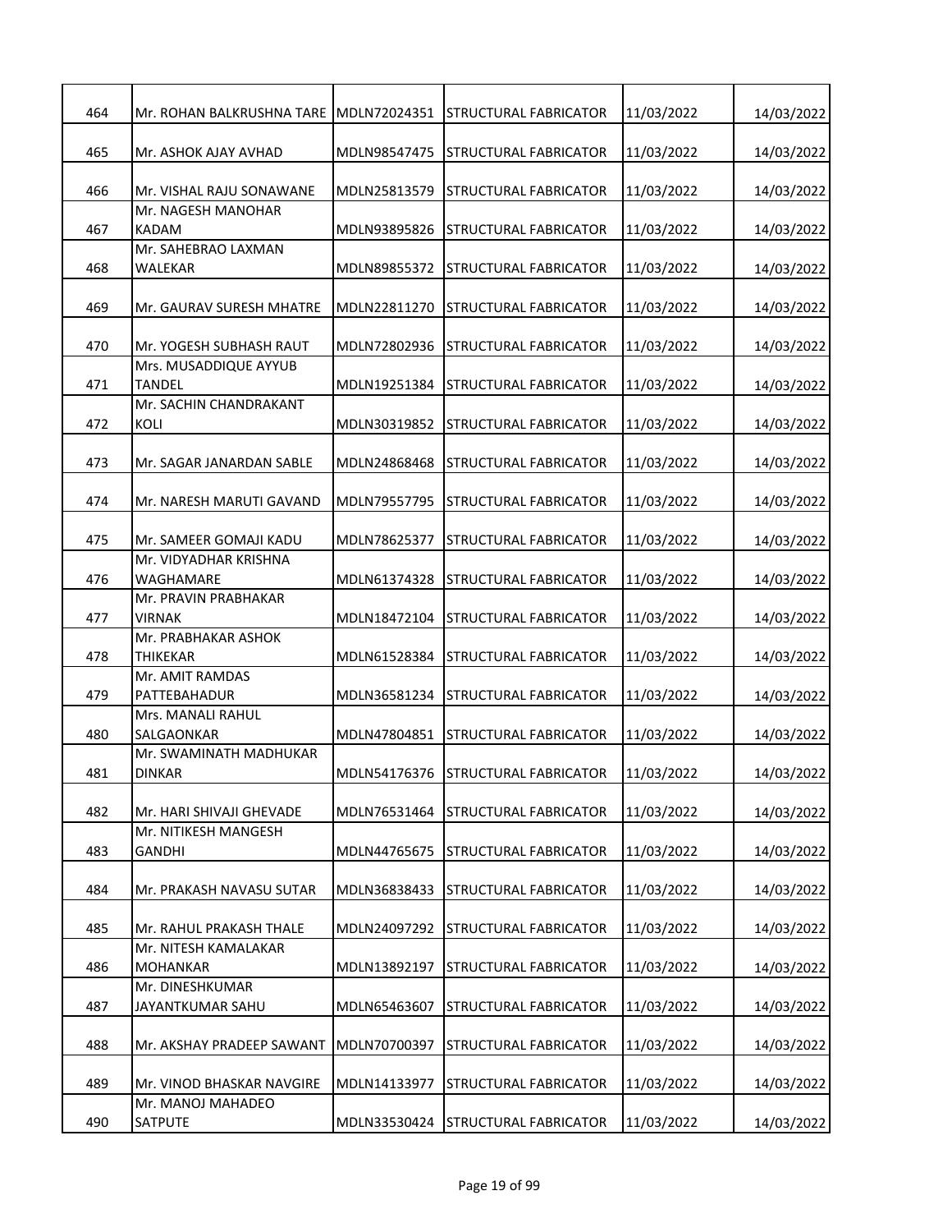| 464 | Mr. ROHAN BALKRUSHNA TARE | MDLN72024351 | STRUCTURAL FABRICATOR | 11/03/2022 | 14/03/2022 |
|---|---|---|---|---|---|
| 465 | Mr. ASHOK AJAY AVHAD | MDLN98547475 | STRUCTURAL FABRICATOR | 11/03/2022 | 14/03/2022 |
| 466 | Mr. VISHAL RAJU SONAWANE | MDLN25813579 | STRUCTURAL FABRICATOR | 11/03/2022 | 14/03/2022 |
| 467 | Mr. NAGESH MANOHAR KADAM | MDLN93895826 | STRUCTURAL FABRICATOR | 11/03/2022 | 14/03/2022 |
| 468 | Mr. SAHEBRAO LAXMAN WALEKAR | MDLN89855372 | STRUCTURAL FABRICATOR | 11/03/2022 | 14/03/2022 |
| 469 | Mr. GAURAV SURESH MHATRE | MDLN22811270 | STRUCTURAL FABRICATOR | 11/03/2022 | 14/03/2022 |
| 470 | Mr. YOGESH SUBHASH RAUT | MDLN72802936 | STRUCTURAL FABRICATOR | 11/03/2022 | 14/03/2022 |
| 471 | Mrs. MUSADDIQUE AYYUB TANDEL | MDLN19251384 | STRUCTURAL FABRICATOR | 11/03/2022 | 14/03/2022 |
| 472 | Mr. SACHIN CHANDRAKANT KOLI | MDLN30319852 | STRUCTURAL FABRICATOR | 11/03/2022 | 14/03/2022 |
| 473 | Mr. SAGAR JANARDAN SABLE | MDLN24868468 | STRUCTURAL FABRICATOR | 11/03/2022 | 14/03/2022 |
| 474 | Mr. NARESH MARUTI GAVAND | MDLN79557795 | STRUCTURAL FABRICATOR | 11/03/2022 | 14/03/2022 |
| 475 | Mr. SAMEER GOMAJI KADU | MDLN78625377 | STRUCTURAL FABRICATOR | 11/03/2022 | 14/03/2022 |
| 476 | Mr. VIDYADHAR KRISHNA WAGHAMARE | MDLN61374328 | STRUCTURAL FABRICATOR | 11/03/2022 | 14/03/2022 |
| 477 | Mr. PRAVIN PRABHAKAR VIRNAK | MDLN18472104 | STRUCTURAL FABRICATOR | 11/03/2022 | 14/03/2022 |
| 478 | Mr. PRABHAKAR ASHOK THIKEKAR | MDLN61528384 | STRUCTURAL FABRICATOR | 11/03/2022 | 14/03/2022 |
| 479 | Mr. AMIT RAMDAS PATTEBAHADUR | MDLN36581234 | STRUCTURAL FABRICATOR | 11/03/2022 | 14/03/2022 |
| 480 | Mrs. MANALI RAHUL SALGAONKAR | MDLN47804851 | STRUCTURAL FABRICATOR | 11/03/2022 | 14/03/2022 |
| 481 | Mr. SWAMINATH MADHUKAR DINKAR | MDLN54176376 | STRUCTURAL FABRICATOR | 11/03/2022 | 14/03/2022 |
| 482 | Mr. HARI SHIVAJI GHEVADE | MDLN76531464 | STRUCTURAL FABRICATOR | 11/03/2022 | 14/03/2022 |
| 483 | Mr. NITIKESH MANGESH GANDHI | MDLN44765675 | STRUCTURAL FABRICATOR | 11/03/2022 | 14/03/2022 |
| 484 | Mr. PRAKASH NAVASU SUTAR | MDLN36838433 | STRUCTURAL FABRICATOR | 11/03/2022 | 14/03/2022 |
| 485 | Mr. RAHUL PRAKASH THALE | MDLN24097292 | STRUCTURAL FABRICATOR | 11/03/2022 | 14/03/2022 |
| 486 | Mr. NITESH KAMALAKAR MOHANKAR | MDLN13892197 | STRUCTURAL FABRICATOR | 11/03/2022 | 14/03/2022 |
| 487 | Mr. DINESHKUMAR JAYANTKUMAR SAHU | MDLN65463607 | STRUCTURAL FABRICATOR | 11/03/2022 | 14/03/2022 |
| 488 | Mr. AKSHAY PRADEEP SAWANT | MDLN70700397 | STRUCTURAL FABRICATOR | 11/03/2022 | 14/03/2022 |
| 489 | Mr. VINOD BHASKAR NAVGIRE | MDLN14133977 | STRUCTURAL FABRICATOR | 11/03/2022 | 14/03/2022 |
| 490 | Mr. MANOJ MAHADEO SATPUTE | MDLN33530424 | STRUCTURAL FABRICATOR | 11/03/2022 | 14/03/2022 |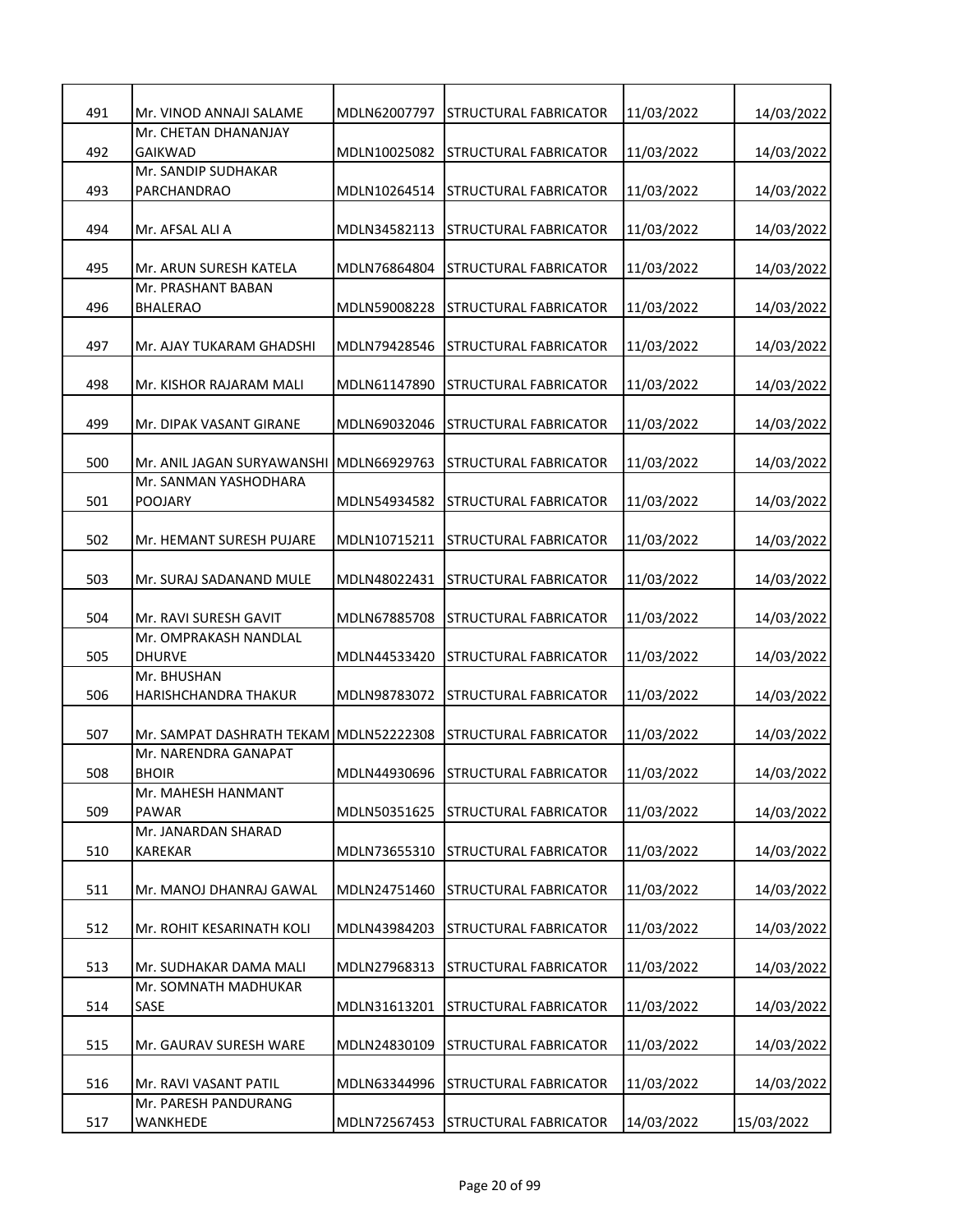| 491 | Mr. VINOD ANNAJI SALAME | MDLN62007797 | STRUCTURAL FABRICATOR | 11/03/2022 | 14/03/2022 |
|---|---|---|---|---|---|
| 492 | Mr. CHETAN DHANANJAY GAIKWAD | MDLN10025082 | STRUCTURAL FABRICATOR | 11/03/2022 | 14/03/2022 |
| 493 | Mr. SANDIP SUDHAKAR PARCHANDRAO | MDLN10264514 | STRUCTURAL FABRICATOR | 11/03/2022 | 14/03/2022 |
| 494 | Mr. AFSAL ALI A | MDLN34582113 | STRUCTURAL FABRICATOR | 11/03/2022 | 14/03/2022 |
| 495 | Mr. ARUN SURESH KATELA | MDLN76864804 | STRUCTURAL FABRICATOR | 11/03/2022 | 14/03/2022 |
| 496 | Mr. PRASHANT BABAN BHALERAO | MDLN59008228 | STRUCTURAL FABRICATOR | 11/03/2022 | 14/03/2022 |
| 497 | Mr. AJAY TUKARAM GHADSHI | MDLN79428546 | STRUCTURAL FABRICATOR | 11/03/2022 | 14/03/2022 |
| 498 | Mr. KISHOR RAJARAM MALI | MDLN61147890 | STRUCTURAL FABRICATOR | 11/03/2022 | 14/03/2022 |
| 499 | Mr. DIPAK VASANT GIRANE | MDLN69032046 | STRUCTURAL FABRICATOR | 11/03/2022 | 14/03/2022 |
| 500 | Mr. ANIL JAGAN SURYAWANSHI | MDLN66929763 | STRUCTURAL FABRICATOR | 11/03/2022 | 14/03/2022 |
| 501 | Mr. SANMAN YASHODHARA POOJARY | MDLN54934582 | STRUCTURAL FABRICATOR | 11/03/2022 | 14/03/2022 |
| 502 | Mr. HEMANT SURESH PUJARE | MDLN10715211 | STRUCTURAL FABRICATOR | 11/03/2022 | 14/03/2022 |
| 503 | Mr. SURAJ SADANAND MULE | MDLN48022431 | STRUCTURAL FABRICATOR | 11/03/2022 | 14/03/2022 |
| 504 | Mr. RAVI SURESH GAVIT | MDLN67885708 | STRUCTURAL FABRICATOR | 11/03/2022 | 14/03/2022 |
| 505 | Mr. OMPRAKASH NANDLAL DHURVE | MDLN44533420 | STRUCTURAL FABRICATOR | 11/03/2022 | 14/03/2022 |
| 506 | Mr. BHUSHAN HARISHCHANDRA THAKUR | MDLN98783072 | STRUCTURAL FABRICATOR | 11/03/2022 | 14/03/2022 |
| 507 | Mr. SAMPAT DASHRATH TEKAM | MDLN52222308 | STRUCTURAL FABRICATOR | 11/03/2022 | 14/03/2022 |
| 508 | Mr. NARENDRA GANAPAT BHOIR | MDLN44930696 | STRUCTURAL FABRICATOR | 11/03/2022 | 14/03/2022 |
| 509 | Mr. MAHESH HANMANT PAWAR | MDLN50351625 | STRUCTURAL FABRICATOR | 11/03/2022 | 14/03/2022 |
| 510 | Mr. JANARDAN SHARAD KAREKAR | MDLN73655310 | STRUCTURAL FABRICATOR | 11/03/2022 | 14/03/2022 |
| 511 | Mr. MANOJ DHANRAJ GAWAL | MDLN24751460 | STRUCTURAL FABRICATOR | 11/03/2022 | 14/03/2022 |
| 512 | Mr. ROHIT KESARINATH KOLI | MDLN43984203 | STRUCTURAL FABRICATOR | 11/03/2022 | 14/03/2022 |
| 513 | Mr. SUDHAKAR DAMA MALI | MDLN27968313 | STRUCTURAL FABRICATOR | 11/03/2022 | 14/03/2022 |
| 514 | Mr. SOMNATH MADHUKAR SASE | MDLN31613201 | STRUCTURAL FABRICATOR | 11/03/2022 | 14/03/2022 |
| 515 | Mr. GAURAV SURESH WARE | MDLN24830109 | STRUCTURAL FABRICATOR | 11/03/2022 | 14/03/2022 |
| 516 | Mr. RAVI VASANT PATIL | MDLN63344996 | STRUCTURAL FABRICATOR | 11/03/2022 | 14/03/2022 |
| 517 | Mr. PARESH PANDURANG WANKHEDE | MDLN72567453 | STRUCTURAL FABRICATOR | 14/03/2022 | 15/03/2022 |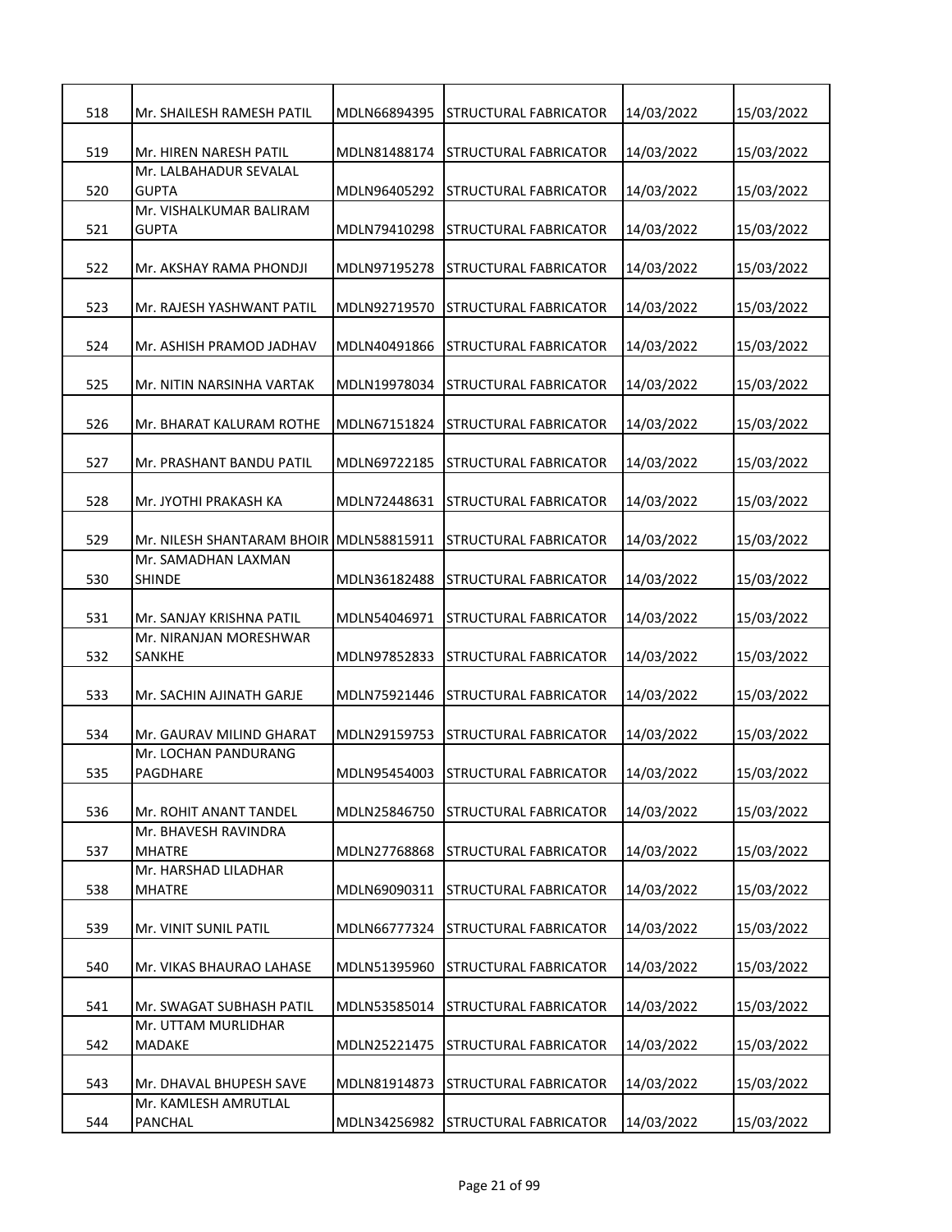| 518 | Mr. SHAILESH RAMESH PATIL | MDLN66894395 | STRUCTURAL FABRICATOR | 14/03/2022 | 15/03/2022 |
|---|---|---|---|---|---|
| 519 | Mr. HIREN NARESH PATIL | MDLN81488174 | STRUCTURAL FABRICATOR | 14/03/2022 | 15/03/2022 |
| 520 | Mr. LALBAHADUR SEVALAL GUPTA | MDLN96405292 | STRUCTURAL FABRICATOR | 14/03/2022 | 15/03/2022 |
| 521 | Mr. VISHALKUMAR BALIRAM GUPTA | MDLN79410298 | STRUCTURAL FABRICATOR | 14/03/2022 | 15/03/2022 |
| 522 | Mr. AKSHAY RAMA PHONDJI | MDLN97195278 | STRUCTURAL FABRICATOR | 14/03/2022 | 15/03/2022 |
| 523 | Mr. RAJESH YASHWANT PATIL | MDLN92719570 | STRUCTURAL FABRICATOR | 14/03/2022 | 15/03/2022 |
| 524 | Mr. ASHISH PRAMOD JADHAV | MDLN40491866 | STRUCTURAL FABRICATOR | 14/03/2022 | 15/03/2022 |
| 525 | Mr. NITIN NARSINHA VARTAK | MDLN19978034 | STRUCTURAL FABRICATOR | 14/03/2022 | 15/03/2022 |
| 526 | Mr. BHARAT KALURAM ROTHE | MDLN67151824 | STRUCTURAL FABRICATOR | 14/03/2022 | 15/03/2022 |
| 527 | Mr. PRASHANT BANDU PATIL | MDLN69722185 | STRUCTURAL FABRICATOR | 14/03/2022 | 15/03/2022 |
| 528 | Mr. JYOTHI PRAKASH KA | MDLN72448631 | STRUCTURAL FABRICATOR | 14/03/2022 | 15/03/2022 |
| 529 | Mr. NILESH SHANTARAM BHOIR | MDLN58815911 | STRUCTURAL FABRICATOR | 14/03/2022 | 15/03/2022 |
| 530 | Mr. SAMADHAN LAXMAN SHINDE | MDLN36182488 | STRUCTURAL FABRICATOR | 14/03/2022 | 15/03/2022 |
| 531 | Mr. SANJAY KRISHNA PATIL | MDLN54046971 | STRUCTURAL FABRICATOR | 14/03/2022 | 15/03/2022 |
| 532 | Mr. NIRANJAN MORESHWAR SANKHE | MDLN97852833 | STRUCTURAL FABRICATOR | 14/03/2022 | 15/03/2022 |
| 533 | Mr. SACHIN AJINATH GARJE | MDLN75921446 | STRUCTURAL FABRICATOR | 14/03/2022 | 15/03/2022 |
| 534 | Mr. GAURAV MILIND GHARAT | MDLN29159753 | STRUCTURAL FABRICATOR | 14/03/2022 | 15/03/2022 |
| 535 | Mr. LOCHAN PANDURANG PAGDHARE | MDLN95454003 | STRUCTURAL FABRICATOR | 14/03/2022 | 15/03/2022 |
| 536 | Mr. ROHIT ANANT TANDEL | MDLN25846750 | STRUCTURAL FABRICATOR | 14/03/2022 | 15/03/2022 |
| 537 | Mr. BHAVESH RAVINDRA MHATRE | MDLN27768868 | STRUCTURAL FABRICATOR | 14/03/2022 | 15/03/2022 |
| 538 | Mr. HARSHAD LILADHAR MHATRE | MDLN69090311 | STRUCTURAL FABRICATOR | 14/03/2022 | 15/03/2022 |
| 539 | Mr. VINIT SUNIL PATIL | MDLN66777324 | STRUCTURAL FABRICATOR | 14/03/2022 | 15/03/2022 |
| 540 | Mr. VIKAS BHAURAO LAHASE | MDLN51395960 | STRUCTURAL FABRICATOR | 14/03/2022 | 15/03/2022 |
| 541 | Mr. SWAGAT SUBHASH PATIL | MDLN53585014 | STRUCTURAL FABRICATOR | 14/03/2022 | 15/03/2022 |
| 542 | Mr. UTTAM MURLIDHAR MADAKE | MDLN25221475 | STRUCTURAL FABRICATOR | 14/03/2022 | 15/03/2022 |
| 543 | Mr. DHAVAL BHUPESH SAVE | MDLN81914873 | STRUCTURAL FABRICATOR | 14/03/2022 | 15/03/2022 |
| 544 | Mr. KAMLESH AMRUTLAL PANCHAL | MDLN34256982 | STRUCTURAL FABRICATOR | 14/03/2022 | 15/03/2022 |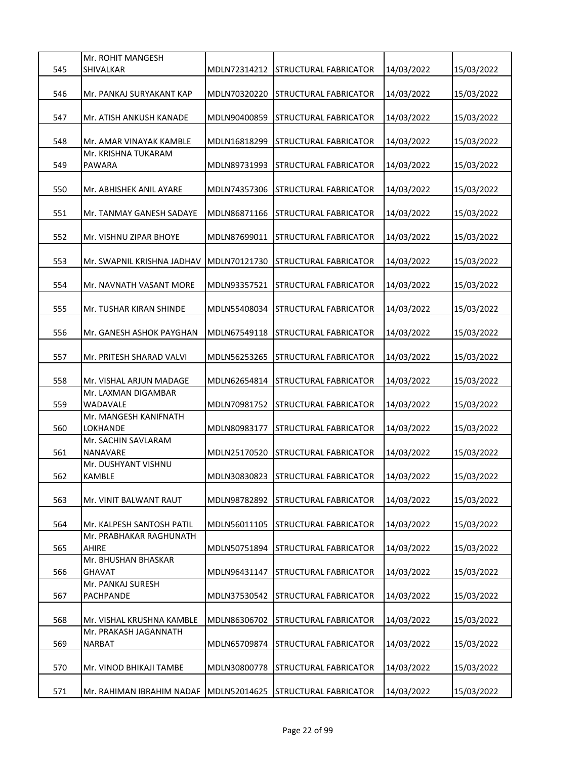| 545 | Mr. ROHIT MANGESH SHIVALKAR | MDLN72314212 | STRUCTURAL FABRICATOR | 14/03/2022 | 15/03/2022 |
|---|---|---|---|---|---|
| 546 | Mr. PANKAJ SURYAKANT KAP | MDLN70320220 | STRUCTURAL FABRICATOR | 14/03/2022 | 15/03/2022 |
| 547 | Mr. ATISH ANKUSH KANADE | MDLN90400859 | STRUCTURAL FABRICATOR | 14/03/2022 | 15/03/2022 |
| 548 | Mr. AMAR VINAYAK KAMBLE | MDLN16818299 | STRUCTURAL FABRICATOR | 14/03/2022 | 15/03/2022 |
| 549 | Mr. KRISHNA TUKARAM PAWARA | MDLN89731993 | STRUCTURAL FABRICATOR | 14/03/2022 | 15/03/2022 |
| 550 | Mr. ABHISHEK ANIL AYARE | MDLN74357306 | STRUCTURAL FABRICATOR | 14/03/2022 | 15/03/2022 |
| 551 | Mr. TANMAY GANESH SADAYE | MDLN86871166 | STRUCTURAL FABRICATOR | 14/03/2022 | 15/03/2022 |
| 552 | Mr. VISHNU ZIPAR BHOYE | MDLN87699011 | STRUCTURAL FABRICATOR | 14/03/2022 | 15/03/2022 |
| 553 | Mr. SWAPNIL KRISHNA JADHAV | MDLN70121730 | STRUCTURAL FABRICATOR | 14/03/2022 | 15/03/2022 |
| 554 | Mr. NAVNATH VASANT MORE | MDLN93357521 | STRUCTURAL FABRICATOR | 14/03/2022 | 15/03/2022 |
| 555 | Mr. TUSHAR KIRAN SHINDE | MDLN55408034 | STRUCTURAL FABRICATOR | 14/03/2022 | 15/03/2022 |
| 556 | Mr. GANESH ASHOK PAYGHAN | MDLN67549118 | STRUCTURAL FABRICATOR | 14/03/2022 | 15/03/2022 |
| 557 | Mr. PRITESH SHARAD VALVI | MDLN56253265 | STRUCTURAL FABRICATOR | 14/03/2022 | 15/03/2022 |
| 558 | Mr. VISHAL ARJUN MADAGE | MDLN62654814 | STRUCTURAL FABRICATOR | 14/03/2022 | 15/03/2022 |
| 559 | Mr. LAXMAN DIGAMBAR WADAVALE | MDLN70981752 | STRUCTURAL FABRICATOR | 14/03/2022 | 15/03/2022 |
| 560 | Mr. MANGESH KANIFNATH LOKHANDE | MDLN80983177 | STRUCTURAL FABRICATOR | 14/03/2022 | 15/03/2022 |
| 561 | Mr. SACHIN SAVLARAM NANAVARE | MDLN25170520 | STRUCTURAL FABRICATOR | 14/03/2022 | 15/03/2022 |
| 562 | Mr. DUSHYANT VISHNU KAMBLE | MDLN30830823 | STRUCTURAL FABRICATOR | 14/03/2022 | 15/03/2022 |
| 563 | Mr. VINIT BALWANT RAUT | MDLN98782892 | STRUCTURAL FABRICATOR | 14/03/2022 | 15/03/2022 |
| 564 | Mr. KALPESH SANTOSH PATIL | MDLN56011105 | STRUCTURAL FABRICATOR | 14/03/2022 | 15/03/2022 |
| 565 | Mr. PRABHAKAR RAGHUNATH AHIRE | MDLN50751894 | STRUCTURAL FABRICATOR | 14/03/2022 | 15/03/2022 |
| 566 | Mr. BHUSHAN BHASKAR GHAVAT | MDLN96431147 | STRUCTURAL FABRICATOR | 14/03/2022 | 15/03/2022 |
| 567 | Mr. PANKAJ SURESH PACHPANDE | MDLN37530542 | STRUCTURAL FABRICATOR | 14/03/2022 | 15/03/2022 |
| 568 | Mr. VISHAL KRUSHNA KAMBLE | MDLN86306702 | STRUCTURAL FABRICATOR | 14/03/2022 | 15/03/2022 |
| 569 | Mr. PRAKASH JAGANNATH NARBAT | MDLN65709874 | STRUCTURAL FABRICATOR | 14/03/2022 | 15/03/2022 |
| 570 | Mr. VINOD BHIKAJI TAMBE | MDLN30800778 | STRUCTURAL FABRICATOR | 14/03/2022 | 15/03/2022 |
| 571 | Mr. RAHIMAN IBRAHIM NADAF | MDLN52014625 | STRUCTURAL FABRICATOR | 14/03/2022 | 15/03/2022 |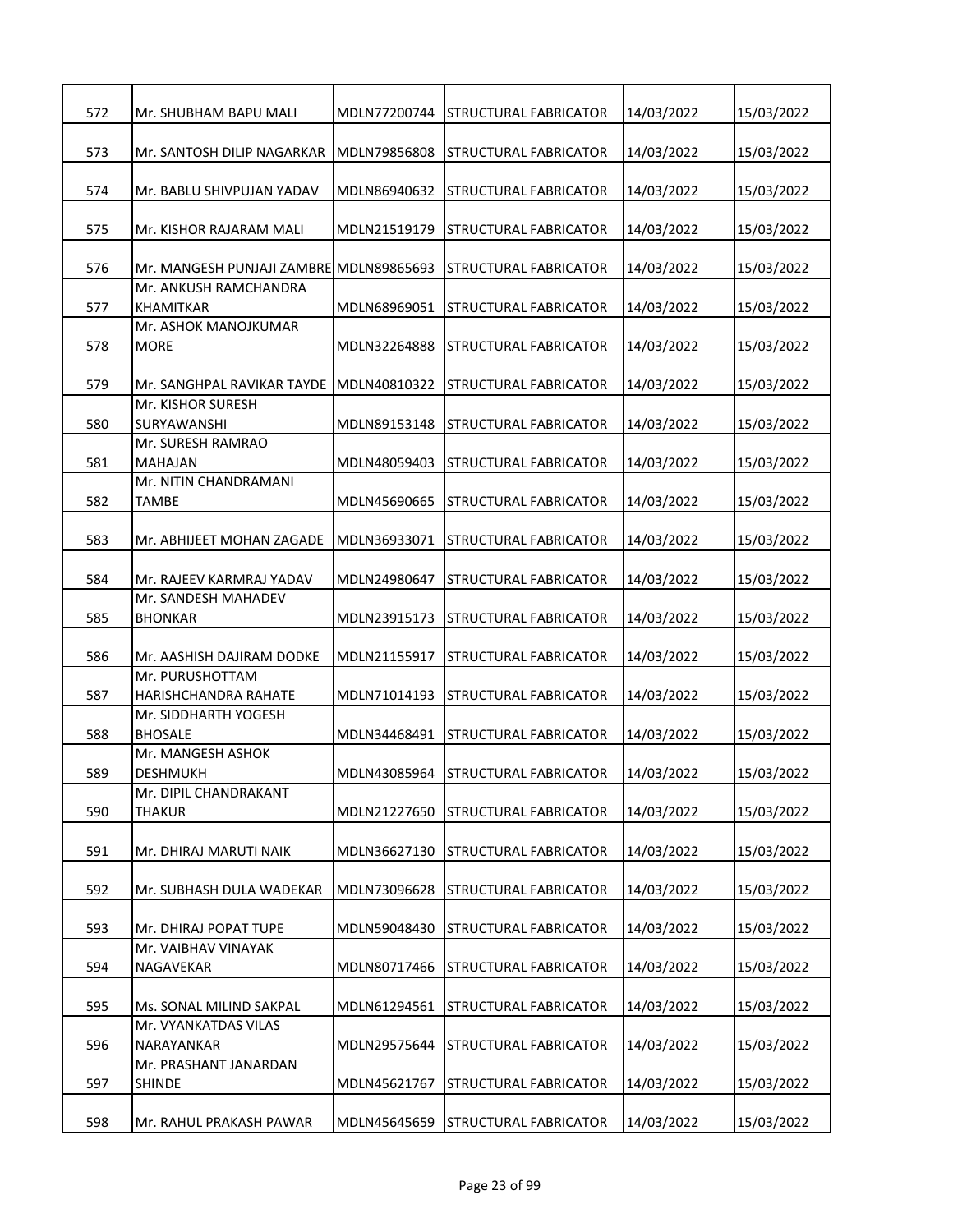| | | | | | |
|---|---|---|---|---|---|
| 572 | Mr. SHUBHAM BAPU MALI | MDLN77200744 | STRUCTURAL FABRICATOR | 14/03/2022 | 15/03/2022 |
| 573 | Mr. SANTOSH DILIP NAGARKAR | MDLN79856808 | STRUCTURAL FABRICATOR | 14/03/2022 | 15/03/2022 |
| 574 | Mr. BABLU SHIVPUJAN YADAV | MDLN86940632 | STRUCTURAL FABRICATOR | 14/03/2022 | 15/03/2022 |
| 575 | Mr. KISHOR RAJARAM MALI | MDLN21519179 | STRUCTURAL FABRICATOR | 14/03/2022 | 15/03/2022 |
| 576 | Mr. MANGESH PUNJAJI ZAMBRE | MDLN89865693 | STRUCTURAL FABRICATOR | 14/03/2022 | 15/03/2022 |
| 577 | Mr. ANKUSH RAMCHANDRA KHAMITKAR | MDLN68969051 | STRUCTURAL FABRICATOR | 14/03/2022 | 15/03/2022 |
| 578 | Mr. ASHOK MANOJKUMAR MORE | MDLN32264888 | STRUCTURAL FABRICATOR | 14/03/2022 | 15/03/2022 |
| 579 | Mr. SANGHPAL RAVIKAR TAYDE | MDLN40810322 | STRUCTURAL FABRICATOR | 14/03/2022 | 15/03/2022 |
| 580 | Mr. KISHOR SURESH SURYAWANSHI | MDLN89153148 | STRUCTURAL FABRICATOR | 14/03/2022 | 15/03/2022 |
| 581 | Mr. SURESH RAMRAO MAHAJAN | MDLN48059403 | STRUCTURAL FABRICATOR | 14/03/2022 | 15/03/2022 |
| 582 | Mr. NITIN CHANDRAMANI TAMBE | MDLN45690665 | STRUCTURAL FABRICATOR | 14/03/2022 | 15/03/2022 |
| 583 | Mr. ABHIJEET MOHAN ZAGADE | MDLN36933071 | STRUCTURAL FABRICATOR | 14/03/2022 | 15/03/2022 |
| 584 | Mr. RAJEEV KARMRAJ YADAV | MDLN24980647 | STRUCTURAL FABRICATOR | 14/03/2022 | 15/03/2022 |
| 585 | Mr. SANDESH MAHADEV BHONKAR | MDLN23915173 | STRUCTURAL FABRICATOR | 14/03/2022 | 15/03/2022 |
| 586 | Mr. AASHISH DAJIRAM DODKE | MDLN21155917 | STRUCTURAL FABRICATOR | 14/03/2022 | 15/03/2022 |
| 587 | Mr. PURUSHOTTAM HARISHCHANDRA RAHATE | MDLN71014193 | STRUCTURAL FABRICATOR | 14/03/2022 | 15/03/2022 |
| 588 | Mr. SIDDHARTH YOGESH BHOSALE | MDLN34468491 | STRUCTURAL FABRICATOR | 14/03/2022 | 15/03/2022 |
| 589 | Mr. MANGESH ASHOK DESHMUKH | MDLN43085964 | STRUCTURAL FABRICATOR | 14/03/2022 | 15/03/2022 |
| 590 | Mr. DIPIL CHANDRAKANT THAKUR | MDLN21227650 | STRUCTURAL FABRICATOR | 14/03/2022 | 15/03/2022 |
| 591 | Mr. DHIRAJ MARUTI NAIK | MDLN36627130 | STRUCTURAL FABRICATOR | 14/03/2022 | 15/03/2022 |
| 592 | Mr. SUBHASH DULA WADEKAR | MDLN73096628 | STRUCTURAL FABRICATOR | 14/03/2022 | 15/03/2022 |
| 593 | Mr. DHIRAJ POPAT TUPE | MDLN59048430 | STRUCTURAL FABRICATOR | 14/03/2022 | 15/03/2022 |
| 594 | Mr. VAIBHAV VINAYAK NAGAVEKAR | MDLN80717466 | STRUCTURAL FABRICATOR | 14/03/2022 | 15/03/2022 |
| 595 | Ms. SONAL MILIND SAKPAL | MDLN61294561 | STRUCTURAL FABRICATOR | 14/03/2022 | 15/03/2022 |
| 596 | Mr. VYANKATDAS VILAS NARAYANKAR | MDLN29575644 | STRUCTURAL FABRICATOR | 14/03/2022 | 15/03/2022 |
| 597 | Mr. PRASHANT JANARDAN SHINDE | MDLN45621767 | STRUCTURAL FABRICATOR | 14/03/2022 | 15/03/2022 |
| 598 | Mr. RAHUL PRAKASH PAWAR | MDLN45645659 | STRUCTURAL FABRICATOR | 14/03/2022 | 15/03/2022 |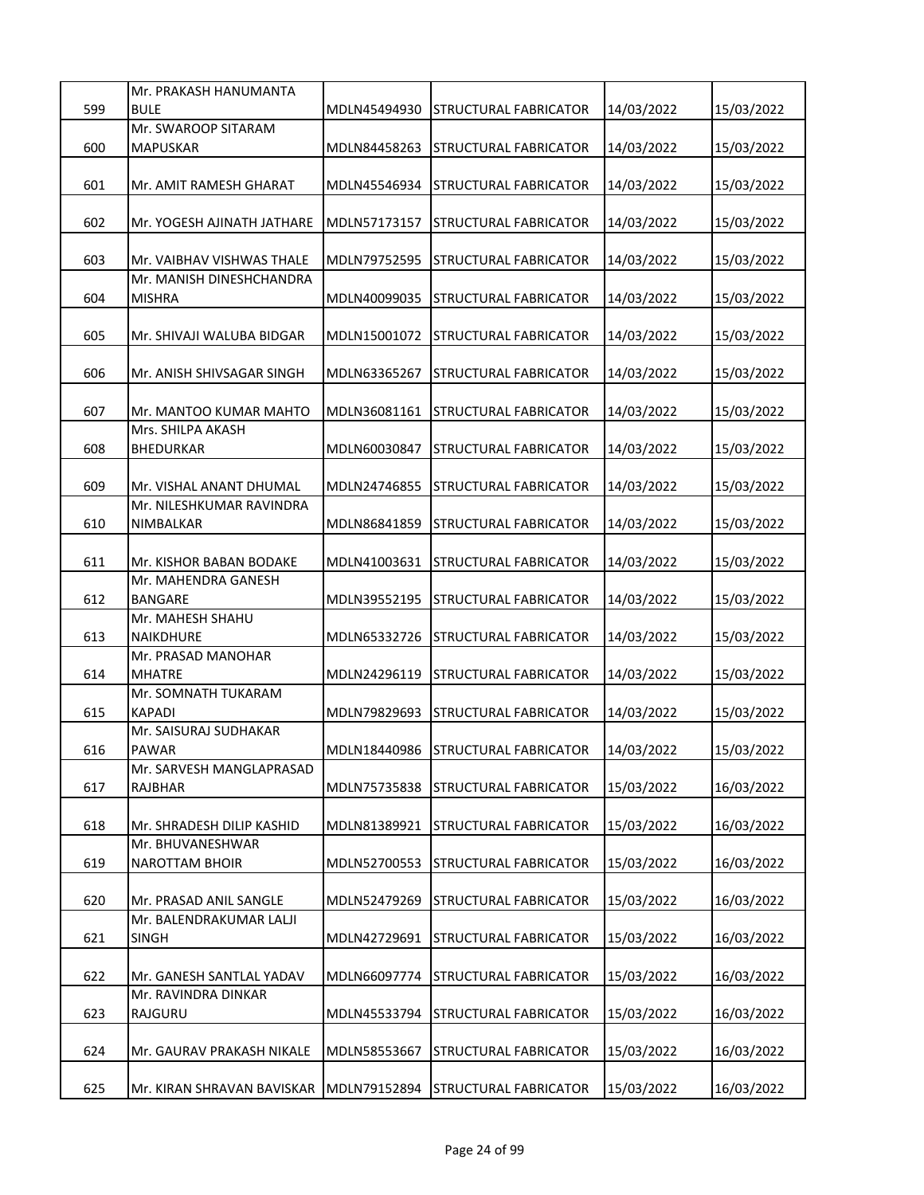| 599 | Mr. PRAKASH HANUMANTA BULE | MDLN45494930 | STRUCTURAL FABRICATOR | 14/03/2022 | 15/03/2022 |
|---|---|---|---|---|---|
| 600 | Mr. SWAROOP SITARAM MAPUSKAR | MDLN84458263 | STRUCTURAL FABRICATOR | 14/03/2022 | 15/03/2022 |
| 601 | Mr. AMIT RAMESH GHARAT | MDLN45546934 | STRUCTURAL FABRICATOR | 14/03/2022 | 15/03/2022 |
| 602 | Mr. YOGESH AJINATH JATHARE | MDLN57173157 | STRUCTURAL FABRICATOR | 14/03/2022 | 15/03/2022 |
| 603 | Mr. VAIBHAV VISHWAS THALE | MDLN79752595 | STRUCTURAL FABRICATOR | 14/03/2022 | 15/03/2022 |
| 604 | Mr. MANISH DINESHCHANDRA MISHRA | MDLN40099035 | STRUCTURAL FABRICATOR | 14/03/2022 | 15/03/2022 |
| 605 | Mr. SHIVAJI WALUBA BIDGAR | MDLN15001072 | STRUCTURAL FABRICATOR | 14/03/2022 | 15/03/2022 |
| 606 | Mr. ANISH SHIVSAGAR SINGH | MDLN63365267 | STRUCTURAL FABRICATOR | 14/03/2022 | 15/03/2022 |
| 607 | Mr. MANTOO KUMAR MAHTO | MDLN36081161 | STRUCTURAL FABRICATOR | 14/03/2022 | 15/03/2022 |
| 608 | Mrs. SHILPA AKASH BHEDURKAR | MDLN60030847 | STRUCTURAL FABRICATOR | 14/03/2022 | 15/03/2022 |
| 609 | Mr. VISHAL ANANT DHUMAL | MDLN24746855 | STRUCTURAL FABRICATOR | 14/03/2022 | 15/03/2022 |
| 610 | Mr. NILESHKUMAR RAVINDRA NIMBALKAR | MDLN86841859 | STRUCTURAL FABRICATOR | 14/03/2022 | 15/03/2022 |
| 611 | Mr. KISHOR BABAN BODAKE | MDLN41003631 | STRUCTURAL FABRICATOR | 14/03/2022 | 15/03/2022 |
| 612 | Mr. MAHENDRA GANESH BANGARE | MDLN39552195 | STRUCTURAL FABRICATOR | 14/03/2022 | 15/03/2022 |
| 613 | Mr. MAHESH SHAHU NAIKDHURE | MDLN65332726 | STRUCTURAL FABRICATOR | 14/03/2022 | 15/03/2022 |
| 614 | Mr. PRASAD MANOHAR MHATRE | MDLN24296119 | STRUCTURAL FABRICATOR | 14/03/2022 | 15/03/2022 |
| 615 | Mr. SOMNATH TUKARAM KAPADI | MDLN79829693 | STRUCTURAL FABRICATOR | 14/03/2022 | 15/03/2022 |
| 616 | Mr. SAISURAJ SUDHAKAR PAWAR | MDLN18440986 | STRUCTURAL FABRICATOR | 14/03/2022 | 15/03/2022 |
| 617 | Mr. SARVESH MANGLAPRASAD RAJBHAR | MDLN75735838 | STRUCTURAL FABRICATOR | 15/03/2022 | 16/03/2022 |
| 618 | Mr. SHRADESH DILIP KASHID | MDLN81389921 | STRUCTURAL FABRICATOR | 15/03/2022 | 16/03/2022 |
| 619 | Mr. BHUVANESHWAR NAROTTAM BHOIR | MDLN52700553 | STRUCTURAL FABRICATOR | 15/03/2022 | 16/03/2022 |
| 620 | Mr. PRASAD ANIL SANGLE | MDLN52479269 | STRUCTURAL FABRICATOR | 15/03/2022 | 16/03/2022 |
| 621 | Mr. BALENDRAKUMAR LALJI SINGH | MDLN42729691 | STRUCTURAL FABRICATOR | 15/03/2022 | 16/03/2022 |
| 622 | Mr. GANESH SANTLAL YADAV | MDLN66097774 | STRUCTURAL FABRICATOR | 15/03/2022 | 16/03/2022 |
| 623 | Mr. RAVINDRA DINKAR RAJGURU | MDLN45533794 | STRUCTURAL FABRICATOR | 15/03/2022 | 16/03/2022 |
| 624 | Mr. GAURAV PRAKASH NIKALE | MDLN58553667 | STRUCTURAL FABRICATOR | 15/03/2022 | 16/03/2022 |
| 625 | Mr. KIRAN SHRAVAN BAVISKAR | MDLN79152894 | STRUCTURAL FABRICATOR | 15/03/2022 | 16/03/2022 |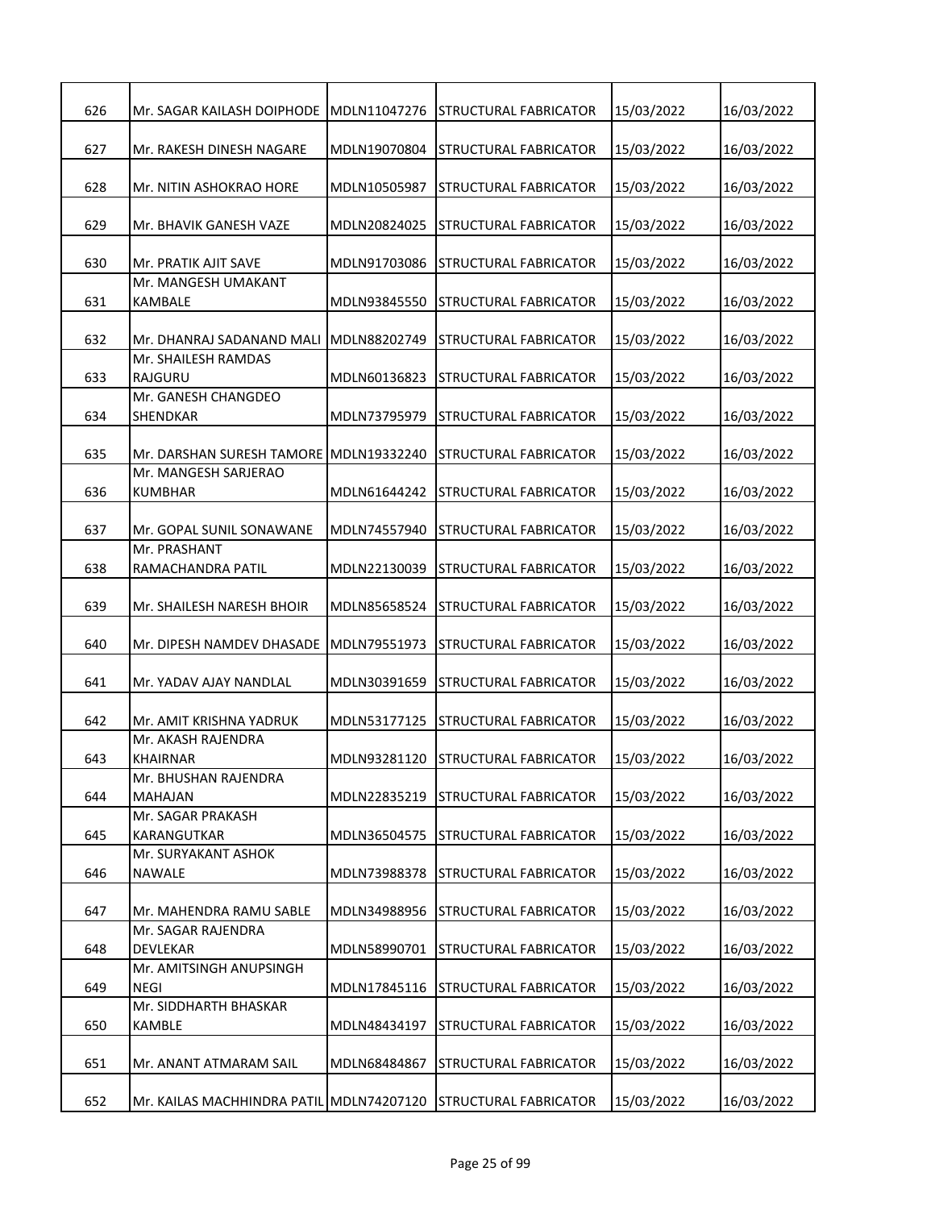| 626 | Mr. SAGAR KAILASH DOIPHODE | MDLN11047276 | STRUCTURAL FABRICATOR | 15/03/2022 | 16/03/2022 |
|---|---|---|---|---|---|
| 627 | Mr. RAKESH DINESH NAGARE | MDLN19070804 | STRUCTURAL FABRICATOR | 15/03/2022 | 16/03/2022 |
| 628 | Mr. NITIN ASHOKRAO HORE | MDLN10505987 | STRUCTURAL FABRICATOR | 15/03/2022 | 16/03/2022 |
| 629 | Mr. BHAVIK GANESH VAZE | MDLN20824025 | STRUCTURAL FABRICATOR | 15/03/2022 | 16/03/2022 |
| 630 | Mr. PRATIK AJIT SAVE | MDLN91703086 | STRUCTURAL FABRICATOR | 15/03/2022 | 16/03/2022 |
| 631 | Mr. MANGESH UMAKANT KAMBALE | MDLN93845550 | STRUCTURAL FABRICATOR | 15/03/2022 | 16/03/2022 |
| 632 | Mr. DHANRAJ SADANAND MALI | MDLN88202749 | STRUCTURAL FABRICATOR | 15/03/2022 | 16/03/2022 |
| 633 | Mr. SHAILESH RAMDAS RAJGURU | MDLN60136823 | STRUCTURAL FABRICATOR | 15/03/2022 | 16/03/2022 |
| 634 | Mr. GANESH CHANGDEO SHENDKAR | MDLN73795979 | STRUCTURAL FABRICATOR | 15/03/2022 | 16/03/2022 |
| 635 | Mr. DARSHAN SURESH TAMORE | MDLN19332240 | STRUCTURAL FABRICATOR | 15/03/2022 | 16/03/2022 |
| 636 | Mr. MANGESH SARJERAO KUMBHAR | MDLN61644242 | STRUCTURAL FABRICATOR | 15/03/2022 | 16/03/2022 |
| 637 | Mr. GOPAL SUNIL SONAWANE | MDLN74557940 | STRUCTURAL FABRICATOR | 15/03/2022 | 16/03/2022 |
| 638 | Mr. PRASHANT RAMACHANDRA PATIL | MDLN22130039 | STRUCTURAL FABRICATOR | 15/03/2022 | 16/03/2022 |
| 639 | Mr. SHAILESH NARESH BHOIR | MDLN85658524 | STRUCTURAL FABRICATOR | 15/03/2022 | 16/03/2022 |
| 640 | Mr. DIPESH NAMDEV DHASADE | MDLN79551973 | STRUCTURAL FABRICATOR | 15/03/2022 | 16/03/2022 |
| 641 | Mr. YADAV AJAY NANDLAL | MDLN30391659 | STRUCTURAL FABRICATOR | 15/03/2022 | 16/03/2022 |
| 642 | Mr. AMIT KRISHNA YADRUK | MDLN53177125 | STRUCTURAL FABRICATOR | 15/03/2022 | 16/03/2022 |
| 643 | Mr. AKASH RAJENDRA KHAIRNAR | MDLN93281120 | STRUCTURAL FABRICATOR | 15/03/2022 | 16/03/2022 |
| 644 | Mr. BHUSHAN RAJENDRA MAHAJAN | MDLN22835219 | STRUCTURAL FABRICATOR | 15/03/2022 | 16/03/2022 |
| 645 | Mr. SAGAR PRAKASH KARANGUTKAR | MDLN36504575 | STRUCTURAL FABRICATOR | 15/03/2022 | 16/03/2022 |
| 646 | Mr. SURYAKANT ASHOK NAWALE | MDLN73988378 | STRUCTURAL FABRICATOR | 15/03/2022 | 16/03/2022 |
| 647 | Mr. MAHENDRA RAMU SABLE | MDLN34988956 | STRUCTURAL FABRICATOR | 15/03/2022 | 16/03/2022 |
| 648 | Mr. SAGAR RAJENDRA DEVLEKAR | MDLN58990701 | STRUCTURAL FABRICATOR | 15/03/2022 | 16/03/2022 |
| 649 | Mr. AMITSINGH ANUPSINGH NEGI | MDLN17845116 | STRUCTURAL FABRICATOR | 15/03/2022 | 16/03/2022 |
| 650 | Mr. SIDDHARTH BHASKAR KAMBLE | MDLN48434197 | STRUCTURAL FABRICATOR | 15/03/2022 | 16/03/2022 |
| 651 | Mr. ANANT ATMARAM SAIL | MDLN68484867 | STRUCTURAL FABRICATOR | 15/03/2022 | 16/03/2022 |
| 652 | Mr. KAILAS MACHHINDRA PATIL | MDLN74207120 | STRUCTURAL FABRICATOR | 15/03/2022 | 16/03/2022 |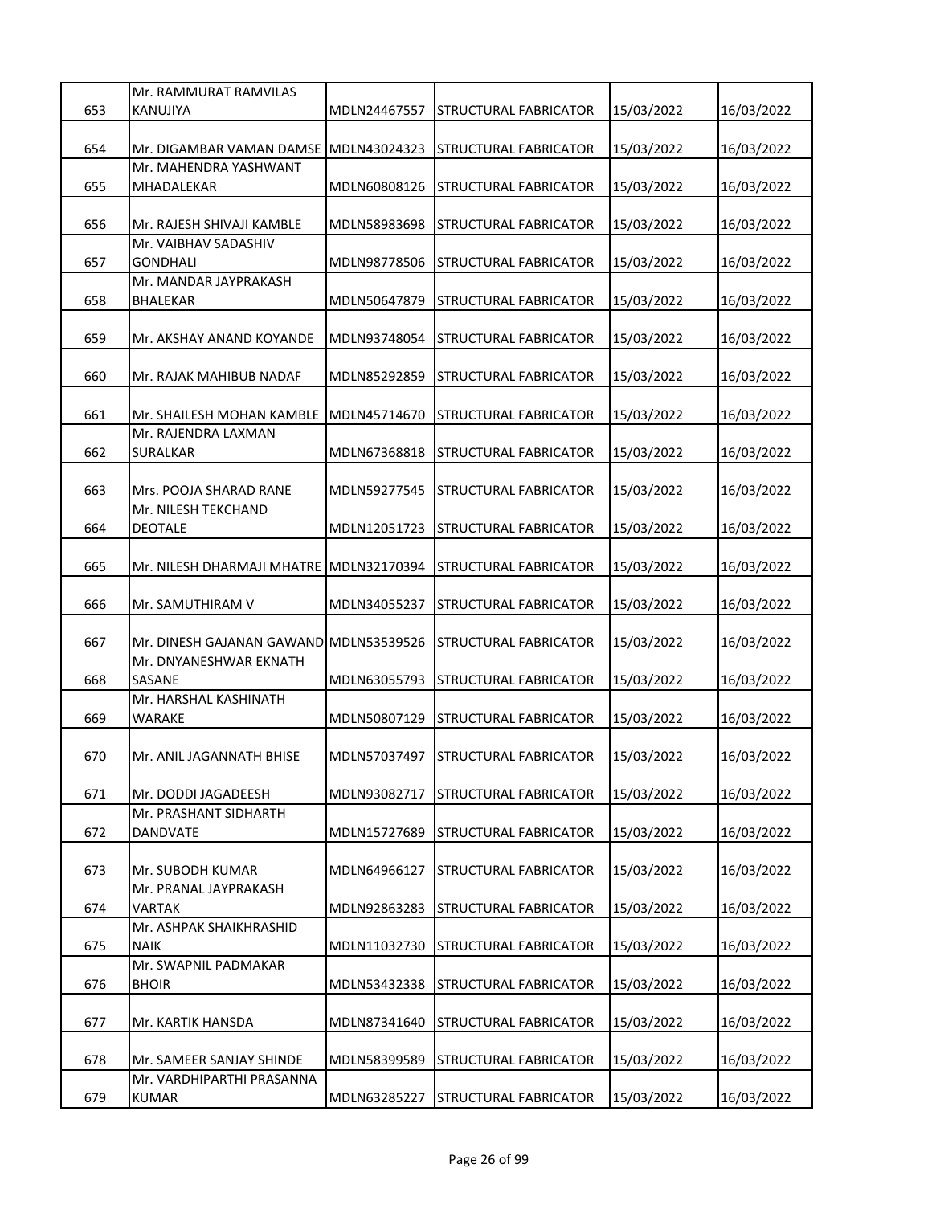| 653 | Mr. RAMMURAT RAMVILAS KANUJIYA | MDLN24467557 | STRUCTURAL FABRICATOR | 15/03/2022 | 16/03/2022 |
|---|---|---|---|---|---|
| 654 | Mr. DIGAMBAR VAMAN DAMSE | MDLN43024323 | STRUCTURAL FABRICATOR | 15/03/2022 | 16/03/2022 |
| 655 | Mr. MAHENDRA YASHWANT MHADALEKAR | MDLN60808126 | STRUCTURAL FABRICATOR | 15/03/2022 | 16/03/2022 |
| 656 | Mr. RAJESH SHIVAJI KAMBLE | MDLN58983698 | STRUCTURAL FABRICATOR | 15/03/2022 | 16/03/2022 |
| 657 | Mr. VAIBHAV SADASHIV GONDHALI | MDLN98778506 | STRUCTURAL FABRICATOR | 15/03/2022 | 16/03/2022 |
| 658 | Mr. MANDAR JAYPRAKASH BHALEKAR | MDLN50647879 | STRUCTURAL FABRICATOR | 15/03/2022 | 16/03/2022 |
| 659 | Mr. AKSHAY ANAND KOYANDE | MDLN93748054 | STRUCTURAL FABRICATOR | 15/03/2022 | 16/03/2022 |
| 660 | Mr. RAJAK MAHIBUB NADAF | MDLN85292859 | STRUCTURAL FABRICATOR | 15/03/2022 | 16/03/2022 |
| 661 | Mr. SHAILESH MOHAN KAMBLE | MDLN45714670 | STRUCTURAL FABRICATOR | 15/03/2022 | 16/03/2022 |
| 662 | Mr. RAJENDRA LAXMAN SURALKAR | MDLN67368818 | STRUCTURAL FABRICATOR | 15/03/2022 | 16/03/2022 |
| 663 | Mrs. POOJA SHARAD RANE | MDLN59277545 | STRUCTURAL FABRICATOR | 15/03/2022 | 16/03/2022 |
| 664 | Mr. NILESH TEKCHAND DEOTALE | MDLN12051723 | STRUCTURAL FABRICATOR | 15/03/2022 | 16/03/2022 |
| 665 | Mr. NILESH DHARMAJI MHATRE | MDLN32170394 | STRUCTURAL FABRICATOR | 15/03/2022 | 16/03/2022 |
| 666 | Mr. SAMUTHIRAM V | MDLN34055237 | STRUCTURAL FABRICATOR | 15/03/2022 | 16/03/2022 |
| 667 | Mr. DINESH GAJANAN GAWAND | MDLN53539526 | STRUCTURAL FABRICATOR | 15/03/2022 | 16/03/2022 |
| 668 | Mr. DNYANESHWAR EKNATH SASANE | MDLN63055793 | STRUCTURAL FABRICATOR | 15/03/2022 | 16/03/2022 |
| 669 | Mr. HARSHAL KASHINATH WARAKE | MDLN50807129 | STRUCTURAL FABRICATOR | 15/03/2022 | 16/03/2022 |
| 670 | Mr. ANIL JAGANNATH BHISE | MDLN57037497 | STRUCTURAL FABRICATOR | 15/03/2022 | 16/03/2022 |
| 671 | Mr. DODDI JAGADEESH | MDLN93082717 | STRUCTURAL FABRICATOR | 15/03/2022 | 16/03/2022 |
| 672 | Mr. PRASHANT SIDHARTH DANDVATE | MDLN15727689 | STRUCTURAL FABRICATOR | 15/03/2022 | 16/03/2022 |
| 673 | Mr. SUBODH KUMAR | MDLN64966127 | STRUCTURAL FABRICATOR | 15/03/2022 | 16/03/2022 |
| 674 | Mr. PRANAL JAYPRAKASH VARTAK | MDLN92863283 | STRUCTURAL FABRICATOR | 15/03/2022 | 16/03/2022 |
| 675 | Mr. ASHPAK SHAIKHRASHID NAIK | MDLN11032730 | STRUCTURAL FABRICATOR | 15/03/2022 | 16/03/2022 |
| 676 | Mr. SWAPNIL PADMAKAR BHOIR | MDLN53432338 | STRUCTURAL FABRICATOR | 15/03/2022 | 16/03/2022 |
| 677 | Mr. KARTIK HANSDA | MDLN87341640 | STRUCTURAL FABRICATOR | 15/03/2022 | 16/03/2022 |
| 678 | Mr. SAMEER SANJAY SHINDE | MDLN58399589 | STRUCTURAL FABRICATOR | 15/03/2022 | 16/03/2022 |
| 679 | Mr. VARDHIPARTHI PRASANNA KUMAR | MDLN63285227 | STRUCTURAL FABRICATOR | 15/03/2022 | 16/03/2022 |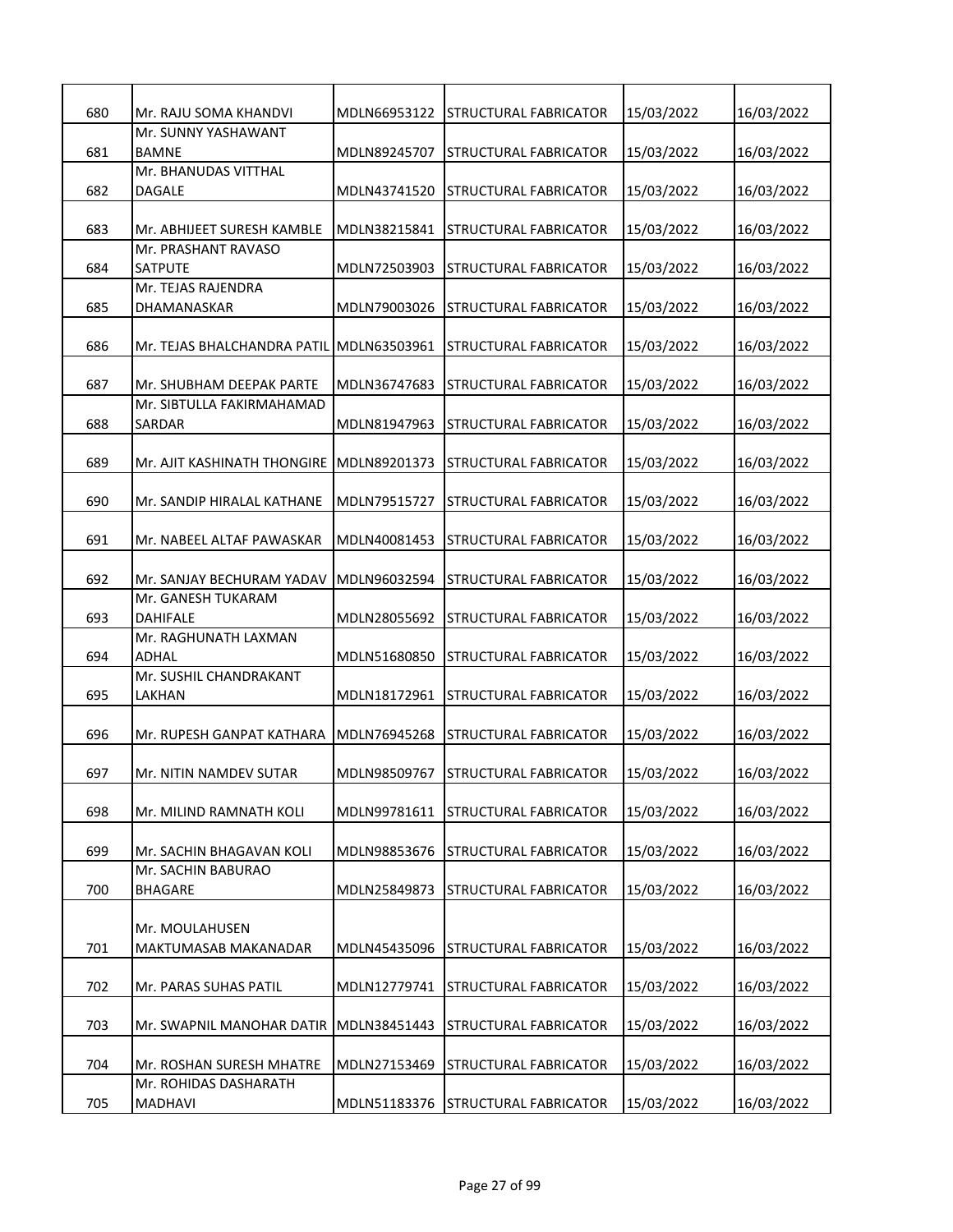| 680 | Mr. RAJU SOMA KHANDVI | MDLN66953122 | STRUCTURAL FABRICATOR | 15/03/2022 | 16/03/2022 |
|---|---|---|---|---|---|
| 681 | Mr. SUNNY YASHAWANT BAMNE | MDLN89245707 | STRUCTURAL FABRICATOR | 15/03/2022 | 16/03/2022 |
| 682 | Mr. BHANUDAS VITTHAL DAGALE | MDLN43741520 | STRUCTURAL FABRICATOR | 15/03/2022 | 16/03/2022 |
| 683 | Mr. ABHIJEET SURESH KAMBLE | MDLN38215841 | STRUCTURAL FABRICATOR | 15/03/2022 | 16/03/2022 |
| 684 | Mr. PRASHANT RAVASO SATPUTE | MDLN72503903 | STRUCTURAL FABRICATOR | 15/03/2022 | 16/03/2022 |
| 685 | Mr. TEJAS RAJENDRA DHAMANASKAR | MDLN79003026 | STRUCTURAL FABRICATOR | 15/03/2022 | 16/03/2022 |
| 686 | Mr. TEJAS BHALCHANDRA PATIL | MDLN63503961 | STRUCTURAL FABRICATOR | 15/03/2022 | 16/03/2022 |
| 687 | Mr. SHUBHAM DEEPAK PARTE | MDLN36747683 | STRUCTURAL FABRICATOR | 15/03/2022 | 16/03/2022 |
| 688 | Mr. SIBTULLA FAKIRMAHAMAD SARDAR | MDLN81947963 | STRUCTURAL FABRICATOR | 15/03/2022 | 16/03/2022 |
| 689 | Mr. AJIT KASHINATH THONGIRE | MDLN89201373 | STRUCTURAL FABRICATOR | 15/03/2022 | 16/03/2022 |
| 690 | Mr. SANDIP HIRALAL KATHANE | MDLN79515727 | STRUCTURAL FABRICATOR | 15/03/2022 | 16/03/2022 |
| 691 | Mr. NABEEL ALTAF PAWASKAR | MDLN40081453 | STRUCTURAL FABRICATOR | 15/03/2022 | 16/03/2022 |
| 692 | Mr. SANJAY BECHURAM YADAV | MDLN96032594 | STRUCTURAL FABRICATOR | 15/03/2022 | 16/03/2022 |
| 693 | Mr. GANESH TUKARAM DAHIFALE | MDLN28055692 | STRUCTURAL FABRICATOR | 15/03/2022 | 16/03/2022 |
| 694 | Mr. RAGHUNATH LAXMAN ADHAL | MDLN51680850 | STRUCTURAL FABRICATOR | 15/03/2022 | 16/03/2022 |
| 695 | Mr. SUSHIL CHANDRAKANT LAKHAN | MDLN18172961 | STRUCTURAL FABRICATOR | 15/03/2022 | 16/03/2022 |
| 696 | Mr. RUPESH GANPAT KATHARA | MDLN76945268 | STRUCTURAL FABRICATOR | 15/03/2022 | 16/03/2022 |
| 697 | Mr. NITIN NAMDEV SUTAR | MDLN98509767 | STRUCTURAL FABRICATOR | 15/03/2022 | 16/03/2022 |
| 698 | Mr. MILIND RAMNATH KOLI | MDLN99781611 | STRUCTURAL FABRICATOR | 15/03/2022 | 16/03/2022 |
| 699 | Mr. SACHIN BHAGAVAN KOLI | MDLN98853676 | STRUCTURAL FABRICATOR | 15/03/2022 | 16/03/2022 |
| 700 | Mr. SACHIN BABURAO BHAGARE | MDLN25849873 | STRUCTURAL FABRICATOR | 15/03/2022 | 16/03/2022 |
| 701 | Mr. MOULAHUSEN MAKTUMASAB MAKANADAR | MDLN45435096 | STRUCTURAL FABRICATOR | 15/03/2022 | 16/03/2022 |
| 702 | Mr. PARAS SUHAS PATIL | MDLN12779741 | STRUCTURAL FABRICATOR | 15/03/2022 | 16/03/2022 |
| 703 | Mr. SWAPNIL MANOHAR DATIR | MDLN38451443 | STRUCTURAL FABRICATOR | 15/03/2022 | 16/03/2022 |
| 704 | Mr. ROSHAN SURESH MHATRE | MDLN27153469 | STRUCTURAL FABRICATOR | 15/03/2022 | 16/03/2022 |
| 705 | Mr. ROHIDAS DASHARATH MADHAVI | MDLN51183376 | STRUCTURAL FABRICATOR | 15/03/2022 | 16/03/2022 |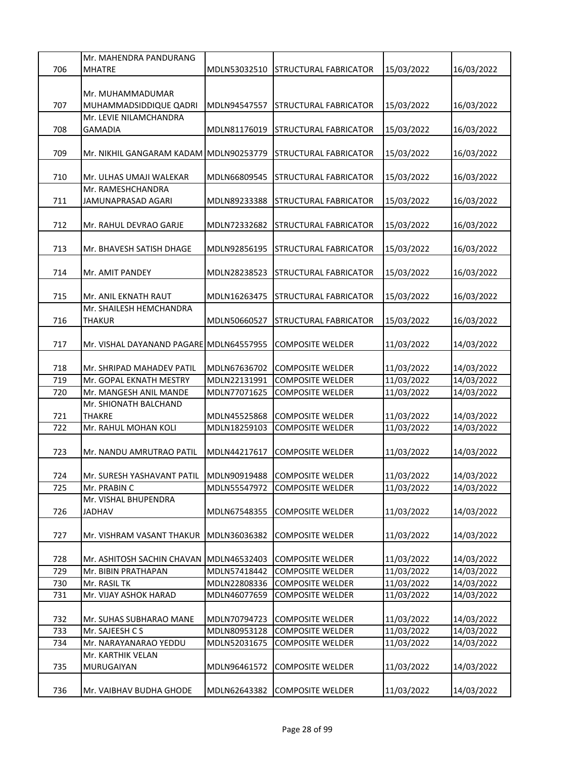| 706 | Mr. MAHENDRA PANDURANG MHATRE | MDLN53032510 | STRUCTURAL FABRICATOR | 15/03/2022 | 16/03/2022 |
|---|---|---|---|---|---|
| 707 | Mr. MUHAMMADUMAR MUHAMMADSIDDIQUE QADRI | MDLN94547557 | STRUCTURAL FABRICATOR | 15/03/2022 | 16/03/2022 |
| 708 | Mr. LEVIE NILAMCHANDRA GAMADIA | MDLN81176019 | STRUCTURAL FABRICATOR | 15/03/2022 | 16/03/2022 |
| 709 | Mr. NIKHIL GANGARAM KADAM | MDLN90253779 | STRUCTURAL FABRICATOR | 15/03/2022 | 16/03/2022 |
| 710 | Mr. ULHAS UMAJI WALEKAR | MDLN66809545 | STRUCTURAL FABRICATOR | 15/03/2022 | 16/03/2022 |
| 711 | Mr. RAMESHCHANDRA JAMUNAPRASAD AGARI | MDLN89233388 | STRUCTURAL FABRICATOR | 15/03/2022 | 16/03/2022 |
| 712 | Mr. RAHUL DEVRAO GARJE | MDLN72332682 | STRUCTURAL FABRICATOR | 15/03/2022 | 16/03/2022 |
| 713 | Mr. BHAVESH SATISH DHAGE | MDLN92856195 | STRUCTURAL FABRICATOR | 15/03/2022 | 16/03/2022 |
| 714 | Mr. AMIT PANDEY | MDLN28238523 | STRUCTURAL FABRICATOR | 15/03/2022 | 16/03/2022 |
| 715 | Mr. ANIL EKNATH RAUT | MDLN16263475 | STRUCTURAL FABRICATOR | 15/03/2022 | 16/03/2022 |
| 716 | Mr. SHAILESH HEMCHANDRA THAKUR | MDLN50660527 | STRUCTURAL FABRICATOR | 15/03/2022 | 16/03/2022 |
| 717 | Mr. VISHAL DAYANAND PAGARE | MDLN64557955 | COMPOSITE WELDER | 11/03/2022 | 14/03/2022 |
| 718 | Mr. SHRIPAD MAHADEV PATIL | MDLN67636702 | COMPOSITE WELDER | 11/03/2022 | 14/03/2022 |
| 719 | Mr. GOPAL EKNATH MESTRY | MDLN22131991 | COMPOSITE WELDER | 11/03/2022 | 14/03/2022 |
| 720 | Mr. MANGESH ANIL MANDE | MDLN77071625 | COMPOSITE WELDER | 11/03/2022 | 14/03/2022 |
| 721 | Mr. SHIONATH BALCHAND THAKRE | MDLN45525868 | COMPOSITE WELDER | 11/03/2022 | 14/03/2022 |
| 722 | Mr. RAHUL MOHAN KOLI | MDLN18259103 | COMPOSITE WELDER | 11/03/2022 | 14/03/2022 |
| 723 | Mr. NANDU AMRUTRAO PATIL | MDLN44217617 | COMPOSITE WELDER | 11/03/2022 | 14/03/2022 |
| 724 | Mr. SURESH YASHAVANT PATIL | MDLN90919488 | COMPOSITE WELDER | 11/03/2022 | 14/03/2022 |
| 725 | Mr. PRABIN C | MDLN55547972 | COMPOSITE WELDER | 11/03/2022 | 14/03/2022 |
| 726 | Mr. VISHAL BHUPENDRA JADHAV | MDLN67548355 | COMPOSITE WELDER | 11/03/2022 | 14/03/2022 |
| 727 | Mr. VISHRAM VASANT THAKUR | MDLN36036382 | COMPOSITE WELDER | 11/03/2022 | 14/03/2022 |
| 728 | Mr. ASHITOSH SACHIN CHAVAN | MDLN46532403 | COMPOSITE WELDER | 11/03/2022 | 14/03/2022 |
| 729 | Mr. BIBIN PRATHAPAN | MDLN57418442 | COMPOSITE WELDER | 11/03/2022 | 14/03/2022 |
| 730 | Mr. RASIL TK | MDLN22808336 | COMPOSITE WELDER | 11/03/2022 | 14/03/2022 |
| 731 | Mr. VIJAY ASHOK HARAD | MDLN46077659 | COMPOSITE WELDER | 11/03/2022 | 14/03/2022 |
| 732 | Mr. SUHAS SUBHARAO MANE | MDLN70794723 | COMPOSITE WELDER | 11/03/2022 | 14/03/2022 |
| 733 | Mr. SAJEESH C S | MDLN80953128 | COMPOSITE WELDER | 11/03/2022 | 14/03/2022 |
| 734 | Mr. NARAYANARAO YEDDU | MDLN52031675 | COMPOSITE WELDER | 11/03/2022 | 14/03/2022 |
| 735 | Mr. KARTHIK VELAN MURUGAIYAN | MDLN96461572 | COMPOSITE WELDER | 11/03/2022 | 14/03/2022 |
| 736 | Mr. VAIBHAV BUDHA GHODE | MDLN62643382 | COMPOSITE WELDER | 11/03/2022 | 14/03/2022 |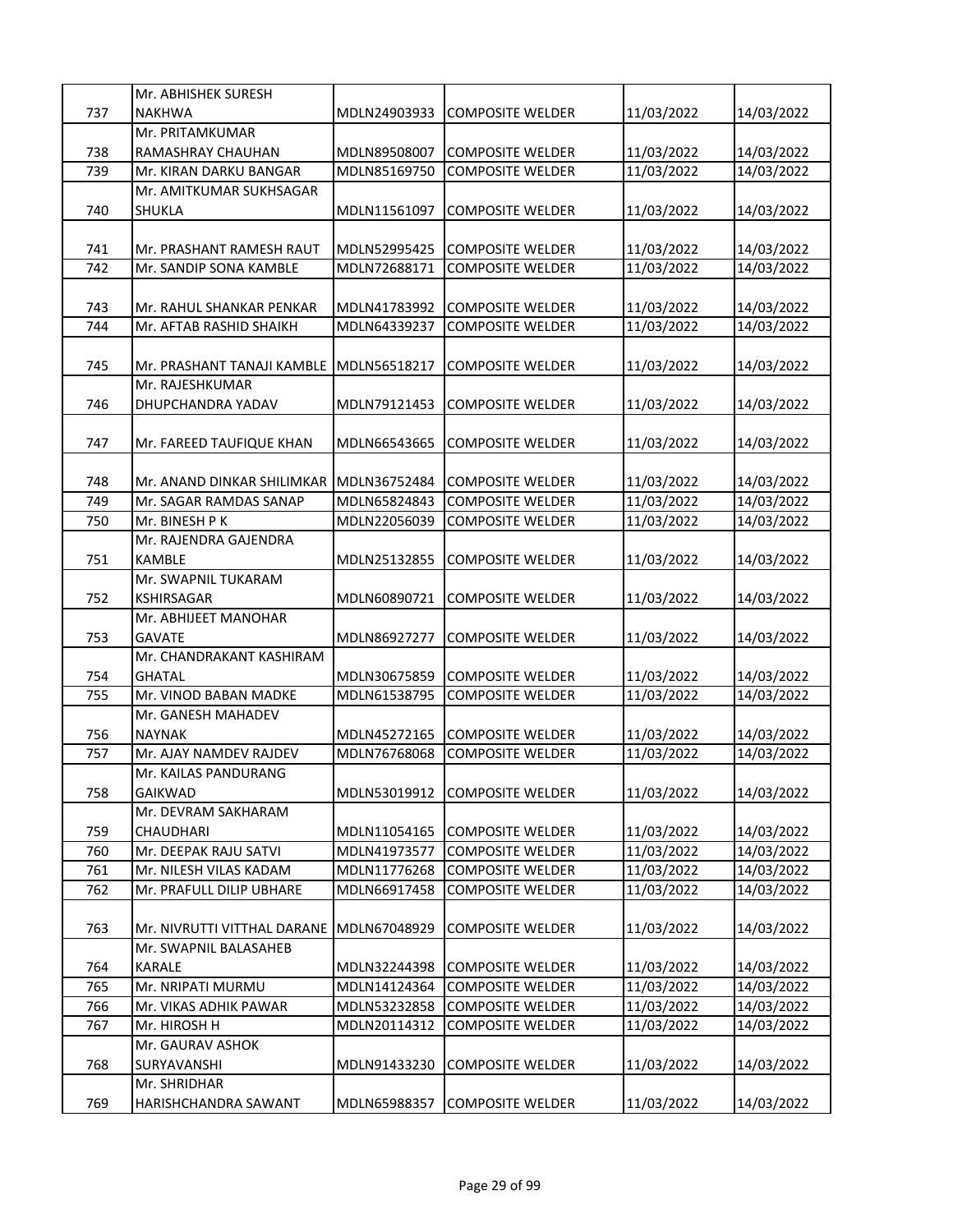| 737 | Mr. ABHISHEK SURESH NAKHWA | MDLN24903933 | COMPOSITE WELDER | 11/03/2022 | 14/03/2022 |
|---|---|---|---|---|---|
| 738 | Mr. PRITAMKUMAR RAMASHRAY CHAUHAN | MDLN89508007 | COMPOSITE WELDER | 11/03/2022 | 14/03/2022 |
| 739 | Mr. KIRAN DARKU BANGAR | MDLN85169750 | COMPOSITE WELDER | 11/03/2022 | 14/03/2022 |
| 740 | Mr. AMITKUMAR SUKHSAGAR SHUKLA | MDLN11561097 | COMPOSITE WELDER | 11/03/2022 | 14/03/2022 |
| 741 | Mr. PRASHANT RAMESH RAUT | MDLN52995425 | COMPOSITE WELDER | 11/03/2022 | 14/03/2022 |
| 742 | Mr. SANDIP SONA KAMBLE | MDLN72688171 | COMPOSITE WELDER | 11/03/2022 | 14/03/2022 |
| 743 | Mr. RAHUL SHANKAR PENKAR | MDLN41783992 | COMPOSITE WELDER | 11/03/2022 | 14/03/2022 |
| 744 | Mr. AFTAB RASHID SHAIKH | MDLN64339237 | COMPOSITE WELDER | 11/03/2022 | 14/03/2022 |
| 745 | Mr. PRASHANT TANAJI KAMBLE | MDLN56518217 | COMPOSITE WELDER | 11/03/2022 | 14/03/2022 |
| 746 | Mr. RAJESHKUMAR DHUPCHANDRA YADAV | MDLN79121453 | COMPOSITE WELDER | 11/03/2022 | 14/03/2022 |
| 747 | Mr. FAREED TAUFIQUE KHAN | MDLN66543665 | COMPOSITE WELDER | 11/03/2022 | 14/03/2022 |
| 748 | Mr. ANAND DINKAR SHILIMKAR | MDLN36752484 | COMPOSITE WELDER | 11/03/2022 | 14/03/2022 |
| 749 | Mr. SAGAR RAMDAS SANAP | MDLN65824843 | COMPOSITE WELDER | 11/03/2022 | 14/03/2022 |
| 750 | Mr. BINESH P K | MDLN22056039 | COMPOSITE WELDER | 11/03/2022 | 14/03/2022 |
| 751 | Mr. RAJENDRA GAJENDRA KAMBLE | MDLN25132855 | COMPOSITE WELDER | 11/03/2022 | 14/03/2022 |
| 752 | Mr. SWAPNIL TUKARAM KSHIRSAGAR | MDLN60890721 | COMPOSITE WELDER | 11/03/2022 | 14/03/2022 |
| 753 | Mr. ABHIJEET MANOHAR GAVATE | MDLN86927277 | COMPOSITE WELDER | 11/03/2022 | 14/03/2022 |
| 754 | Mr. CHANDRAKANT KASHIRAM GHATAL | MDLN30675859 | COMPOSITE WELDER | 11/03/2022 | 14/03/2022 |
| 755 | Mr. VINOD BABAN MADKE | MDLN61538795 | COMPOSITE WELDER | 11/03/2022 | 14/03/2022 |
| 756 | Mr. GANESH MAHADEV NAYNAK | MDLN45272165 | COMPOSITE WELDER | 11/03/2022 | 14/03/2022 |
| 757 | Mr. AJAY NAMDEV RAJDEV | MDLN76768068 | COMPOSITE WELDER | 11/03/2022 | 14/03/2022 |
| 758 | Mr. KAILAS PANDURANG GAIKWAD | MDLN53019912 | COMPOSITE WELDER | 11/03/2022 | 14/03/2022 |
| 759 | Mr. DEVRAM SAKHARAM CHAUDHARI | MDLN11054165 | COMPOSITE WELDER | 11/03/2022 | 14/03/2022 |
| 760 | Mr. DEEPAK RAJU SATVI | MDLN41973577 | COMPOSITE WELDER | 11/03/2022 | 14/03/2022 |
| 761 | Mr. NILESH VILAS KADAM | MDLN11776268 | COMPOSITE WELDER | 11/03/2022 | 14/03/2022 |
| 762 | Mr. PRAFULL DILIP UBHARE | MDLN66917458 | COMPOSITE WELDER | 11/03/2022 | 14/03/2022 |
| 763 | Mr. NIVRUTTI VITTHAL DARANE | MDLN67048929 | COMPOSITE WELDER | 11/03/2022 | 14/03/2022 |
| 764 | Mr. SWAPNIL BALASAHEB KARALE | MDLN32244398 | COMPOSITE WELDER | 11/03/2022 | 14/03/2022 |
| 765 | Mr. NRIPATI MURMU | MDLN14124364 | COMPOSITE WELDER | 11/03/2022 | 14/03/2022 |
| 766 | Mr. VIKAS ADHIK PAWAR | MDLN53232858 | COMPOSITE WELDER | 11/03/2022 | 14/03/2022 |
| 767 | Mr. HIROSH H | MDLN20114312 | COMPOSITE WELDER | 11/03/2022 | 14/03/2022 |
| 768 | Mr. GAURAV ASHOK SURYAVANSHI | MDLN91433230 | COMPOSITE WELDER | 11/03/2022 | 14/03/2022 |
| 769 | Mr. SHRIDHAR HARISHCHANDRA SAWANT | MDLN65988357 | COMPOSITE WELDER | 11/03/2022 | 14/03/2022 |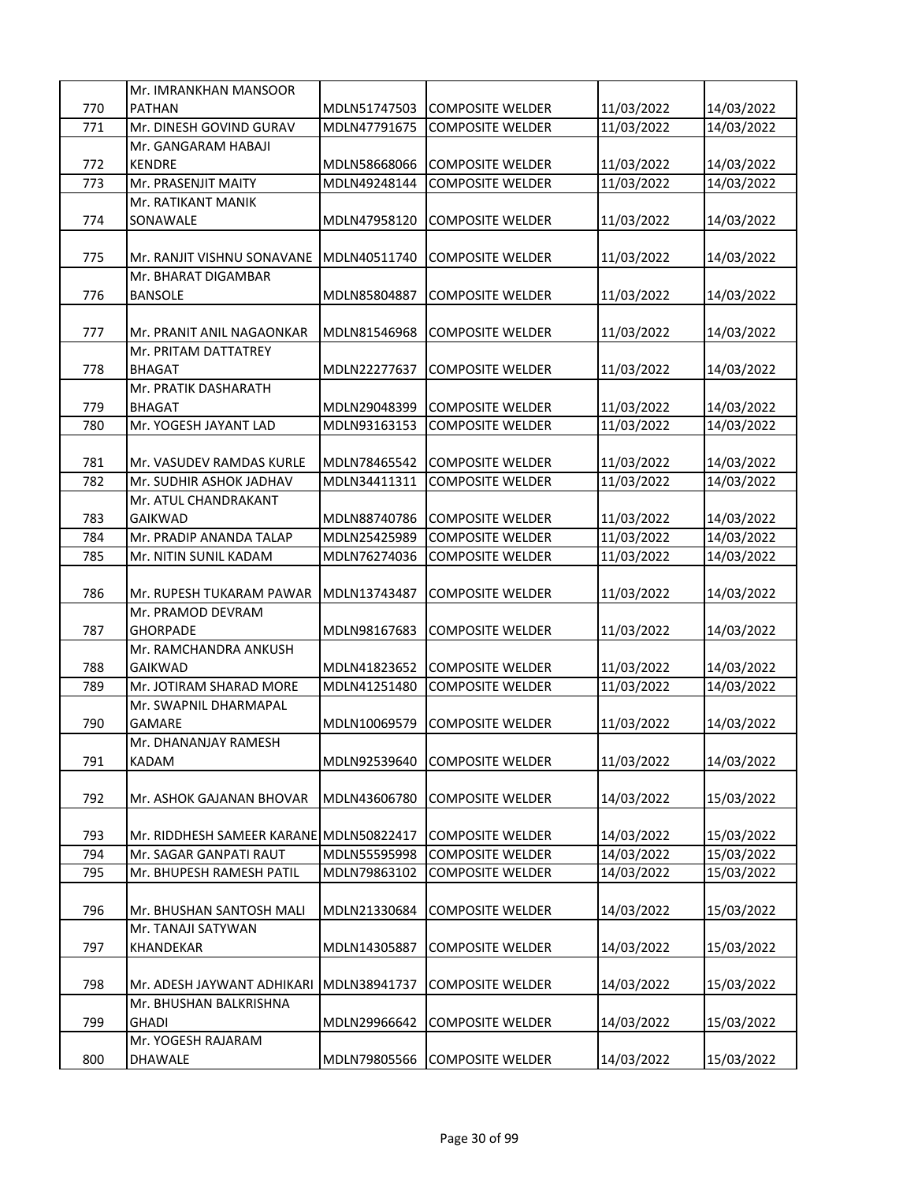| 770 | Mr. IMRANKHAN MANSOOR PATHAN | MDLN51747503 | COMPOSITE WELDER | 11/03/2022 | 14/03/2022 |
|---|---|---|---|---|---|
| 771 | Mr. DINESH GOVIND GURAV | MDLN47791675 | COMPOSITE WELDER | 11/03/2022 | 14/03/2022 |
| 772 | Mr. GANGARAM HABAJI KENDRE | MDLN58668066 | COMPOSITE WELDER | 11/03/2022 | 14/03/2022 |
| 773 | Mr. PRASENJIT MAITY | MDLN49248144 | COMPOSITE WELDER | 11/03/2022 | 14/03/2022 |
| 774 | Mr. RATIKANT MANIK SONAWALE | MDLN47958120 | COMPOSITE WELDER | 11/03/2022 | 14/03/2022 |
| 775 | Mr. RANJIT VISHNU SONAVANE | MDLN40511740 | COMPOSITE WELDER | 11/03/2022 | 14/03/2022 |
| 776 | Mr. BHARAT DIGAMBAR BANSOLE | MDLN85804887 | COMPOSITE WELDER | 11/03/2022 | 14/03/2022 |
| 777 | Mr. PRANIT ANIL NAGAONKAR | MDLN81546968 | COMPOSITE WELDER | 11/03/2022 | 14/03/2022 |
| 778 | Mr. PRITAM DATTATREY BHAGAT | MDLN22277637 | COMPOSITE WELDER | 11/03/2022 | 14/03/2022 |
| 779 | Mr. PRATIK DASHARATH BHAGAT | MDLN29048399 | COMPOSITE WELDER | 11/03/2022 | 14/03/2022 |
| 780 | Mr. YOGESH JAYANT LAD | MDLN93163153 | COMPOSITE WELDER | 11/03/2022 | 14/03/2022 |
| 781 | Mr. VASUDEV RAMDAS KURLE | MDLN78465542 | COMPOSITE WELDER | 11/03/2022 | 14/03/2022 |
| 782 | Mr. SUDHIR ASHOK JADHAV | MDLN34411311 | COMPOSITE WELDER | 11/03/2022 | 14/03/2022 |
| 783 | Mr. ATUL CHANDRAKANT GAIKWAD | MDLN88740786 | COMPOSITE WELDER | 11/03/2022 | 14/03/2022 |
| 784 | Mr. PRADIP ANANDA TALAP | MDLN25425989 | COMPOSITE WELDER | 11/03/2022 | 14/03/2022 |
| 785 | Mr. NITIN SUNIL KADAM | MDLN76274036 | COMPOSITE WELDER | 11/03/2022 | 14/03/2022 |
| 786 | Mr. RUPESH TUKARAM PAWAR | MDLN13743487 | COMPOSITE WELDER | 11/03/2022 | 14/03/2022 |
| 787 | Mr. PRAMOD DEVRAM GHORPADE | MDLN98167683 | COMPOSITE WELDER | 11/03/2022 | 14/03/2022 |
| 788 | Mr. RAMCHANDRA ANKUSH GAIKWAD | MDLN41823652 | COMPOSITE WELDER | 11/03/2022 | 14/03/2022 |
| 789 | Mr. JOTIRAM SHARAD MORE | MDLN41251480 | COMPOSITE WELDER | 11/03/2022 | 14/03/2022 |
| 790 | Mr. SWAPNIL DHARMAPAL GAMARE | MDLN10069579 | COMPOSITE WELDER | 11/03/2022 | 14/03/2022 |
| 791 | Mr. DHANANJAY RAMESH KADAM | MDLN92539640 | COMPOSITE WELDER | 11/03/2022 | 14/03/2022 |
| 792 | Mr. ASHOK GAJANAN BHOVAR | MDLN43606780 | COMPOSITE WELDER | 14/03/2022 | 15/03/2022 |
| 793 | Mr. RIDDHESH SAMEER KARANE | MDLN50822417 | COMPOSITE WELDER | 14/03/2022 | 15/03/2022 |
| 794 | Mr. SAGAR GANPATI RAUT | MDLN55595998 | COMPOSITE WELDER | 14/03/2022 | 15/03/2022 |
| 795 | Mr. BHUPESH RAMESH PATIL | MDLN79863102 | COMPOSITE WELDER | 14/03/2022 | 15/03/2022 |
| 796 | Mr. BHUSHAN SANTOSH MALI | MDLN21330684 | COMPOSITE WELDER | 14/03/2022 | 15/03/2022 |
| 797 | Mr. TANAJI SATYWAN KHANDEKAR | MDLN14305887 | COMPOSITE WELDER | 14/03/2022 | 15/03/2022 |
| 798 | Mr. ADESH JAYWANT ADHIKARI | MDLN38941737 | COMPOSITE WELDER | 14/03/2022 | 15/03/2022 |
| 799 | Mr. BHUSHAN BALKRISHNA GHADI | MDLN29966642 | COMPOSITE WELDER | 14/03/2022 | 15/03/2022 |
| 800 | Mr. YOGESH RAJARAM DHAWALE | MDLN79805566 | COMPOSITE WELDER | 14/03/2022 | 15/03/2022 |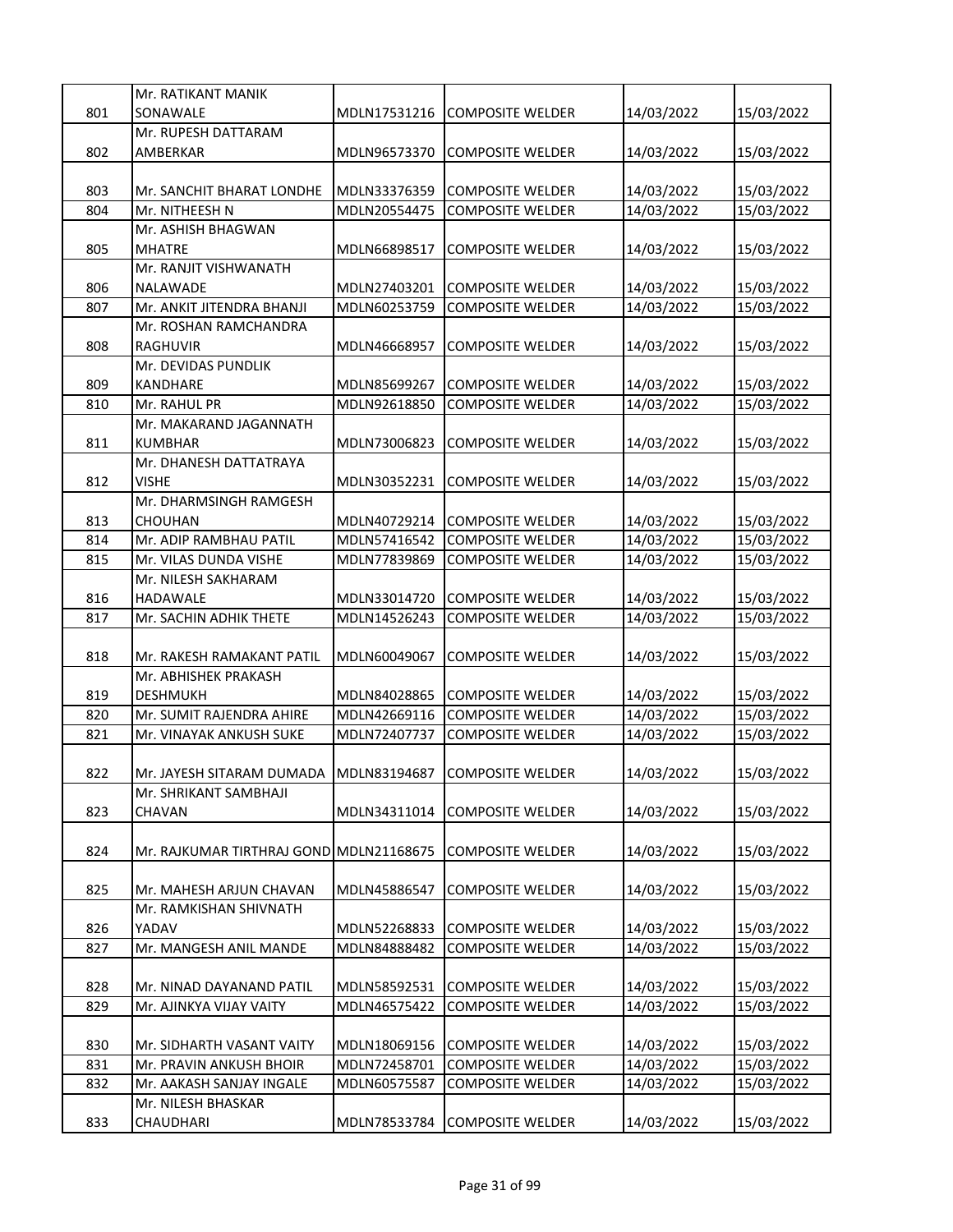| | | | | | |
|---|---|---|---|---|---|
| 801 | Mr. RATIKANT MANIK SONAWALE | MDLN17531216 | COMPOSITE WELDER | 14/03/2022 | 15/03/2022 |
| 802 | Mr. RUPESH DATTARAM AMBERKAR | MDLN96573370 | COMPOSITE WELDER | 14/03/2022 | 15/03/2022 |
| 803 | Mr. SANCHIT BHARAT LONDHE | MDLN33376359 | COMPOSITE WELDER | 14/03/2022 | 15/03/2022 |
| 804 | Mr. NITHEESH N | MDLN20554475 | COMPOSITE WELDER | 14/03/2022 | 15/03/2022 |
| 805 | Mr. ASHISH BHAGWAN MHATRE | MDLN66898517 | COMPOSITE WELDER | 14/03/2022 | 15/03/2022 |
| 806 | Mr. RANJIT VISHWANATH NALAWADE | MDLN27403201 | COMPOSITE WELDER | 14/03/2022 | 15/03/2022 |
| 807 | Mr. ANKIT JITENDRA BHANJI | MDLN60253759 | COMPOSITE WELDER | 14/03/2022 | 15/03/2022 |
| 808 | Mr. ROSHAN RAMCHANDRA RAGHUVIR | MDLN46668957 | COMPOSITE WELDER | 14/03/2022 | 15/03/2022 |
| 809 | Mr. DEVIDAS PUNDLIK KANDHARE | MDLN85699267 | COMPOSITE WELDER | 14/03/2022 | 15/03/2022 |
| 810 | Mr. RAHUL PR | MDLN92618850 | COMPOSITE WELDER | 14/03/2022 | 15/03/2022 |
| 811 | Mr. MAKARAND JAGANNATH KUMBHAR | MDLN73006823 | COMPOSITE WELDER | 14/03/2022 | 15/03/2022 |
| 812 | Mr. DHANESH DATTATRAYA VISHE | MDLN30352231 | COMPOSITE WELDER | 14/03/2022 | 15/03/2022 |
| 813 | Mr. DHARMSINGH RAMGESH CHOUHAN | MDLN40729214 | COMPOSITE WELDER | 14/03/2022 | 15/03/2022 |
| 814 | Mr. ADIP RAMBHAU PATIL | MDLN57416542 | COMPOSITE WELDER | 14/03/2022 | 15/03/2022 |
| 815 | Mr. VILAS DUNDA VISHE | MDLN77839869 | COMPOSITE WELDER | 14/03/2022 | 15/03/2022 |
| 816 | Mr. NILESH SAKHARAM HADAWALE | MDLN33014720 | COMPOSITE WELDER | 14/03/2022 | 15/03/2022 |
| 817 | Mr. SACHIN ADHIK THETE | MDLN14526243 | COMPOSITE WELDER | 14/03/2022 | 15/03/2022 |
| 818 | Mr. RAKESH RAMAKANT PATIL | MDLN60049067 | COMPOSITE WELDER | 14/03/2022 | 15/03/2022 |
| 819 | Mr. ABHISHEK PRAKASH DESHMUKH | MDLN84028865 | COMPOSITE WELDER | 14/03/2022 | 15/03/2022 |
| 820 | Mr. SUMIT RAJENDRA AHIRE | MDLN42669116 | COMPOSITE WELDER | 14/03/2022 | 15/03/2022 |
| 821 | Mr. VINAYAK ANKUSH SUKE | MDLN72407737 | COMPOSITE WELDER | 14/03/2022 | 15/03/2022 |
| 822 | Mr. JAYESH SITARAM DUMADA | MDLN83194687 | COMPOSITE WELDER | 14/03/2022 | 15/03/2022 |
| 823 | Mr. SHRIKANT SAMBHAJI CHAVAN | MDLN34311014 | COMPOSITE WELDER | 14/03/2022 | 15/03/2022 |
| 824 | Mr. RAJKUMAR TIRTHRAJ GOND | MDLN21168675 | COMPOSITE WELDER | 14/03/2022 | 15/03/2022 |
| 825 | Mr. MAHESH ARJUN CHAVAN | MDLN45886547 | COMPOSITE WELDER | 14/03/2022 | 15/03/2022 |
| 826 | Mr. RAMKISHAN SHIVNATH YADAV | MDLN52268833 | COMPOSITE WELDER | 14/03/2022 | 15/03/2022 |
| 827 | Mr. MANGESH ANIL MANDE | MDLN84888482 | COMPOSITE WELDER | 14/03/2022 | 15/03/2022 |
| 828 | Mr. NINAD DAYANAND PATIL | MDLN58592531 | COMPOSITE WELDER | 14/03/2022 | 15/03/2022 |
| 829 | Mr. AJINKYA VIJAY VAITY | MDLN46575422 | COMPOSITE WELDER | 14/03/2022 | 15/03/2022 |
| 830 | Mr. SIDHARTH VASANT VAITY | MDLN18069156 | COMPOSITE WELDER | 14/03/2022 | 15/03/2022 |
| 831 | Mr. PRAVIN ANKUSH BHOIR | MDLN72458701 | COMPOSITE WELDER | 14/03/2022 | 15/03/2022 |
| 832 | Mr. AAKASH SANJAY INGALE | MDLN60575587 | COMPOSITE WELDER | 14/03/2022 | 15/03/2022 |
| 833 | Mr. NILESH BHASKAR CHAUDHARI | MDLN78533784 | COMPOSITE WELDER | 14/03/2022 | 15/03/2022 |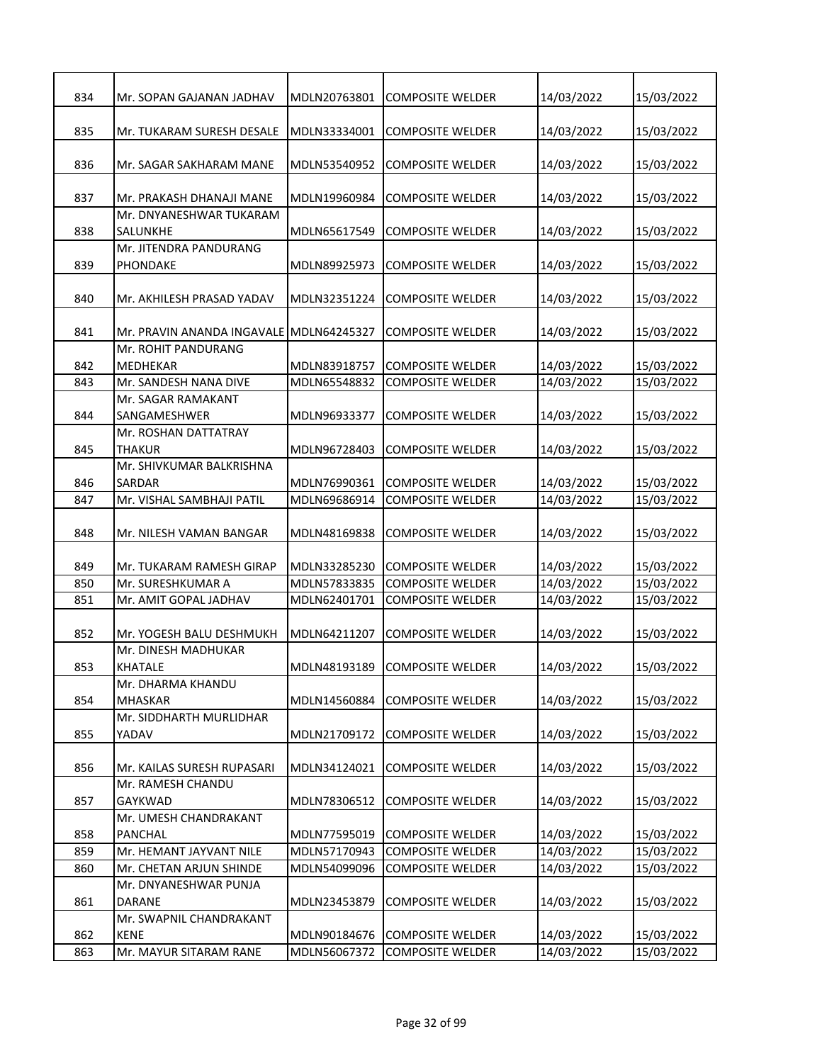| 834 | Mr. SOPAN GAJANAN JADHAV | MDLN20763801 | COMPOSITE WELDER | 14/03/2022 | 15/03/2022 |
|---|---|---|---|---|---|
| 835 | Mr. TUKARAM SURESH DESALE | MDLN33334001 | COMPOSITE WELDER | 14/03/2022 | 15/03/2022 |
| 836 | Mr. SAGAR SAKHARAM MANE | MDLN53540952 | COMPOSITE WELDER | 14/03/2022 | 15/03/2022 |
| 837 | Mr. PRAKASH DHANAJI MANE | MDLN19960984 | COMPOSITE WELDER | 14/03/2022 | 15/03/2022 |
| 838 | Mr. DNYANESHWAR TUKARAM SALUNKHE | MDLN65617549 | COMPOSITE WELDER | 14/03/2022 | 15/03/2022 |
| 839 | Mr. JITENDRA PANDURANG PHONDAKE | MDLN89925973 | COMPOSITE WELDER | 14/03/2022 | 15/03/2022 |
| 840 | Mr. AKHILESH PRASAD YADAV | MDLN32351224 | COMPOSITE WELDER | 14/03/2022 | 15/03/2022 |
| 841 | Mr. PRAVIN ANANDA INGAVALE | MDLN64245327 | COMPOSITE WELDER | 14/03/2022 | 15/03/2022 |
| 842 | Mr. ROHIT PANDURANG MEDHEKAR | MDLN83918757 | COMPOSITE WELDER | 14/03/2022 | 15/03/2022 |
| 843 | Mr. SANDESH NANA DIVE | MDLN65548832 | COMPOSITE WELDER | 14/03/2022 | 15/03/2022 |
| 844 | Mr. SAGAR RAMAKANT SANGAMESHWER | MDLN96933377 | COMPOSITE WELDER | 14/03/2022 | 15/03/2022 |
| 845 | Mr. ROSHAN DATTATRAY THAKUR | MDLN96728403 | COMPOSITE WELDER | 14/03/2022 | 15/03/2022 |
| 846 | Mr. SHIVKUMAR BALKRISHNA SARDAR | MDLN76990361 | COMPOSITE WELDER | 14/03/2022 | 15/03/2022 |
| 847 | Mr. VISHAL SAMBHAJI PATIL | MDLN69686914 | COMPOSITE WELDER | 14/03/2022 | 15/03/2022 |
| 848 | Mr. NILESH VAMAN BANGAR | MDLN48169838 | COMPOSITE WELDER | 14/03/2022 | 15/03/2022 |
| 849 | Mr. TUKARAM RAMESH GIRAP | MDLN33285230 | COMPOSITE WELDER | 14/03/2022 | 15/03/2022 |
| 850 | Mr. SURESHKUMAR A | MDLN57833835 | COMPOSITE WELDER | 14/03/2022 | 15/03/2022 |
| 851 | Mr. AMIT GOPAL JADHAV | MDLN62401701 | COMPOSITE WELDER | 14/03/2022 | 15/03/2022 |
| 852 | Mr. YOGESH BALU DESHMUKH | MDLN64211207 | COMPOSITE WELDER | 14/03/2022 | 15/03/2022 |
| 853 | Mr. DINESH MADHUKAR KHATALE | MDLN48193189 | COMPOSITE WELDER | 14/03/2022 | 15/03/2022 |
| 854 | Mr. DHARMA KHANDU MHASKAR | MDLN14560884 | COMPOSITE WELDER | 14/03/2022 | 15/03/2022 |
| 855 | Mr. SIDDHARTH MURLIDHAR YADAV | MDLN21709172 | COMPOSITE WELDER | 14/03/2022 | 15/03/2022 |
| 856 | Mr. KAILAS SURESH RUPASARI | MDLN34124021 | COMPOSITE WELDER | 14/03/2022 | 15/03/2022 |
| 857 | Mr. RAMESH CHANDU GAYKWAD | MDLN78306512 | COMPOSITE WELDER | 14/03/2022 | 15/03/2022 |
| 858 | Mr. UMESH CHANDRAKANT PANCHAL | MDLN77595019 | COMPOSITE WELDER | 14/03/2022 | 15/03/2022 |
| 859 | Mr. HEMANT JAYVANT NILE | MDLN57170943 | COMPOSITE WELDER | 14/03/2022 | 15/03/2022 |
| 860 | Mr. CHETAN ARJUN SHINDE | MDLN54099096 | COMPOSITE WELDER | 14/03/2022 | 15/03/2022 |
| 861 | Mr. DNYANESHWAR PUNJA DARANE | MDLN23453879 | COMPOSITE WELDER | 14/03/2022 | 15/03/2022 |
| 862 | Mr. SWAPNIL CHANDRAKANT KENE | MDLN90184676 | COMPOSITE WELDER | 14/03/2022 | 15/03/2022 |
| 863 | Mr. MAYUR SITARAM RANE | MDLN56067372 | COMPOSITE WELDER | 14/03/2022 | 15/03/2022 |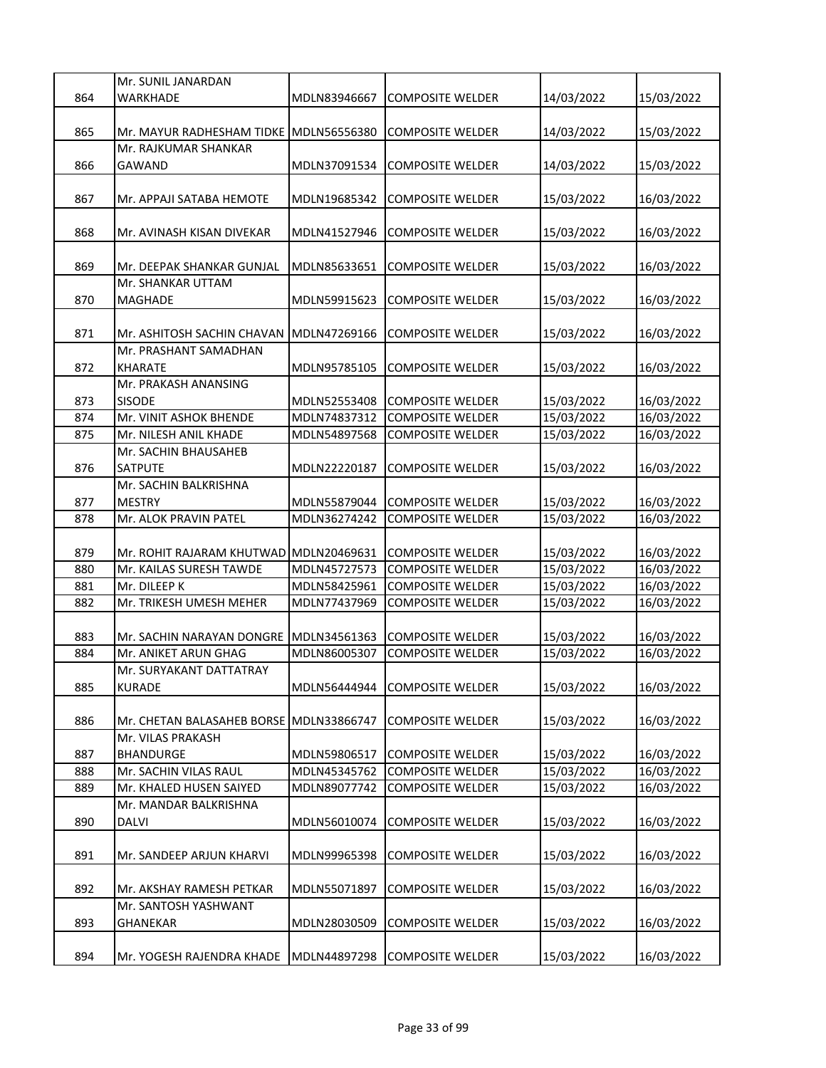| 864 | Mr. SUNIL JANARDAN WARKHADE | MDLN83946667 | COMPOSITE WELDER | 14/03/2022 | 15/03/2022 |
|---|---|---|---|---|---|
| 865 | Mr. MAYUR RADHESHAM TIDKE | MDLN56556380 | COMPOSITE WELDER | 14/03/2022 | 15/03/2022 |
| 866 | Mr. RAJKUMAR SHANKAR GAWAND | MDLN37091534 | COMPOSITE WELDER | 14/03/2022 | 15/03/2022 |
| 867 | Mr. APPAJI SATABA HEMOTE | MDLN19685342 | COMPOSITE WELDER | 15/03/2022 | 16/03/2022 |
| 868 | Mr. AVINASH KISAN DIVEKAR | MDLN41527946 | COMPOSITE WELDER | 15/03/2022 | 16/03/2022 |
| 869 | Mr. DEEPAK SHANKAR GUNJAL | MDLN85633651 | COMPOSITE WELDER | 15/03/2022 | 16/03/2022 |
| 870 | Mr. SHANKAR UTTAM MAGHADE | MDLN59915623 | COMPOSITE WELDER | 15/03/2022 | 16/03/2022 |
| 871 | Mr. ASHITOSH SACHIN CHAVAN | MDLN47269166 | COMPOSITE WELDER | 15/03/2022 | 16/03/2022 |
| 872 | Mr. PRASHANT SAMADHAN KHARATE | MDLN95785105 | COMPOSITE WELDER | 15/03/2022 | 16/03/2022 |
| 873 | Mr. PRAKASH ANANSING SISODE | MDLN52553408 | COMPOSITE WELDER | 15/03/2022 | 16/03/2022 |
| 874 | Mr. VINIT ASHOK BHENDE | MDLN74837312 | COMPOSITE WELDER | 15/03/2022 | 16/03/2022 |
| 875 | Mr. NILESH ANIL KHADE | MDLN54897568 | COMPOSITE WELDER | 15/03/2022 | 16/03/2022 |
| 876 | Mr. SACHIN BHAUSAHEB SATPUTE | MDLN22220187 | COMPOSITE WELDER | 15/03/2022 | 16/03/2022 |
| 877 | Mr. SACHIN BALKRISHNA MESTRY | MDLN55879044 | COMPOSITE WELDER | 15/03/2022 | 16/03/2022 |
| 878 | Mr. ALOK PRAVIN PATEL | MDLN36274242 | COMPOSITE WELDER | 15/03/2022 | 16/03/2022 |
| 879 | Mr. ROHIT RAJARAM KHUTWAD | MDLN20469631 | COMPOSITE WELDER | 15/03/2022 | 16/03/2022 |
| 880 | Mr. KAILAS SURESH TAWDE | MDLN45727573 | COMPOSITE WELDER | 15/03/2022 | 16/03/2022 |
| 881 | Mr. DILEEP K | MDLN58425961 | COMPOSITE WELDER | 15/03/2022 | 16/03/2022 |
| 882 | Mr. TRIKESH UMESH MEHER | MDLN77437969 | COMPOSITE WELDER | 15/03/2022 | 16/03/2022 |
| 883 | Mr. SACHIN NARAYAN DONGRE | MDLN34561363 | COMPOSITE WELDER | 15/03/2022 | 16/03/2022 |
| 884 | Mr. ANIKET ARUN GHAG | MDLN86005307 | COMPOSITE WELDER | 15/03/2022 | 16/03/2022 |
| 885 | Mr. SURYAKANT DATTATRAY KURADE | MDLN56444944 | COMPOSITE WELDER | 15/03/2022 | 16/03/2022 |
| 886 | Mr. CHETAN BALASAHEB BORSE | MDLN33866747 | COMPOSITE WELDER | 15/03/2022 | 16/03/2022 |
| 887 | Mr. VILAS PRAKASH BHANDURGE | MDLN59806517 | COMPOSITE WELDER | 15/03/2022 | 16/03/2022 |
| 888 | Mr. SACHIN VILAS RAUL | MDLN45345762 | COMPOSITE WELDER | 15/03/2022 | 16/03/2022 |
| 889 | Mr. KHALED HUSEN SAIYED | MDLN89077742 | COMPOSITE WELDER | 15/03/2022 | 16/03/2022 |
| 890 | Mr. MANDAR BALKRISHNA DALVI | MDLN56010074 | COMPOSITE WELDER | 15/03/2022 | 16/03/2022 |
| 891 | Mr. SANDEEP ARJUN KHARVI | MDLN99965398 | COMPOSITE WELDER | 15/03/2022 | 16/03/2022 |
| 892 | Mr. AKSHAY RAMESH PETKAR | MDLN55071897 | COMPOSITE WELDER | 15/03/2022 | 16/03/2022 |
| 893 | Mr. SANTOSH YASHWANT GHANEKAR | MDLN28030509 | COMPOSITE WELDER | 15/03/2022 | 16/03/2022 |
| 894 | Mr. YOGESH RAJENDRA KHADE | MDLN44897298 | COMPOSITE WELDER | 15/03/2022 | 16/03/2022 |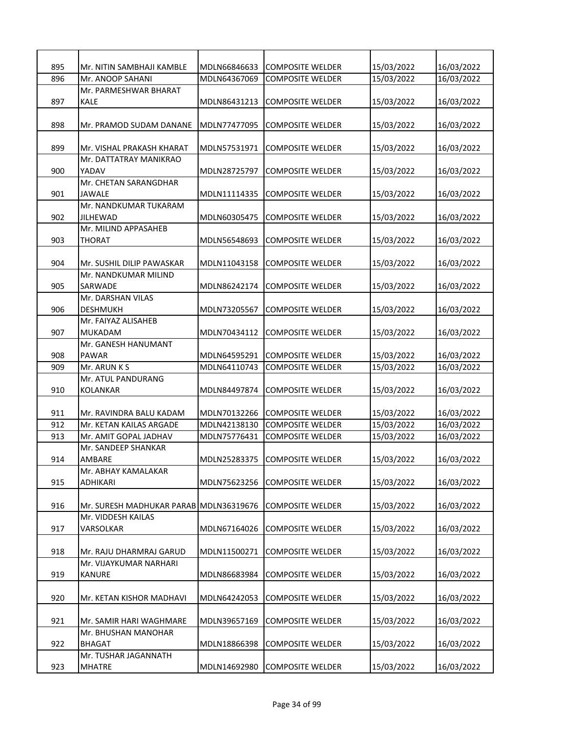| 895 | Mr. NITIN SAMBHAJI KAMBLE | MDLN66846633 | COMPOSITE WELDER | 15/03/2022 | 16/03/2022 |
|---|---|---|---|---|---|
| 896 | Mr. ANOOP SAHANI | MDLN64367069 | COMPOSITE WELDER | 15/03/2022 | 16/03/2022 |
| 897 | Mr. PARMESHWAR BHARAT KALE | MDLN86431213 | COMPOSITE WELDER | 15/03/2022 | 16/03/2022 |
| 898 | Mr. PRAMOD SUDAM DANANE | MDLN77477095 | COMPOSITE WELDER | 15/03/2022 | 16/03/2022 |
| 899 | Mr. VISHAL PRAKASH KHARAT | MDLN57531971 | COMPOSITE WELDER | 15/03/2022 | 16/03/2022 |
| 900 | Mr. DATTATRAY MANIKRAO YADAV | MDLN28725797 | COMPOSITE WELDER | 15/03/2022 | 16/03/2022 |
| 901 | Mr. CHETAN SARANGDHAR JAWALE | MDLN11114335 | COMPOSITE WELDER | 15/03/2022 | 16/03/2022 |
| 902 | Mr. NANDKUMAR TUKARAM JILHEWAD | MDLN60305475 | COMPOSITE WELDER | 15/03/2022 | 16/03/2022 |
| 903 | Mr. MILIND APPASAHEB THORAT | MDLN56548693 | COMPOSITE WELDER | 15/03/2022 | 16/03/2022 |
| 904 | Mr. SUSHIL DILIP PAWASKAR | MDLN11043158 | COMPOSITE WELDER | 15/03/2022 | 16/03/2022 |
| 905 | Mr. NANDKUMAR MILIND SARWADE | MDLN86242174 | COMPOSITE WELDER | 15/03/2022 | 16/03/2022 |
| 906 | Mr. DARSHAN VILAS DESHMUKH | MDLN73205567 | COMPOSITE WELDER | 15/03/2022 | 16/03/2022 |
| 907 | Mr. FAIYAZ ALISAHEB MUKADAM | MDLN70434112 | COMPOSITE WELDER | 15/03/2022 | 16/03/2022 |
| 908 | Mr. GANESH HANUMANT PAWAR | MDLN64595291 | COMPOSITE WELDER | 15/03/2022 | 16/03/2022 |
| 909 | Mr. ARUN K S | MDLN64110743 | COMPOSITE WELDER | 15/03/2022 | 16/03/2022 |
| 910 | Mr. ATUL PANDURANG KOLANKAR | MDLN84497874 | COMPOSITE WELDER | 15/03/2022 | 16/03/2022 |
| 911 | Mr. RAVINDRA BALU KADAM | MDLN70132266 | COMPOSITE WELDER | 15/03/2022 | 16/03/2022 |
| 912 | Mr. KETAN KAILAS ARGADE | MDLN42138130 | COMPOSITE WELDER | 15/03/2022 | 16/03/2022 |
| 913 | Mr. AMIT GOPAL JADHAV | MDLN75776431 | COMPOSITE WELDER | 15/03/2022 | 16/03/2022 |
| 914 | Mr. SANDEEP SHANKAR AMBARE | MDLN25283375 | COMPOSITE WELDER | 15/03/2022 | 16/03/2022 |
| 915 | Mr. ABHAY KAMALAKAR ADHIKARI | MDLN75623256 | COMPOSITE WELDER | 15/03/2022 | 16/03/2022 |
| 916 | Mr. SURESH MADHUKAR PARAB | MDLN36319676 | COMPOSITE WELDER | 15/03/2022 | 16/03/2022 |
| 917 | Mr. VIDDESH KAILAS VARSOLKAR | MDLN67164026 | COMPOSITE WELDER | 15/03/2022 | 16/03/2022 |
| 918 | Mr. RAJU DHARMRAJ GARUD | MDLN11500271 | COMPOSITE WELDER | 15/03/2022 | 16/03/2022 |
| 919 | Mr. VIJAYKUMAR NARHARI KANURE | MDLN86683984 | COMPOSITE WELDER | 15/03/2022 | 16/03/2022 |
| 920 | Mr. KETAN KISHOR MADHAVI | MDLN64242053 | COMPOSITE WELDER | 15/03/2022 | 16/03/2022 |
| 921 | Mr. SAMIR HARI WAGHMARE | MDLN39657169 | COMPOSITE WELDER | 15/03/2022 | 16/03/2022 |
| 922 | Mr. BHUSHAN MANOHAR BHAGAT | MDLN18866398 | COMPOSITE WELDER | 15/03/2022 | 16/03/2022 |
| 923 | Mr. TUSHAR JAGANNATH MHATRE | MDLN14692980 | COMPOSITE WELDER | 15/03/2022 | 16/03/2022 |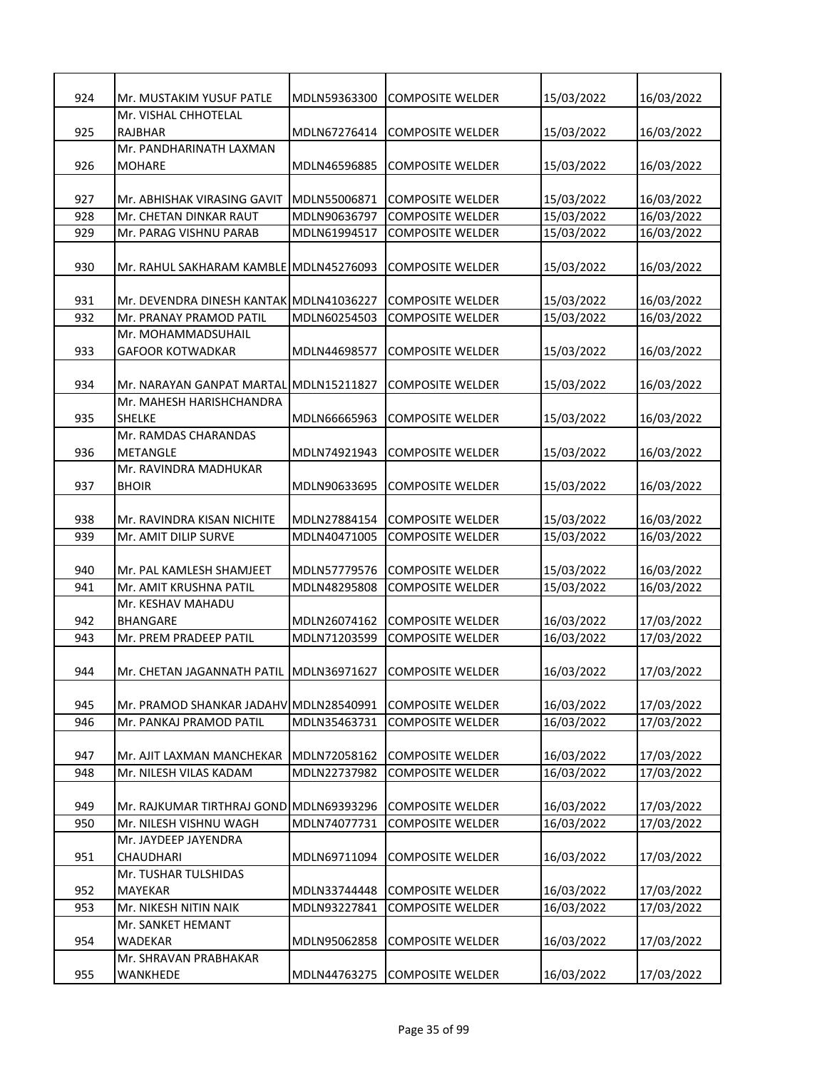| 924 | Mr. MUSTAKIM YUSUF PATLE | MDLN59363300 | COMPOSITE WELDER | 15/03/2022 | 16/03/2022 |
|---|---|---|---|---|---|
| 925 | Mr. VISHAL CHHOTELAL RAJBHAR | MDLN67276414 | COMPOSITE WELDER | 15/03/2022 | 16/03/2022 |
| 926 | Mr. PANDHARINATH LAXMAN MOHARE | MDLN46596885 | COMPOSITE WELDER | 15/03/2022 | 16/03/2022 |
| 927 | Mr. ABHISHAK VIRASING GAVIT | MDLN55006871 | COMPOSITE WELDER | 15/03/2022 | 16/03/2022 |
| 928 | Mr. CHETAN DINKAR RAUT | MDLN90636797 | COMPOSITE WELDER | 15/03/2022 | 16/03/2022 |
| 929 | Mr. PARAG VISHNU PARAB | MDLN61994517 | COMPOSITE WELDER | 15/03/2022 | 16/03/2022 |
| 930 | Mr. RAHUL SAKHARAM KAMBLE | MDLN45276093 | COMPOSITE WELDER | 15/03/2022 | 16/03/2022 |
| 931 | Mr. DEVENDRA DINESH KANTAK | MDLN41036227 | COMPOSITE WELDER | 15/03/2022 | 16/03/2022 |
| 932 | Mr. PRANAY PRAMOD PATIL | MDLN60254503 | COMPOSITE WELDER | 15/03/2022 | 16/03/2022 |
| 933 | Mr. MOHAMMADSUHAIL GAFOOR KOTWADKAR | MDLN44698577 | COMPOSITE WELDER | 15/03/2022 | 16/03/2022 |
| 934 | Mr. NARAYAN GANPAT MARTAL | MDLN15211827 | COMPOSITE WELDER | 15/03/2022 | 16/03/2022 |
| 935 | Mr. MAHESH HARISHCHANDRA SHELKE | MDLN66665963 | COMPOSITE WELDER | 15/03/2022 | 16/03/2022 |
| 936 | Mr. RAMDAS CHARANDAS METANGLE | MDLN74921943 | COMPOSITE WELDER | 15/03/2022 | 16/03/2022 |
| 937 | Mr. RAVINDRA MADHUKAR BHOIR | MDLN90633695 | COMPOSITE WELDER | 15/03/2022 | 16/03/2022 |
| 938 | Mr. RAVINDRA KISAN NICHITE | MDLN27884154 | COMPOSITE WELDER | 15/03/2022 | 16/03/2022 |
| 939 | Mr. AMIT DILIP SURVE | MDLN40471005 | COMPOSITE WELDER | 15/03/2022 | 16/03/2022 |
| 940 | Mr. PAL KAMLESH SHAMJEET | MDLN57779576 | COMPOSITE WELDER | 15/03/2022 | 16/03/2022 |
| 941 | Mr. AMIT KRUSHNA PATIL | MDLN48295808 | COMPOSITE WELDER | 15/03/2022 | 16/03/2022 |
| 942 | Mr. KESHAV MAHADU BHANGARE | MDLN26074162 | COMPOSITE WELDER | 16/03/2022 | 17/03/2022 |
| 943 | Mr. PREM PRADEEP PATIL | MDLN71203599 | COMPOSITE WELDER | 16/03/2022 | 17/03/2022 |
| 944 | Mr. CHETAN JAGANNATH PATIL | MDLN36971627 | COMPOSITE WELDER | 16/03/2022 | 17/03/2022 |
| 945 | Mr. PRAMOD SHANKAR JADAHV | MDLN28540991 | COMPOSITE WELDER | 16/03/2022 | 17/03/2022 |
| 946 | Mr. PANKAJ PRAMOD PATIL | MDLN35463731 | COMPOSITE WELDER | 16/03/2022 | 17/03/2022 |
| 947 | Mr. AJIT LAXMAN MANCHEKAR | MDLN72058162 | COMPOSITE WELDER | 16/03/2022 | 17/03/2022 |
| 948 | Mr. NILESH VILAS KADAM | MDLN22737982 | COMPOSITE WELDER | 16/03/2022 | 17/03/2022 |
| 949 | Mr. RAJKUMAR TIRTHRAJ GOND | MDLN69393296 | COMPOSITE WELDER | 16/03/2022 | 17/03/2022 |
| 950 | Mr. NILESH VISHNU WAGH | MDLN74077731 | COMPOSITE WELDER | 16/03/2022 | 17/03/2022 |
| 951 | Mr. JAYDEEP JAYENDRA CHAUDHARI | MDLN69711094 | COMPOSITE WELDER | 16/03/2022 | 17/03/2022 |
| 952 | Mr. TUSHAR TULSHIDAS MAYEKAR | MDLN33744448 | COMPOSITE WELDER | 16/03/2022 | 17/03/2022 |
| 953 | Mr. NIKESH NITIN NAIK | MDLN93227841 | COMPOSITE WELDER | 16/03/2022 | 17/03/2022 |
| 954 | Mr. SANKET HEMANT WADEKAR | MDLN95062858 | COMPOSITE WELDER | 16/03/2022 | 17/03/2022 |
| 955 | Mr. SHRAVAN PRABHAKAR WANKHEDE | MDLN44763275 | COMPOSITE WELDER | 16/03/2022 | 17/03/2022 |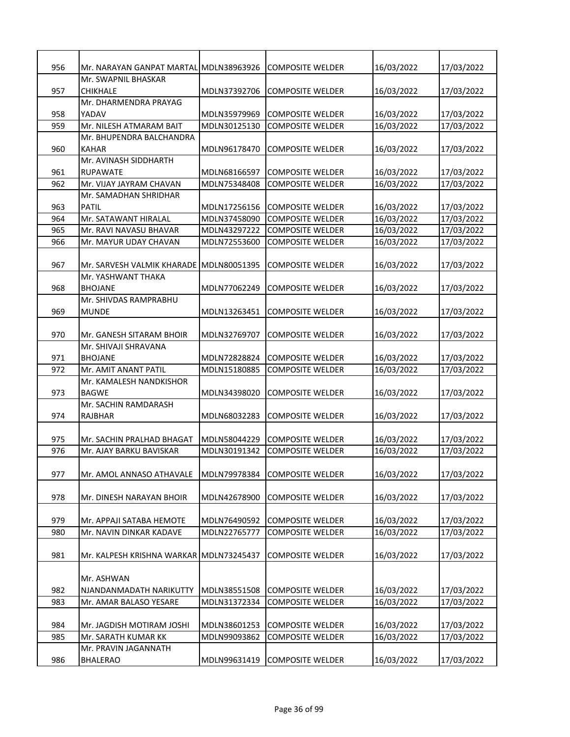| 956 | Mr. NARAYAN GANPAT MARTAL | MDLN38963926 | COMPOSITE WELDER | 16/03/2022 | 17/03/2022 |
|---|---|---|---|---|---|
| 957 | Mr. SWAPNIL BHASKAR CHIKHALE | MDLN37392706 | COMPOSITE WELDER | 16/03/2022 | 17/03/2022 |
| 958 | Mr. DHARMENDRA PRAYAG YADAV | MDLN35979969 | COMPOSITE WELDER | 16/03/2022 | 17/03/2022 |
| 959 | Mr. NILESH ATMARAM BAIT | MDLN30125130 | COMPOSITE WELDER | 16/03/2022 | 17/03/2022 |
| 960 | Mr. BHUPENDRA BALCHANDRA KAHAR | MDLN96178470 | COMPOSITE WELDER | 16/03/2022 | 17/03/2022 |
| 961 | Mr. AVINASH SIDDHARTH RUPAWATE | MDLN68166597 | COMPOSITE WELDER | 16/03/2022 | 17/03/2022 |
| 962 | Mr. VIJAY JAYRAM CHAVAN | MDLN75348408 | COMPOSITE WELDER | 16/03/2022 | 17/03/2022 |
| 963 | Mr. SAMADHAN SHRIDHAR PATIL | MDLN17256156 | COMPOSITE WELDER | 16/03/2022 | 17/03/2022 |
| 964 | Mr. SATAWANT HIRALAL | MDLN37458090 | COMPOSITE WELDER | 16/03/2022 | 17/03/2022 |
| 965 | Mr. RAVI NAVASU BHAVAR | MDLN43297222 | COMPOSITE WELDER | 16/03/2022 | 17/03/2022 |
| 966 | Mr. MAYUR UDAY CHAVAN | MDLN72553600 | COMPOSITE WELDER | 16/03/2022 | 17/03/2022 |
| 967 | Mr. SARVESH VALMIK KHARADE | MDLN80051395 | COMPOSITE WELDER | 16/03/2022 | 17/03/2022 |
| 968 | Mr. YASHWANT THAKA BHOJANE | MDLN77062249 | COMPOSITE WELDER | 16/03/2022 | 17/03/2022 |
| 969 | Mr. SHIVDAS RAMPRABHU MUNDE | MDLN13263451 | COMPOSITE WELDER | 16/03/2022 | 17/03/2022 |
| 970 | Mr. GANESH SITARAM BHOIR | MDLN32769707 | COMPOSITE WELDER | 16/03/2022 | 17/03/2022 |
| 971 | Mr. SHIVAJI SHRAVANA BHOJANE | MDLN72828824 | COMPOSITE WELDER | 16/03/2022 | 17/03/2022 |
| 972 | Mr. AMIT ANANT PATIL | MDLN15180885 | COMPOSITE WELDER | 16/03/2022 | 17/03/2022 |
| 973 | Mr. KAMALESH NANDKISHOR BAGWE | MDLN34398020 | COMPOSITE WELDER | 16/03/2022 | 17/03/2022 |
| 974 | Mr. SACHIN RAMDARASH RAJBHAR | MDLN68032283 | COMPOSITE WELDER | 16/03/2022 | 17/03/2022 |
| 975 | Mr. SACHIN PRALHAD BHAGAT | MDLN58044229 | COMPOSITE WELDER | 16/03/2022 | 17/03/2022 |
| 976 | Mr. AJAY BARKU BAVISKAR | MDLN30191342 | COMPOSITE WELDER | 16/03/2022 | 17/03/2022 |
| 977 | Mr. AMOL ANNASO ATHAVALE | MDLN79978384 | COMPOSITE WELDER | 16/03/2022 | 17/03/2022 |
| 978 | Mr. DINESH NARAYAN BHOIR | MDLN42678900 | COMPOSITE WELDER | 16/03/2022 | 17/03/2022 |
| 979 | Mr. APPAJI SATABA HEMOTE | MDLN76490592 | COMPOSITE WELDER | 16/03/2022 | 17/03/2022 |
| 980 | Mr. NAVIN DINKAR KADAVE | MDLN22765777 | COMPOSITE WELDER | 16/03/2022 | 17/03/2022 |
| 981 | Mr. KALPESH KRISHNA WARKAR | MDLN73245437 | COMPOSITE WELDER | 16/03/2022 | 17/03/2022 |
| 982 | Mr. ASHWAN NJANDANMADATH NARIKUTTY | MDLN38551508 | COMPOSITE WELDER | 16/03/2022 | 17/03/2022 |
| 983 | Mr. AMAR BALASO YESARE | MDLN31372334 | COMPOSITE WELDER | 16/03/2022 | 17/03/2022 |
| 984 | Mr. JAGDISH MOTIRAM JOSHI | MDLN38601253 | COMPOSITE WELDER | 16/03/2022 | 17/03/2022 |
| 985 | Mr. SARATH KUMAR KK | MDLN99093862 | COMPOSITE WELDER | 16/03/2022 | 17/03/2022 |
| 986 | Mr. PRAVIN JAGANNATH BHALERAO | MDLN99631419 | COMPOSITE WELDER | 16/03/2022 | 17/03/2022 |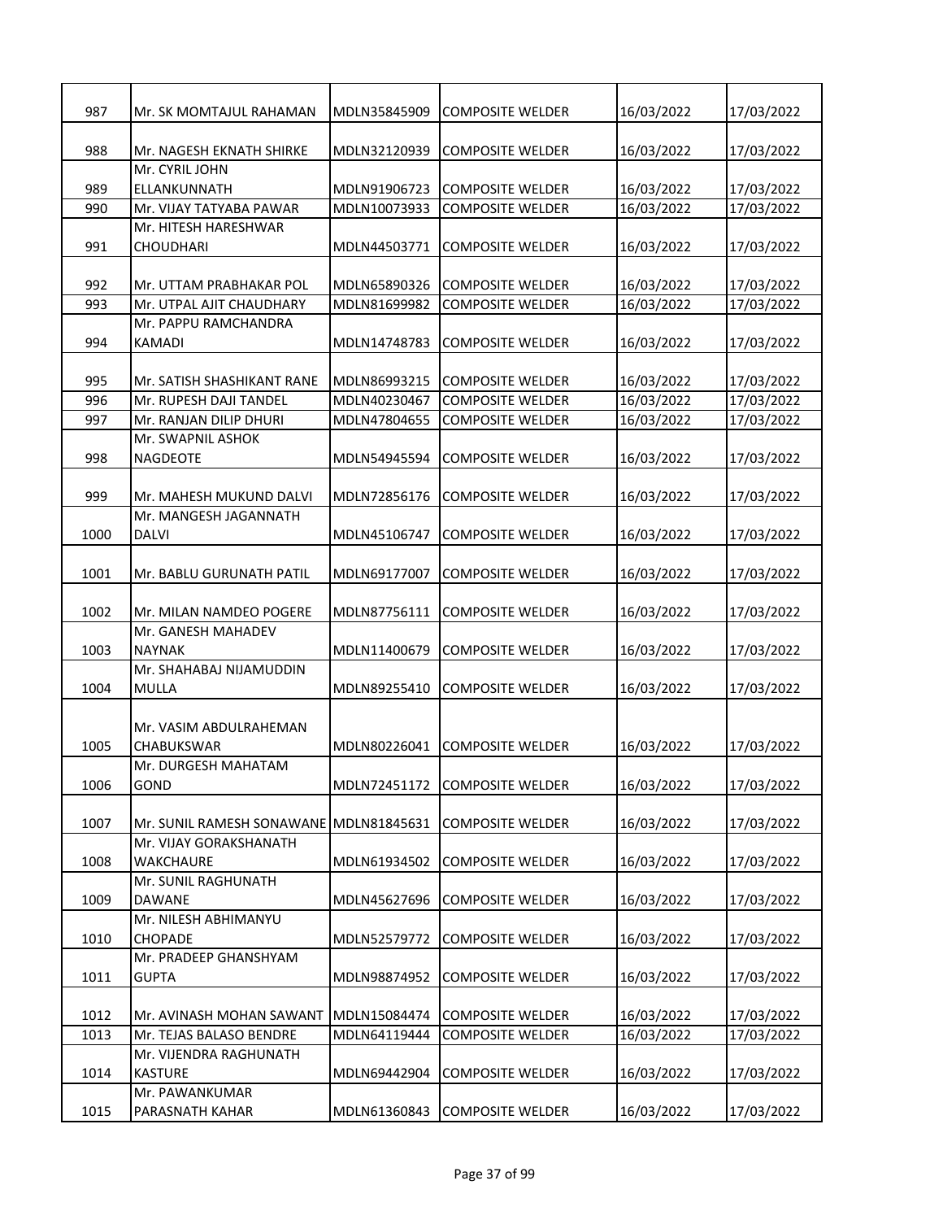| 987 | Mr. SK MOMTAJUL RAHAMAN | MDLN35845909 | COMPOSITE WELDER | 16/03/2022 | 17/03/2022 |
|---|---|---|---|---|---|
| 988 | Mr. NAGESH EKNATH SHIRKE | MDLN32120939 | COMPOSITE WELDER | 16/03/2022 | 17/03/2022 |
| 989 | Mr. CYRIL JOHN ELLANKUNNATH | MDLN91906723 | COMPOSITE WELDER | 16/03/2022 | 17/03/2022 |
| 990 | Mr. VIJAY TATYABA PAWAR | MDLN10073933 | COMPOSITE WELDER | 16/03/2022 | 17/03/2022 |
| 991 | Mr. HITESH HARESHWAR CHOUDHARI | MDLN44503771 | COMPOSITE WELDER | 16/03/2022 | 17/03/2022 |
| 992 | Mr. UTTAM PRABHAKAR POL | MDLN65890326 | COMPOSITE WELDER | 16/03/2022 | 17/03/2022 |
| 993 | Mr. UTPAL AJIT CHAUDHARY | MDLN81699982 | COMPOSITE WELDER | 16/03/2022 | 17/03/2022 |
| 994 | Mr. PAPPU RAMCHANDRA KAMADI | MDLN14748783 | COMPOSITE WELDER | 16/03/2022 | 17/03/2022 |
| 995 | Mr. SATISH SHASHIKANT RANE | MDLN86993215 | COMPOSITE WELDER | 16/03/2022 | 17/03/2022 |
| 996 | Mr. RUPESH DAJI TANDEL | MDLN40230467 | COMPOSITE WELDER | 16/03/2022 | 17/03/2022 |
| 997 | Mr. RANJAN DILIP DHURI | MDLN47804655 | COMPOSITE WELDER | 16/03/2022 | 17/03/2022 |
| 998 | Mr. SWAPNIL ASHOK NAGDEOTE | MDLN54945594 | COMPOSITE WELDER | 16/03/2022 | 17/03/2022 |
| 999 | Mr. MAHESH MUKUND DALVI | MDLN72856176 | COMPOSITE WELDER | 16/03/2022 | 17/03/2022 |
| 1000 | Mr. MANGESH JAGANNATH DALVI | MDLN45106747 | COMPOSITE WELDER | 16/03/2022 | 17/03/2022 |
| 1001 | Mr. BABLU GURUNATH PATIL | MDLN69177007 | COMPOSITE WELDER | 16/03/2022 | 17/03/2022 |
| 1002 | Mr. MILAN NAMDEO POGERE | MDLN87756111 | COMPOSITE WELDER | 16/03/2022 | 17/03/2022 |
| 1003 | Mr. GANESH MAHADEV NAYNAK | MDLN11400679 | COMPOSITE WELDER | 16/03/2022 | 17/03/2022 |
| 1004 | Mr. SHAHABAJ NIJAMUDDIN MULLA | MDLN89255410 | COMPOSITE WELDER | 16/03/2022 | 17/03/2022 |
| 1005 | Mr. VASIM ABDULRAHEMAN CHABUKSWAR | MDLN80226041 | COMPOSITE WELDER | 16/03/2022 | 17/03/2022 |
| 1006 | Mr. DURGESH MAHATAM GOND | MDLN72451172 | COMPOSITE WELDER | 16/03/2022 | 17/03/2022 |
| 1007 | Mr. SUNIL RAMESH SONAWANE | MDLN81845631 | COMPOSITE WELDER | 16/03/2022 | 17/03/2022 |
| 1008 | Mr. VIJAY GORAKSHANATH WAKCHAURE | MDLN61934502 | COMPOSITE WELDER | 16/03/2022 | 17/03/2022 |
| 1009 | Mr. SUNIL RAGHUNATH DAWANE | MDLN45627696 | COMPOSITE WELDER | 16/03/2022 | 17/03/2022 |
| 1010 | Mr. NILESH ABHIMANYU CHOPADE | MDLN52579772 | COMPOSITE WELDER | 16/03/2022 | 17/03/2022 |
| 1011 | Mr. PRADEEP GHANSHYAM GUPTA | MDLN98874952 | COMPOSITE WELDER | 16/03/2022 | 17/03/2022 |
| 1012 | Mr. AVINASH MOHAN SAWANT | MDLN15084474 | COMPOSITE WELDER | 16/03/2022 | 17/03/2022 |
| 1013 | Mr. TEJAS BALASO BENDRE | MDLN64119444 | COMPOSITE WELDER | 16/03/2022 | 17/03/2022 |
| 1014 | Mr. VIJENDRA RAGHUNATH KASTURE | MDLN69442904 | COMPOSITE WELDER | 16/03/2022 | 17/03/2022 |
| 1015 | Mr. PAWANKUMAR PARASNATH KAHAR | MDLN61360843 | COMPOSITE WELDER | 16/03/2022 | 17/03/2022 |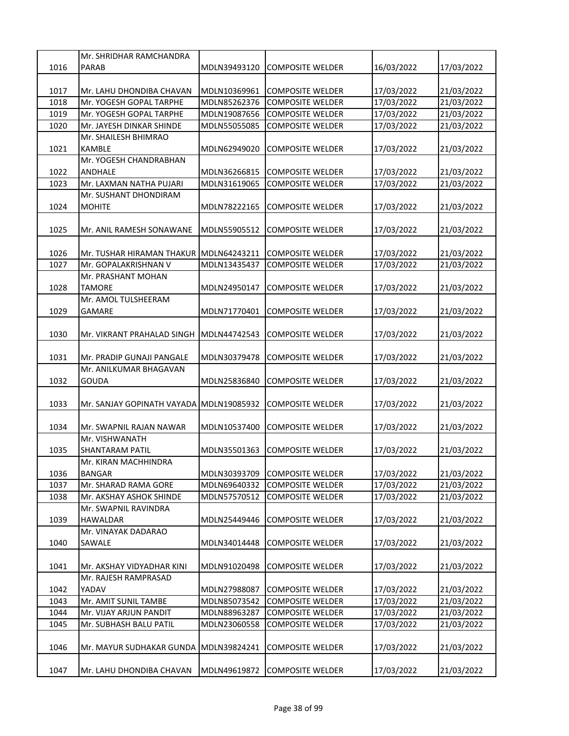| 1016 | Mr. SHRIDHAR RAMCHANDRA PARAB | MDLN39493120 | COMPOSITE WELDER | 16/03/2022 | 17/03/2022 |
|---|---|---|---|---|---|
| 1017 | Mr. LAHU DHONDIBA CHAVAN | MDLN10369961 | COMPOSITE WELDER | 17/03/2022 | 21/03/2022 |
| 1018 | Mr. YOGESH GOPAL TARPHE | MDLN85262376 | COMPOSITE WELDER | 17/03/2022 | 21/03/2022 |
| 1019 | Mr. YOGESH GOPAL TARPHE | MDLN19087656 | COMPOSITE WELDER | 17/03/2022 | 21/03/2022 |
| 1020 | Mr. JAYESH DINKAR SHINDE | MDLN55055085 | COMPOSITE WELDER | 17/03/2022 | 21/03/2022 |
| 1021 | Mr. SHAILESH BHIMRAO KAMBLE | MDLN62949020 | COMPOSITE WELDER | 17/03/2022 | 21/03/2022 |
| 1022 | Mr. YOGESH CHANDRABHAN ANDHALE | MDLN36266815 | COMPOSITE WELDER | 17/03/2022 | 21/03/2022 |
| 1023 | Mr. LAXMAN NATHA PUJARI | MDLN31619065 | COMPOSITE WELDER | 17/03/2022 | 21/03/2022 |
| 1024 | Mr. SUSHANT DHONDIRAM MOHITE | MDLN78222165 | COMPOSITE WELDER | 17/03/2022 | 21/03/2022 |
| 1025 | Mr. ANIL RAMESH SONAWANE | MDLN55905512 | COMPOSITE WELDER | 17/03/2022 | 21/03/2022 |
| 1026 | Mr. TUSHAR HIRAMAN THAKUR | MDLN64243211 | COMPOSITE WELDER | 17/03/2022 | 21/03/2022 |
| 1027 | Mr. GOPALAKRISHNAN V | MDLN13435437 | COMPOSITE WELDER | 17/03/2022 | 21/03/2022 |
| 1028 | Mr. PRASHANT MOHAN TAMORE | MDLN24950147 | COMPOSITE WELDER | 17/03/2022 | 21/03/2022 |
| 1029 | Mr. AMOL TULSHEERAM GAMARE | MDLN71770401 | COMPOSITE WELDER | 17/03/2022 | 21/03/2022 |
| 1030 | Mr. VIKRANT PRAHALAD SINGH | MDLN44742543 | COMPOSITE WELDER | 17/03/2022 | 21/03/2022 |
| 1031 | Mr. PRADIP GUNAJI PANGALE | MDLN30379478 | COMPOSITE WELDER | 17/03/2022 | 21/03/2022 |
| 1032 | Mr. ANILKUMAR BHAGAVAN GOUDA | MDLN25836840 | COMPOSITE WELDER | 17/03/2022 | 21/03/2022 |
| 1033 | Mr. SANJAY GOPINATH VAYADA | MDLN19085932 | COMPOSITE WELDER | 17/03/2022 | 21/03/2022 |
| 1034 | Mr. SWAPNIL RAJAN NAWAR | MDLN10537400 | COMPOSITE WELDER | 17/03/2022 | 21/03/2022 |
| 1035 | Mr. VISHWANATH SHANTARAM PATIL | MDLN35501363 | COMPOSITE WELDER | 17/03/2022 | 21/03/2022 |
| 1036 | Mr. KIRAN MACHHINDRA BANGAR | MDLN30393709 | COMPOSITE WELDER | 17/03/2022 | 21/03/2022 |
| 1037 | Mr. SHARAD RAMA GORE | MDLN69640332 | COMPOSITE WELDER | 17/03/2022 | 21/03/2022 |
| 1038 | Mr. AKSHAY ASHOK SHINDE | MDLN57570512 | COMPOSITE WELDER | 17/03/2022 | 21/03/2022 |
| 1039 | Mr. SWAPNIL RAVINDRA HAWALDAR | MDLN25449446 | COMPOSITE WELDER | 17/03/2022 | 21/03/2022 |
| 1040 | Mr. VINAYAK DADARAO SAWALE | MDLN34014448 | COMPOSITE WELDER | 17/03/2022 | 21/03/2022 |
| 1041 | Mr. AKSHAY VIDYADHAR KINI | MDLN91020498 | COMPOSITE WELDER | 17/03/2022 | 21/03/2022 |
| 1042 | Mr. RAJESH RAMPRASAD YADAV | MDLN27988087 | COMPOSITE WELDER | 17/03/2022 | 21/03/2022 |
| 1043 | Mr. AMIT SUNIL TAMBE | MDLN85073542 | COMPOSITE WELDER | 17/03/2022 | 21/03/2022 |
| 1044 | Mr. VIJAY ARJUN PANDIT | MDLN88963287 | COMPOSITE WELDER | 17/03/2022 | 21/03/2022 |
| 1045 | Mr. SUBHASH BALU PATIL | MDLN23060558 | COMPOSITE WELDER | 17/03/2022 | 21/03/2022 |
| 1046 | Mr. MAYUR SUDHAKAR GUNDA | MDLN39824241 | COMPOSITE WELDER | 17/03/2022 | 21/03/2022 |
| 1047 | Mr. LAHU DHONDIBA CHAVAN | MDLN49619872 | COMPOSITE WELDER | 17/03/2022 | 21/03/2022 |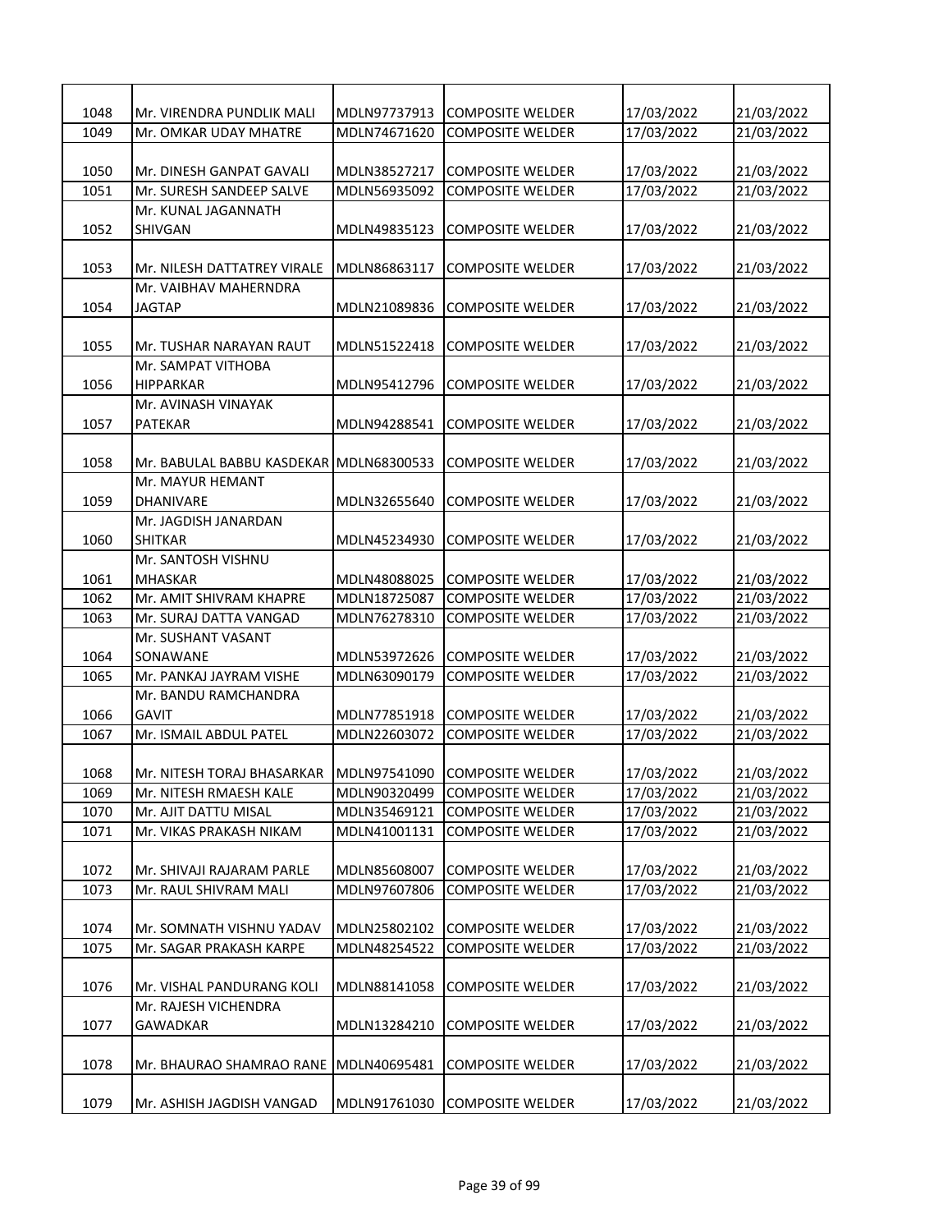| | | | | | |
|---|---|---|---|---|---|
| 1048 | Mr. VIRENDRA PUNDLIK MALI | MDLN97737913 | COMPOSITE WELDER | 17/03/2022 | 21/03/2022 |
| 1049 | Mr. OMKAR UDAY MHATRE | MDLN74671620 | COMPOSITE WELDER | 17/03/2022 | 21/03/2022 |
| 1050 | Mr. DINESH GANPAT GAVALI | MDLN38527217 | COMPOSITE WELDER | 17/03/2022 | 21/03/2022 |
| 1051 | Mr. SURESH SANDEEP SALVE | MDLN56935092 | COMPOSITE WELDER | 17/03/2022 | 21/03/2022 |
| 1052 | Mr. KUNAL JAGANNATH SHIVGAN | MDLN49835123 | COMPOSITE WELDER | 17/03/2022 | 21/03/2022 |
| 1053 | Mr. NILESH DATTATREY VIRALE | MDLN86863117 | COMPOSITE WELDER | 17/03/2022 | 21/03/2022 |
| 1054 | Mr. VAIBHAV MAHERNDRA JAGTAP | MDLN21089836 | COMPOSITE WELDER | 17/03/2022 | 21/03/2022 |
| 1055 | Mr. TUSHAR NARAYAN RAUT | MDLN51522418 | COMPOSITE WELDER | 17/03/2022 | 21/03/2022 |
| 1056 | Mr. SAMPAT VITHOBA HIPPARKAR | MDLN95412796 | COMPOSITE WELDER | 17/03/2022 | 21/03/2022 |
| 1057 | Mr. AVINASH VINAYAK PATEKAR | MDLN94288541 | COMPOSITE WELDER | 17/03/2022 | 21/03/2022 |
| 1058 | Mr. BABULAL BABBU KASDEKAR | MDLN68300533 | COMPOSITE WELDER | 17/03/2022 | 21/03/2022 |
| 1059 | Mr. MAYUR HEMANT DHANIVARE | MDLN32655640 | COMPOSITE WELDER | 17/03/2022 | 21/03/2022 |
| 1060 | Mr. JAGDISH JANARDAN SHITKAR | MDLN45234930 | COMPOSITE WELDER | 17/03/2022 | 21/03/2022 |
| 1061 | Mr. SANTOSH VISHNU MHASKAR | MDLN48088025 | COMPOSITE WELDER | 17/03/2022 | 21/03/2022 |
| 1062 | Mr. AMIT SHIVRAM KHAPRE | MDLN18725087 | COMPOSITE WELDER | 17/03/2022 | 21/03/2022 |
| 1063 | Mr. SURAJ DATTA VANGAD | MDLN76278310 | COMPOSITE WELDER | 17/03/2022 | 21/03/2022 |
| 1064 | Mr. SUSHANT VASANT SONAWANE | MDLN53972626 | COMPOSITE WELDER | 17/03/2022 | 21/03/2022 |
| 1065 | Mr. PANKAJ JAYRAM VISHE | MDLN63090179 | COMPOSITE WELDER | 17/03/2022 | 21/03/2022 |
| 1066 | Mr. BANDU RAMCHANDRA GAVIT | MDLN77851918 | COMPOSITE WELDER | 17/03/2022 | 21/03/2022 |
| 1067 | Mr. ISMAIL ABDUL PATEL | MDLN22603072 | COMPOSITE WELDER | 17/03/2022 | 21/03/2022 |
| 1068 | Mr. NITESH TORAJ BHASARKAR | MDLN97541090 | COMPOSITE WELDER | 17/03/2022 | 21/03/2022 |
| 1069 | Mr. NITESH RMAESH KALE | MDLN90320499 | COMPOSITE WELDER | 17/03/2022 | 21/03/2022 |
| 1070 | Mr. AJIT DATTU MISAL | MDLN35469121 | COMPOSITE WELDER | 17/03/2022 | 21/03/2022 |
| 1071 | Mr. VIKAS PRAKASH NIKAM | MDLN41001131 | COMPOSITE WELDER | 17/03/2022 | 21/03/2022 |
| 1072 | Mr. SHIVAJI RAJARAM PARLE | MDLN85608007 | COMPOSITE WELDER | 17/03/2022 | 21/03/2022 |
| 1073 | Mr. RAUL SHIVRAM MALI | MDLN97607806 | COMPOSITE WELDER | 17/03/2022 | 21/03/2022 |
| 1074 | Mr. SOMNATH VISHNU YADAV | MDLN25802102 | COMPOSITE WELDER | 17/03/2022 | 21/03/2022 |
| 1075 | Mr. SAGAR PRAKASH KARPE | MDLN48254522 | COMPOSITE WELDER | 17/03/2022 | 21/03/2022 |
| 1076 | Mr. VISHAL PANDURANG KOLI | MDLN88141058 | COMPOSITE WELDER | 17/03/2022 | 21/03/2022 |
| 1077 | Mr. RAJESH VICHENDRA GAWADKAR | MDLN13284210 | COMPOSITE WELDER | 17/03/2022 | 21/03/2022 |
| 1078 | Mr. BHAURAO SHAMRAO RANE | MDLN40695481 | COMPOSITE WELDER | 17/03/2022 | 21/03/2022 |
| 1079 | Mr. ASHISH JAGDISH VANGAD | MDLN91761030 | COMPOSITE WELDER | 17/03/2022 | 21/03/2022 |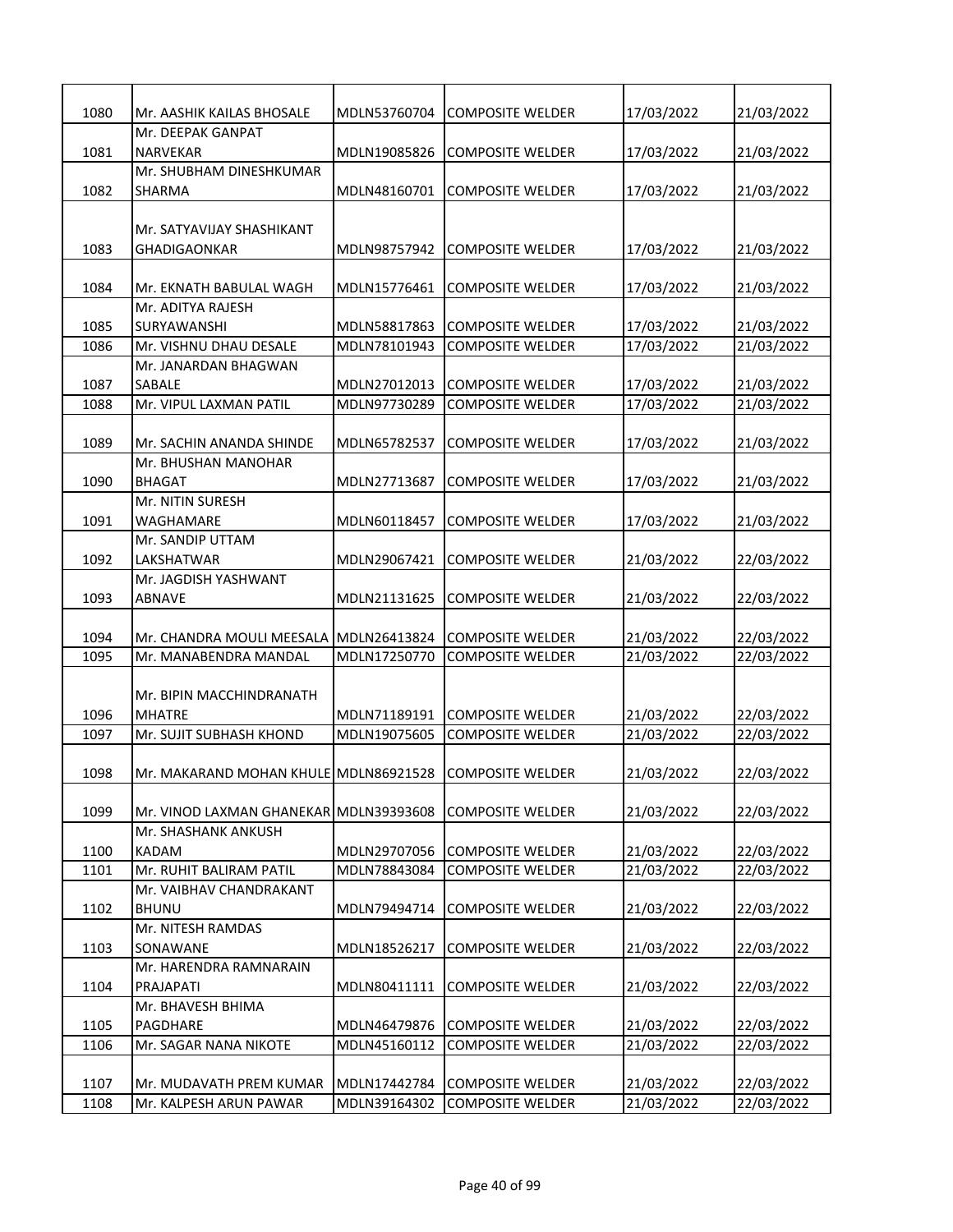| 1080 | Mr. AASHIK KAILAS BHOSALE | MDLN53760704 | COMPOSITE WELDER | 17/03/2022 | 21/03/2022 |
|---|---|---|---|---|---|
| 1081 | Mr. DEEPAK GANPAT NARVEKAR | MDLN19085826 | COMPOSITE WELDER | 17/03/2022 | 21/03/2022 |
| 1082 | Mr. SHUBHAM DINESHKUMAR SHARMA | MDLN48160701 | COMPOSITE WELDER | 17/03/2022 | 21/03/2022 |
| 1083 | Mr. SATYAVIJAY SHASHIKANT GHADIGAONKAR | MDLN98757942 | COMPOSITE WELDER | 17/03/2022 | 21/03/2022 |
| 1084 | Mr. EKNATH BABULAL WAGH | MDLN15776461 | COMPOSITE WELDER | 17/03/2022 | 21/03/2022 |
| 1085 | Mr. ADITYA RAJESH SURYAWANSHI | MDLN58817863 | COMPOSITE WELDER | 17/03/2022 | 21/03/2022 |
| 1086 | Mr. VISHNU DHAU DESALE | MDLN78101943 | COMPOSITE WELDER | 17/03/2022 | 21/03/2022 |
| 1087 | Mr. JANARDAN BHAGWAN SABALE | MDLN27012013 | COMPOSITE WELDER | 17/03/2022 | 21/03/2022 |
| 1088 | Mr. VIPUL LAXMAN PATIL | MDLN97730289 | COMPOSITE WELDER | 17/03/2022 | 21/03/2022 |
| 1089 | Mr. SACHIN ANANDA SHINDE | MDLN65782537 | COMPOSITE WELDER | 17/03/2022 | 21/03/2022 |
| 1090 | Mr. BHUSHAN MANOHAR BHAGAT | MDLN27713687 | COMPOSITE WELDER | 17/03/2022 | 21/03/2022 |
| 1091 | Mr. NITIN SURESH WAGHAMARE | MDLN60118457 | COMPOSITE WELDER | 17/03/2022 | 21/03/2022 |
| 1092 | Mr. SANDIP UTTAM LAKSHATWAR | MDLN29067421 | COMPOSITE WELDER | 21/03/2022 | 22/03/2022 |
| 1093 | Mr. JAGDISH YASHWANT ABNAVE | MDLN21131625 | COMPOSITE WELDER | 21/03/2022 | 22/03/2022 |
| 1094 | Mr. CHANDRA MOULI MEESALA | MDLN26413824 | COMPOSITE WELDER | 21/03/2022 | 22/03/2022 |
| 1095 | Mr. MANABENDRA MANDAL | MDLN17250770 | COMPOSITE WELDER | 21/03/2022 | 22/03/2022 |
| 1096 | Mr. BIPIN MACCHINDRANATH MHATRE | MDLN71189191 | COMPOSITE WELDER | 21/03/2022 | 22/03/2022 |
| 1097 | Mr. SUJIT SUBHASH KHOND | MDLN19075605 | COMPOSITE WELDER | 21/03/2022 | 22/03/2022 |
| 1098 | Mr. MAKARAND MOHAN KHULE | MDLN86921528 | COMPOSITE WELDER | 21/03/2022 | 22/03/2022 |
| 1099 | Mr. VINOD LAXMAN GHANEKAR | MDLN39393608 | COMPOSITE WELDER | 21/03/2022 | 22/03/2022 |
| 1100 | Mr. SHASHANK ANKUSH KADAM | MDLN29707056 | COMPOSITE WELDER | 21/03/2022 | 22/03/2022 |
| 1101 | Mr. RUHIT BALIRAM PATIL | MDLN78843084 | COMPOSITE WELDER | 21/03/2022 | 22/03/2022 |
| 1102 | Mr. VAIBHAV CHANDRAKANT BHUNU | MDLN79494714 | COMPOSITE WELDER | 21/03/2022 | 22/03/2022 |
| 1103 | Mr. NITESH RAMDAS SONAWANE | MDLN18526217 | COMPOSITE WELDER | 21/03/2022 | 22/03/2022 |
| 1104 | Mr. HARENDRA RAMNARAIN PRAJAPATI | MDLN80411111 | COMPOSITE WELDER | 21/03/2022 | 22/03/2022 |
| 1105 | Mr. BHAVESH BHIMA PAGDHARE | MDLN46479876 | COMPOSITE WELDER | 21/03/2022 | 22/03/2022 |
| 1106 | Mr. SAGAR NANA NIKOTE | MDLN45160112 | COMPOSITE WELDER | 21/03/2022 | 22/03/2022 |
| 1107 | Mr. MUDAVATH PREM KUMAR | MDLN17442784 | COMPOSITE WELDER | 21/03/2022 | 22/03/2022 |
| 1108 | Mr. KALPESH ARUN PAWAR | MDLN39164302 | COMPOSITE WELDER | 21/03/2022 | 22/03/2022 |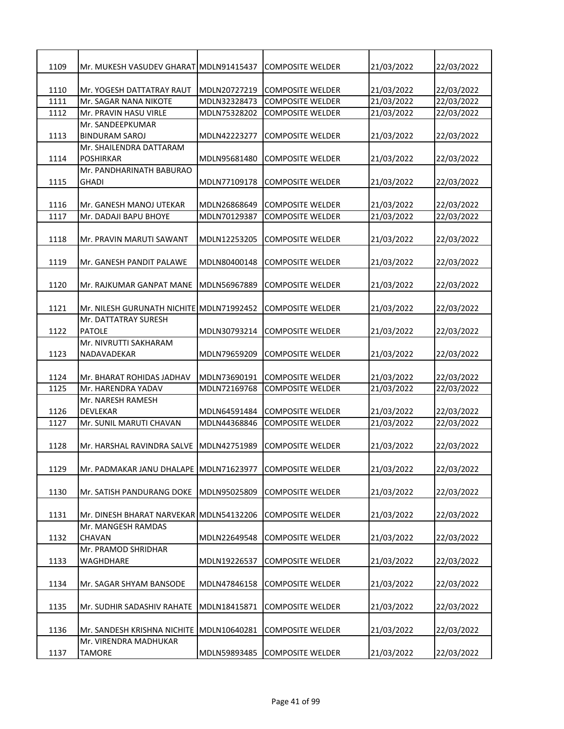| 1109 | Mr. MUKESH VASUDEV GHARAT | MDLN91415437 | COMPOSITE WELDER | 21/03/2022 | 22/03/2022 |
|---|---|---|---|---|---|
| 1110 | Mr. YOGESH DATTATRAY RAUT | MDLN20727219 | COMPOSITE WELDER | 21/03/2022 | 22/03/2022 |
| 1111 | Mr. SAGAR NANA NIKOTE | MDLN32328473 | COMPOSITE WELDER | 21/03/2022 | 22/03/2022 |
| 1112 | Mr. PRAVIN HASU VIRLE | MDLN75328202 | COMPOSITE WELDER | 21/03/2022 | 22/03/2022 |
| 1113 | Mr. SANDEEPKUMAR BINDURAM SAROJ | MDLN42223277 | COMPOSITE WELDER | 21/03/2022 | 22/03/2022 |
| 1114 | Mr. SHAILENDRA DATTARAM POSHIRKAR | MDLN95681480 | COMPOSITE WELDER | 21/03/2022 | 22/03/2022 |
| 1115 | Mr. PANDHARINATH BABURAO GHADI | MDLN77109178 | COMPOSITE WELDER | 21/03/2022 | 22/03/2022 |
| 1116 | Mr. GANESH MANOJ UTEKAR | MDLN26868649 | COMPOSITE WELDER | 21/03/2022 | 22/03/2022 |
| 1117 | Mr. DADAJI BAPU BHOYE | MDLN70129387 | COMPOSITE WELDER | 21/03/2022 | 22/03/2022 |
| 1118 | Mr. PRAVIN MARUTI SAWANT | MDLN12253205 | COMPOSITE WELDER | 21/03/2022 | 22/03/2022 |
| 1119 | Mr. GANESH PANDIT PALAWE | MDLN80400148 | COMPOSITE WELDER | 21/03/2022 | 22/03/2022 |
| 1120 | Mr. RAJKUMAR GANPAT MANE | MDLN56967889 | COMPOSITE WELDER | 21/03/2022 | 22/03/2022 |
| 1121 | Mr. NILESH GURUNATH NICHITE | MDLN71992452 | COMPOSITE WELDER | 21/03/2022 | 22/03/2022 |
| 1122 | Mr. DATTATRAY SURESH PATOLE | MDLN30793214 | COMPOSITE WELDER | 21/03/2022 | 22/03/2022 |
| 1123 | Mr. NIVRUTTI SAKHARAM NADAVADEKAR | MDLN79659209 | COMPOSITE WELDER | 21/03/2022 | 22/03/2022 |
| 1124 | Mr. BHARAT ROHIDAS JADHAV | MDLN73690191 | COMPOSITE WELDER | 21/03/2022 | 22/03/2022 |
| 1125 | Mr. HARENDRA YADAV | MDLN72169768 | COMPOSITE WELDER | 21/03/2022 | 22/03/2022 |
| 1126 | Mr. NARESH RAMESH DEVLEKAR | MDLN64591484 | COMPOSITE WELDER | 21/03/2022 | 22/03/2022 |
| 1127 | Mr. SUNIL MARUTI CHAVAN | MDLN44368846 | COMPOSITE WELDER | 21/03/2022 | 22/03/2022 |
| 1128 | Mr. HARSHAL RAVINDRA SALVE | MDLN42751989 | COMPOSITE WELDER | 21/03/2022 | 22/03/2022 |
| 1129 | Mr. PADMAKAR JANU DHALAPE | MDLN71623977 | COMPOSITE WELDER | 21/03/2022 | 22/03/2022 |
| 1130 | Mr. SATISH PANDURANG DOKE | MDLN95025809 | COMPOSITE WELDER | 21/03/2022 | 22/03/2022 |
| 1131 | Mr. DINESH BHARAT NARVEKAR | MDLN54132206 | COMPOSITE WELDER | 21/03/2022 | 22/03/2022 |
| 1132 | Mr. MANGESH RAMDAS CHAVAN | MDLN22649548 | COMPOSITE WELDER | 21/03/2022 | 22/03/2022 |
| 1133 | Mr. PRAMOD SHRIDHAR WAGHDHARE | MDLN19226537 | COMPOSITE WELDER | 21/03/2022 | 22/03/2022 |
| 1134 | Mr. SAGAR SHYAM BANSODE | MDLN47846158 | COMPOSITE WELDER | 21/03/2022 | 22/03/2022 |
| 1135 | Mr. SUDHIR SADASHIV RAHATE | MDLN18415871 | COMPOSITE WELDER | 21/03/2022 | 22/03/2022 |
| 1136 | Mr. SANDESH KRISHNA NICHITE | MDLN10640281 | COMPOSITE WELDER | 21/03/2022 | 22/03/2022 |
| 1137 | Mr. VIRENDRA MADHUKAR TAMORE | MDLN59893485 | COMPOSITE WELDER | 21/03/2022 | 22/03/2022 |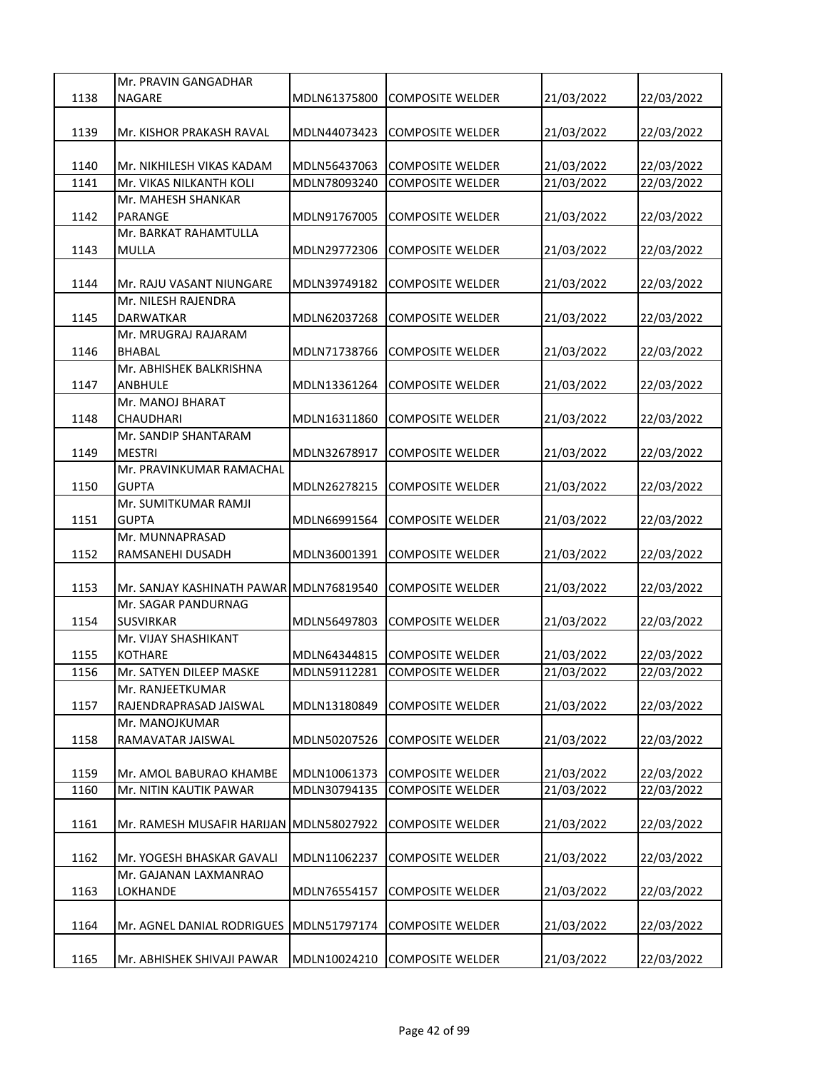| 1138 | Mr. PRAVIN GANGADHAR NAGARE | MDLN61375800 | COMPOSITE WELDER | 21/03/2022 | 22/03/2022 |
|---|---|---|---|---|---|
| 1139 | Mr. KISHOR PRAKASH RAVAL | MDLN44073423 | COMPOSITE WELDER | 21/03/2022 | 22/03/2022 |
| 1140 | Mr. NIKHILESH VIKAS KADAM | MDLN56437063 | COMPOSITE WELDER | 21/03/2022 | 22/03/2022 |
| 1141 | Mr. VIKAS NILKANTH KOLI | MDLN78093240 | COMPOSITE WELDER | 21/03/2022 | 22/03/2022 |
| 1142 | Mr. MAHESH SHANKAR PARANGE | MDLN91767005 | COMPOSITE WELDER | 21/03/2022 | 22/03/2022 |
| 1143 | Mr. BARKAT RAHAMTULLA MULLA | MDLN29772306 | COMPOSITE WELDER | 21/03/2022 | 22/03/2022 |
| 1144 | Mr. RAJU VASANT NIUNGARE | MDLN39749182 | COMPOSITE WELDER | 21/03/2022 | 22/03/2022 |
| 1145 | Mr. NILESH RAJENDRA DARWATKAR | MDLN62037268 | COMPOSITE WELDER | 21/03/2022 | 22/03/2022 |
| 1146 | Mr. MRUGRAJ RAJARAM BHABAL | MDLN71738766 | COMPOSITE WELDER | 21/03/2022 | 22/03/2022 |
| 1147 | Mr. ABHISHEK BALKRISHNA ANBHULE | MDLN13361264 | COMPOSITE WELDER | 21/03/2022 | 22/03/2022 |
| 1148 | Mr. MANOJ BHARAT CHAUDHARI | MDLN16311860 | COMPOSITE WELDER | 21/03/2022 | 22/03/2022 |
| 1149 | Mr. SANDIP SHANTARAM MESTRI | MDLN32678917 | COMPOSITE WELDER | 21/03/2022 | 22/03/2022 |
| 1150 | Mr. PRAVINKUMAR RAMACHAL GUPTA | MDLN26278215 | COMPOSITE WELDER | 21/03/2022 | 22/03/2022 |
| 1151 | Mr. SUMITKUMAR RAMJI GUPTA | MDLN66991564 | COMPOSITE WELDER | 21/03/2022 | 22/03/2022 |
| 1152 | Mr. MUNNAPRASAD RAMSANEHI DUSADH | MDLN36001391 | COMPOSITE WELDER | 21/03/2022 | 22/03/2022 |
| 1153 | Mr. SANJAY KASHINATH PAWAR | MDLN76819540 | COMPOSITE WELDER | 21/03/2022 | 22/03/2022 |
| 1154 | Mr. SAGAR PANDURNAG SUSVIRKAR | MDLN56497803 | COMPOSITE WELDER | 21/03/2022 | 22/03/2022 |
| 1155 | Mr. VIJAY SHASHIKANT KOTHARE | MDLN64344815 | COMPOSITE WELDER | 21/03/2022 | 22/03/2022 |
| 1156 | Mr. SATYEN DILEEP MASKE | MDLN59112281 | COMPOSITE WELDER | 21/03/2022 | 22/03/2022 |
| 1157 | Mr. RANJEETKUMAR RAJENDRAPRASAD JAISWAL | MDLN13180849 | COMPOSITE WELDER | 21/03/2022 | 22/03/2022 |
| 1158 | Mr. MANOJKUMAR RAMAVATAR JAISWAL | MDLN50207526 | COMPOSITE WELDER | 21/03/2022 | 22/03/2022 |
| 1159 | Mr. AMOL BABURAO KHAMBE | MDLN10061373 | COMPOSITE WELDER | 21/03/2022 | 22/03/2022 |
| 1160 | Mr. NITIN KAUTIK PAWAR | MDLN30794135 | COMPOSITE WELDER | 21/03/2022 | 22/03/2022 |
| 1161 | Mr. RAMESH MUSAFIR HARIJAN | MDLN58027922 | COMPOSITE WELDER | 21/03/2022 | 22/03/2022 |
| 1162 | Mr. YOGESH BHASKAR GAVALI | MDLN11062237 | COMPOSITE WELDER | 21/03/2022 | 22/03/2022 |
| 1163 | Mr. GAJANAN LAXMANRAO LOKHANDE | MDLN76554157 | COMPOSITE WELDER | 21/03/2022 | 22/03/2022 |
| 1164 | Mr. AGNEL DANIAL RODRIGUES | MDLN51797174 | COMPOSITE WELDER | 21/03/2022 | 22/03/2022 |
| 1165 | Mr. ABHISHEK SHIVAJI PAWAR | MDLN10024210 | COMPOSITE WELDER | 21/03/2022 | 22/03/2022 |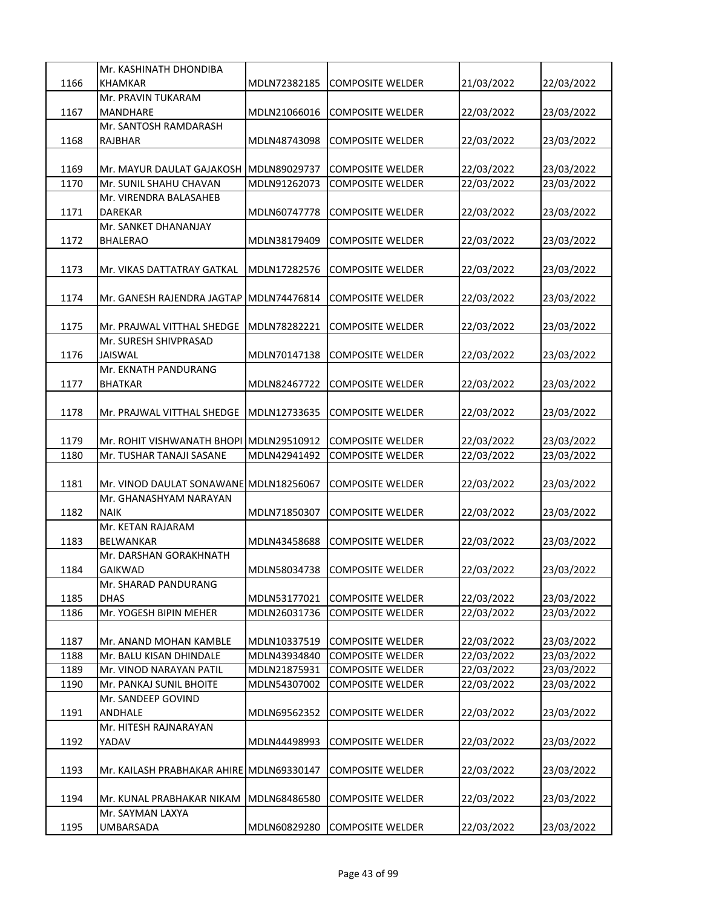| | | | | | |
|---|---|---|---|---|---|
| 1166 | Mr. KASHINATH DHONDIBA KHAMKAR | MDLN72382185 | COMPOSITE WELDER | 21/03/2022 | 22/03/2022 |
| 1167 | Mr. PRAVIN TUKARAM MANDHARE | MDLN21066016 | COMPOSITE WELDER | 22/03/2022 | 23/03/2022 |
| 1168 | Mr. SANTOSH RAMDARASH RAJBHAR | MDLN48743098 | COMPOSITE WELDER | 22/03/2022 | 23/03/2022 |
| 1169 | Mr. MAYUR DAULAT GAJAKOSH | MDLN89029737 | COMPOSITE WELDER | 22/03/2022 | 23/03/2022 |
| 1170 | Mr. SUNIL SHAHU CHAVAN | MDLN91262073 | COMPOSITE WELDER | 22/03/2022 | 23/03/2022 |
| 1171 | Mr. VIRENDRA BALASAHEB DAREKAR | MDLN60747778 | COMPOSITE WELDER | 22/03/2022 | 23/03/2022 |
| 1172 | Mr. SANKET DHANANJAY BHALERAO | MDLN38179409 | COMPOSITE WELDER | 22/03/2022 | 23/03/2022 |
| 1173 | Mr. VIKAS DATTATRAY GATKAL | MDLN17282576 | COMPOSITE WELDER | 22/03/2022 | 23/03/2022 |
| 1174 | Mr. GANESH RAJENDRA JAGTAP | MDLN74476814 | COMPOSITE WELDER | 22/03/2022 | 23/03/2022 |
| 1175 | Mr. PRAJWAL VITTHAL SHEDGE | MDLN78282221 | COMPOSITE WELDER | 22/03/2022 | 23/03/2022 |
| 1176 | Mr. SURESH SHIVPRASAD JAISWAL | MDLN70147138 | COMPOSITE WELDER | 22/03/2022 | 23/03/2022 |
| 1177 | Mr. EKNATH PANDURANG BHATKAR | MDLN82467722 | COMPOSITE WELDER | 22/03/2022 | 23/03/2022 |
| 1178 | Mr. PRAJWAL VITTHAL SHEDGE | MDLN12733635 | COMPOSITE WELDER | 22/03/2022 | 23/03/2022 |
| 1179 | Mr. ROHIT VISHWANATH BHOPI | MDLN29510912 | COMPOSITE WELDER | 22/03/2022 | 23/03/2022 |
| 1180 | Mr. TUSHAR TANAJI SASANE | MDLN42941492 | COMPOSITE WELDER | 22/03/2022 | 23/03/2022 |
| 1181 | Mr. VINOD DAULAT SONAWANE | MDLN18256067 | COMPOSITE WELDER | 22/03/2022 | 23/03/2022 |
| 1182 | Mr. GHANASHYAM NARAYAN NAIK | MDLN71850307 | COMPOSITE WELDER | 22/03/2022 | 23/03/2022 |
| 1183 | Mr. KETAN RAJARAM BELWANKAR | MDLN43458688 | COMPOSITE WELDER | 22/03/2022 | 23/03/2022 |
| 1184 | Mr. DARSHAN GORAKHNATH GAIKWAD | MDLN58034738 | COMPOSITE WELDER | 22/03/2022 | 23/03/2022 |
| 1185 | Mr. SHARAD PANDURANG DHAS | MDLN53177021 | COMPOSITE WELDER | 22/03/2022 | 23/03/2022 |
| 1186 | Mr. YOGESH BIPIN MEHER | MDLN26031736 | COMPOSITE WELDER | 22/03/2022 | 23/03/2022 |
| 1187 | Mr. ANAND MOHAN KAMBLE | MDLN10337519 | COMPOSITE WELDER | 22/03/2022 | 23/03/2022 |
| 1188 | Mr. BALU KISAN DHINDALE | MDLN43934840 | COMPOSITE WELDER | 22/03/2022 | 23/03/2022 |
| 1189 | Mr. VINOD NARAYAN PATIL | MDLN21875931 | COMPOSITE WELDER | 22/03/2022 | 23/03/2022 |
| 1190 | Mr. PANKAJ SUNIL BHOITE | MDLN54307002 | COMPOSITE WELDER | 22/03/2022 | 23/03/2022 |
| 1191 | Mr. SANDEEP GOVIND ANDHALE | MDLN69562352 | COMPOSITE WELDER | 22/03/2022 | 23/03/2022 |
| 1192 | Mr. HITESH RAJNARAYAN YADAV | MDLN44498993 | COMPOSITE WELDER | 22/03/2022 | 23/03/2022 |
| 1193 | Mr. KAILASH PRABHAKAR AHIRE | MDLN69330147 | COMPOSITE WELDER | 22/03/2022 | 23/03/2022 |
| 1194 | Mr. KUNAL PRABHAKAR NIKAM | MDLN68486580 | COMPOSITE WELDER | 22/03/2022 | 23/03/2022 |
| 1195 | Mr. SAYMAN LAXYA UMBARSADA | MDLN60829280 | COMPOSITE WELDER | 22/03/2022 | 23/03/2022 |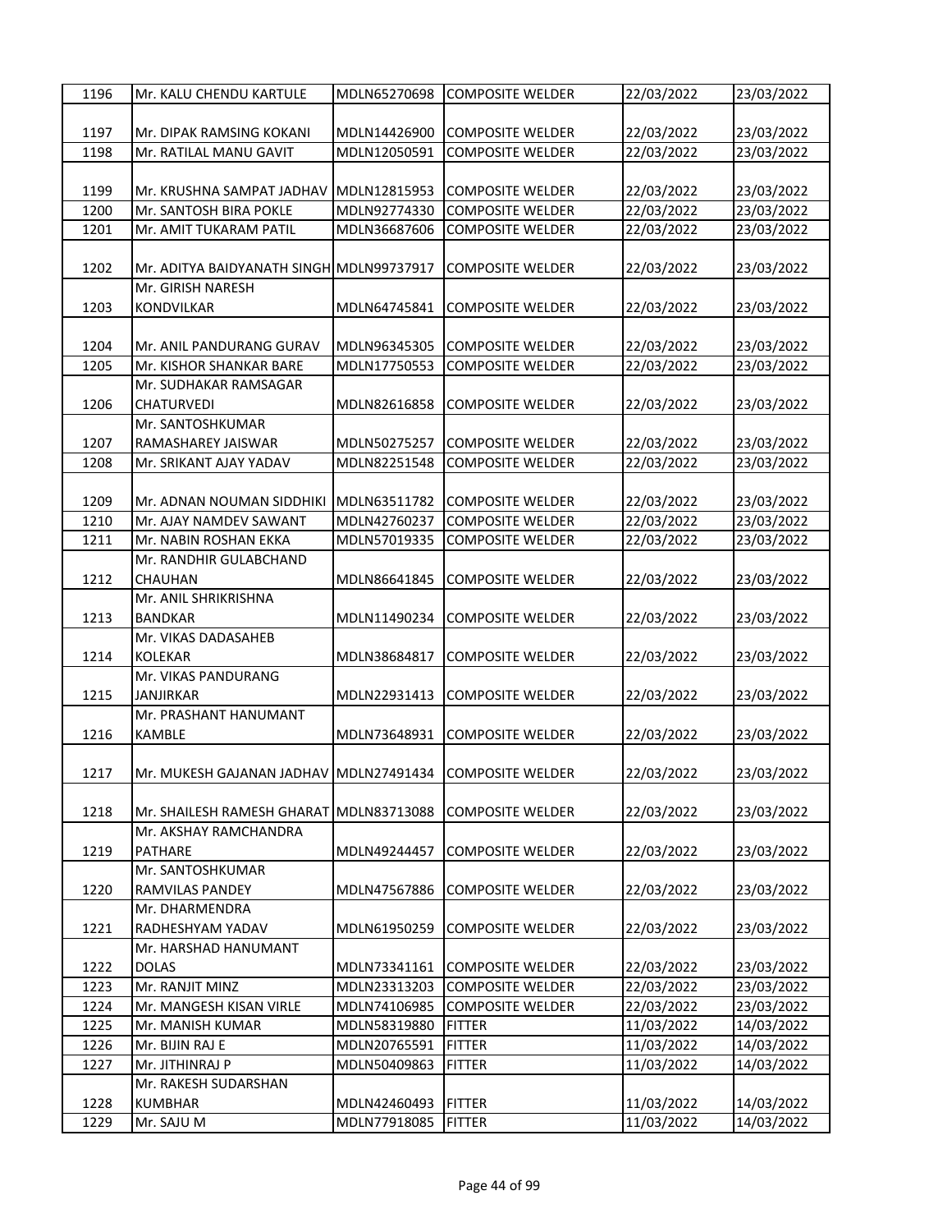| 1196 | Mr. KALU CHENDU KARTULE | MDLN65270698 | COMPOSITE WELDER | 22/03/2022 | 23/03/2022 |
|---|---|---|---|---|---|
| 1197 | Mr. DIPAK RAMSING KOKANI | MDLN14426900 | COMPOSITE WELDER | 22/03/2022 | 23/03/2022 |
| 1198 | Mr. RATILAL MANU GAVIT | MDLN12050591 | COMPOSITE WELDER | 22/03/2022 | 23/03/2022 |
| 1199 | Mr. KRUSHNA SAMPAT JADHAV | MDLN12815953 | COMPOSITE WELDER | 22/03/2022 | 23/03/2022 |
| 1200 | Mr. SANTOSH BIRA POKLE | MDLN92774330 | COMPOSITE WELDER | 22/03/2022 | 23/03/2022 |
| 1201 | Mr. AMIT TUKARAM PATIL | MDLN36687606 | COMPOSITE WELDER | 22/03/2022 | 23/03/2022 |
| 1202 | Mr. ADITYA BAIDYANATH SINGH | MDLN99737917 | COMPOSITE WELDER | 22/03/2022 | 23/03/2022 |
| 1203 | Mr. GIRISH NARESH KONDVILKAR | MDLN64745841 | COMPOSITE WELDER | 22/03/2022 | 23/03/2022 |
| 1204 | Mr. ANIL PANDURANG GURAV | MDLN96345305 | COMPOSITE WELDER | 22/03/2022 | 23/03/2022 |
| 1205 | Mr. KISHOR SHANKAR BARE | MDLN17750553 | COMPOSITE WELDER | 22/03/2022 | 23/03/2022 |
| 1206 | Mr. SUDHAKAR RAMSAGAR CHATURVEDI | MDLN82616858 | COMPOSITE WELDER | 22/03/2022 | 23/03/2022 |
| 1207 | Mr. SANTOSHKUMAR RAMASHAREY JAISWAR | MDLN50275257 | COMPOSITE WELDER | 22/03/2022 | 23/03/2022 |
| 1208 | Mr. SRIKANT AJAY YADAV | MDLN82251548 | COMPOSITE WELDER | 22/03/2022 | 23/03/2022 |
| 1209 | Mr. ADNAN NOUMAN SIDDHIKI | MDLN63511782 | COMPOSITE WELDER | 22/03/2022 | 23/03/2022 |
| 1210 | Mr. AJAY NAMDEV SAWANT | MDLN42760237 | COMPOSITE WELDER | 22/03/2022 | 23/03/2022 |
| 1211 | Mr. NABIN ROSHAN EKKA | MDLN57019335 | COMPOSITE WELDER | 22/03/2022 | 23/03/2022 |
| 1212 | Mr. RANDHIR GULABCHAND CHAUHAN | MDLN86641845 | COMPOSITE WELDER | 22/03/2022 | 23/03/2022 |
| 1213 | Mr. ANIL SHRIKRISHNA BANDKAR | MDLN11490234 | COMPOSITE WELDER | 22/03/2022 | 23/03/2022 |
| 1214 | Mr. VIKAS DADASAHEB KOLEKAR | MDLN38684817 | COMPOSITE WELDER | 22/03/2022 | 23/03/2022 |
| 1215 | Mr. VIKAS PANDURANG JANJIRKAR | MDLN22931413 | COMPOSITE WELDER | 22/03/2022 | 23/03/2022 |
| 1216 | Mr. PRASHANT HANUMANT KAMBLE | MDLN73648931 | COMPOSITE WELDER | 22/03/2022 | 23/03/2022 |
| 1217 | Mr. MUKESH GAJANAN JADHAV | MDLN27491434 | COMPOSITE WELDER | 22/03/2022 | 23/03/2022 |
| 1218 | Mr. SHAILESH RAMESH GHARAT | MDLN83713088 | COMPOSITE WELDER | 22/03/2022 | 23/03/2022 |
| 1219 | Mr. AKSHAY RAMCHANDRA PATHARE | MDLN49244457 | COMPOSITE WELDER | 22/03/2022 | 23/03/2022 |
| 1220 | Mr. SANTOSHKUMAR RAMVILAS PANDEY | MDLN47567886 | COMPOSITE WELDER | 22/03/2022 | 23/03/2022 |
| 1221 | Mr. DHARMENDRA RADHESHYAM YADAV | MDLN61950259 | COMPOSITE WELDER | 22/03/2022 | 23/03/2022 |
| 1222 | Mr. HARSHAD HANUMANT DOLAS | MDLN73341161 | COMPOSITE WELDER | 22/03/2022 | 23/03/2022 |
| 1223 | Mr. RANJIT MINZ | MDLN23313203 | COMPOSITE WELDER | 22/03/2022 | 23/03/2022 |
| 1224 | Mr. MANGESH KISAN VIRLE | MDLN74106985 | COMPOSITE WELDER | 22/03/2022 | 23/03/2022 |
| 1225 | Mr. MANISH KUMAR | MDLN58319880 | FITTER | 11/03/2022 | 14/03/2022 |
| 1226 | Mr. BIJIN RAJ E | MDLN20765591 | FITTER | 11/03/2022 | 14/03/2022 |
| 1227 | Mr. JITHINRAJ P | MDLN50409863 | FITTER | 11/03/2022 | 14/03/2022 |
| 1228 | Mr. RAKESH SUDARSHAN KUMBHAR | MDLN42460493 | FITTER | 11/03/2022 | 14/03/2022 |
| 1229 | Mr. SAJU M | MDLN77918085 | FITTER | 11/03/2022 | 14/03/2022 |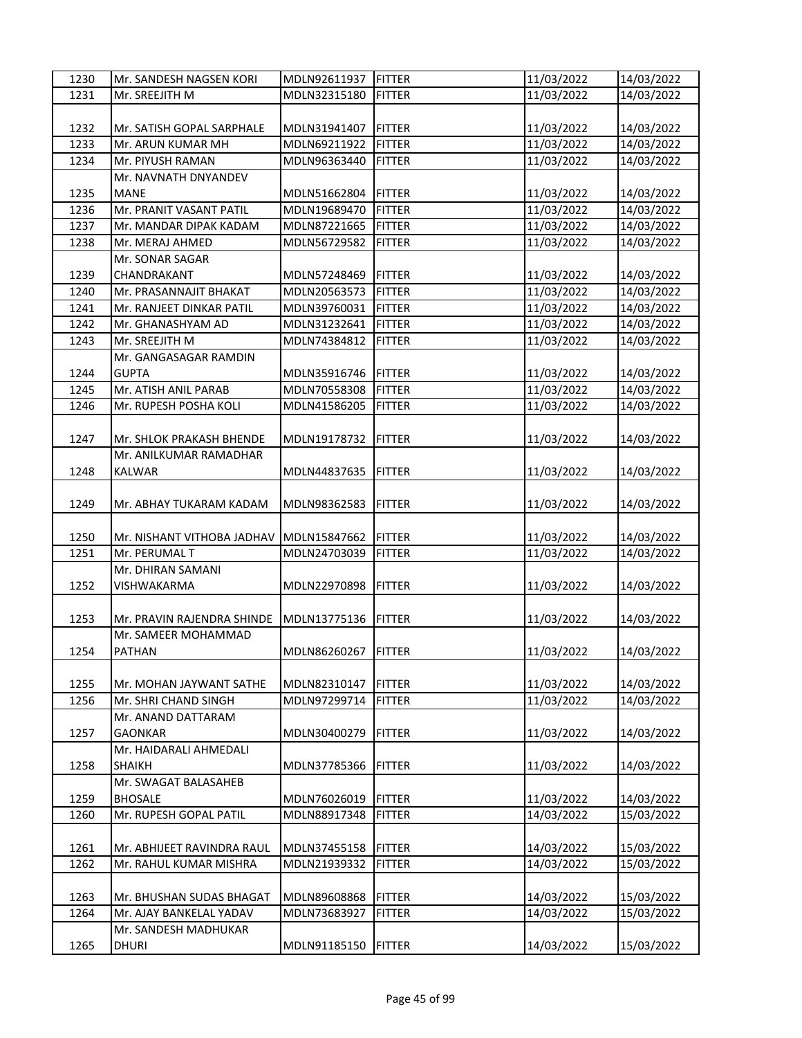| 1230 | Mr. SANDESH NAGSEN KORI | MDLN92611937 | FITTER | 11/03/2022 | 14/03/2022 |
|---|---|---|---|---|---|
| 1231 | Mr. SREEJITH M | MDLN32315180 | FITTER | 11/03/2022 | 14/03/2022 |
| 1232 | Mr. SATISH GOPAL SARPHALE | MDLN31941407 | FITTER | 11/03/2022 | 14/03/2022 |
| 1233 | Mr. ARUN KUMAR MH | MDLN69211922 | FITTER | 11/03/2022 | 14/03/2022 |
| 1234 | Mr. PIYUSH RAMAN | MDLN96363440 | FITTER | 11/03/2022 | 14/03/2022 |
| 1235 | Mr. NAVNATH DNYANDEV MANE | MDLN51662804 | FITTER | 11/03/2022 | 14/03/2022 |
| 1236 | Mr. PRANIT VASANT PATIL | MDLN19689470 | FITTER | 11/03/2022 | 14/03/2022 |
| 1237 | Mr. MANDAR DIPAK KADAM | MDLN87221665 | FITTER | 11/03/2022 | 14/03/2022 |
| 1238 | Mr. MERAJ AHMED | MDLN56729582 | FITTER | 11/03/2022 | 14/03/2022 |
| 1239 | Mr. SONAR SAGAR CHANDRAKANT | MDLN57248469 | FITTER | 11/03/2022 | 14/03/2022 |
| 1240 | Mr. PRASANNAJIT BHAKAT | MDLN20563573 | FITTER | 11/03/2022 | 14/03/2022 |
| 1241 | Mr. RANJEET DINKAR PATIL | MDLN39760031 | FITTER | 11/03/2022 | 14/03/2022 |
| 1242 | Mr. GHANASHYAM AD | MDLN31232641 | FITTER | 11/03/2022 | 14/03/2022 |
| 1243 | Mr. SREEJITH M | MDLN74384812 | FITTER | 11/03/2022 | 14/03/2022 |
| 1244 | Mr. GANGASAGAR RAMDIN GUPTA | MDLN35916746 | FITTER | 11/03/2022 | 14/03/2022 |
| 1245 | Mr. ATISH ANIL PARAB | MDLN70558308 | FITTER | 11/03/2022 | 14/03/2022 |
| 1246 | Mr. RUPESH POSHA KOLI | MDLN41586205 | FITTER | 11/03/2022 | 14/03/2022 |
| 1247 | Mr. SHLOK PRAKASH BHENDE | MDLN19178732 | FITTER | 11/03/2022 | 14/03/2022 |
| 1248 | Mr. ANILKUMAR RAMADHAR KALWAR | MDLN44837635 | FITTER | 11/03/2022 | 14/03/2022 |
| 1249 | Mr. ABHAY TUKARAM KADAM | MDLN98362583 | FITTER | 11/03/2022 | 14/03/2022 |
| 1250 | Mr. NISHANT VITHOBA JADHAV | MDLN15847662 | FITTER | 11/03/2022 | 14/03/2022 |
| 1251 | Mr. PERUMAL T | MDLN24703039 | FITTER | 11/03/2022 | 14/03/2022 |
| 1252 | Mr. DHIRAN SAMANI VISHWAKARMA | MDLN22970898 | FITTER | 11/03/2022 | 14/03/2022 |
| 1253 | Mr. PRAVIN RAJENDRA SHINDE | MDLN13775136 | FITTER | 11/03/2022 | 14/03/2022 |
| 1254 | Mr. SAMEER MOHAMMAD PATHAN | MDLN86260267 | FITTER | 11/03/2022 | 14/03/2022 |
| 1255 | Mr. MOHAN JAYWANT SATHE | MDLN82310147 | FITTER | 11/03/2022 | 14/03/2022 |
| 1256 | Mr. SHRI CHAND SINGH | MDLN97299714 | FITTER | 11/03/2022 | 14/03/2022 |
| 1257 | Mr. ANAND DATTARAM GAONKAR | MDLN30400279 | FITTER | 11/03/2022 | 14/03/2022 |
| 1258 | Mr. HAIDARALI AHMEDALI SHAIKH | MDLN37785366 | FITTER | 11/03/2022 | 14/03/2022 |
| 1259 | Mr. SWAGAT BALASAHEB BHOSALE | MDLN76026019 | FITTER | 11/03/2022 | 14/03/2022 |
| 1260 | Mr. RUPESH GOPAL PATIL | MDLN88917348 | FITTER | 14/03/2022 | 15/03/2022 |
| 1261 | Mr. ABHIJEET RAVINDRA RAUL | MDLN37455158 | FITTER | 14/03/2022 | 15/03/2022 |
| 1262 | Mr. RAHUL KUMAR MISHRA | MDLN21939332 | FITTER | 14/03/2022 | 15/03/2022 |
| 1263 | Mr. BHUSHAN SUDAS BHAGAT | MDLN89608868 | FITTER | 14/03/2022 | 15/03/2022 |
| 1264 | Mr. AJAY BANKELAL YADAV | MDLN73683927 | FITTER | 14/03/2022 | 15/03/2022 |
| 1265 | Mr. SANDESH MADHUKAR DHURI | MDLN91185150 | FITTER | 14/03/2022 | 15/03/2022 |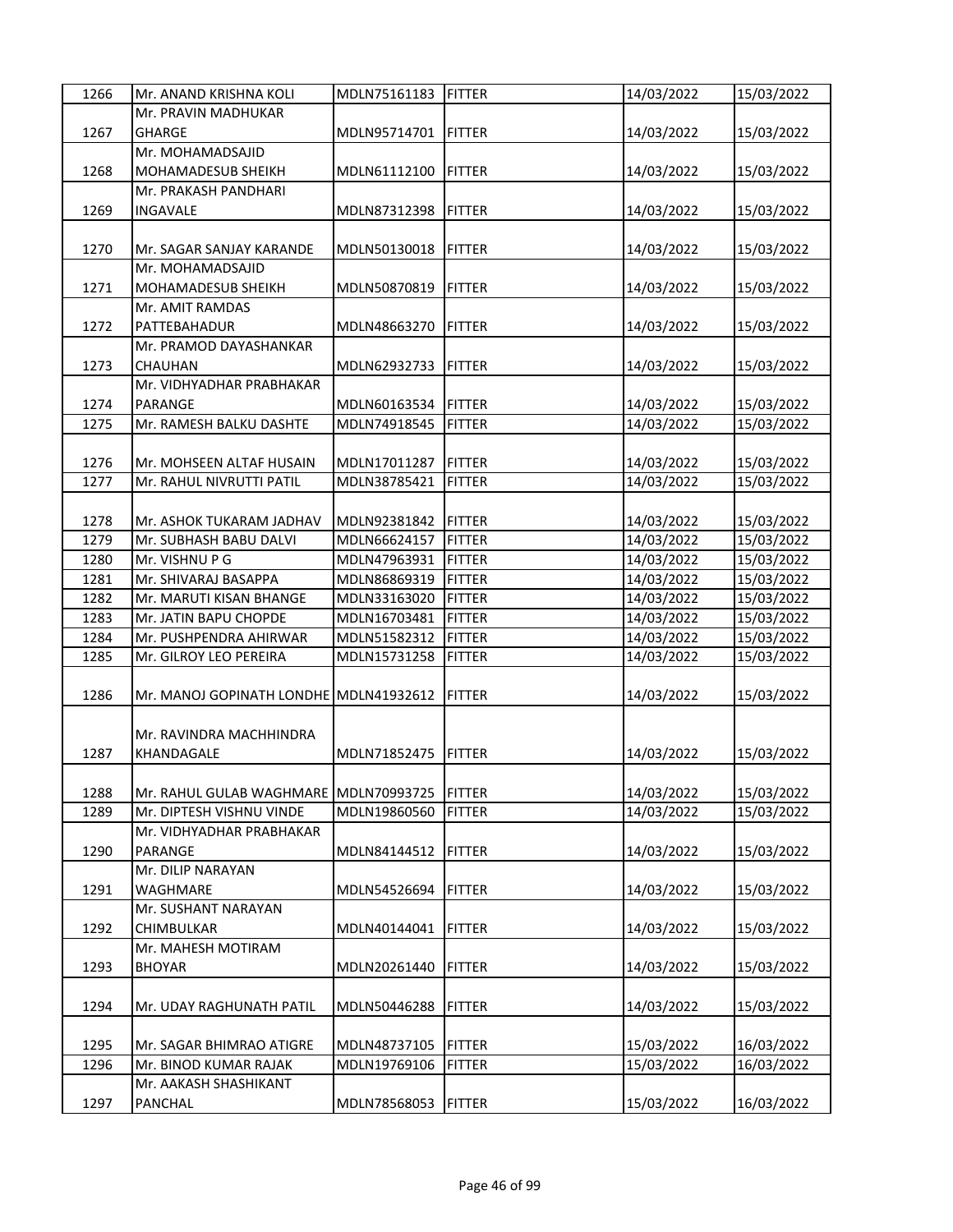| 1266 | Mr. ANAND KRISHNA KOLI | MDLN75161183 | FITTER | 14/03/2022 | 15/03/2022 |
|---|---|---|---|---|---|
| 1267 | Mr. PRAVIN MADHUKAR GHARGE | MDLN95714701 | FITTER | 14/03/2022 | 15/03/2022 |
| 1268 | Mr. MOHAMADSAJID MOHAMADESUB SHEIKH | MDLN61112100 | FITTER | 14/03/2022 | 15/03/2022 |
| 1269 | Mr. PRAKASH PANDHARI INGAVALE | MDLN87312398 | FITTER | 14/03/2022 | 15/03/2022 |
| 1270 | Mr. SAGAR SANJAY KARANDE | MDLN50130018 | FITTER | 14/03/2022 | 15/03/2022 |
| 1271 | Mr. MOHAMADSAJID MOHAMADESUB SHEIKH | MDLN50870819 | FITTER | 14/03/2022 | 15/03/2022 |
| 1272 | Mr. AMIT RAMDAS PATTEBAHADUR | MDLN48663270 | FITTER | 14/03/2022 | 15/03/2022 |
| 1273 | Mr. PRAMOD DAYASHANKAR CHAUHAN | MDLN62932733 | FITTER | 14/03/2022 | 15/03/2022 |
| 1274 | Mr. VIDHYADHAR PRABHAKAR PARANGE | MDLN60163534 | FITTER | 14/03/2022 | 15/03/2022 |
| 1275 | Mr. RAMESH BALKU DASHTE | MDLN74918545 | FITTER | 14/03/2022 | 15/03/2022 |
| 1276 | Mr. MOHSEEN ALTAF HUSAIN | MDLN17011287 | FITTER | 14/03/2022 | 15/03/2022 |
| 1277 | Mr. RAHUL NIVRUTTI PATIL | MDLN38785421 | FITTER | 14/03/2022 | 15/03/2022 |
| 1278 | Mr. ASHOK TUKARAM JADHAV | MDLN92381842 | FITTER | 14/03/2022 | 15/03/2022 |
| 1279 | Mr. SUBHASH BABU DALVI | MDLN66624157 | FITTER | 14/03/2022 | 15/03/2022 |
| 1280 | Mr. VISHNU P G | MDLN47963931 | FITTER | 14/03/2022 | 15/03/2022 |
| 1281 | Mr. SHIVARAJ BASAPPA | MDLN86869319 | FITTER | 14/03/2022 | 15/03/2022 |
| 1282 | Mr. MARUTI KISAN BHANGE | MDLN33163020 | FITTER | 14/03/2022 | 15/03/2022 |
| 1283 | Mr. JATIN BAPU CHOPDE | MDLN16703481 | FITTER | 14/03/2022 | 15/03/2022 |
| 1284 | Mr. PUSHPENDRA AHIRWAR | MDLN51582312 | FITTER | 14/03/2022 | 15/03/2022 |
| 1285 | Mr. GILROY LEO PEREIRA | MDLN15731258 | FITTER | 14/03/2022 | 15/03/2022 |
| 1286 | Mr. MANOJ GOPINATH LONDHE | MDLN41932612 | FITTER | 14/03/2022 | 15/03/2022 |
| 1287 | Mr. RAVINDRA MACHHINDRA KHANDAGALE | MDLN71852475 | FITTER | 14/03/2022 | 15/03/2022 |
| 1288 | Mr. RAHUL GULAB WAGHMARE | MDLN70993725 | FITTER | 14/03/2022 | 15/03/2022 |
| 1289 | Mr. DIPTESH VISHNU VINDE | MDLN19860560 | FITTER | 14/03/2022 | 15/03/2022 |
| 1290 | Mr. VIDHYADHAR PRABHAKAR PARANGE | MDLN84144512 | FITTER | 14/03/2022 | 15/03/2022 |
| 1291 | Mr. DILIP NARAYAN WAGHMARE | MDLN54526694 | FITTER | 14/03/2022 | 15/03/2022 |
| 1292 | Mr. SUSHANT NARAYAN CHIMBULKAR | MDLN40144041 | FITTER | 14/03/2022 | 15/03/2022 |
| 1293 | Mr. MAHESH MOTIRAM BHOYAR | MDLN20261440 | FITTER | 14/03/2022 | 15/03/2022 |
| 1294 | Mr. UDAY RAGHUNATH PATIL | MDLN50446288 | FITTER | 14/03/2022 | 15/03/2022 |
| 1295 | Mr. SAGAR BHIMRAO ATIGRE | MDLN48737105 | FITTER | 15/03/2022 | 16/03/2022 |
| 1296 | Mr. BINOD KUMAR RAJAK | MDLN19769106 | FITTER | 15/03/2022 | 16/03/2022 |
| 1297 | Mr. AAKASH SHASHIKANT PANCHAL | MDLN78568053 | FITTER | 15/03/2022 | 16/03/2022 |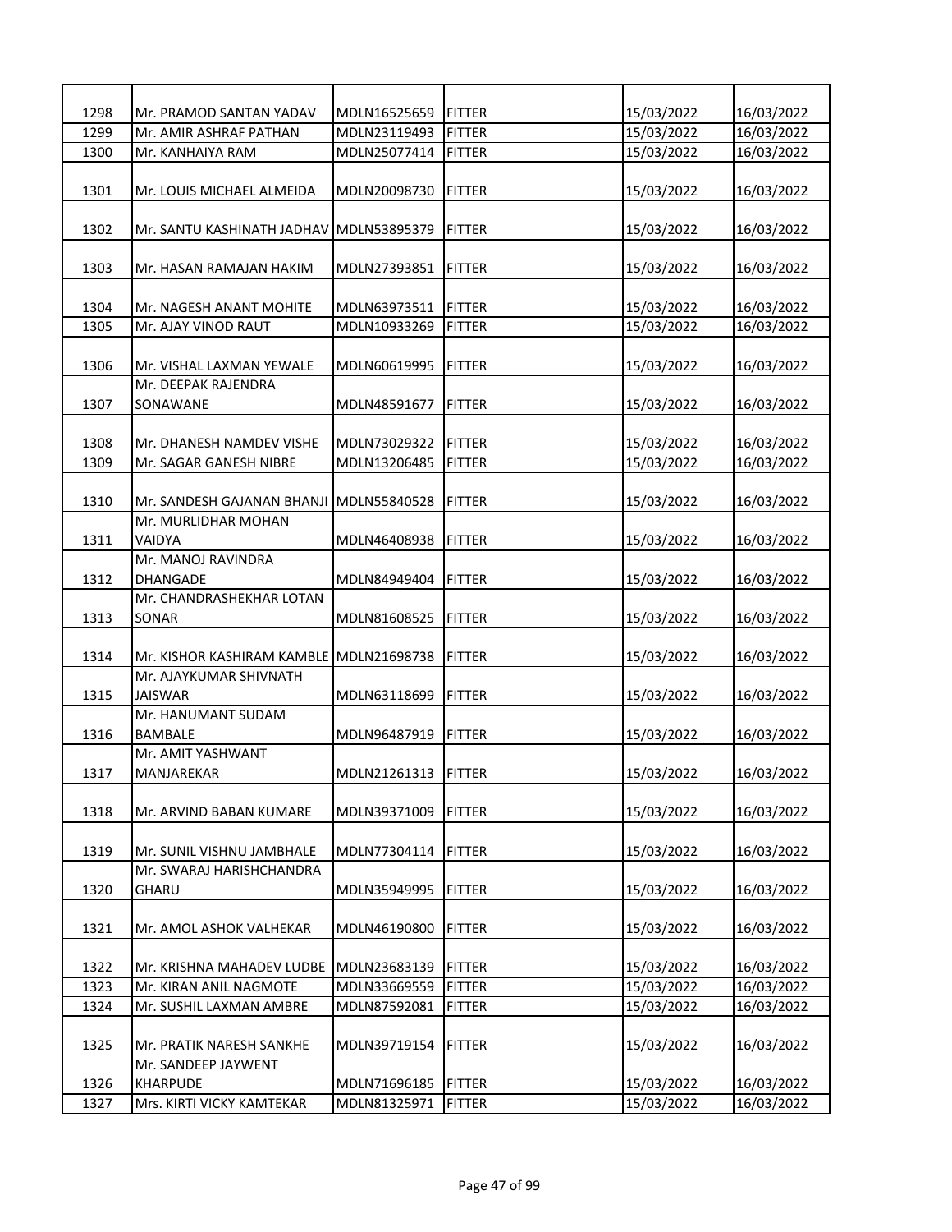| 1298 | Mr. PRAMOD SANTAN YADAV | MDLN16525659 | FITTER | 15/03/2022 | 16/03/2022 |
|---|---|---|---|---|---|
| 1299 | Mr. AMIR ASHRAF PATHAN | MDLN23119493 | FITTER | 15/03/2022 | 16/03/2022 |
| 1300 | Mr. KANHAIYA RAM | MDLN25077414 | FITTER | 15/03/2022 | 16/03/2022 |
| 1301 | Mr. LOUIS MICHAEL ALMEIDA | MDLN20098730 | FITTER | 15/03/2022 | 16/03/2022 |
| 1302 | Mr. SANTU KASHINATH JADHAV | MDLN53895379 | FITTER | 15/03/2022 | 16/03/2022 |
| 1303 | Mr. HASAN RAMAJAN HAKIM | MDLN27393851 | FITTER | 15/03/2022 | 16/03/2022 |
| 1304 | Mr. NAGESH ANANT MOHITE | MDLN63973511 | FITTER | 15/03/2022 | 16/03/2022 |
| 1305 | Mr. AJAY VINOD RAUT | MDLN10933269 | FITTER | 15/03/2022 | 16/03/2022 |
| 1306 | Mr. VISHAL LAXMAN YEWALE | MDLN60619995 | FITTER | 15/03/2022 | 16/03/2022 |
| 1307 | Mr. DEEPAK RAJENDRA SONAWANE | MDLN48591677 | FITTER | 15/03/2022 | 16/03/2022 |
| 1308 | Mr. DHANESH NAMDEV VISHE | MDLN73029322 | FITTER | 15/03/2022 | 16/03/2022 |
| 1309 | Mr. SAGAR GANESH NIBRE | MDLN13206485 | FITTER | 15/03/2022 | 16/03/2022 |
| 1310 | Mr. SANDESH GAJANAN BHANJI | MDLN55840528 | FITTER | 15/03/2022 | 16/03/2022 |
| 1311 | Mr. MURLIDHAR MOHAN VAIDYA | MDLN46408938 | FITTER | 15/03/2022 | 16/03/2022 |
| 1312 | Mr. MANOJ RAVINDRA DHANGADE | MDLN84949404 | FITTER | 15/03/2022 | 16/03/2022 |
| 1313 | Mr. CHANDRASHEKHAR LOTAN SONAR | MDLN81608525 | FITTER | 15/03/2022 | 16/03/2022 |
| 1314 | Mr. KISHOR KASHIRAM KAMBLE | MDLN21698738 | FITTER | 15/03/2022 | 16/03/2022 |
| 1315 | Mr. AJAYKUMAR SHIVNATH JAISWAR | MDLN63118699 | FITTER | 15/03/2022 | 16/03/2022 |
| 1316 | Mr. HANUMANT SUDAM BAMBALE | MDLN96487919 | FITTER | 15/03/2022 | 16/03/2022 |
| 1317 | Mr. AMIT YASHWANT MANJAREKAR | MDLN21261313 | FITTER | 15/03/2022 | 16/03/2022 |
| 1318 | Mr. ARVIND BABAN KUMARE | MDLN39371009 | FITTER | 15/03/2022 | 16/03/2022 |
| 1319 | Mr. SUNIL VISHNU JAMBHALE | MDLN77304114 | FITTER | 15/03/2022 | 16/03/2022 |
| 1320 | Mr. SWARAJ HARISHCHANDRA GHARU | MDLN35949995 | FITTER | 15/03/2022 | 16/03/2022 |
| 1321 | Mr. AMOL ASHOK VALHEKAR | MDLN46190800 | FITTER | 15/03/2022 | 16/03/2022 |
| 1322 | Mr. KRISHNA MAHADEV LUDBE | MDLN23683139 | FITTER | 15/03/2022 | 16/03/2022 |
| 1323 | Mr. KIRAN ANIL NAGMOTE | MDLN33669559 | FITTER | 15/03/2022 | 16/03/2022 |
| 1324 | Mr. SUSHIL LAXMAN AMBRE | MDLN87592081 | FITTER | 15/03/2022 | 16/03/2022 |
| 1325 | Mr. PRATIK NARESH SANKHE | MDLN39719154 | FITTER | 15/03/2022 | 16/03/2022 |
| 1326 | Mr. SANDEEP JAYWENT KHARPUDE | MDLN71696185 | FITTER | 15/03/2022 | 16/03/2022 |
| 1327 | Mrs. KIRTI VICKY KAMTEKAR | MDLN81325971 | FITTER | 15/03/2022 | 16/03/2022 |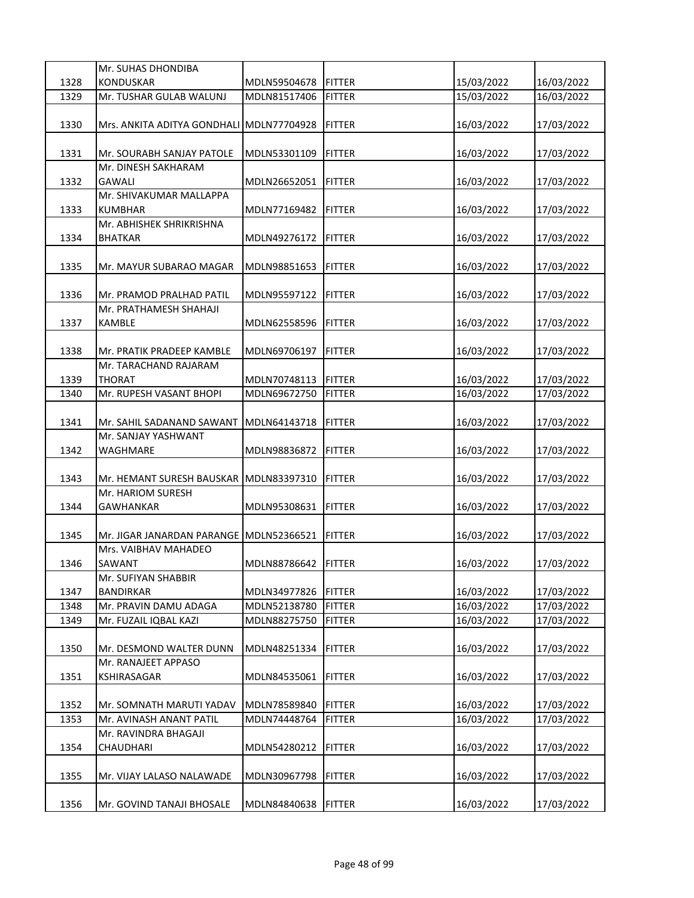| 1328 | Mr. SUHAS DHONDIBA KONDUSKAR | MDLN59504678 | FITTER | 15/03/2022 | 16/03/2022 |
|---|---|---|---|---|---|
| 1329 | Mr. TUSHAR GULAB WALUNJ | MDLN81517406 | FITTER | 15/03/2022 | 16/03/2022 |
| 1330 | Mrs. ANKITA ADITYA GONDHALI | MDLN77704928 | FITTER | 16/03/2022 | 17/03/2022 |
| 1331 | Mr. SOURABH SANJAY PATOLE | MDLN53301109 | FITTER | 16/03/2022 | 17/03/2022 |
| 1332 | Mr. DINESH SAKHARAM GAWALI | MDLN26652051 | FITTER | 16/03/2022 | 17/03/2022 |
| 1333 | Mr. SHIVAKUMAR MALLAPPA KUMBHAR | MDLN77169482 | FITTER | 16/03/2022 | 17/03/2022 |
| 1334 | Mr. ABHISHEK SHRIKRISHNA BHATKAR | MDLN49276172 | FITTER | 16/03/2022 | 17/03/2022 |
| 1335 | Mr. MAYUR SUBARAO MAGAR | MDLN98851653 | FITTER | 16/03/2022 | 17/03/2022 |
| 1336 | Mr. PRAMOD PRALHAD PATIL | MDLN95597122 | FITTER | 16/03/2022 | 17/03/2022 |
| 1337 | Mr. PRATHAMESH SHAHAJI KAMBLE | MDLN62558596 | FITTER | 16/03/2022 | 17/03/2022 |
| 1338 | Mr. PRATIK PRADEEP KAMBLE | MDLN69706197 | FITTER | 16/03/2022 | 17/03/2022 |
| 1339 | Mr. TARACHAND RAJARAM THORAT | MDLN70748113 | FITTER | 16/03/2022 | 17/03/2022 |
| 1340 | Mr. RUPESH VASANT BHOPI | MDLN69672750 | FITTER | 16/03/2022 | 17/03/2022 |
| 1341 | Mr. SAHIL SADANAND SAWANT | MDLN64143718 | FITTER | 16/03/2022 | 17/03/2022 |
| 1342 | Mr. SANJAY YASHWANT WAGHMARE | MDLN98836872 | FITTER | 16/03/2022 | 17/03/2022 |
| 1343 | Mr. HEMANT SURESH BAUSKAR | MDLN83397310 | FITTER | 16/03/2022 | 17/03/2022 |
| 1344 | Mr. HARIOM SURESH GAWHANKAR | MDLN95308631 | FITTER | 16/03/2022 | 17/03/2022 |
| 1345 | Mr. JIGAR JANARDAN PARANGE | MDLN52366521 | FITTER | 16/03/2022 | 17/03/2022 |
| 1346 | Mrs. VAIBHAV MAHADEO SAWANT | MDLN88786642 | FITTER | 16/03/2022 | 17/03/2022 |
| 1347 | Mr. SUFIYAN SHABBIR BANDIRKAR | MDLN34977826 | FITTER | 16/03/2022 | 17/03/2022 |
| 1348 | Mr. PRAVIN DAMU ADAGA | MDLN52138780 | FITTER | 16/03/2022 | 17/03/2022 |
| 1349 | Mr. FUZAIL IQBAL KAZI | MDLN88275750 | FITTER | 16/03/2022 | 17/03/2022 |
| 1350 | Mr. DESMOND WALTER DUNN | MDLN48251334 | FITTER | 16/03/2022 | 17/03/2022 |
| 1351 | Mr. RANAJEET APPASO KSHIRASAGAR | MDLN84535061 | FITTER | 16/03/2022 | 17/03/2022 |
| 1352 | Mr. SOMNATH MARUTI YADAV | MDLN78589840 | FITTER | 16/03/2022 | 17/03/2022 |
| 1353 | Mr. AVINASH ANANT PATIL | MDLN74448764 | FITTER | 16/03/2022 | 17/03/2022 |
| 1354 | Mr. RAVINDRA BHAGAJI CHAUDHARI | MDLN54280212 | FITTER | 16/03/2022 | 17/03/2022 |
| 1355 | Mr. VIJAY LALASO NALAWADE | MDLN30967798 | FITTER | 16/03/2022 | 17/03/2022 |
| 1356 | Mr. GOVIND TANAJI BHOSALE | MDLN84840638 | FITTER | 16/03/2022 | 17/03/2022 |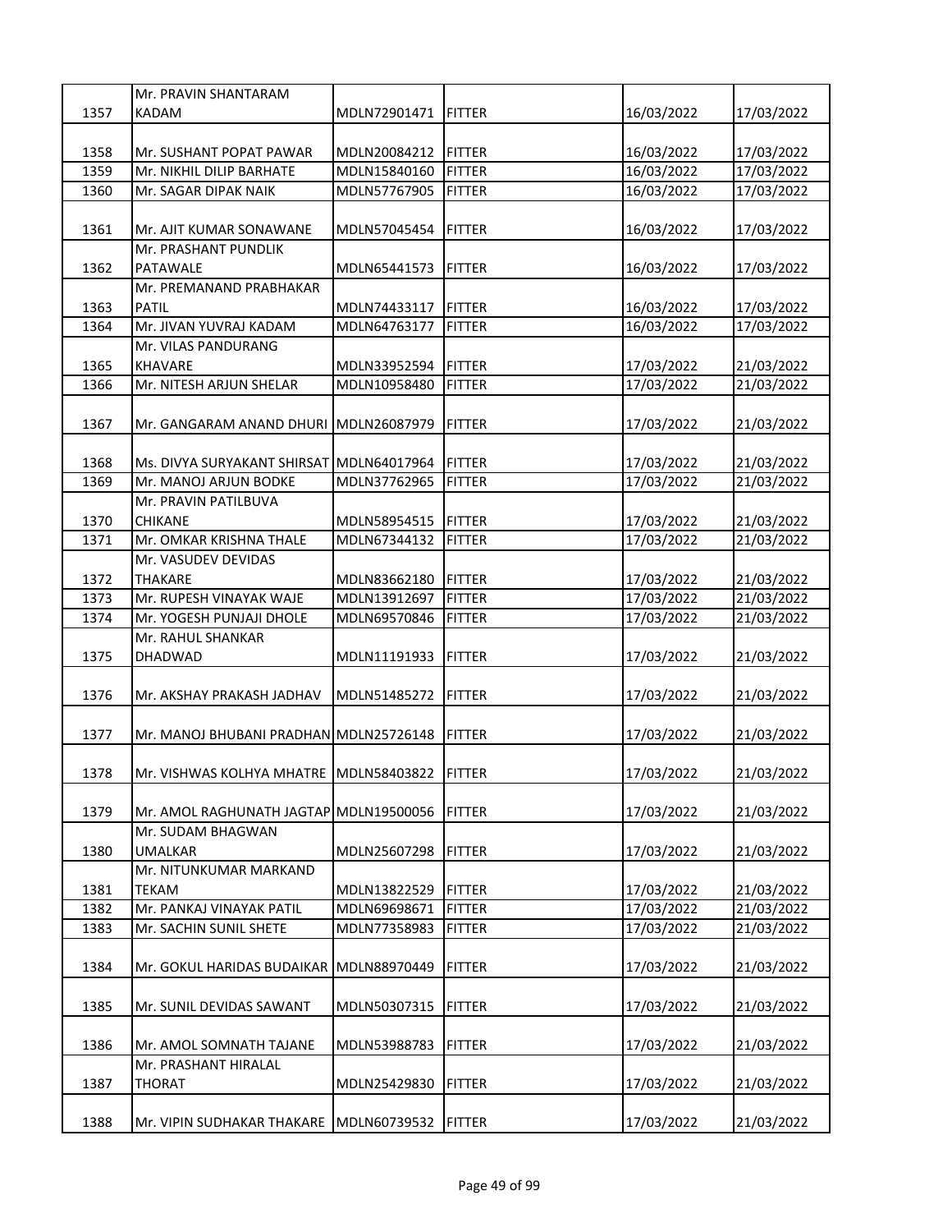| 1357 | Mr. PRAVIN SHANTARAM KADAM | MDLN72901471 | FITTER | 16/03/2022 | 17/03/2022 |
|---|---|---|---|---|---|
| 1358 | Mr. SUSHANT POPAT PAWAR | MDLN20084212 | FITTER | 16/03/2022 | 17/03/2022 |
| 1359 | Mr. NIKHIL DILIP BARHATE | MDLN15840160 | FITTER | 16/03/2022 | 17/03/2022 |
| 1360 | Mr. SAGAR DIPAK NAIK | MDLN57767905 | FITTER | 16/03/2022 | 17/03/2022 |
| 1361 | Mr. AJIT KUMAR SONAWANE | MDLN57045454 | FITTER | 16/03/2022 | 17/03/2022 |
| 1362 | Mr. PRASHANT PUNDLIK PATAWALE | MDLN65441573 | FITTER | 16/03/2022 | 17/03/2022 |
| 1363 | Mr. PREMANAND PRABHAKAR PATIL | MDLN74433117 | FITTER | 16/03/2022 | 17/03/2022 |
| 1364 | Mr. JIVAN YUVRAJ KADAM | MDLN64763177 | FITTER | 16/03/2022 | 17/03/2022 |
| 1365 | Mr. VILAS PANDURANG KHAVARE | MDLN33952594 | FITTER | 17/03/2022 | 21/03/2022 |
| 1366 | Mr. NITESH ARJUN SHELAR | MDLN10958480 | FITTER | 17/03/2022 | 21/03/2022 |
| 1367 | Mr. GANGARAM ANAND DHURI | MDLN26087979 | FITTER | 17/03/2022 | 21/03/2022 |
| 1368 | Ms. DIVYA SURYAKANT SHIRSAT | MDLN64017964 | FITTER | 17/03/2022 | 21/03/2022 |
| 1369 | Mr. MANOJ ARJUN BODKE | MDLN37762965 | FITTER | 17/03/2022 | 21/03/2022 |
| 1370 | Mr. PRAVIN PATILBUVA CHIKANE | MDLN58954515 | FITTER | 17/03/2022 | 21/03/2022 |
| 1371 | Mr. OMKAR KRISHNA THALE | MDLN67344132 | FITTER | 17/03/2022 | 21/03/2022 |
| 1372 | Mr. VASUDEV DEVIDAS THAKARE | MDLN83662180 | FITTER | 17/03/2022 | 21/03/2022 |
| 1373 | Mr. RUPESH VINAYAK WAJE | MDLN13912697 | FITTER | 17/03/2022 | 21/03/2022 |
| 1374 | Mr. YOGESH PUNJAJI DHOLE | MDLN69570846 | FITTER | 17/03/2022 | 21/03/2022 |
| 1375 | Mr. RAHUL SHANKAR DHADWAD | MDLN11191933 | FITTER | 17/03/2022 | 21/03/2022 |
| 1376 | Mr. AKSHAY PRAKASH JADHAV | MDLN51485272 | FITTER | 17/03/2022 | 21/03/2022 |
| 1377 | Mr. MANOJ BHUBANI PRADHAN | MDLN25726148 | FITTER | 17/03/2022 | 21/03/2022 |
| 1378 | Mr. VISHWAS KOLHYA MHATRE | MDLN58403822 | FITTER | 17/03/2022 | 21/03/2022 |
| 1379 | Mr. AMOL RAGHUNATH JAGTAP | MDLN19500056 | FITTER | 17/03/2022 | 21/03/2022 |
| 1380 | Mr. SUDAM BHAGWAN UMALKAR | MDLN25607298 | FITTER | 17/03/2022 | 21/03/2022 |
| 1381 | Mr. NITUNKUMAR MARKAND TEKAM | MDLN13822529 | FITTER | 17/03/2022 | 21/03/2022 |
| 1382 | Mr. PANKAJ VINAYAK PATIL | MDLN69698671 | FITTER | 17/03/2022 | 21/03/2022 |
| 1383 | Mr. SACHIN SUNIL SHETE | MDLN77358983 | FITTER | 17/03/2022 | 21/03/2022 |
| 1384 | Mr. GOKUL HARIDAS BUDAIKAR | MDLN88970449 | FITTER | 17/03/2022 | 21/03/2022 |
| 1385 | Mr. SUNIL DEVIDAS SAWANT | MDLN50307315 | FITTER | 17/03/2022 | 21/03/2022 |
| 1386 | Mr. AMOL SOMNATH TAJANE | MDLN53988783 | FITTER | 17/03/2022 | 21/03/2022 |
| 1387 | Mr. PRASHANT HIRALAL THORAT | MDLN25429830 | FITTER | 17/03/2022 | 21/03/2022 |
| 1388 | Mr. VIPIN SUDHAKAR THAKARE | MDLN60739532 | FITTER | 17/03/2022 | 21/03/2022 |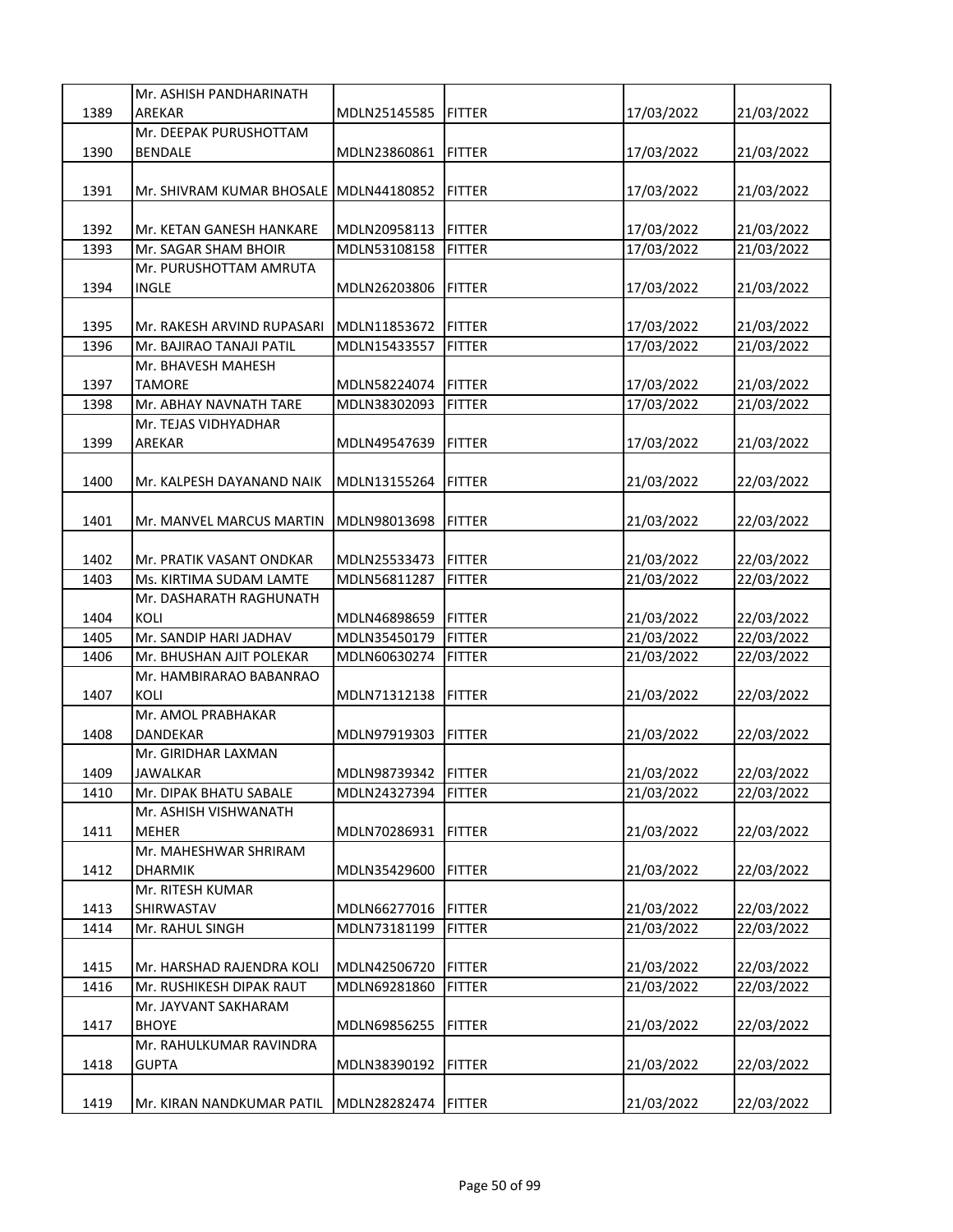| 1389 | Mr. ASHISH PANDHARINATH AREKAR | MDLN25145585 | FITTER | 17/03/2022 | 21/03/2022 |
|---|---|---|---|---|---|
| 1390 | Mr. DEEPAK PURUSHOTTAM BENDALE | MDLN23860861 | FITTER | 17/03/2022 | 21/03/2022 |
| 1391 | Mr. SHIVRAM KUMAR BHOSALE | MDLN44180852 | FITTER | 17/03/2022 | 21/03/2022 |
| 1392 | Mr. KETAN GANESH HANKARE | MDLN20958113 | FITTER | 17/03/2022 | 21/03/2022 |
| 1393 | Mr. SAGAR SHAM BHOIR | MDLN53108158 | FITTER | 17/03/2022 | 21/03/2022 |
| 1394 | Mr. PURUSHOTTAM AMRUTA INGLE | MDLN26203806 | FITTER | 17/03/2022 | 21/03/2022 |
| 1395 | Mr. RAKESH ARVIND RUPASARI | MDLN11853672 | FITTER | 17/03/2022 | 21/03/2022 |
| 1396 | Mr. BAJIRAO TANAJI PATIL | MDLN15433557 | FITTER | 17/03/2022 | 21/03/2022 |
| 1397 | Mr. BHAVESH MAHESH TAMORE | MDLN58224074 | FITTER | 17/03/2022 | 21/03/2022 |
| 1398 | Mr. ABHAY NAVNATH TARE | MDLN38302093 | FITTER | 17/03/2022 | 21/03/2022 |
| 1399 | Mr. TEJAS VIDHYADHAR AREKAR | MDLN49547639 | FITTER | 17/03/2022 | 21/03/2022 |
| 1400 | Mr. KALPESH DAYANAND NAIK | MDLN13155264 | FITTER | 21/03/2022 | 22/03/2022 |
| 1401 | Mr. MANVEL MARCUS MARTIN | MDLN98013698 | FITTER | 21/03/2022 | 22/03/2022 |
| 1402 | Mr. PRATIK VASANT ONDKAR | MDLN25533473 | FITTER | 21/03/2022 | 22/03/2022 |
| 1403 | Ms. KIRTIMA SUDAM LAMTE | MDLN56811287 | FITTER | 21/03/2022 | 22/03/2022 |
| 1404 | Mr. DASHARATH RAGHUNATH KOLI | MDLN46898659 | FITTER | 21/03/2022 | 22/03/2022 |
| 1405 | Mr. SANDIP HARI JADHAV | MDLN35450179 | FITTER | 21/03/2022 | 22/03/2022 |
| 1406 | Mr. BHUSHAN AJIT POLEKAR | MDLN60630274 | FITTER | 21/03/2022 | 22/03/2022 |
| 1407 | Mr. HAMBIRARAO BABANRAO KOLI | MDLN71312138 | FITTER | 21/03/2022 | 22/03/2022 |
| 1408 | Mr. AMOL PRABHAKAR DANDEKAR | MDLN97919303 | FITTER | 21/03/2022 | 22/03/2022 |
| 1409 | Mr. GIRIDHAR LAXMAN JAWALKAR | MDLN98739342 | FITTER | 21/03/2022 | 22/03/2022 |
| 1410 | Mr. DIPAK BHATU SABALE | MDLN24327394 | FITTER | 21/03/2022 | 22/03/2022 |
| 1411 | Mr. ASHISH VISHWANATH MEHER | MDLN70286931 | FITTER | 21/03/2022 | 22/03/2022 |
| 1412 | Mr. MAHESHWAR SHRIRAM DHARMIK | MDLN35429600 | FITTER | 21/03/2022 | 22/03/2022 |
| 1413 | Mr. RITESH KUMAR SHIRWASTAV | MDLN66277016 | FITTER | 21/03/2022 | 22/03/2022 |
| 1414 | Mr. RAHUL SINGH | MDLN73181199 | FITTER | 21/03/2022 | 22/03/2022 |
| 1415 | Mr. HARSHAD RAJENDRA KOLI | MDLN42506720 | FITTER | 21/03/2022 | 22/03/2022 |
| 1416 | Mr. RUSHIKESH DIPAK RAUT | MDLN69281860 | FITTER | 21/03/2022 | 22/03/2022 |
| 1417 | Mr. JAYVANT SAKHARAM BHOYE | MDLN69856255 | FITTER | 21/03/2022 | 22/03/2022 |
| 1418 | Mr. RAHULKUMAR RAVINDRA GUPTA | MDLN38390192 | FITTER | 21/03/2022 | 22/03/2022 |
| 1419 | Mr. KIRAN NANDKUMAR PATIL | MDLN28282474 | FITTER | 21/03/2022 | 22/03/2022 |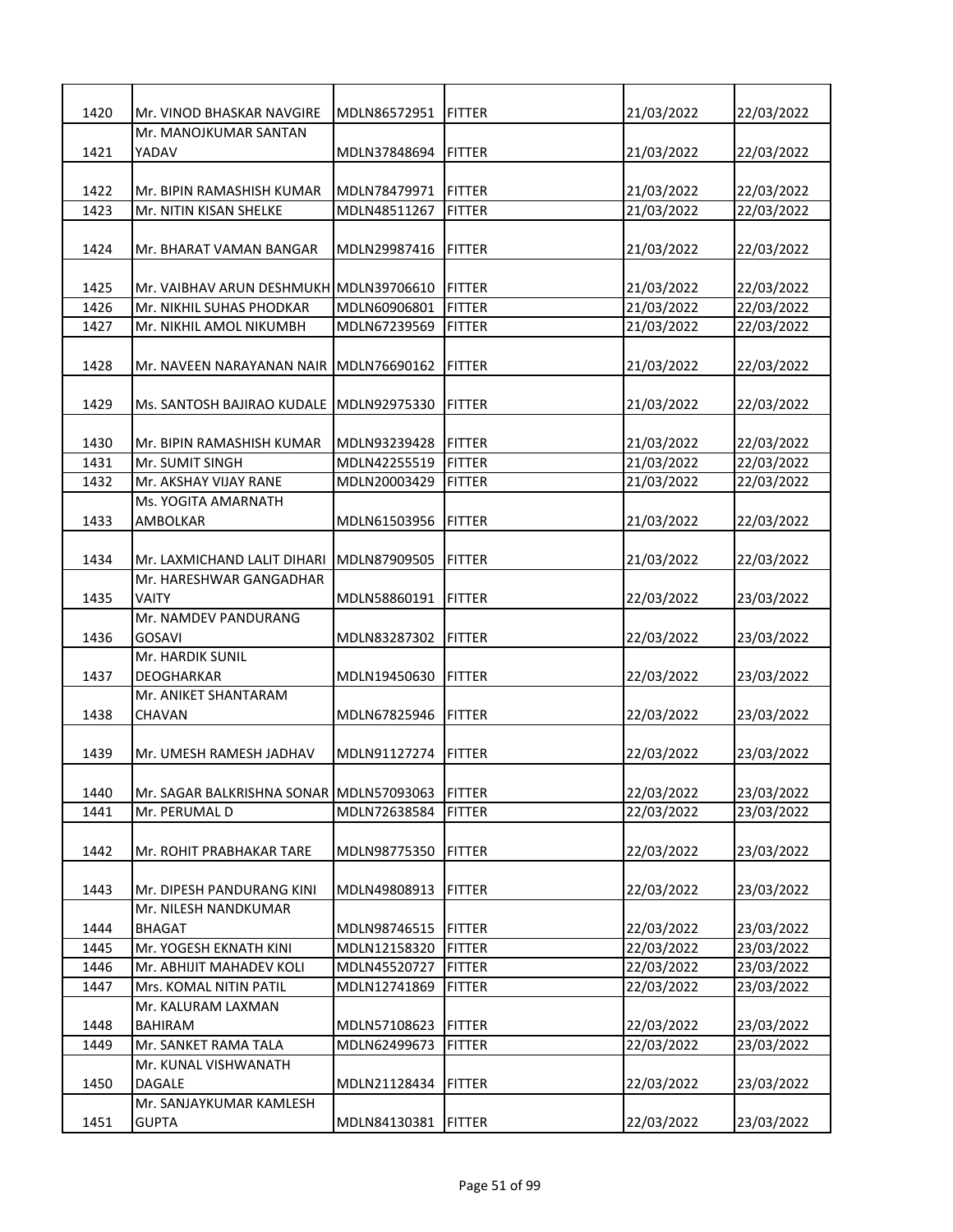| | | | | | |
|---|---|---|---|---|---|
| 1420 | Mr. VINOD BHASKAR NAVGIRE | MDLN86572951 | FITTER | 21/03/2022 | 22/03/2022 |
| 1421 | Mr. MANOJKUMAR SANTAN YADAV | MDLN37848694 | FITTER | 21/03/2022 | 22/03/2022 |
| 1422 | Mr. BIPIN RAMASHISH KUMAR | MDLN78479971 | FITTER | 21/03/2022 | 22/03/2022 |
| 1423 | Mr. NITIN KISAN SHELKE | MDLN48511267 | FITTER | 21/03/2022 | 22/03/2022 |
| 1424 | Mr. BHARAT VAMAN BANGAR | MDLN29987416 | FITTER | 21/03/2022 | 22/03/2022 |
| 1425 | Mr. VAIBHAV ARUN DESHMUKH | MDLN39706610 | FITTER | 21/03/2022 | 22/03/2022 |
| 1426 | Mr. NIKHIL SUHAS PHODKAR | MDLN60906801 | FITTER | 21/03/2022 | 22/03/2022 |
| 1427 | Mr. NIKHIL AMOL NIKUMBH | MDLN67239569 | FITTER | 21/03/2022 | 22/03/2022 |
| 1428 | Mr. NAVEEN NARAYANAN NAIR | MDLN76690162 | FITTER | 21/03/2022 | 22/03/2022 |
| 1429 | Ms. SANTOSH BAJIRAO KUDALE | MDLN92975330 | FITTER | 21/03/2022 | 22/03/2022 |
| 1430 | Mr. BIPIN RAMASHISH KUMAR | MDLN93239428 | FITTER | 21/03/2022 | 22/03/2022 |
| 1431 | Mr. SUMIT SINGH | MDLN42255519 | FITTER | 21/03/2022 | 22/03/2022 |
| 1432 | Mr. AKSHAY VIJAY RANE | MDLN20003429 | FITTER | 21/03/2022 | 22/03/2022 |
| 1433 | Ms. YOGITA AMARNATH AMBOLKAR | MDLN61503956 | FITTER | 21/03/2022 | 22/03/2022 |
| 1434 | Mr. LAXMICHAND LALIT DIHARI | MDLN87909505 | FITTER | 21/03/2022 | 22/03/2022 |
| 1435 | Mr. HARESHWAR GANGADHAR VAITY | MDLN58860191 | FITTER | 22/03/2022 | 23/03/2022 |
| 1436 | Mr. NAMDEV PANDURANG GOSAVI | MDLN83287302 | FITTER | 22/03/2022 | 23/03/2022 |
| 1437 | Mr. HARDIK SUNIL DEOGHARKAR | MDLN19450630 | FITTER | 22/03/2022 | 23/03/2022 |
| 1438 | Mr. ANIKET SHANTARAM CHAVAN | MDLN67825946 | FITTER | 22/03/2022 | 23/03/2022 |
| 1439 | Mr. UMESH RAMESH JADHAV | MDLN91127274 | FITTER | 22/03/2022 | 23/03/2022 |
| 1440 | Mr. SAGAR BALKRISHNA SONAR | MDLN57093063 | FITTER | 22/03/2022 | 23/03/2022 |
| 1441 | Mr. PERUMAL D | MDLN72638584 | FITTER | 22/03/2022 | 23/03/2022 |
| 1442 | Mr. ROHIT PRABHAKAR TARE | MDLN98775350 | FITTER | 22/03/2022 | 23/03/2022 |
| 1443 | Mr. DIPESH PANDURANG KINI | MDLN49808913 | FITTER | 22/03/2022 | 23/03/2022 |
| 1444 | Mr. NILESH NANDKUMAR BHAGAT | MDLN98746515 | FITTER | 22/03/2022 | 23/03/2022 |
| 1445 | Mr. YOGESH EKNATH KINI | MDLN12158320 | FITTER | 22/03/2022 | 23/03/2022 |
| 1446 | Mr. ABHIJIT MAHADEV KOLI | MDLN45520727 | FITTER | 22/03/2022 | 23/03/2022 |
| 1447 | Mrs. KOMAL NITIN PATIL | MDLN12741869 | FITTER | 22/03/2022 | 23/03/2022 |
| 1448 | Mr. KALURAM LAXMAN BAHIRAM | MDLN57108623 | FITTER | 22/03/2022 | 23/03/2022 |
| 1449 | Mr. SANKET RAMA TALA | MDLN62499673 | FITTER | 22/03/2022 | 23/03/2022 |
| 1450 | Mr. KUNAL VISHWANATH DAGALE | MDLN21128434 | FITTER | 22/03/2022 | 23/03/2022 |
| 1451 | Mr. SANJAYKUMAR KAMLESH GUPTA | MDLN84130381 | FITTER | 22/03/2022 | 23/03/2022 |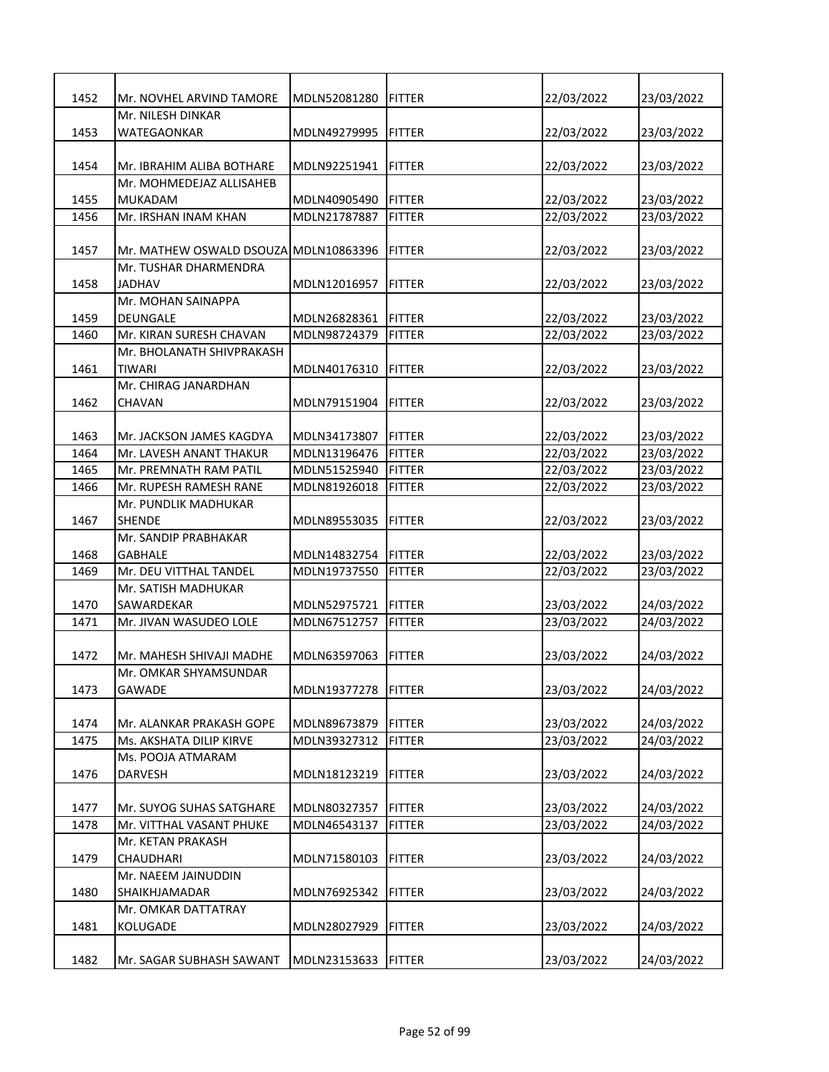| 1452 | Mr. NOVHEL ARVIND TAMORE | MDLN52081280 | FITTER | 22/03/2022 | 23/03/2022 |
|---|---|---|---|---|---|
| 1453 | Mr. NILESH DINKAR WATEGAONKAR | MDLN49279995 | FITTER | 22/03/2022 | 23/03/2022 |
| 1454 | Mr. IBRAHIM ALIBA BOTHARE | MDLN92251941 | FITTER | 22/03/2022 | 23/03/2022 |
| 1455 | Mr. MOHMEDEJAZ ALLISAHEB MUKADAM | MDLN40905490 | FITTER | 22/03/2022 | 23/03/2022 |
| 1456 | Mr. IRSHAN INAM KHAN | MDLN21787887 | FITTER | 22/03/2022 | 23/03/2022 |
| 1457 | Mr. MATHEW OSWALD DSOUZA | MDLN10863396 | FITTER | 22/03/2022 | 23/03/2022 |
| 1458 | Mr. TUSHAR DHARMENDRA JADHAV | MDLN12016957 | FITTER | 22/03/2022 | 23/03/2022 |
| 1459 | Mr. MOHAN SAINAPPA DEUNGALE | MDLN26828361 | FITTER | 22/03/2022 | 23/03/2022 |
| 1460 | Mr. KIRAN SURESH CHAVAN | MDLN98724379 | FITTER | 22/03/2022 | 23/03/2022 |
| 1461 | Mr. BHOLANATH SHIVPRAKASH TIWARI | MDLN40176310 | FITTER | 22/03/2022 | 23/03/2022 |
| 1462 | Mr. CHIRAG JANARDHAN CHAVAN | MDLN79151904 | FITTER | 22/03/2022 | 23/03/2022 |
| 1463 | Mr. JACKSON JAMES KAGDYA | MDLN34173807 | FITTER | 22/03/2022 | 23/03/2022 |
| 1464 | Mr. LAVESH ANANT THAKUR | MDLN13196476 | FITTER | 22/03/2022 | 23/03/2022 |
| 1465 | Mr. PREMNATH RAM PATIL | MDLN51525940 | FITTER | 22/03/2022 | 23/03/2022 |
| 1466 | Mr. RUPESH RAMESH RANE | MDLN81926018 | FITTER | 22/03/2022 | 23/03/2022 |
| 1467 | Mr. PUNDLIK MADHUKAR SHENDE | MDLN89553035 | FITTER | 22/03/2022 | 23/03/2022 |
| 1468 | Mr. SANDIP PRABHAKAR GABHALE | MDLN14832754 | FITTER | 22/03/2022 | 23/03/2022 |
| 1469 | Mr. DEU VITTHAL TANDEL | MDLN19737550 | FITTER | 22/03/2022 | 23/03/2022 |
| 1470 | Mr. SATISH MADHUKAR SAWARDEKAR | MDLN52975721 | FITTER | 23/03/2022 | 24/03/2022 |
| 1471 | Mr. JIVAN WASUDEO LOLE | MDLN67512757 | FITTER | 23/03/2022 | 24/03/2022 |
| 1472 | Mr. MAHESH SHIVAJI MADHE | MDLN63597063 | FITTER | 23/03/2022 | 24/03/2022 |
| 1473 | Mr. OMKAR SHYAMSUNDAR GAWADE | MDLN19377278 | FITTER | 23/03/2022 | 24/03/2022 |
| 1474 | Mr. ALANKAR PRAKASH GOPE | MDLN89673879 | FITTER | 23/03/2022 | 24/03/2022 |
| 1475 | Ms. AKSHATA DILIP KIRVE | MDLN39327312 | FITTER | 23/03/2022 | 24/03/2022 |
| 1476 | Ms. POOJA ATMARAM DARVESH | MDLN18123219 | FITTER | 23/03/2022 | 24/03/2022 |
| 1477 | Mr. SUYOG SUHAS SATGHARE | MDLN80327357 | FITTER | 23/03/2022 | 24/03/2022 |
| 1478 | Mr. VITTHAL VASANT PHUKE | MDLN46543137 | FITTER | 23/03/2022 | 24/03/2022 |
| 1479 | Mr. KETAN PRAKASH CHAUDHARI | MDLN71580103 | FITTER | 23/03/2022 | 24/03/2022 |
| 1480 | Mr. NAEEM JAINUDDIN SHAIKHJAMADAR | MDLN76925342 | FITTER | 23/03/2022 | 24/03/2022 |
| 1481 | Mr. OMKAR DATTATRAY KOLUGADE | MDLN28027929 | FITTER | 23/03/2022 | 24/03/2022 |
| 1482 | Mr. SAGAR SUBHASH SAWANT | MDLN23153633 | FITTER | 23/03/2022 | 24/03/2022 |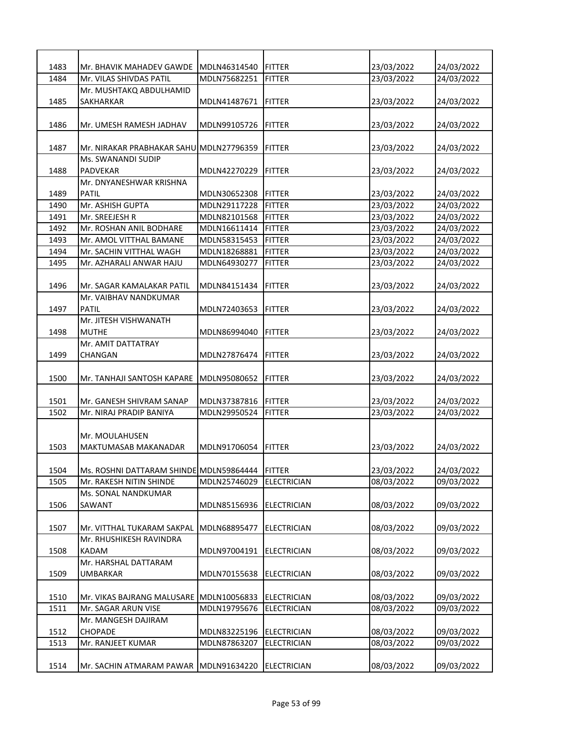| | | | | | |
|---|---|---|---|---|---|
| 1483 | Mr. BHAVIK MAHADEV GAWDE | MDLN46314540 | FITTER | 23/03/2022 | 24/03/2022 |
| 1484 | Mr. VILAS SHIVDAS PATIL | MDLN75682251 | FITTER | 23/03/2022 | 24/03/2022 |
| 1485 | Mr. MUSHTAKQ ABDULHAMID SAKHARKAR | MDLN41487671 | FITTER | 23/03/2022 | 24/03/2022 |
| 1486 | Mr. UMESH RAMESH JADHAV | MDLN99105726 | FITTER | 23/03/2022 | 24/03/2022 |
| 1487 | Mr. NIRAKAR PRABHAKAR SAHU | MDLN27796359 | FITTER | 23/03/2022 | 24/03/2022 |
| 1488 | Ms. SWANANDI SUDIP PADVEKAR | MDLN42270229 | FITTER | 23/03/2022 | 24/03/2022 |
| 1489 | Mr. DNYANESHWAR KRISHNA PATIL | MDLN30652308 | FITTER | 23/03/2022 | 24/03/2022 |
| 1490 | Mr. ASHISH GUPTA | MDLN29117228 | FITTER | 23/03/2022 | 24/03/2022 |
| 1491 | Mr. SREEJESH R | MDLN82101568 | FITTER | 23/03/2022 | 24/03/2022 |
| 1492 | Mr. ROSHAN ANIL BODHARE | MDLN16611414 | FITTER | 23/03/2022 | 24/03/2022 |
| 1493 | Mr. AMOL VITTHAL BAMANE | MDLN58315453 | FITTER | 23/03/2022 | 24/03/2022 |
| 1494 | Mr. SACHIN VITTHAL WAGH | MDLN18268881 | FITTER | 23/03/2022 | 24/03/2022 |
| 1495 | Mr. AZHARALI ANWAR HAJU | MDLN64930277 | FITTER | 23/03/2022 | 24/03/2022 |
| 1496 | Mr. SAGAR KAMALAKAR PATIL | MDLN84151434 | FITTER | 23/03/2022 | 24/03/2022 |
| 1497 | Mr. VAIBHAV NANDKUMAR PATIL | MDLN72403653 | FITTER | 23/03/2022 | 24/03/2022 |
| 1498 | Mr. JITESH VISHWANATH MUTHE | MDLN86994040 | FITTER | 23/03/2022 | 24/03/2022 |
| 1499 | Mr. AMIT DATTATRAY CHANGAN | MDLN27876474 | FITTER | 23/03/2022 | 24/03/2022 |
| 1500 | Mr. TANHAJI SANTOSH KAPARE | MDLN95080652 | FITTER | 23/03/2022 | 24/03/2022 |
| 1501 | Mr. GANESH SHIVRAM SANAP | MDLN37387816 | FITTER | 23/03/2022 | 24/03/2022 |
| 1502 | Mr. NIRAJ PRADIP BANIYA | MDLN29950524 | FITTER | 23/03/2022 | 24/03/2022 |
| 1503 | Mr. MOULAHUSEN MAKTUMASAB MAKANADAR | MDLN91706054 | FITTER | 23/03/2022 | 24/03/2022 |
| 1504 | Ms. ROSHNI DATTARAM SHINDE | MDLN59864444 | FITTER | 23/03/2022 | 24/03/2022 |
| 1505 | Mr. RAKESH NITIN SHINDE | MDLN25746029 | ELECTRICIAN | 08/03/2022 | 09/03/2022 |
| 1506 | Ms. SONAL NANDKUMAR SAWANT | MDLN85156936 | ELECTRICIAN | 08/03/2022 | 09/03/2022 |
| 1507 | Mr. VITTHAL TUKARAM SAKPAL | MDLN68895477 | ELECTRICIAN | 08/03/2022 | 09/03/2022 |
| 1508 | Mr. RHUSHIKESH RAVINDRA KADAM | MDLN97004191 | ELECTRICIAN | 08/03/2022 | 09/03/2022 |
| 1509 | Mr. HARSHAL DATTARAM UMBARKAR | MDLN70155638 | ELECTRICIAN | 08/03/2022 | 09/03/2022 |
| 1510 | Mr. VIKAS BAJRANG MALUSARE | MDLN10056833 | ELECTRICIAN | 08/03/2022 | 09/03/2022 |
| 1511 | Mr. SAGAR ARUN VISE | MDLN19795676 | ELECTRICIAN | 08/03/2022 | 09/03/2022 |
| 1512 | Mr. MANGESH DAJIRAM CHOPADE | MDLN83225196 | ELECTRICIAN | 08/03/2022 | 09/03/2022 |
| 1513 | Mr. RANJEET KUMAR | MDLN87863207 | ELECTRICIAN | 08/03/2022 | 09/03/2022 |
| 1514 | Mr. SACHIN ATMARAM PAWAR | MDLN91634220 | ELECTRICIAN | 08/03/2022 | 09/03/2022 |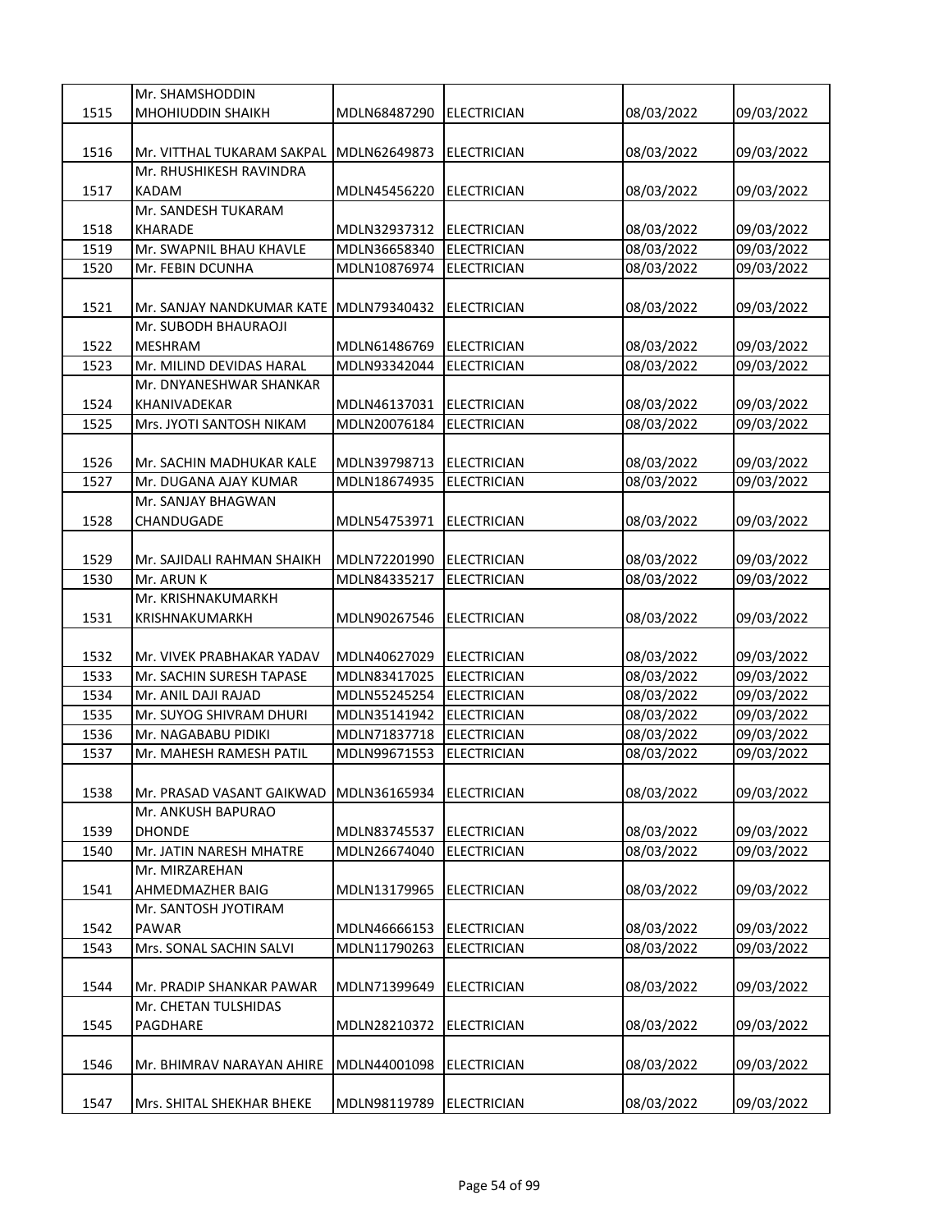| 1515 | Mr. SHAMSHODDIN MHOHIUDDIN SHAIKH | MDLN68487290 | ELECTRICIAN | 08/03/2022 | 09/03/2022 |
|---|---|---|---|---|---|
| 1516 | Mr. VITTHAL TUKARAM SAKPAL | MDLN62649873 | ELECTRICIAN | 08/03/2022 | 09/03/2022 |
| 1517 | Mr. RHUSHIKESH RAVINDRA KADAM | MDLN45456220 | ELECTRICIAN | 08/03/2022 | 09/03/2022 |
| 1518 | Mr. SANDESH TUKARAM KHARADE | MDLN32937312 | ELECTRICIAN | 08/03/2022 | 09/03/2022 |
| 1519 | Mr. SWAPNIL BHAU KHAVLE | MDLN36658340 | ELECTRICIAN | 08/03/2022 | 09/03/2022 |
| 1520 | Mr. FEBIN DCUNHA | MDLN10876974 | ELECTRICIAN | 08/03/2022 | 09/03/2022 |
| 1521 | Mr. SANJAY NANDKUMAR KATE | MDLN79340432 | ELECTRICIAN | 08/03/2022 | 09/03/2022 |
| 1522 | Mr. SUBODH BHAURAOJI MESHRAM | MDLN61486769 | ELECTRICIAN | 08/03/2022 | 09/03/2022 |
| 1523 | Mr. MILIND DEVIDAS HARAL | MDLN93342044 | ELECTRICIAN | 08/03/2022 | 09/03/2022 |
| 1524 | Mr. DNYANESHWAR SHANKAR KHANIVADEKAR | MDLN46137031 | ELECTRICIAN | 08/03/2022 | 09/03/2022 |
| 1525 | Mrs. JYOTI SANTOSH NIKAM | MDLN20076184 | ELECTRICIAN | 08/03/2022 | 09/03/2022 |
| 1526 | Mr. SACHIN MADHUKAR KALE | MDLN39798713 | ELECTRICIAN | 08/03/2022 | 09/03/2022 |
| 1527 | Mr. DUGANA AJAY KUMAR | MDLN18674935 | ELECTRICIAN | 08/03/2022 | 09/03/2022 |
| 1528 | Mr. SANJAY BHAGWAN CHANDUGADE | MDLN54753971 | ELECTRICIAN | 08/03/2022 | 09/03/2022 |
| 1529 | Mr. SAJIDALI RAHMAN SHAIKH | MDLN72201990 | ELECTRICIAN | 08/03/2022 | 09/03/2022 |
| 1530 | Mr. ARUN K | MDLN84335217 | ELECTRICIAN | 08/03/2022 | 09/03/2022 |
| 1531 | Mr. KRISHNAKUMARKH KRISHNAKUMARKH | MDLN90267546 | ELECTRICIAN | 08/03/2022 | 09/03/2022 |
| 1532 | Mr. VIVEK PRABHAKAR YADAV | MDLN40627029 | ELECTRICIAN | 08/03/2022 | 09/03/2022 |
| 1533 | Mr. SACHIN SURESH TAPASE | MDLN83417025 | ELECTRICIAN | 08/03/2022 | 09/03/2022 |
| 1534 | Mr. ANIL DAJI RAJAD | MDLN55245254 | ELECTRICIAN | 08/03/2022 | 09/03/2022 |
| 1535 | Mr. SUYOG SHIVRAM DHURI | MDLN35141942 | ELECTRICIAN | 08/03/2022 | 09/03/2022 |
| 1536 | Mr. NAGABABU PIDIKI | MDLN71837718 | ELECTRICIAN | 08/03/2022 | 09/03/2022 |
| 1537 | Mr. MAHESH RAMESH PATIL | MDLN99671553 | ELECTRICIAN | 08/03/2022 | 09/03/2022 |
| 1538 | Mr. PRASAD VASANT GAIKWAD | MDLN36165934 | ELECTRICIAN | 08/03/2022 | 09/03/2022 |
| 1539 | Mr. ANKUSH BAPURAO DHONDE | MDLN83745537 | ELECTRICIAN | 08/03/2022 | 09/03/2022 |
| 1540 | Mr. JATIN NARESH MHATRE | MDLN26674040 | ELECTRICIAN | 08/03/2022 | 09/03/2022 |
| 1541 | Mr. MIRZAREHAN AHMEDMAZHER BAIG | MDLN13179965 | ELECTRICIAN | 08/03/2022 | 09/03/2022 |
| 1542 | Mr. SANTOSH JYOTIRAM PAWAR | MDLN46666153 | ELECTRICIAN | 08/03/2022 | 09/03/2022 |
| 1543 | Mrs. SONAL SACHIN SALVI | MDLN11790263 | ELECTRICIAN | 08/03/2022 | 09/03/2022 |
| 1544 | Mr. PRADIP SHANKAR PAWAR | MDLN71399649 | ELECTRICIAN | 08/03/2022 | 09/03/2022 |
| 1545 | Mr. CHETAN TULSHIDAS PAGDHARE | MDLN28210372 | ELECTRICIAN | 08/03/2022 | 09/03/2022 |
| 1546 | Mr. BHIMRAV NARAYAN AHIRE | MDLN44001098 | ELECTRICIAN | 08/03/2022 | 09/03/2022 |
| 1547 | Mrs. SHITAL SHEKHAR BHEKE | MDLN98119789 | ELECTRICIAN | 08/03/2022 | 09/03/2022 |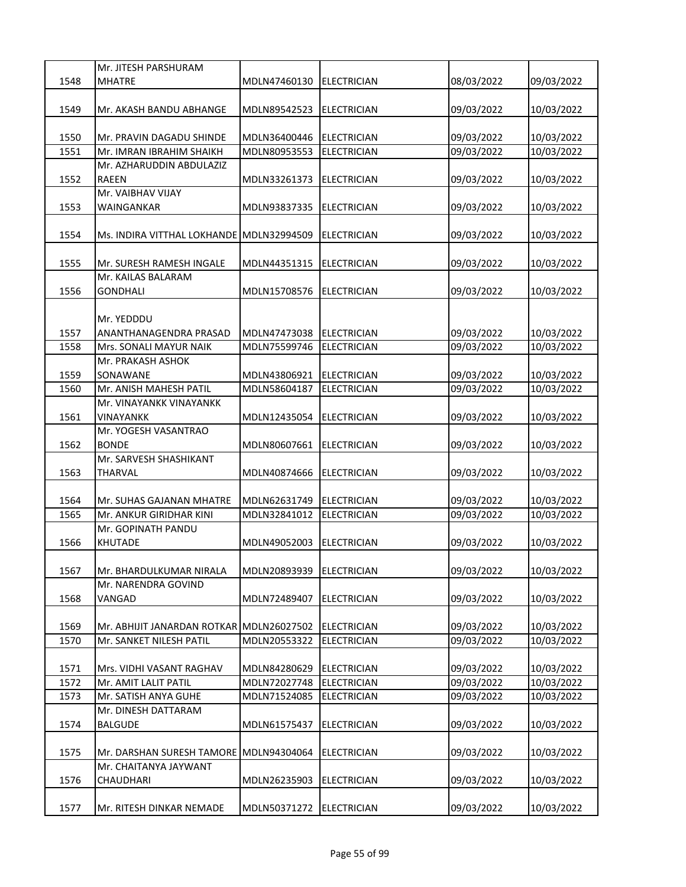| 1548 | Mr. JITESH PARSHURAM MHATRE | MDLN47460130 | ELECTRICIAN | 08/03/2022 | 09/03/2022 |
|---|---|---|---|---|---|
| 1549 | Mr. AKASH BANDU ABHANGE | MDLN89542523 | ELECTRICIAN | 09/03/2022 | 10/03/2022 |
| 1550 | Mr. PRAVIN DAGADU SHINDE | MDLN36400446 | ELECTRICIAN | 09/03/2022 | 10/03/2022 |
| 1551 | Mr. IMRAN IBRAHIM SHAIKH | MDLN80953553 | ELECTRICIAN | 09/03/2022 | 10/03/2022 |
| 1552 | Mr. AZHARUDDIN ABDULAZIZ RAEEN | MDLN33261373 | ELECTRICIAN | 09/03/2022 | 10/03/2022 |
| 1553 | Mr. VAIBHAV VIJAY WAINGANKAR | MDLN93837335 | ELECTRICIAN | 09/03/2022 | 10/03/2022 |
| 1554 | Ms. INDIRA VITTHAL LOKHANDE | MDLN32994509 | ELECTRICIAN | 09/03/2022 | 10/03/2022 |
| 1555 | Mr. SURESH RAMESH INGALE | MDLN44351315 | ELECTRICIAN | 09/03/2022 | 10/03/2022 |
| 1556 | Mr. KAILAS BALARAM GONDHALI | MDLN15708576 | ELECTRICIAN | 09/03/2022 | 10/03/2022 |
| 1557 | Mr. YEDDDU ANANTHANAGENDRA PRASAD | MDLN47473038 | ELECTRICIAN | 09/03/2022 | 10/03/2022 |
| 1558 | Mrs. SONALI MAYUR NAIK | MDLN75599746 | ELECTRICIAN | 09/03/2022 | 10/03/2022 |
| 1559 | Mr. PRAKASH ASHOK SONAWANE | MDLN43806921 | ELECTRICIAN | 09/03/2022 | 10/03/2022 |
| 1560 | Mr. ANISH MAHESH PATIL | MDLN58604187 | ELECTRICIAN | 09/03/2022 | 10/03/2022 |
| 1561 | Mr. VINAYANKK VINAYANKK VINAYANKK | MDLN12435054 | ELECTRICIAN | 09/03/2022 | 10/03/2022 |
| 1562 | Mr. YOGESH VASANTRAO BONDE | MDLN80607661 | ELECTRICIAN | 09/03/2022 | 10/03/2022 |
| 1563 | Mr. SARVESH SHASHIKANT THARVAL | MDLN40874666 | ELECTRICIAN | 09/03/2022 | 10/03/2022 |
| 1564 | Mr. SUHAS GAJANAN MHATRE | MDLN62631749 | ELECTRICIAN | 09/03/2022 | 10/03/2022 |
| 1565 | Mr. ANKUR GIRIDHAR KINI | MDLN32841012 | ELECTRICIAN | 09/03/2022 | 10/03/2022 |
| 1566 | Mr. GOPINATH PANDU KHUTADE | MDLN49052003 | ELECTRICIAN | 09/03/2022 | 10/03/2022 |
| 1567 | Mr. BHARDULKUMAR NIRALA | MDLN20893939 | ELECTRICIAN | 09/03/2022 | 10/03/2022 |
| 1568 | Mr. NARENDRA GOVIND VANGAD | MDLN72489407 | ELECTRICIAN | 09/03/2022 | 10/03/2022 |
| 1569 | Mr. ABHIJIT JANARDAN ROTKAR | MDLN26027502 | ELECTRICIAN | 09/03/2022 | 10/03/2022 |
| 1570 | Mr. SANKET NILESH PATIL | MDLN20553322 | ELECTRICIAN | 09/03/2022 | 10/03/2022 |
| 1571 | Mrs. VIDHI VASANT RAGHAV | MDLN84280629 | ELECTRICIAN | 09/03/2022 | 10/03/2022 |
| 1572 | Mr. AMIT LALIT PATIL | MDLN72027748 | ELECTRICIAN | 09/03/2022 | 10/03/2022 |
| 1573 | Mr. SATISH ANYA GUHE | MDLN71524085 | ELECTRICIAN | 09/03/2022 | 10/03/2022 |
| 1574 | Mr. DINESH DATTARAM BALGUDE | MDLN61575437 | ELECTRICIAN | 09/03/2022 | 10/03/2022 |
| 1575 | Mr. DARSHAN SURESH TAMORE | MDLN94304064 | ELECTRICIAN | 09/03/2022 | 10/03/2022 |
| 1576 | Mr. CHAITANYA JAYWANT CHAUDHARI | MDLN26235903 | ELECTRICIAN | 09/03/2022 | 10/03/2022 |
| 1577 | Mr. RITESH DINKAR NEMADE | MDLN50371272 | ELECTRICIAN | 09/03/2022 | 10/03/2022 |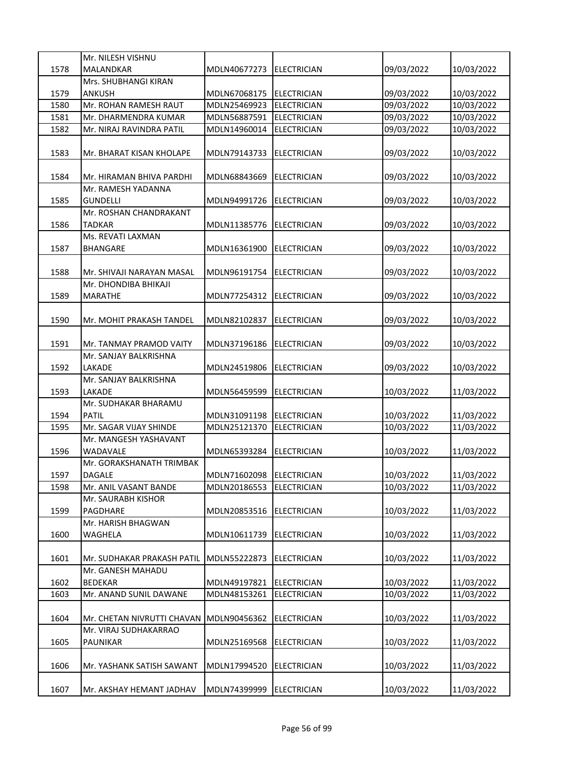| 1578 | Mr. NILESH VISHNU MALANDKAR | MDLN40677273 | ELECTRICIAN | 09/03/2022 | 10/03/2022 |
|---|---|---|---|---|---|
| 1579 | Mrs. SHUBHANGI KIRAN ANKUSH | MDLN67068175 | ELECTRICIAN | 09/03/2022 | 10/03/2022 |
| 1580 | Mr. ROHAN RAMESH RAUT | MDLN25469923 | ELECTRICIAN | 09/03/2022 | 10/03/2022 |
| 1581 | Mr. DHARMENDRA KUMAR | MDLN56887591 | ELECTRICIAN | 09/03/2022 | 10/03/2022 |
| 1582 | Mr. NIRAJ RAVINDRA PATIL | MDLN14960014 | ELECTRICIAN | 09/03/2022 | 10/03/2022 |
| 1583 | Mr. BHARAT KISAN KHOLAPE | MDLN79143733 | ELECTRICIAN | 09/03/2022 | 10/03/2022 |
| 1584 | Mr. HIRAMAN BHIVA PARDHI | MDLN68843669 | ELECTRICIAN | 09/03/2022 | 10/03/2022 |
| 1585 | Mr. RAMESH YADANNA GUNDELLI | MDLN94991726 | ELECTRICIAN | 09/03/2022 | 10/03/2022 |
| 1586 | Mr. ROSHAN CHANDRAKANT TADKAR | MDLN11385776 | ELECTRICIAN | 09/03/2022 | 10/03/2022 |
| 1587 | Ms. REVATI LAXMAN BHANGARE | MDLN16361900 | ELECTRICIAN | 09/03/2022 | 10/03/2022 |
| 1588 | Mr. SHIVAJI NARAYAN MASAL | MDLN96191754 | ELECTRICIAN | 09/03/2022 | 10/03/2022 |
| 1589 | Mr. DHONDIBA BHIKAJI MARATHE | MDLN77254312 | ELECTRICIAN | 09/03/2022 | 10/03/2022 |
| 1590 | Mr. MOHIT PRAKASH TANDEL | MDLN82102837 | ELECTRICIAN | 09/03/2022 | 10/03/2022 |
| 1591 | Mr. TANMAY PRAMOD VAITY | MDLN37196186 | ELECTRICIAN | 09/03/2022 | 10/03/2022 |
| 1592 | Mr. SANJAY BALKRISHNA LAKADE | MDLN24519806 | ELECTRICIAN | 09/03/2022 | 10/03/2022 |
| 1593 | Mr. SANJAY BALKRISHNA LAKADE | MDLN56459599 | ELECTRICIAN | 10/03/2022 | 11/03/2022 |
| 1594 | Mr. SUDHAKAR BHARAMU PATIL | MDLN31091198 | ELECTRICIAN | 10/03/2022 | 11/03/2022 |
| 1595 | Mr. SAGAR VIJAY SHINDE | MDLN25121370 | ELECTRICIAN | 10/03/2022 | 11/03/2022 |
| 1596 | Mr. MANGESH YASHAVANT WADAVALE | MDLN65393284 | ELECTRICIAN | 10/03/2022 | 11/03/2022 |
| 1597 | Mr. GORAKSHANATH TRIMBAK DAGALE | MDLN71602098 | ELECTRICIAN | 10/03/2022 | 11/03/2022 |
| 1598 | Mr. ANIL VASANT BANDE | MDLN20186553 | ELECTRICIAN | 10/03/2022 | 11/03/2022 |
| 1599 | Mr. SAURABH KISHOR PAGDHARE | MDLN20853516 | ELECTRICIAN | 10/03/2022 | 11/03/2022 |
| 1600 | Mr. HARISH BHAGWAN WAGHELA | MDLN10611739 | ELECTRICIAN | 10/03/2022 | 11/03/2022 |
| 1601 | Mr. SUDHAKAR PRAKASH PATIL | MDLN55222873 | ELECTRICIAN | 10/03/2022 | 11/03/2022 |
| 1602 | Mr. GANESH MAHADU BEDEKAR | MDLN49197821 | ELECTRICIAN | 10/03/2022 | 11/03/2022 |
| 1603 | Mr. ANAND SUNIL DAWANE | MDLN48153261 | ELECTRICIAN | 10/03/2022 | 11/03/2022 |
| 1604 | Mr. CHETAN NIVRUTTI CHAVAN | MDLN90456362 | ELECTRICIAN | 10/03/2022 | 11/03/2022 |
| 1605 | Mr. VIRAJ SUDHAKARRAO PAUNIKAR | MDLN25169568 | ELECTRICIAN | 10/03/2022 | 11/03/2022 |
| 1606 | Mr. YASHANK SATISH SAWANT | MDLN17994520 | ELECTRICIAN | 10/03/2022 | 11/03/2022 |
| 1607 | Mr. AKSHAY HEMANT JADHAV | MDLN74399999 | ELECTRICIAN | 10/03/2022 | 11/03/2022 |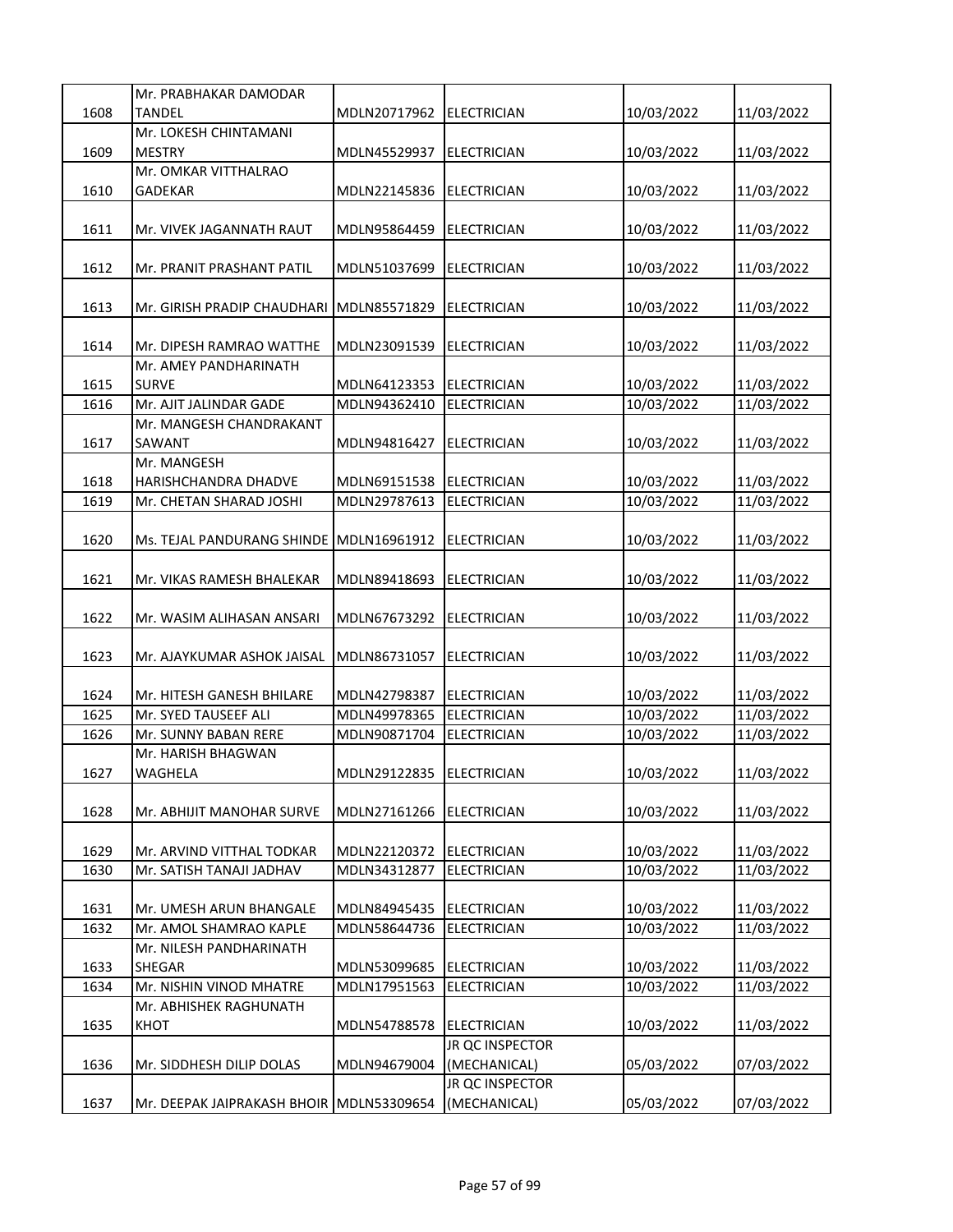| 1608 | Mr. PRABHAKAR DAMODAR TANDEL | MDLN20717962 | ELECTRICIAN | 10/03/2022 | 11/03/2022 |
|---|---|---|---|---|---|
| 1609 | Mr. LOKESH CHINTAMANI MESTRY | MDLN45529937 | ELECTRICIAN | 10/03/2022 | 11/03/2022 |
| 1610 | Mr. OMKAR VITTHALRAO GADEKAR | MDLN22145836 | ELECTRICIAN | 10/03/2022 | 11/03/2022 |
| 1611 | Mr. VIVEK JAGANNATH RAUT | MDLN95864459 | ELECTRICIAN | 10/03/2022 | 11/03/2022 |
| 1612 | Mr. PRANIT PRASHANT PATIL | MDLN51037699 | ELECTRICIAN | 10/03/2022 | 11/03/2022 |
| 1613 | Mr. GIRISH PRADIP CHAUDHARI | MDLN85571829 | ELECTRICIAN | 10/03/2022 | 11/03/2022 |
| 1614 | Mr. DIPESH RAMRAO WATTHE | MDLN23091539 | ELECTRICIAN | 10/03/2022 | 11/03/2022 |
| 1615 | Mr. AMEY PANDHARINATH SURVE | MDLN64123353 | ELECTRICIAN | 10/03/2022 | 11/03/2022 |
| 1616 | Mr. AJIT JALINDAR GADE | MDLN94362410 | ELECTRICIAN | 10/03/2022 | 11/03/2022 |
| 1617 | Mr. MANGESH CHANDRAKANT SAWANT | MDLN94816427 | ELECTRICIAN | 10/03/2022 | 11/03/2022 |
| 1618 | Mr. MANGESH HARISHCHANDRA DHADVE | MDLN69151538 | ELECTRICIAN | 10/03/2022 | 11/03/2022 |
| 1619 | Mr. CHETAN SHARAD JOSHI | MDLN29787613 | ELECTRICIAN | 10/03/2022 | 11/03/2022 |
| 1620 | Ms. TEJAL PANDURANG SHINDE | MDLN16961912 | ELECTRICIAN | 10/03/2022 | 11/03/2022 |
| 1621 | Mr. VIKAS RAMESH BHALEKAR | MDLN89418693 | ELECTRICIAN | 10/03/2022 | 11/03/2022 |
| 1622 | Mr. WASIM ALIHASAN ANSARI | MDLN67673292 | ELECTRICIAN | 10/03/2022 | 11/03/2022 |
| 1623 | Mr. AJAYKUMAR ASHOK JAISAL | MDLN86731057 | ELECTRICIAN | 10/03/2022 | 11/03/2022 |
| 1624 | Mr. HITESH GANESH BHILARE | MDLN42798387 | ELECTRICIAN | 10/03/2022 | 11/03/2022 |
| 1625 | Mr. SYED TAUSEEF ALI | MDLN49978365 | ELECTRICIAN | 10/03/2022 | 11/03/2022 |
| 1626 | Mr. SUNNY BABAN RERE | MDLN90871704 | ELECTRICIAN | 10/03/2022 | 11/03/2022 |
| 1627 | Mr. HARISH BHAGWAN WAGHELA | MDLN29122835 | ELECTRICIAN | 10/03/2022 | 11/03/2022 |
| 1628 | Mr. ABHIJIT MANOHAR SURVE | MDLN27161266 | ELECTRICIAN | 10/03/2022 | 11/03/2022 |
| 1629 | Mr. ARVIND VITTHAL TODKAR | MDLN22120372 | ELECTRICIAN | 10/03/2022 | 11/03/2022 |
| 1630 | Mr. SATISH TANAJI JADHAV | MDLN34312877 | ELECTRICIAN | 10/03/2022 | 11/03/2022 |
| 1631 | Mr. UMESH ARUN BHANGALE | MDLN84945435 | ELECTRICIAN | 10/03/2022 | 11/03/2022 |
| 1632 | Mr. AMOL SHAMRAO KAPLE | MDLN58644736 | ELECTRICIAN | 10/03/2022 | 11/03/2022 |
| 1633 | Mr. NILESH PANDHARINATH SHEGAR | MDLN53099685 | ELECTRICIAN | 10/03/2022 | 11/03/2022 |
| 1634 | Mr. NISHIN VINOD MHATRE | MDLN17951563 | ELECTRICIAN | 10/03/2022 | 11/03/2022 |
| 1635 | Mr. ABHISHEK RAGHUNATH KHOT | MDLN54788578 | ELECTRICIAN | 10/03/2022 | 11/03/2022 |
| 1636 | Mr. SIDDHESH DILIP DOLAS | MDLN94679004 | JR QC INSPECTOR (MECHANICAL) | 05/03/2022 | 07/03/2022 |
| 1637 | Mr. DEEPAK JAIPRAKASH BHOIR | MDLN53309654 | JR QC INSPECTOR (MECHANICAL) | 05/03/2022 | 07/03/2022 |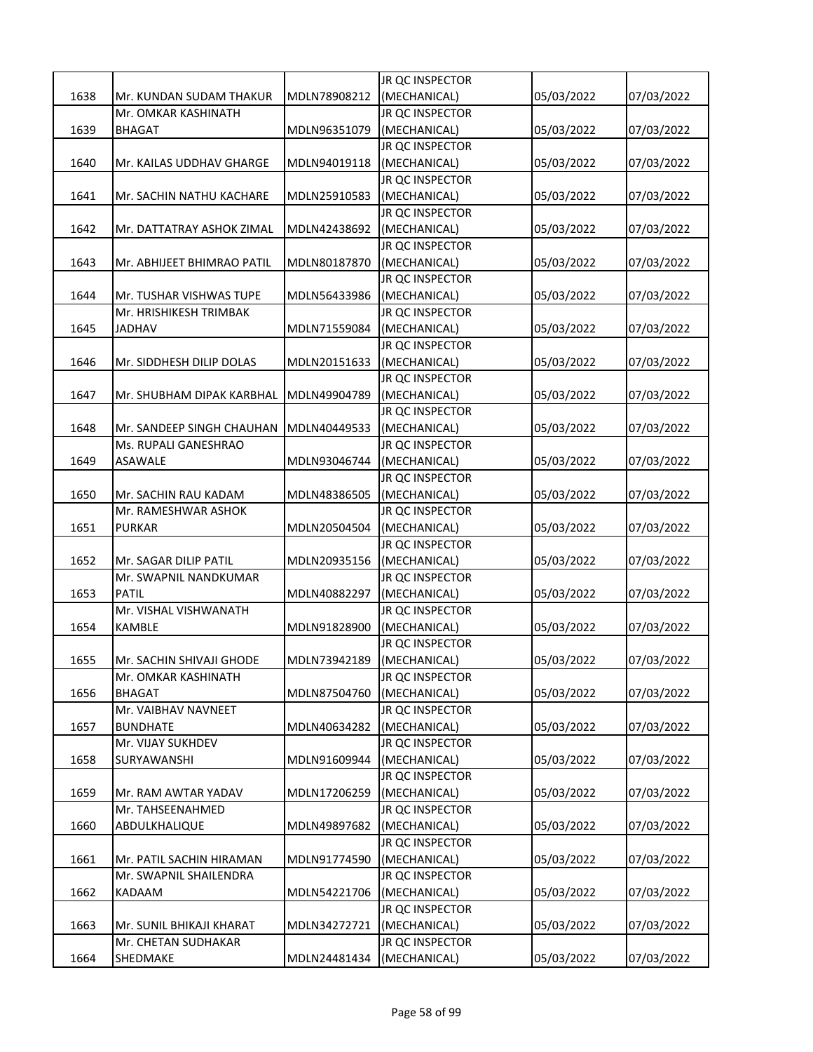| | | | | | |
|---|---|---|---|---|---|
| 1638 | Mr. KUNDAN SUDAM THAKUR | MDLN78908212 | JR QC INSPECTOR (MECHANICAL) | 05/03/2022 | 07/03/2022 |
| 1639 | Mr. OMKAR KASHINATH BHAGAT | MDLN96351079 | JR QC INSPECTOR (MECHANICAL) | 05/03/2022 | 07/03/2022 |
| 1640 | Mr. KAILAS UDDHAV GHARGE | MDLN94019118 | JR QC INSPECTOR (MECHANICAL) | 05/03/2022 | 07/03/2022 |
| 1641 | Mr. SACHIN NATHU KACHARE | MDLN25910583 | JR QC INSPECTOR (MECHANICAL) | 05/03/2022 | 07/03/2022 |
| 1642 | Mr. DATTATRAY ASHOK ZIMAL | MDLN42438692 | JR QC INSPECTOR (MECHANICAL) | 05/03/2022 | 07/03/2022 |
| 1643 | Mr. ABHIJEET BHIMRAO PATIL | MDLN80187870 | JR QC INSPECTOR (MECHANICAL) | 05/03/2022 | 07/03/2022 |
| 1644 | Mr. TUSHAR VISHWAS TUPE | MDLN56433986 | JR QC INSPECTOR (MECHANICAL) | 05/03/2022 | 07/03/2022 |
| 1645 | Mr. HRISHIKESH TRIMBAK JADHAV | MDLN71559084 | JR QC INSPECTOR (MECHANICAL) | 05/03/2022 | 07/03/2022 |
| 1646 | Mr. SIDDHESH DILIP DOLAS | MDLN20151633 | JR QC INSPECTOR (MECHANICAL) | 05/03/2022 | 07/03/2022 |
| 1647 | Mr. SHUBHAM DIPAK KARBHAL | MDLN49904789 | JR QC INSPECTOR (MECHANICAL) | 05/03/2022 | 07/03/2022 |
| 1648 | Mr. SANDEEP SINGH CHAUHAN | MDLN40449533 | JR QC INSPECTOR (MECHANICAL) | 05/03/2022 | 07/03/2022 |
| 1649 | Ms. RUPALI GANESHRAO ASAWALE | MDLN93046744 | JR QC INSPECTOR (MECHANICAL) | 05/03/2022 | 07/03/2022 |
| 1650 | Mr. SACHIN RAU KADAM | MDLN48386505 | JR QC INSPECTOR (MECHANICAL) | 05/03/2022 | 07/03/2022 |
| 1651 | Mr. RAMESHWAR ASHOK PURKAR | MDLN20504504 | JR QC INSPECTOR (MECHANICAL) | 05/03/2022 | 07/03/2022 |
| 1652 | Mr. SAGAR DILIP PATIL | MDLN20935156 | JR QC INSPECTOR (MECHANICAL) | 05/03/2022 | 07/03/2022 |
| 1653 | Mr. SWAPNIL NANDKUMAR PATIL | MDLN40882297 | JR QC INSPECTOR (MECHANICAL) | 05/03/2022 | 07/03/2022 |
| 1654 | Mr. VISHAL VISHWANATH KAMBLE | MDLN91828900 | JR QC INSPECTOR (MECHANICAL) | 05/03/2022 | 07/03/2022 |
| 1655 | Mr. SACHIN SHIVAJI GHODE | MDLN73942189 | JR QC INSPECTOR (MECHANICAL) | 05/03/2022 | 07/03/2022 |
| 1656 | Mr. OMKAR KASHINATH BHAGAT | MDLN87504760 | JR QC INSPECTOR (MECHANICAL) | 05/03/2022 | 07/03/2022 |
| 1657 | Mr. VAIBHAV NAVNEET BUNDHATE | MDLN40634282 | JR QC INSPECTOR (MECHANICAL) | 05/03/2022 | 07/03/2022 |
| 1658 | Mr. VIJAY SUKHDEV SURYAWANSHI | MDLN91609944 | JR QC INSPECTOR (MECHANICAL) | 05/03/2022 | 07/03/2022 |
| 1659 | Mr. RAM AWTAR YADAV | MDLN17206259 | JR QC INSPECTOR (MECHANICAL) | 05/03/2022 | 07/03/2022 |
| 1660 | Mr. TAHSEENAHMED ABDULKHALIQUE | MDLN49897682 | JR QC INSPECTOR (MECHANICAL) | 05/03/2022 | 07/03/2022 |
| 1661 | Mr. PATIL SACHIN HIRAMAN | MDLN91774590 | JR QC INSPECTOR (MECHANICAL) | 05/03/2022 | 07/03/2022 |
| 1662 | Mr. SWAPNIL SHAILENDRA KADAAM | MDLN54221706 | JR QC INSPECTOR (MECHANICAL) | 05/03/2022 | 07/03/2022 |
| 1663 | Mr. SUNIL BHIKAJI KHARAT | MDLN34272721 | JR QC INSPECTOR (MECHANICAL) | 05/03/2022 | 07/03/2022 |
| 1664 | Mr. CHETAN SUDHAKAR SHEDMAKE | MDLN24481434 | JR QC INSPECTOR (MECHANICAL) | 05/03/2022 | 07/03/2022 |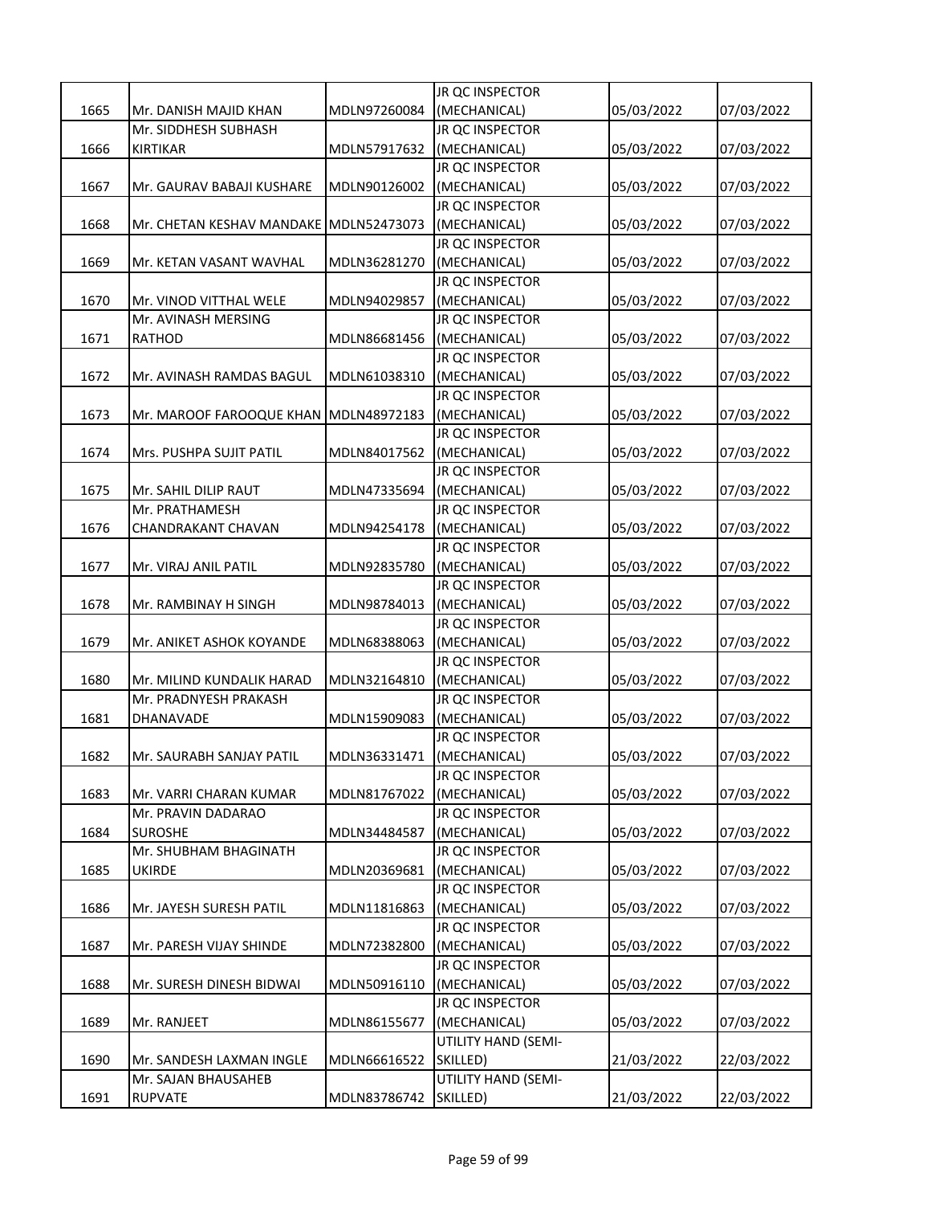| | | | | | |
|---|---|---|---|---|---|
| 1665 | Mr. DANISH MAJID KHAN | MDLN97260084 | JR QC INSPECTOR (MECHANICAL) | 05/03/2022 | 07/03/2022 |
| 1666 | Mr. SIDDHESH SUBHASH KIRTIKAR | MDLN57917632 | JR QC INSPECTOR (MECHANICAL) | 05/03/2022 | 07/03/2022 |
| 1667 | Mr. GAURAV BABAJI KUSHARE | MDLN90126002 | JR QC INSPECTOR (MECHANICAL) | 05/03/2022 | 07/03/2022 |
| 1668 | Mr. CHETAN KESHAV MANDAKE | MDLN52473073 | JR QC INSPECTOR (MECHANICAL) | 05/03/2022 | 07/03/2022 |
| 1669 | Mr. KETAN VASANT WAVHAL | MDLN36281270 | JR QC INSPECTOR (MECHANICAL) | 05/03/2022 | 07/03/2022 |
| 1670 | Mr. VINOD VITTHAL WELE | MDLN94029857 | JR QC INSPECTOR (MECHANICAL) | 05/03/2022 | 07/03/2022 |
| 1671 | Mr. AVINASH MERSING RATHOD | MDLN86681456 | JR QC INSPECTOR (MECHANICAL) | 05/03/2022 | 07/03/2022 |
| 1672 | Mr. AVINASH RAMDAS BAGUL | MDLN61038310 | JR QC INSPECTOR (MECHANICAL) | 05/03/2022 | 07/03/2022 |
| 1673 | Mr. MAROOF FAROOQUE KHAN | MDLN48972183 | JR QC INSPECTOR (MECHANICAL) | 05/03/2022 | 07/03/2022 |
| 1674 | Mrs. PUSHPA SUJIT PATIL | MDLN84017562 | JR QC INSPECTOR (MECHANICAL) | 05/03/2022 | 07/03/2022 |
| 1675 | Mr. SAHIL DILIP RAUT | MDLN47335694 | JR QC INSPECTOR (MECHANICAL) | 05/03/2022 | 07/03/2022 |
| 1676 | Mr. PRATHAMESH CHANDRAKANT CHAVAN | MDLN94254178 | JR QC INSPECTOR (MECHANICAL) | 05/03/2022 | 07/03/2022 |
| 1677 | Mr. VIRAJ ANIL PATIL | MDLN92835780 | JR QC INSPECTOR (MECHANICAL) | 05/03/2022 | 07/03/2022 |
| 1678 | Mr. RAMBINAY H SINGH | MDLN98784013 | JR QC INSPECTOR (MECHANICAL) | 05/03/2022 | 07/03/2022 |
| 1679 | Mr. ANIKET ASHOK KOYANDE | MDLN68388063 | JR QC INSPECTOR (MECHANICAL) | 05/03/2022 | 07/03/2022 |
| 1680 | Mr. MILIND KUNDALIK HARAD | MDLN32164810 | JR QC INSPECTOR (MECHANICAL) | 05/03/2022 | 07/03/2022 |
| 1681 | Mr. PRADNYESH PRAKASH DHANAVADE | MDLN15909083 | JR QC INSPECTOR (MECHANICAL) | 05/03/2022 | 07/03/2022 |
| 1682 | Mr. SAURABH SANJAY PATIL | MDLN36331471 | JR QC INSPECTOR (MECHANICAL) | 05/03/2022 | 07/03/2022 |
| 1683 | Mr. VARRI CHARAN KUMAR | MDLN81767022 | JR QC INSPECTOR (MECHANICAL) | 05/03/2022 | 07/03/2022 |
| 1684 | Mr. PRAVIN DADARAO SUROSHE | MDLN34484587 | JR QC INSPECTOR (MECHANICAL) | 05/03/2022 | 07/03/2022 |
| 1685 | Mr. SHUBHAM BHAGINATH UKIRDE | MDLN20369681 | JR QC INSPECTOR (MECHANICAL) | 05/03/2022 | 07/03/2022 |
| 1686 | Mr. JAYESH SURESH PATIL | MDLN11816863 | JR QC INSPECTOR (MECHANICAL) | 05/03/2022 | 07/03/2022 |
| 1687 | Mr. PARESH VIJAY SHINDE | MDLN72382800 | JR QC INSPECTOR (MECHANICAL) | 05/03/2022 | 07/03/2022 |
| 1688 | Mr. SURESH DINESH BIDWAI | MDLN50916110 | JR QC INSPECTOR (MECHANICAL) | 05/03/2022 | 07/03/2022 |
| 1689 | Mr. RANJEET | MDLN86155677 | JR QC INSPECTOR (MECHANICAL) | 05/03/2022 | 07/03/2022 |
| 1690 | Mr. SANDESH LAXMAN INGLE | MDLN66616522 | UTILITY HAND (SEMI-SKILLED) | 21/03/2022 | 22/03/2022 |
| 1691 | Mr. SAJAN BHAUSAHEB RUPVATE | MDLN83786742 | UTILITY HAND (SEMI-SKILLED) | 21/03/2022 | 22/03/2022 |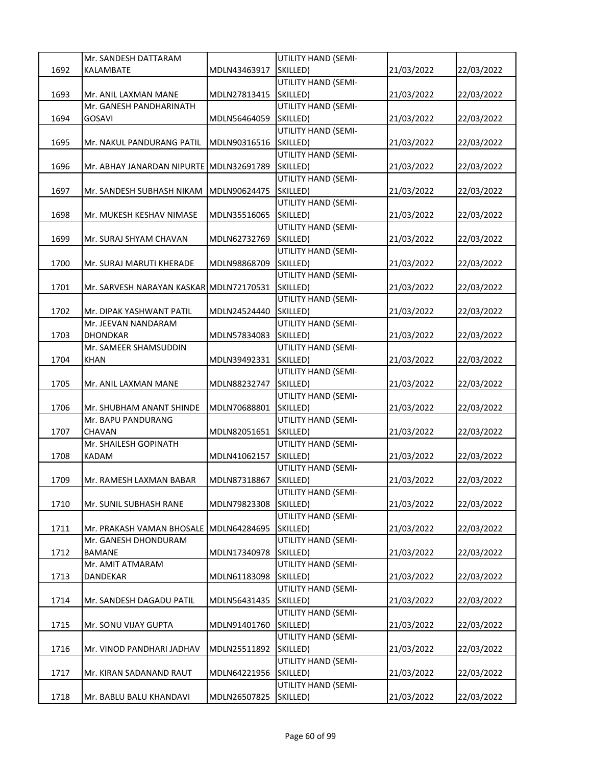| 1692 | Mr. SANDESH DATTARAM KALAMBATE | MDLN43463917 | UTILITY HAND (SEMI-SKILLED) | 21/03/2022 | 22/03/2022 |
|---|---|---|---|---|---|
| 1693 | Mr. ANIL LAXMAN MANE | MDLN27813415 | UTILITY HAND (SEMI-SKILLED) | 21/03/2022 | 22/03/2022 |
| 1694 | Mr. GANESH PANDHARINATH GOSAVI | MDLN56464059 | UTILITY HAND (SEMI-SKILLED) | 21/03/2022 | 22/03/2022 |
| 1695 | Mr. NAKUL PANDURANG PATIL | MDLN90316516 | UTILITY HAND (SEMI-SKILLED) | 21/03/2022 | 22/03/2022 |
| 1696 | Mr. ABHAY JANARDAN NIPURTE | MDLN32691789 | UTILITY HAND (SEMI-SKILLED) | 21/03/2022 | 22/03/2022 |
| 1697 | Mr. SANDESH SUBHASH NIKAM | MDLN90624475 | UTILITY HAND (SEMI-SKILLED) | 21/03/2022 | 22/03/2022 |
| 1698 | Mr. MUKESH KESHAV NIMASE | MDLN35516065 | UTILITY HAND (SEMI-SKILLED) | 21/03/2022 | 22/03/2022 |
| 1699 | Mr. SURAJ SHYAM CHAVAN | MDLN62732769 | UTILITY HAND (SEMI-SKILLED) | 21/03/2022 | 22/03/2022 |
| 1700 | Mr. SURAJ MARUTI KHERADE | MDLN98868709 | UTILITY HAND (SEMI-SKILLED) | 21/03/2022 | 22/03/2022 |
| 1701 | Mr. SARVESH NARAYAN KASKAR | MDLN72170531 | UTILITY HAND (SEMI-SKILLED) | 21/03/2022 | 22/03/2022 |
| 1702 | Mr. DIPAK YASHWANT PATIL | MDLN24524440 | UTILITY HAND (SEMI-SKILLED) | 21/03/2022 | 22/03/2022 |
| 1703 | Mr. JEEVAN NANDARAM DHONDKAR | MDLN57834083 | UTILITY HAND (SEMI-SKILLED) | 21/03/2022 | 22/03/2022 |
| 1704 | Mr. SAMEER SHAMSUDDIN KHAN | MDLN39492331 | UTILITY HAND (SEMI-SKILLED) | 21/03/2022 | 22/03/2022 |
| 1705 | Mr. ANIL LAXMAN MANE | MDLN88232747 | UTILITY HAND (SEMI-SKILLED) | 21/03/2022 | 22/03/2022 |
| 1706 | Mr. SHUBHAM ANANT SHINDE | MDLN70688801 | UTILITY HAND (SEMI-SKILLED) | 21/03/2022 | 22/03/2022 |
| 1707 | Mr. BAPU PANDURANG CHAVAN | MDLN82051651 | UTILITY HAND (SEMI-SKILLED) | 21/03/2022 | 22/03/2022 |
| 1708 | Mr. SHAILESH GOPINATH KADAM | MDLN41062157 | UTILITY HAND (SEMI-SKILLED) | 21/03/2022 | 22/03/2022 |
| 1709 | Mr. RAMESH LAXMAN BABAR | MDLN87318867 | UTILITY HAND (SEMI-SKILLED) | 21/03/2022 | 22/03/2022 |
| 1710 | Mr. SUNIL SUBHASH RANE | MDLN79823308 | UTILITY HAND (SEMI-SKILLED) | 21/03/2022 | 22/03/2022 |
| 1711 | Mr. PRAKASH VAMAN BHOSALE | MDLN64284695 | UTILITY HAND (SEMI-SKILLED) | 21/03/2022 | 22/03/2022 |
| 1712 | Mr. GANESH DHONDURAM BAMANE | MDLN17340978 | UTILITY HAND (SEMI-SKILLED) | 21/03/2022 | 22/03/2022 |
| 1713 | Mr. AMIT ATMARAM DANDEKAR | MDLN61183098 | UTILITY HAND (SEMI-SKILLED) | 21/03/2022 | 22/03/2022 |
| 1714 | Mr. SANDESH DAGADU PATIL | MDLN56431435 | UTILITY HAND (SEMI-SKILLED) | 21/03/2022 | 22/03/2022 |
| 1715 | Mr. SONU VIJAY GUPTA | MDLN91401760 | UTILITY HAND (SEMI-SKILLED) | 21/03/2022 | 22/03/2022 |
| 1716 | Mr. VINOD PANDHARI JADHAV | MDLN25511892 | UTILITY HAND (SEMI-SKILLED) | 21/03/2022 | 22/03/2022 |
| 1717 | Mr. KIRAN SADANAND RAUT | MDLN64221956 | UTILITY HAND (SEMI-SKILLED) | 21/03/2022 | 22/03/2022 |
| 1718 | Mr. BABLU BALU KHANDAVI | MDLN26507825 | UTILITY HAND (SEMI-SKILLED) | 21/03/2022 | 22/03/2022 |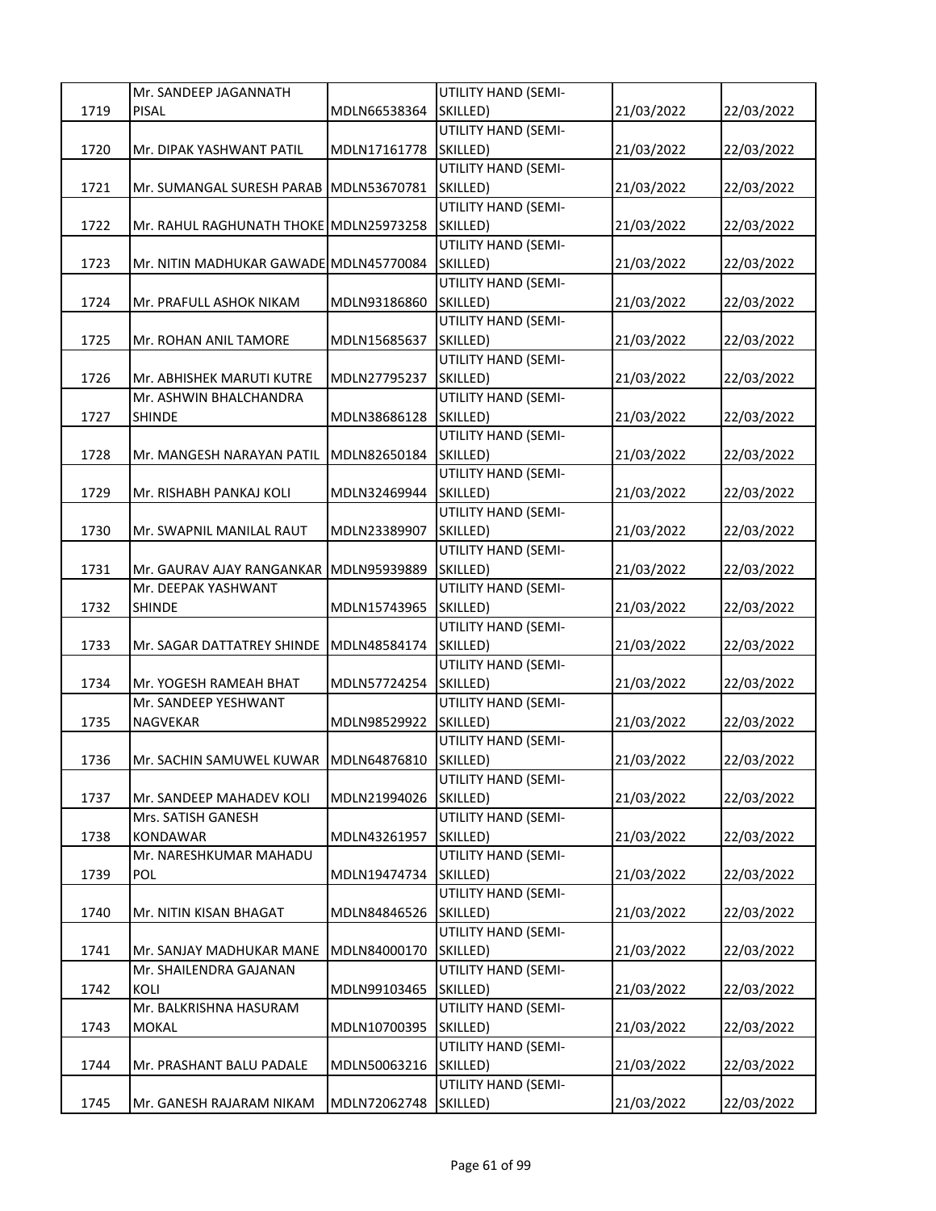| 1719 | Mr. SANDEEP JAGANNATH PISAL | MDLN66538364 | UTILITY HAND (SEMI-SKILLED) | 21/03/2022 | 22/03/2022 |
|---|---|---|---|---|---|
| 1720 | Mr. DIPAK YASHWANT PATIL | MDLN17161778 | UTILITY HAND (SEMI-SKILLED) | 21/03/2022 | 22/03/2022 |
| 1721 | Mr. SUMANGAL SURESH PARAB | MDLN53670781 | UTILITY HAND (SEMI-SKILLED) | 21/03/2022 | 22/03/2022 |
| 1722 | Mr. RAHUL RAGHUNATH THOKE | MDLN25973258 | UTILITY HAND (SEMI-SKILLED) | 21/03/2022 | 22/03/2022 |
| 1723 | Mr. NITIN MADHUKAR GAWADE | MDLN45770084 | UTILITY HAND (SEMI-SKILLED) | 21/03/2022 | 22/03/2022 |
| 1724 | Mr. PRAFULL ASHOK NIKAM | MDLN93186860 | UTILITY HAND (SEMI-SKILLED) | 21/03/2022 | 22/03/2022 |
| 1725 | Mr. ROHAN ANIL TAMORE | MDLN15685637 | UTILITY HAND (SEMI-SKILLED) | 21/03/2022 | 22/03/2022 |
| 1726 | Mr. ABHISHEK MARUTI KUTRE | MDLN27795237 | UTILITY HAND (SEMI-SKILLED) | 21/03/2022 | 22/03/2022 |
| 1727 | Mr. ASHWIN BHALCHANDRA SHINDE | MDLN38686128 | UTILITY HAND (SEMI-SKILLED) | 21/03/2022 | 22/03/2022 |
| 1728 | Mr. MANGESH NARAYAN PATIL | MDLN82650184 | UTILITY HAND (SEMI-SKILLED) | 21/03/2022 | 22/03/2022 |
| 1729 | Mr. RISHABH PANKAJ KOLI | MDLN32469944 | UTILITY HAND (SEMI-SKILLED) | 21/03/2022 | 22/03/2022 |
| 1730 | Mr. SWAPNIL MANILAL RAUT | MDLN23389907 | UTILITY HAND (SEMI-SKILLED) | 21/03/2022 | 22/03/2022 |
| 1731 | Mr. GAURAV AJAY RANGANKAR | MDLN95939889 | UTILITY HAND (SEMI-SKILLED) | 21/03/2022 | 22/03/2022 |
| 1732 | Mr. DEEPAK YASHWANT SHINDE | MDLN15743965 | UTILITY HAND (SEMI-SKILLED) | 21/03/2022 | 22/03/2022 |
| 1733 | Mr. SAGAR DATTATREY SHINDE | MDLN48584174 | UTILITY HAND (SEMI-SKILLED) | 21/03/2022 | 22/03/2022 |
| 1734 | Mr. YOGESH RAMEAH BHAT | MDLN57724254 | UTILITY HAND (SEMI-SKILLED) | 21/03/2022 | 22/03/2022 |
| 1735 | Mr. SANDEEP YESHWANT NAGVEKAR | MDLN98529922 | UTILITY HAND (SEMI-SKILLED) | 21/03/2022 | 22/03/2022 |
| 1736 | Mr. SACHIN SAMUWEL KUWAR | MDLN64876810 | UTILITY HAND (SEMI-SKILLED) | 21/03/2022 | 22/03/2022 |
| 1737 | Mr. SANDEEP MAHADEV KOLI | MDLN21994026 | UTILITY HAND (SEMI-SKILLED) | 21/03/2022 | 22/03/2022 |
| 1738 | Mrs. SATISH GANESH KONDAWAR | MDLN43261957 | UTILITY HAND (SEMI-SKILLED) | 21/03/2022 | 22/03/2022 |
| 1739 | Mr. NARESHKUMAR MAHADU POL | MDLN19474734 | UTILITY HAND (SEMI-SKILLED) | 21/03/2022 | 22/03/2022 |
| 1740 | Mr. NITIN KISAN BHAGAT | MDLN84846526 | UTILITY HAND (SEMI-SKILLED) | 21/03/2022 | 22/03/2022 |
| 1741 | Mr. SANJAY MADHUKAR MANE | MDLN84000170 | UTILITY HAND (SEMI-SKILLED) | 21/03/2022 | 22/03/2022 |
| 1742 | Mr. SHAILENDRA GAJANAN KOLI | MDLN99103465 | UTILITY HAND (SEMI-SKILLED) | 21/03/2022 | 22/03/2022 |
| 1743 | Mr. BALKRISHNA HASURAM MOKAL | MDLN10700395 | UTILITY HAND (SEMI-SKILLED) | 21/03/2022 | 22/03/2022 |
| 1744 | Mr. PRASHANT BALU PADALE | MDLN50063216 | UTILITY HAND (SEMI-SKILLED) | 21/03/2022 | 22/03/2022 |
| 1745 | Mr. GANESH RAJARAM NIKAM | MDLN72062748 | UTILITY HAND (SEMI-SKILLED) | 21/03/2022 | 22/03/2022 |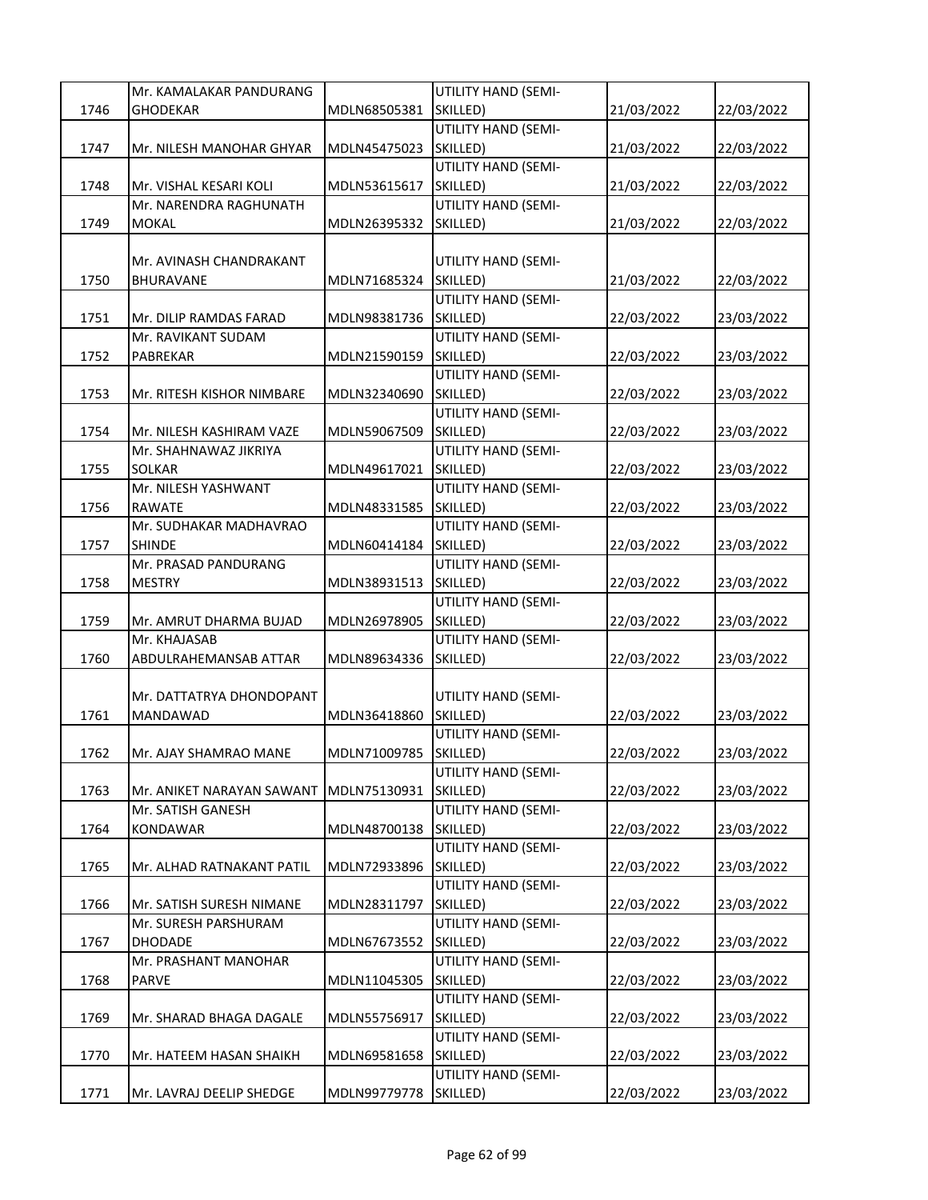| 1746 | Mr. KAMALAKAR PANDURANG GHODEKAR | MDLN68505381 | UTILITY HAND (SEMI-SKILLED) | 21/03/2022 | 22/03/2022 |
|---|---|---|---|---|---|
| 1747 | Mr. NILESH MANOHAR GHYAR | MDLN45475023 | UTILITY HAND (SEMI-SKILLED) | 21/03/2022 | 22/03/2022 |
| 1748 | Mr. VISHAL KESARI KOLI | MDLN53615617 | UTILITY HAND (SEMI-SKILLED) | 21/03/2022 | 22/03/2022 |
| 1749 | Mr. NARENDRA RAGHUNATH MOKAL | MDLN26395332 | UTILITY HAND (SEMI-SKILLED) | 21/03/2022 | 22/03/2022 |
| 1750 | Mr. AVINASH CHANDRAKANT BHURAVANE | MDLN71685324 | UTILITY HAND (SEMI-SKILLED) | 21/03/2022 | 22/03/2022 |
| 1751 | Mr. DILIP RAMDAS FARAD | MDLN98381736 | UTILITY HAND (SEMI-SKILLED) | 22/03/2022 | 23/03/2022 |
| 1752 | Mr. RAVIKANT SUDAM PABREKAR | MDLN21590159 | UTILITY HAND (SEMI-SKILLED) | 22/03/2022 | 23/03/2022 |
| 1753 | Mr. RITESH KISHOR NIMBARE | MDLN32340690 | UTILITY HAND (SEMI-SKILLED) | 22/03/2022 | 23/03/2022 |
| 1754 | Mr. NILESH KASHIRAM VAZE | MDLN59067509 | UTILITY HAND (SEMI-SKILLED) | 22/03/2022 | 23/03/2022 |
| 1755 | Mr. SHAHNAWAZ JIKRIYA SOLKAR | MDLN49617021 | UTILITY HAND (SEMI-SKILLED) | 22/03/2022 | 23/03/2022 |
| 1756 | Mr. NILESH YASHWANT RAWATE | MDLN48331585 | UTILITY HAND (SEMI-SKILLED) | 22/03/2022 | 23/03/2022 |
| 1757 | Mr. SUDHAKAR MADHAVRAO SHINDE | MDLN60414184 | UTILITY HAND (SEMI-SKILLED) | 22/03/2022 | 23/03/2022 |
| 1758 | Mr. PRASAD PANDURANG MESTRY | MDLN38931513 | UTILITY HAND (SEMI-SKILLED) | 22/03/2022 | 23/03/2022 |
| 1759 | Mr. AMRUT DHARMA BUJAD | MDLN26978905 | UTILITY HAND (SEMI-SKILLED) | 22/03/2022 | 23/03/2022 |
| 1760 | Mr. KHAJASAB ABDULRAHEMANSAB ATTAR | MDLN89634336 | UTILITY HAND (SEMI-SKILLED) | 22/03/2022 | 23/03/2022 |
| 1761 | Mr. DATTATRYA DHONDOPANT MANDAWAD | MDLN36418860 | UTILITY HAND (SEMI-SKILLED) | 22/03/2022 | 23/03/2022 |
| 1762 | Mr. AJAY SHAMRAO MANE | MDLN71009785 | UTILITY HAND (SEMI-SKILLED) | 22/03/2022 | 23/03/2022 |
| 1763 | Mr. ANIKET NARAYAN SAWANT | MDLN75130931 | UTILITY HAND (SEMI-SKILLED) | 22/03/2022 | 23/03/2022 |
| 1764 | Mr. SATISH GANESH KONDAWAR | MDLN48700138 | UTILITY HAND (SEMI-SKILLED) | 22/03/2022 | 23/03/2022 |
| 1765 | Mr. ALHAD RATNAKANT PATIL | MDLN72933896 | UTILITY HAND (SEMI-SKILLED) | 22/03/2022 | 23/03/2022 |
| 1766 | Mr. SATISH SURESH NIMANE | MDLN28311797 | UTILITY HAND (SEMI-SKILLED) | 22/03/2022 | 23/03/2022 |
| 1767 | Mr. SURESH PARSHURAM DHODADE | MDLN67673552 | UTILITY HAND (SEMI-SKILLED) | 22/03/2022 | 23/03/2022 |
| 1768 | Mr. PRASHANT MANOHAR PARVE | MDLN11045305 | UTILITY HAND (SEMI-SKILLED) | 22/03/2022 | 23/03/2022 |
| 1769 | Mr. SHARAD BHAGA DAGALE | MDLN55756917 | UTILITY HAND (SEMI-SKILLED) | 22/03/2022 | 23/03/2022 |
| 1770 | Mr. HATEEM HASAN SHAIKH | MDLN69581658 | UTILITY HAND (SEMI-SKILLED) | 22/03/2022 | 23/03/2022 |
| 1771 | Mr. LAVRAJ DEELIP SHEDGE | MDLN99779778 | UTILITY HAND (SEMI-SKILLED) | 22/03/2022 | 23/03/2022 |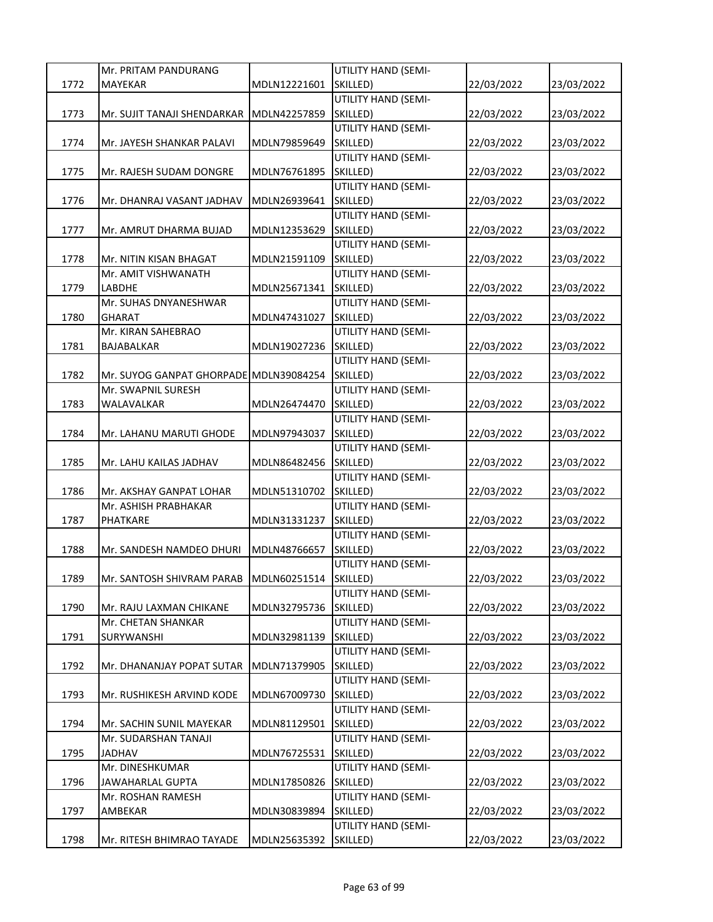| | | | | | |
|---|---|---|---|---|---|
| 1772 | Mr. PRITAM PANDURANG MAYEKAR | MDLN12221601 | UTILITY HAND (SEMI-SKILLED) | 22/03/2022 | 23/03/2022 |
| 1773 | Mr. SUJIT TANAJI SHENDARKAR | MDLN42257859 | UTILITY HAND (SEMI-SKILLED) | 22/03/2022 | 23/03/2022 |
| 1774 | Mr. JAYESH SHANKAR PALAVI | MDLN79859649 | UTILITY HAND (SEMI-SKILLED) | 22/03/2022 | 23/03/2022 |
| 1775 | Mr. RAJESH SUDAM DONGRE | MDLN76761895 | UTILITY HAND (SEMI-SKILLED) | 22/03/2022 | 23/03/2022 |
| 1776 | Mr. DHANRAJ VASANT JADHAV | MDLN26939641 | UTILITY HAND (SEMI-SKILLED) | 22/03/2022 | 23/03/2022 |
| 1777 | Mr. AMRUT DHARMA BUJAD | MDLN12353629 | UTILITY HAND (SEMI-SKILLED) | 22/03/2022 | 23/03/2022 |
| 1778 | Mr. NITIN KISAN BHAGAT | MDLN21591109 | UTILITY HAND (SEMI-SKILLED) | 22/03/2022 | 23/03/2022 |
| 1779 | Mr. AMIT VISHWANATH LABDHE | MDLN25671341 | UTILITY HAND (SEMI-SKILLED) | 22/03/2022 | 23/03/2022 |
| 1780 | Mr. SUHAS DNYANESHWAR GHARAT | MDLN47431027 | UTILITY HAND (SEMI-SKILLED) | 22/03/2022 | 23/03/2022 |
| 1781 | Mr. KIRAN SAHEBRAO BAJABALKAR | MDLN19027236 | UTILITY HAND (SEMI-SKILLED) | 22/03/2022 | 23/03/2022 |
| 1782 | Mr. SUYOG GANPAT GHORPADE | MDLN39084254 | UTILITY HAND (SEMI-SKILLED) | 22/03/2022 | 23/03/2022 |
| 1783 | Mr. SWAPNIL SURESH WALAVALKAR | MDLN26474470 | UTILITY HAND (SEMI-SKILLED) | 22/03/2022 | 23/03/2022 |
| 1784 | Mr. LAHANU MARUTI GHODE | MDLN97943037 | UTILITY HAND (SEMI-SKILLED) | 22/03/2022 | 23/03/2022 |
| 1785 | Mr. LAHU KAILAS JADHAV | MDLN86482456 | UTILITY HAND (SEMI-SKILLED) | 22/03/2022 | 23/03/2022 |
| 1786 | Mr. AKSHAY GANPAT LOHAR | MDLN51310702 | UTILITY HAND (SEMI-SKILLED) | 22/03/2022 | 23/03/2022 |
| 1787 | Mr. ASHISH PRABHAKAR PHATKARE | MDLN31331237 | UTILITY HAND (SEMI-SKILLED) | 22/03/2022 | 23/03/2022 |
| 1788 | Mr. SANDESH NAMDEO DHURI | MDLN48766657 | UTILITY HAND (SEMI-SKILLED) | 22/03/2022 | 23/03/2022 |
| 1789 | Mr. SANTOSH SHIVRAM PARAB | MDLN60251514 | UTILITY HAND (SEMI-SKILLED) | 22/03/2022 | 23/03/2022 |
| 1790 | Mr. RAJU LAXMAN CHIKANE | MDLN32795736 | UTILITY HAND (SEMI-SKILLED) | 22/03/2022 | 23/03/2022 |
| 1791 | Mr. CHETAN SHANKAR SURYWANSHI | MDLN32981139 | UTILITY HAND (SEMI-SKILLED) | 22/03/2022 | 23/03/2022 |
| 1792 | Mr. DHANANJAY POPAT SUTAR | MDLN71379905 | UTILITY HAND (SEMI-SKILLED) | 22/03/2022 | 23/03/2022 |
| 1793 | Mr. RUSHIKESH ARVIND KODE | MDLN67009730 | UTILITY HAND (SEMI-SKILLED) | 22/03/2022 | 23/03/2022 |
| 1794 | Mr. SACHIN SUNIL MAYEKAR | MDLN81129501 | UTILITY HAND (SEMI-SKILLED) | 22/03/2022 | 23/03/2022 |
| 1795 | Mr. SUDARSHAN TANAJI JADHAV | MDLN76725531 | UTILITY HAND (SEMI-SKILLED) | 22/03/2022 | 23/03/2022 |
| 1796 | Mr. DINESHKUMAR JAWAHARLAL GUPTA | MDLN17850826 | UTILITY HAND (SEMI-SKILLED) | 22/03/2022 | 23/03/2022 |
| 1797 | Mr. ROSHAN RAMESH AMBEKAR | MDLN30839894 | UTILITY HAND (SEMI-SKILLED) | 22/03/2022 | 23/03/2022 |
| 1798 | Mr. RITESH BHIMRAO TAYADE | MDLN25635392 | UTILITY HAND (SEMI-SKILLED) | 22/03/2022 | 23/03/2022 |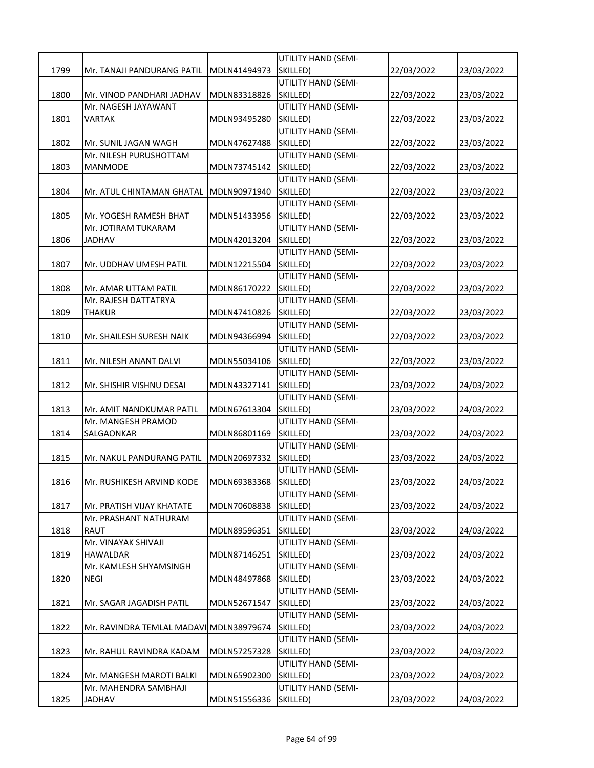| 1799 | Mr. TANAJI PANDURANG PATIL | MDLN41494973 | UTILITY HAND (SEMI-SKILLED) | 22/03/2022 | 23/03/2022 |
|---|---|---|---|---|---|
| 1800 | Mr. VINOD PANDHARI JADHAV | MDLN83318826 | UTILITY HAND (SEMI-SKILLED) | 22/03/2022 | 23/03/2022 |
| 1801 | Mr. NAGESH JAYAWANT VARTAK | MDLN93495280 | UTILITY HAND (SEMI-SKILLED) | 22/03/2022 | 23/03/2022 |
| 1802 | Mr. SUNIL JAGAN WAGH | MDLN47627488 | UTILITY HAND (SEMI-SKILLED) | 22/03/2022 | 23/03/2022 |
| 1803 | Mr. NILESH PURUSHOTTAM MANMODE | MDLN73745142 | UTILITY HAND (SEMI-SKILLED) | 22/03/2022 | 23/03/2022 |
| 1804 | Mr. ATUL CHINTAMAN GHATAL | MDLN90971940 | UTILITY HAND (SEMI-SKILLED) | 22/03/2022 | 23/03/2022 |
| 1805 | Mr. YOGESH RAMESH BHAT | MDLN51433956 | UTILITY HAND (SEMI-SKILLED) | 22/03/2022 | 23/03/2022 |
| 1806 | Mr. JOTIRAM TUKARAM JADHAV | MDLN42013204 | UTILITY HAND (SEMI-SKILLED) | 22/03/2022 | 23/03/2022 |
| 1807 | Mr. UDDHAV UMESH PATIL | MDLN12215504 | UTILITY HAND (SEMI-SKILLED) | 22/03/2022 | 23/03/2022 |
| 1808 | Mr. AMAR UTTAM PATIL | MDLN86170222 | UTILITY HAND (SEMI-SKILLED) | 22/03/2022 | 23/03/2022 |
| 1809 | Mr. RAJESH DATTATRYA THAKUR | MDLN47410826 | UTILITY HAND (SEMI-SKILLED) | 22/03/2022 | 23/03/2022 |
| 1810 | Mr. SHAILESH SURESH NAIK | MDLN94366994 | UTILITY HAND (SEMI-SKILLED) | 22/03/2022 | 23/03/2022 |
| 1811 | Mr. NILESH ANANT DALVI | MDLN55034106 | UTILITY HAND (SEMI-SKILLED) | 22/03/2022 | 23/03/2022 |
| 1812 | Mr. SHISHIR VISHNU DESAI | MDLN43327141 | UTILITY HAND (SEMI-SKILLED) | 23/03/2022 | 24/03/2022 |
| 1813 | Mr. AMIT NANDKUMAR PATIL | MDLN67613304 | UTILITY HAND (SEMI-SKILLED) | 23/03/2022 | 24/03/2022 |
| 1814 | Mr. MANGESH PRAMOD SALGAONKAR | MDLN86801169 | UTILITY HAND (SEMI-SKILLED) | 23/03/2022 | 24/03/2022 |
| 1815 | Mr. NAKUL PANDURANG PATIL | MDLN20697332 | UTILITY HAND (SEMI-SKILLED) | 23/03/2022 | 24/03/2022 |
| 1816 | Mr. RUSHIKESH ARVIND KODE | MDLN69383368 | UTILITY HAND (SEMI-SKILLED) | 23/03/2022 | 24/03/2022 |
| 1817 | Mr. PRATISH VIJAY KHATATE | MDLN70608838 | UTILITY HAND (SEMI-SKILLED) | 23/03/2022 | 24/03/2022 |
| 1818 | Mr. PRASHANT NATHURAM RAUT | MDLN89596351 | UTILITY HAND (SEMI-SKILLED) | 23/03/2022 | 24/03/2022 |
| 1819 | Mr. VINAYAK SHIVAJI HAWALDAR | MDLN87146251 | UTILITY HAND (SEMI-SKILLED) | 23/03/2022 | 24/03/2022 |
| 1820 | Mr. KAMLESH SHYAMSINGH NEGI | MDLN48497868 | UTILITY HAND (SEMI-SKILLED) | 23/03/2022 | 24/03/2022 |
| 1821 | Mr. SAGAR JAGADISH PATIL | MDLN52671547 | UTILITY HAND (SEMI-SKILLED) | 23/03/2022 | 24/03/2022 |
| 1822 | Mr. RAVINDRA TEMLAL MADAVI | MDLN38979674 | UTILITY HAND (SEMI-SKILLED) | 23/03/2022 | 24/03/2022 |
| 1823 | Mr. RAHUL RAVINDRA KADAM | MDLN57257328 | UTILITY HAND (SEMI-SKILLED) | 23/03/2022 | 24/03/2022 |
| 1824 | Mr. MANGESH MAROTI BALKI | MDLN65902300 | UTILITY HAND (SEMI-SKILLED) | 23/03/2022 | 24/03/2022 |
| 1825 | Mr. MAHENDRA SAMBHAJI JADHAV | MDLN51556336 | UTILITY HAND (SEMI-SKILLED) | 23/03/2022 | 24/03/2022 |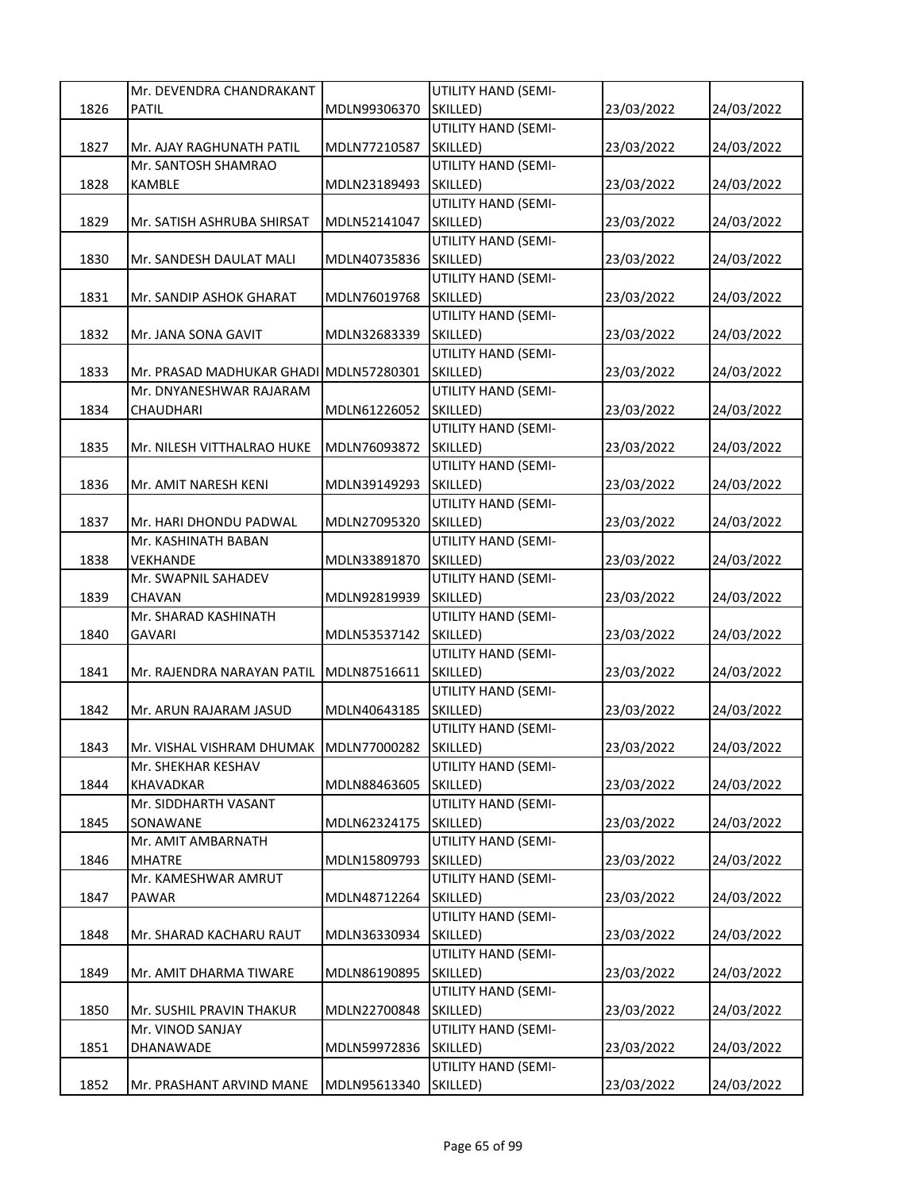| 1826 | Mr. DEVENDRA CHANDRAKANT PATIL | MDLN99306370 | UTILITY HAND (SEMI-SKILLED) | 23/03/2022 | 24/03/2022 |
|---|---|---|---|---|---|
| 1827 | Mr. AJAY RAGHUNATH PATIL | MDLN77210587 | UTILITY HAND (SEMI-SKILLED) | 23/03/2022 | 24/03/2022 |
| 1828 | Mr. SANTOSH SHAMRAO KAMBLE | MDLN23189493 | UTILITY HAND (SEMI-SKILLED) | 23/03/2022 | 24/03/2022 |
| 1829 | Mr. SATISH ASHRUBA SHIRSAT | MDLN52141047 | UTILITY HAND (SEMI-SKILLED) | 23/03/2022 | 24/03/2022 |
| 1830 | Mr. SANDESH DAULAT MALI | MDLN40735836 | UTILITY HAND (SEMI-SKILLED) | 23/03/2022 | 24/03/2022 |
| 1831 | Mr. SANDIP ASHOK GHARAT | MDLN76019768 | UTILITY HAND (SEMI-SKILLED) | 23/03/2022 | 24/03/2022 |
| 1832 | Mr. JANA SONA GAVIT | MDLN32683339 | UTILITY HAND (SEMI-SKILLED) | 23/03/2022 | 24/03/2022 |
| 1833 | Mr. PRASAD MADHUKAR GHADI | MDLN57280301 | UTILITY HAND (SEMI-SKILLED) | 23/03/2022 | 24/03/2022 |
| 1834 | Mr. DNYANESHWAR RAJARAM CHAUDHARI | MDLN61226052 | UTILITY HAND (SEMI-SKILLED) | 23/03/2022 | 24/03/2022 |
| 1835 | Mr. NILESH VITTHALRAO HUKE | MDLN76093872 | UTILITY HAND (SEMI-SKILLED) | 23/03/2022 | 24/03/2022 |
| 1836 | Mr. AMIT NARESH KENI | MDLN39149293 | UTILITY HAND (SEMI-SKILLED) | 23/03/2022 | 24/03/2022 |
| 1837 | Mr. HARI DHONDU PADWAL | MDLN27095320 | UTILITY HAND (SEMI-SKILLED) | 23/03/2022 | 24/03/2022 |
| 1838 | Mr. KASHINATH BABAN VEKHANDE | MDLN33891870 | UTILITY HAND (SEMI-SKILLED) | 23/03/2022 | 24/03/2022 |
| 1839 | Mr. SWAPNIL SAHADEV CHAVAN | MDLN92819939 | UTILITY HAND (SEMI-SKILLED) | 23/03/2022 | 24/03/2022 |
| 1840 | Mr. SHARAD KASHINATH GAVARI | MDLN53537142 | UTILITY HAND (SEMI-SKILLED) | 23/03/2022 | 24/03/2022 |
| 1841 | Mr. RAJENDRA NARAYAN PATIL | MDLN87516611 | UTILITY HAND (SEMI-SKILLED) | 23/03/2022 | 24/03/2022 |
| 1842 | Mr. ARUN RAJARAM JASUD | MDLN40643185 | UTILITY HAND (SEMI-SKILLED) | 23/03/2022 | 24/03/2022 |
| 1843 | Mr. VISHAL VISHRAM DHUMAK | MDLN77000282 | UTILITY HAND (SEMI-SKILLED) | 23/03/2022 | 24/03/2022 |
| 1844 | Mr. SHEKHAR KESHAV KHAVADKAR | MDLN88463605 | UTILITY HAND (SEMI-SKILLED) | 23/03/2022 | 24/03/2022 |
| 1845 | Mr. SIDDHARTH VASANT SONAWANE | MDLN62324175 | UTILITY HAND (SEMI-SKILLED) | 23/03/2022 | 24/03/2022 |
| 1846 | Mr. AMIT AMBARNATH MHATRE | MDLN15809793 | UTILITY HAND (SEMI-SKILLED) | 23/03/2022 | 24/03/2022 |
| 1847 | Mr. KAMESHWAR AMRUT PAWAR | MDLN48712264 | UTILITY HAND (SEMI-SKILLED) | 23/03/2022 | 24/03/2022 |
| 1848 | Mr. SHARAD KACHARU RAUT | MDLN36330934 | UTILITY HAND (SEMI-SKILLED) | 23/03/2022 | 24/03/2022 |
| 1849 | Mr. AMIT DHARMA TIWARE | MDLN86190895 | UTILITY HAND (SEMI-SKILLED) | 23/03/2022 | 24/03/2022 |
| 1850 | Mr. SUSHIL PRAVIN THAKUR | MDLN22700848 | UTILITY HAND (SEMI-SKILLED) | 23/03/2022 | 24/03/2022 |
| 1851 | Mr. VINOD SANJAY DHANAWADE | MDLN59972836 | UTILITY HAND (SEMI-SKILLED) | 23/03/2022 | 24/03/2022 |
| 1852 | Mr. PRASHANT ARVIND MANE | MDLN95613340 | UTILITY HAND (SEMI-SKILLED) | 23/03/2022 | 24/03/2022 |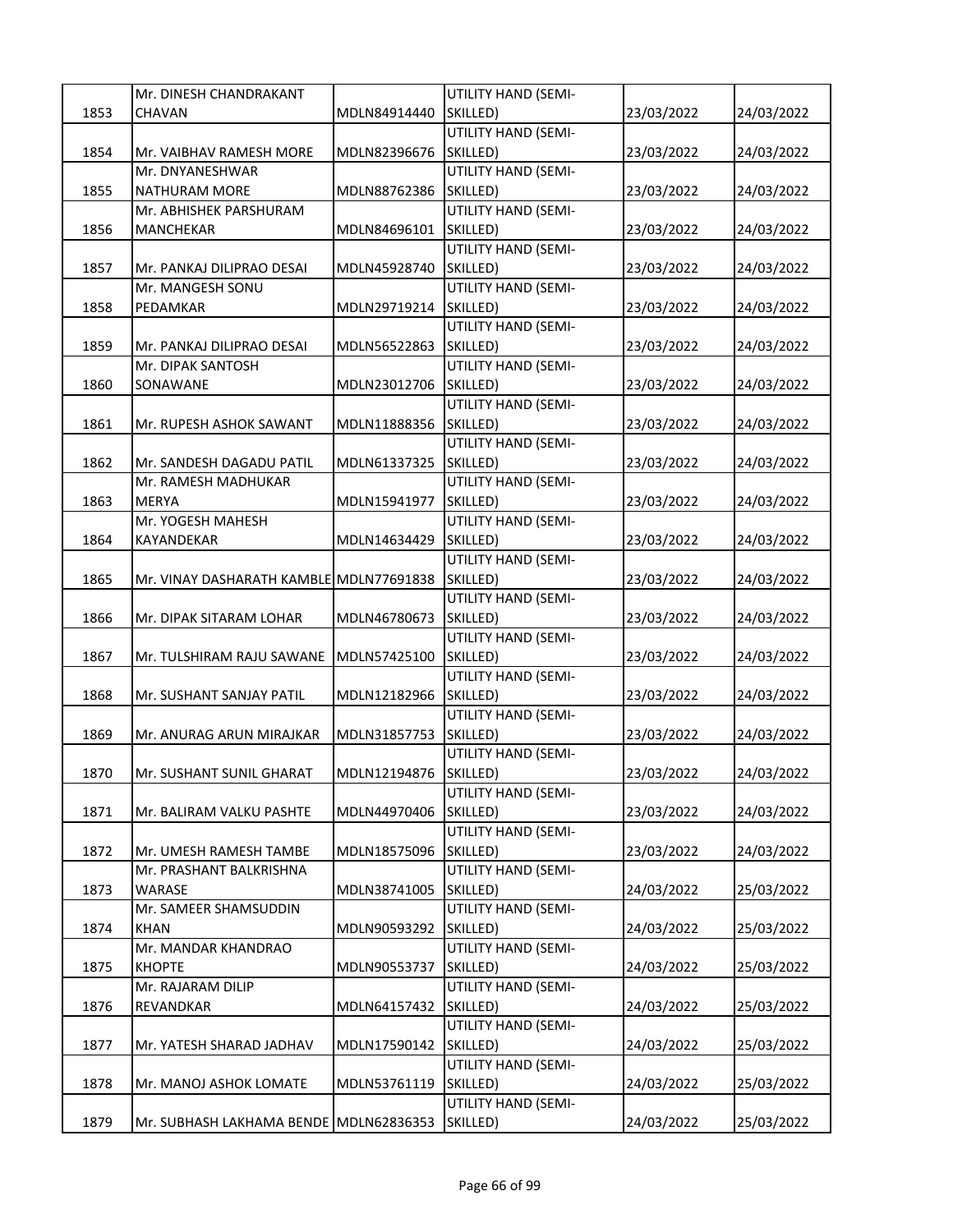| 1853 | Mr. DINESH CHANDRAKANT CHAVAN | MDLN84914440 | UTILITY HAND (SEMI-SKILLED) | 23/03/2022 | 24/03/2022 |
|---|---|---|---|---|---|
| 1854 | Mr. VAIBHAV RAMESH MORE | MDLN82396676 | UTILITY HAND (SEMI-SKILLED) | 23/03/2022 | 24/03/2022 |
| 1855 | Mr. DNYANESHWAR NATHURAM MORE | MDLN88762386 | UTILITY HAND (SEMI-SKILLED) | 23/03/2022 | 24/03/2022 |
| 1856 | Mr. ABHISHEK PARSHURAM MANCHEKAR | MDLN84696101 | UTILITY HAND (SEMI-SKILLED) | 23/03/2022 | 24/03/2022 |
| 1857 | Mr. PANKAJ DILIPRAO DESAI | MDLN45928740 | UTILITY HAND (SEMI-SKILLED) | 23/03/2022 | 24/03/2022 |
| 1858 | Mr. MANGESH SONU PEDAMKAR | MDLN29719214 | UTILITY HAND (SEMI-SKILLED) | 23/03/2022 | 24/03/2022 |
| 1859 | Mr. PANKAJ DILIPRAO DESAI | MDLN56522863 | UTILITY HAND (SEMI-SKILLED) | 23/03/2022 | 24/03/2022 |
| 1860 | Mr. DIPAK SANTOSH SONAWANE | MDLN23012706 | UTILITY HAND (SEMI-SKILLED) | 23/03/2022 | 24/03/2022 |
| 1861 | Mr. RUPESH ASHOK SAWANT | MDLN11888356 | UTILITY HAND (SEMI-SKILLED) | 23/03/2022 | 24/03/2022 |
| 1862 | Mr. SANDESH DAGADU PATIL | MDLN61337325 | UTILITY HAND (SEMI-SKILLED) | 23/03/2022 | 24/03/2022 |
| 1863 | Mr. RAMESH MADHUKAR MERYA | MDLN15941977 | UTILITY HAND (SEMI-SKILLED) | 23/03/2022 | 24/03/2022 |
| 1864 | Mr. YOGESH MAHESH KAYANDEKAR | MDLN14634429 | UTILITY HAND (SEMI-SKILLED) | 23/03/2022 | 24/03/2022 |
| 1865 | Mr. VINAY DASHARATH KAMBLE | MDLN77691838 | UTILITY HAND (SEMI-SKILLED) | 23/03/2022 | 24/03/2022 |
| 1866 | Mr. DIPAK SITARAM LOHAR | MDLN46780673 | UTILITY HAND (SEMI-SKILLED) | 23/03/2022 | 24/03/2022 |
| 1867 | Mr. TULSHIRAM RAJU SAWANE | MDLN57425100 | UTILITY HAND (SEMI-SKILLED) | 23/03/2022 | 24/03/2022 |
| 1868 | Mr. SUSHANT SANJAY PATIL | MDLN12182966 | UTILITY HAND (SEMI-SKILLED) | 23/03/2022 | 24/03/2022 |
| 1869 | Mr. ANURAG ARUN MIRAJKAR | MDLN31857753 | UTILITY HAND (SEMI-SKILLED) | 23/03/2022 | 24/03/2022 |
| 1870 | Mr. SUSHANT SUNIL GHARAT | MDLN12194876 | UTILITY HAND (SEMI-SKILLED) | 23/03/2022 | 24/03/2022 |
| 1871 | Mr. BALIRAM VALKU PASHTE | MDLN44970406 | UTILITY HAND (SEMI-SKILLED) | 23/03/2022 | 24/03/2022 |
| 1872 | Mr. UMESH RAMESH TAMBE | MDLN18575096 | UTILITY HAND (SEMI-SKILLED) | 23/03/2022 | 24/03/2022 |
| 1873 | Mr. PRASHANT BALKRISHNA WARASE | MDLN38741005 | UTILITY HAND (SEMI-SKILLED) | 24/03/2022 | 25/03/2022 |
| 1874 | Mr. SAMEER SHAMSUDDIN KHAN | MDLN90593292 | UTILITY HAND (SEMI-SKILLED) | 24/03/2022 | 25/03/2022 |
| 1875 | Mr. MANDAR KHANDRAO KHOPTE | MDLN90553737 | UTILITY HAND (SEMI-SKILLED) | 24/03/2022 | 25/03/2022 |
| 1876 | Mr. RAJARAM DILIP REVANDKAR | MDLN64157432 | UTILITY HAND (SEMI-SKILLED) | 24/03/2022 | 25/03/2022 |
| 1877 | Mr. YATESH SHARAD JADHAV | MDLN17590142 | UTILITY HAND (SEMI-SKILLED) | 24/03/2022 | 25/03/2022 |
| 1878 | Mr. MANOJ ASHOK LOMATE | MDLN53761119 | UTILITY HAND (SEMI-SKILLED) | 24/03/2022 | 25/03/2022 |
| 1879 | Mr. SUBHASH LAKHAMA BENDE | MDLN62836353 | UTILITY HAND (SEMI-SKILLED) | 24/03/2022 | 25/03/2022 |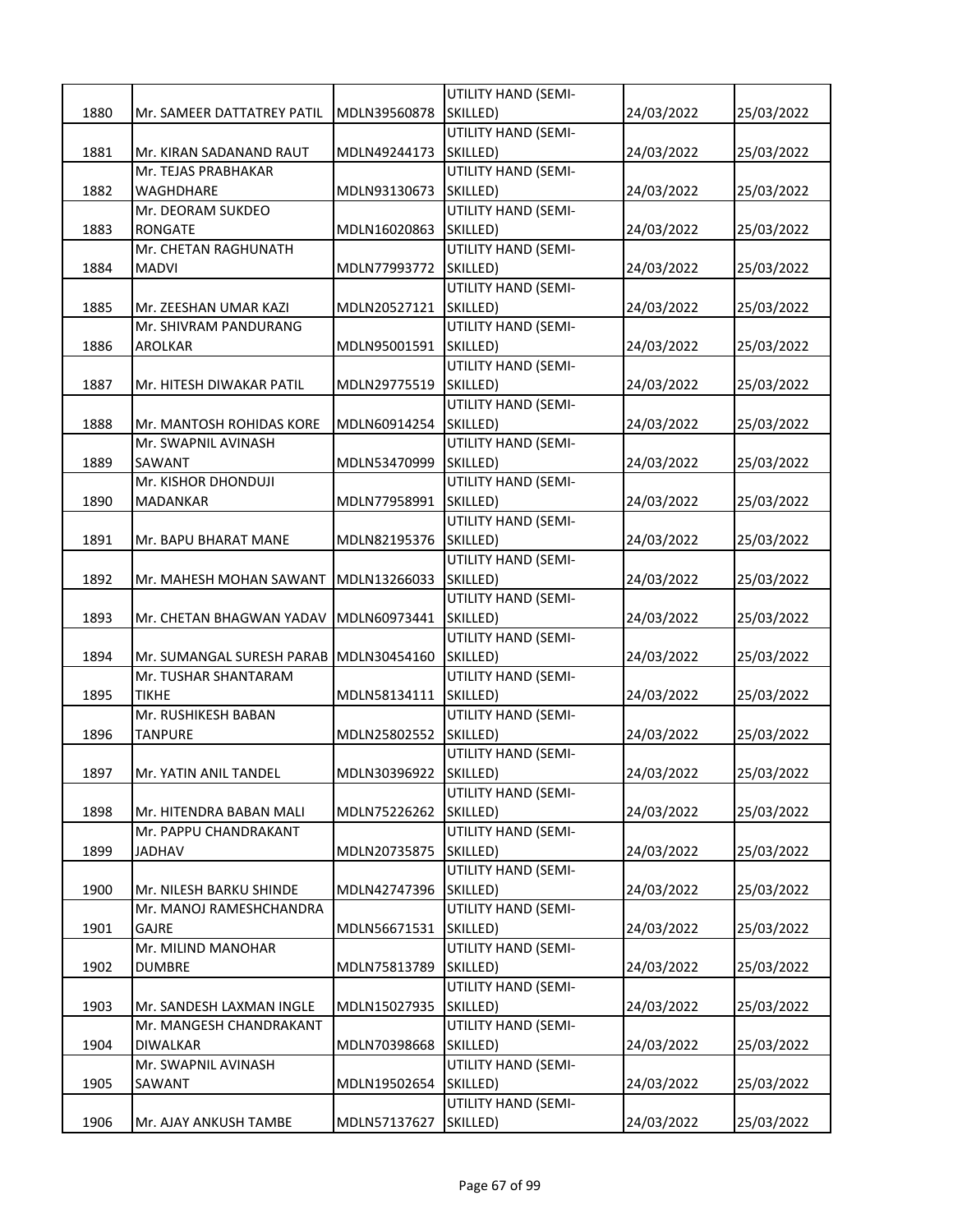| | | | | | |
|---|---|---|---|---|---|
| 1880 | Mr. SAMEER DATTATREY PATIL | MDLN39560878 | UTILITY HAND (SEMI-SKILLED) | 24/03/2022 | 25/03/2022 |
| 1881 | Mr. KIRAN SADANAND RAUT | MDLN49244173 | UTILITY HAND (SEMI-SKILLED) | 24/03/2022 | 25/03/2022 |
| 1882 | Mr. TEJAS PRABHAKAR WAGHDHARE | MDLN93130673 | UTILITY HAND (SEMI-SKILLED) | 24/03/2022 | 25/03/2022 |
| 1883 | Mr. DEORAM SUKDEO RONGATE | MDLN16020863 | UTILITY HAND (SEMI-SKILLED) | 24/03/2022 | 25/03/2022 |
| 1884 | Mr. CHETAN RAGHUNATH MADVI | MDLN77993772 | UTILITY HAND (SEMI-SKILLED) | 24/03/2022 | 25/03/2022 |
| 1885 | Mr. ZEESHAN UMAR KAZI | MDLN20527121 | UTILITY HAND (SEMI-SKILLED) | 24/03/2022 | 25/03/2022 |
| 1886 | Mr. SHIVRAM PANDURANG AROLKAR | MDLN95001591 | UTILITY HAND (SEMI-SKILLED) | 24/03/2022 | 25/03/2022 |
| 1887 | Mr. HITESH DIWAKAR PATIL | MDLN29775519 | UTILITY HAND (SEMI-SKILLED) | 24/03/2022 | 25/03/2022 |
| 1888 | Mr. MANTOSH ROHIDAS KORE | MDLN60914254 | UTILITY HAND (SEMI-SKILLED) | 24/03/2022 | 25/03/2022 |
| 1889 | Mr. SWAPNIL AVINASH SAWANT | MDLN53470999 | UTILITY HAND (SEMI-SKILLED) | 24/03/2022 | 25/03/2022 |
| 1890 | Mr. KISHOR DHONDUJI MADANKAR | MDLN77958991 | UTILITY HAND (SEMI-SKILLED) | 24/03/2022 | 25/03/2022 |
| 1891 | Mr. BAPU BHARAT MANE | MDLN82195376 | UTILITY HAND (SEMI-SKILLED) | 24/03/2022 | 25/03/2022 |
| 1892 | Mr. MAHESH MOHAN SAWANT | MDLN13266033 | UTILITY HAND (SEMI-SKILLED) | 24/03/2022 | 25/03/2022 |
| 1893 | Mr. CHETAN BHAGWAN YADAV | MDLN60973441 | UTILITY HAND (SEMI-SKILLED) | 24/03/2022 | 25/03/2022 |
| 1894 | Mr. SUMANGAL SURESH PARAB | MDLN30454160 | UTILITY HAND (SEMI-SKILLED) | 24/03/2022 | 25/03/2022 |
| 1895 | Mr. TUSHAR SHANTARAM TIKHE | MDLN58134111 | UTILITY HAND (SEMI-SKILLED) | 24/03/2022 | 25/03/2022 |
| 1896 | Mr. RUSHIKESH BABAN TANPURE | MDLN25802552 | UTILITY HAND (SEMI-SKILLED) | 24/03/2022 | 25/03/2022 |
| 1897 | Mr. YATIN ANIL TANDEL | MDLN30396922 | UTILITY HAND (SEMI-SKILLED) | 24/03/2022 | 25/03/2022 |
| 1898 | Mr. HITENDRA BABAN MALI | MDLN75226262 | UTILITY HAND (SEMI-SKILLED) | 24/03/2022 | 25/03/2022 |
| 1899 | Mr. PAPPU CHANDRAKANT JADHAV | MDLN20735875 | UTILITY HAND (SEMI-SKILLED) | 24/03/2022 | 25/03/2022 |
| 1900 | Mr. NILESH BARKU SHINDE | MDLN42747396 | UTILITY HAND (SEMI-SKILLED) | 24/03/2022 | 25/03/2022 |
| 1901 | Mr. MANOJ RAMESHCHANDRA GAJRE | MDLN56671531 | UTILITY HAND (SEMI-SKILLED) | 24/03/2022 | 25/03/2022 |
| 1902 | Mr. MILIND MANOHAR DUMBRE | MDLN75813789 | UTILITY HAND (SEMI-SKILLED) | 24/03/2022 | 25/03/2022 |
| 1903 | Mr. SANDESH LAXMAN INGLE | MDLN15027935 | UTILITY HAND (SEMI-SKILLED) | 24/03/2022 | 25/03/2022 |
| 1904 | Mr. MANGESH CHANDRAKANT DIWALKAR | MDLN70398668 | UTILITY HAND (SEMI-SKILLED) | 24/03/2022 | 25/03/2022 |
| 1905 | Mr. SWAPNIL AVINASH SAWANT | MDLN19502654 | UTILITY HAND (SEMI-SKILLED) | 24/03/2022 | 25/03/2022 |
| 1906 | Mr. AJAY ANKUSH TAMBE | MDLN57137627 | UTILITY HAND (SEMI-SKILLED) | 24/03/2022 | 25/03/2022 |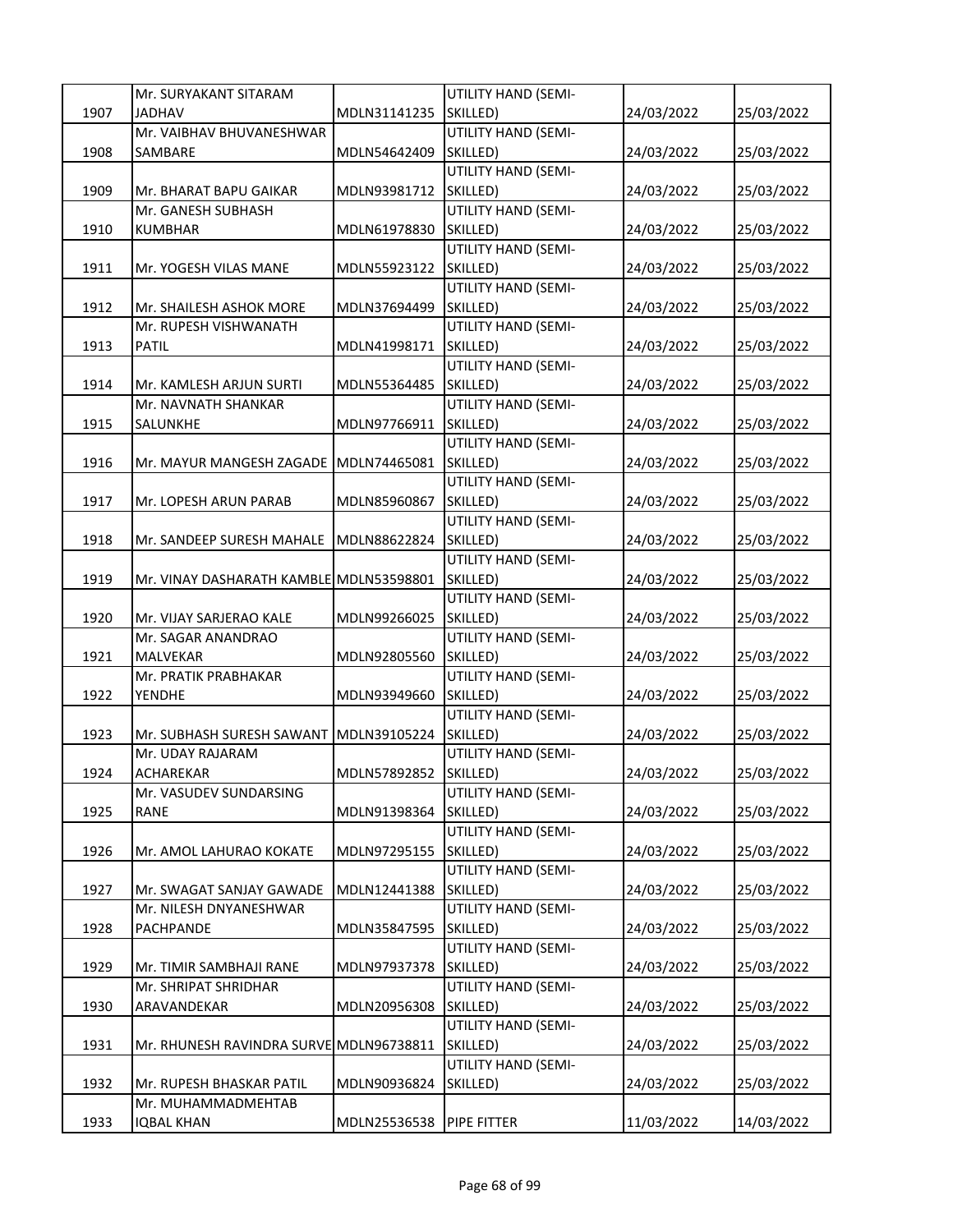| | | | | | |
|---|---|---|---|---|---|
| 1907 | Mr. SURYAKANT SITARAM JADHAV | MDLN31141235 | UTILITY HAND (SEMI-SKILLED) | 24/03/2022 | 25/03/2022 |
| 1908 | Mr. VAIBHAV BHUVANESHWAR SAMBARE | MDLN54642409 | UTILITY HAND (SEMI-SKILLED) | 24/03/2022 | 25/03/2022 |
| 1909 | Mr. BHARAT BAPU GAIKAR | MDLN93981712 | UTILITY HAND (SEMI-SKILLED) | 24/03/2022 | 25/03/2022 |
| 1910 | Mr. GANESH SUBHASH KUMBHAR | MDLN61978830 | UTILITY HAND (SEMI-SKILLED) | 24/03/2022 | 25/03/2022 |
| 1911 | Mr. YOGESH VILAS MANE | MDLN55923122 | UTILITY HAND (SEMI-SKILLED) | 24/03/2022 | 25/03/2022 |
| 1912 | Mr. SHAILESH ASHOK MORE | MDLN37694499 | UTILITY HAND (SEMI-SKILLED) | 24/03/2022 | 25/03/2022 |
| 1913 | Mr. RUPESH VISHWANATH PATIL | MDLN41998171 | UTILITY HAND (SEMI-SKILLED) | 24/03/2022 | 25/03/2022 |
| 1914 | Mr. KAMLESH ARJUN SURTI | MDLN55364485 | UTILITY HAND (SEMI-SKILLED) | 24/03/2022 | 25/03/2022 |
| 1915 | Mr. NAVNATH SHANKAR SALUNKHE | MDLN97766911 | UTILITY HAND (SEMI-SKILLED) | 24/03/2022 | 25/03/2022 |
| 1916 | Mr. MAYUR MANGESH ZAGADE | MDLN74465081 | UTILITY HAND (SEMI-SKILLED) | 24/03/2022 | 25/03/2022 |
| 1917 | Mr. LOPESH ARUN PARAB | MDLN85960867 | UTILITY HAND (SEMI-SKILLED) | 24/03/2022 | 25/03/2022 |
| 1918 | Mr. SANDEEP SURESH MAHALE | MDLN88622824 | UTILITY HAND (SEMI-SKILLED) | 24/03/2022 | 25/03/2022 |
| 1919 | Mr. VINAY DASHARATH KAMBLE | MDLN53598801 | UTILITY HAND (SEMI-SKILLED) | 24/03/2022 | 25/03/2022 |
| 1920 | Mr. VIJAY SARJERAO KALE | MDLN99266025 | UTILITY HAND (SEMI-SKILLED) | 24/03/2022 | 25/03/2022 |
| 1921 | Mr. SAGAR ANANDRAO MALVEKAR | MDLN92805560 | UTILITY HAND (SEMI-SKILLED) | 24/03/2022 | 25/03/2022 |
| 1922 | Mr. PRATIK PRABHAKAR YENDHE | MDLN93949660 | UTILITY HAND (SEMI-SKILLED) | 24/03/2022 | 25/03/2022 |
| 1923 | Mr. SUBHASH SURESH SAWANT | MDLN39105224 | UTILITY HAND (SEMI-SKILLED) | 24/03/2022 | 25/03/2022 |
| 1924 | Mr. UDAY RAJARAM ACHAREKAR | MDLN57892852 | UTILITY HAND (SEMI-SKILLED) | 24/03/2022 | 25/03/2022 |
| 1925 | Mr. VASUDEV SUNDARSING RANE | MDLN91398364 | UTILITY HAND (SEMI-SKILLED) | 24/03/2022 | 25/03/2022 |
| 1926 | Mr. AMOL LAHURAO KOKATE | MDLN97295155 | UTILITY HAND (SEMI-SKILLED) | 24/03/2022 | 25/03/2022 |
| 1927 | Mr. SWAGAT SANJAY GAWADE | MDLN12441388 | UTILITY HAND (SEMI-SKILLED) | 24/03/2022 | 25/03/2022 |
| 1928 | Mr. NILESH DNYANESHWAR PACHPANDE | MDLN35847595 | UTILITY HAND (SEMI-SKILLED) | 24/03/2022 | 25/03/2022 |
| 1929 | Mr. TIMIR SAMBHAJI RANE | MDLN97937378 | UTILITY HAND (SEMI-SKILLED) | 24/03/2022 | 25/03/2022 |
| 1930 | Mr. SHRIPAT SHRIDHAR ARAVANDEKAR | MDLN20956308 | UTILITY HAND (SEMI-SKILLED) | 24/03/2022 | 25/03/2022 |
| 1931 | Mr. RHUNESH RAVINDRA SURVE | MDLN96738811 | UTILITY HAND (SEMI-SKILLED) | 24/03/2022 | 25/03/2022 |
| 1932 | Mr. RUPESH BHASKAR PATIL | MDLN90936824 | UTILITY HAND (SEMI-SKILLED) | 24/03/2022 | 25/03/2022 |
| 1933 | Mr. MUHAMMADMEHTAB IQBAL KHAN | MDLN25536538 | PIPE FITTER | 11/03/2022 | 14/03/2022 |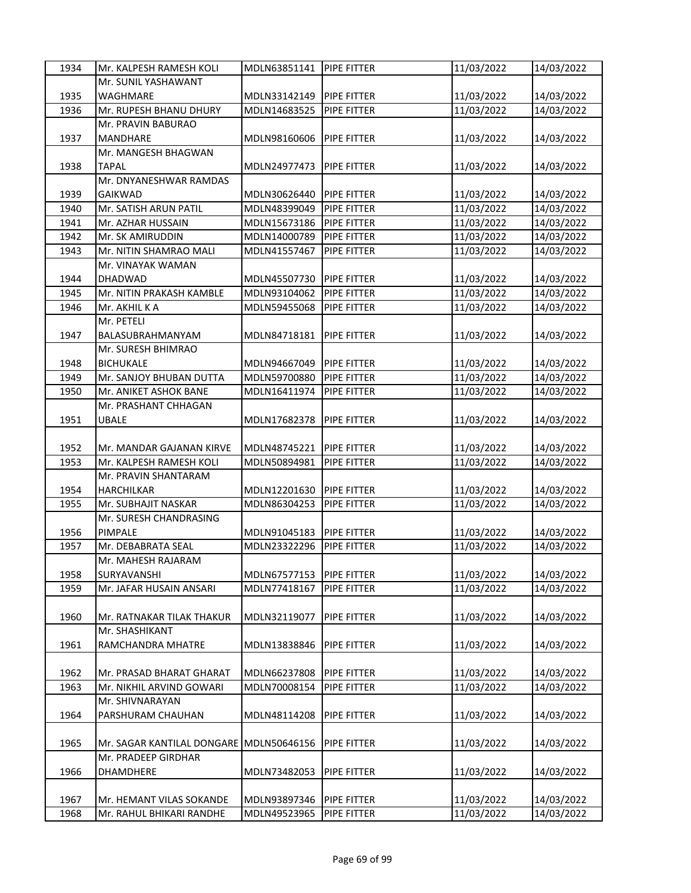| 1934 | Mr. KALPESH RAMESH KOLI | MDLN63851141 | PIPE FITTER | 11/03/2022 | 14/03/2022 |
|---|---|---|---|---|---|
| 1935 | Mr. SUNIL YASHAWANT WAGHMARE | MDLN33142149 | PIPE FITTER | 11/03/2022 | 14/03/2022 |
| 1936 | Mr. RUPESH BHANU DHURY | MDLN14683525 | PIPE FITTER | 11/03/2022 | 14/03/2022 |
| 1937 | Mr. PRAVIN BABURAO MANDHARE | MDLN98160606 | PIPE FITTER | 11/03/2022 | 14/03/2022 |
| 1938 | Mr. MANGESH BHAGWAN TAPAL | MDLN24977473 | PIPE FITTER | 11/03/2022 | 14/03/2022 |
| 1939 | Mr. DNYANESHWAR RAMDAS GAIKWAD | MDLN30626440 | PIPE FITTER | 11/03/2022 | 14/03/2022 |
| 1940 | Mr. SATISH ARUN PATIL | MDLN48399049 | PIPE FITTER | 11/03/2022 | 14/03/2022 |
| 1941 | Mr. AZHAR HUSSAIN | MDLN15673186 | PIPE FITTER | 11/03/2022 | 14/03/2022 |
| 1942 | Mr. SK AMIRUDDIN | MDLN14000789 | PIPE FITTER | 11/03/2022 | 14/03/2022 |
| 1943 | Mr. NITIN SHAMRAO MALI | MDLN41557467 | PIPE FITTER | 11/03/2022 | 14/03/2022 |
| 1944 | Mr. VINAYAK WAMAN DHADWAD | MDLN45507730 | PIPE FITTER | 11/03/2022 | 14/03/2022 |
| 1945 | Mr. NITIN PRAKASH KAMBLE | MDLN93104062 | PIPE FITTER | 11/03/2022 | 14/03/2022 |
| 1946 | Mr. AKHIL K A | MDLN59455068 | PIPE FITTER | 11/03/2022 | 14/03/2022 |
| 1947 | Mr. PETELI BALASUBRAHMANYAM | MDLN84718181 | PIPE FITTER | 11/03/2022 | 14/03/2022 |
| 1948 | Mr. SURESH BHIMRAO BICHUKALE | MDLN94667049 | PIPE FITTER | 11/03/2022 | 14/03/2022 |
| 1949 | Mr. SANJOY BHUBAN DUTTA | MDLN59700880 | PIPE FITTER | 11/03/2022 | 14/03/2022 |
| 1950 | Mr. ANIKET ASHOK BANE | MDLN16411974 | PIPE FITTER | 11/03/2022 | 14/03/2022 |
| 1951 | Mr. PRASHANT CHHAGAN UBALE | MDLN17682378 | PIPE FITTER | 11/03/2022 | 14/03/2022 |
| 1952 | Mr. MANDAR GAJANAN KIRVE | MDLN48745221 | PIPE FITTER | 11/03/2022 | 14/03/2022 |
| 1953 | Mr. KALPESH RAMESH KOLI | MDLN50894981 | PIPE FITTER | 11/03/2022 | 14/03/2022 |
| 1954 | Mr. PRAVIN SHANTARAM HARCHILKAR | MDLN12201630 | PIPE FITTER | 11/03/2022 | 14/03/2022 |
| 1955 | Mr. SUBHAJIT NASKAR | MDLN86304253 | PIPE FITTER | 11/03/2022 | 14/03/2022 |
| 1956 | Mr. SURESH CHANDRASING PIMPALE | MDLN91045183 | PIPE FITTER | 11/03/2022 | 14/03/2022 |
| 1957 | Mr. DEBABRATA SEAL | MDLN23322296 | PIPE FITTER | 11/03/2022 | 14/03/2022 |
| 1958 | Mr. MAHESH RAJARAM SURYAVANSHI | MDLN67577153 | PIPE FITTER | 11/03/2022 | 14/03/2022 |
| 1959 | Mr. JAFAR HUSAIN ANSARI | MDLN77418167 | PIPE FITTER | 11/03/2022 | 14/03/2022 |
| 1960 | Mr. RATNAKAR TILAK THAKUR | MDLN32119077 | PIPE FITTER | 11/03/2022 | 14/03/2022 |
| 1961 | Mr. SHASHIKANT RAMCHANDRA MHATRE | MDLN13838846 | PIPE FITTER | 11/03/2022 | 14/03/2022 |
| 1962 | Mr. PRASAD BHARAT GHARAT | MDLN66237808 | PIPE FITTER | 11/03/2022 | 14/03/2022 |
| 1963 | Mr. NIKHIL ARVIND GOWARI | MDLN70008154 | PIPE FITTER | 11/03/2022 | 14/03/2022 |
| 1964 | Mr. SHIVNARAYAN PARSHURAM CHAUHAN | MDLN48114208 | PIPE FITTER | 11/03/2022 | 14/03/2022 |
| 1965 | Mr. SAGAR KANTILAL DONGARE | MDLN50646156 | PIPE FITTER | 11/03/2022 | 14/03/2022 |
| 1966 | Mr. PRADEEP GIRDHAR DHAMDHERE | MDLN73482053 | PIPE FITTER | 11/03/2022 | 14/03/2022 |
| 1967 | Mr. HEMANT VILAS SOKANDE | MDLN93897346 | PIPE FITTER | 11/03/2022 | 14/03/2022 |
| 1968 | Mr. RAHUL BHIKARI RANDHE | MDLN49523965 | PIPE FITTER | 11/03/2022 | 14/03/2022 |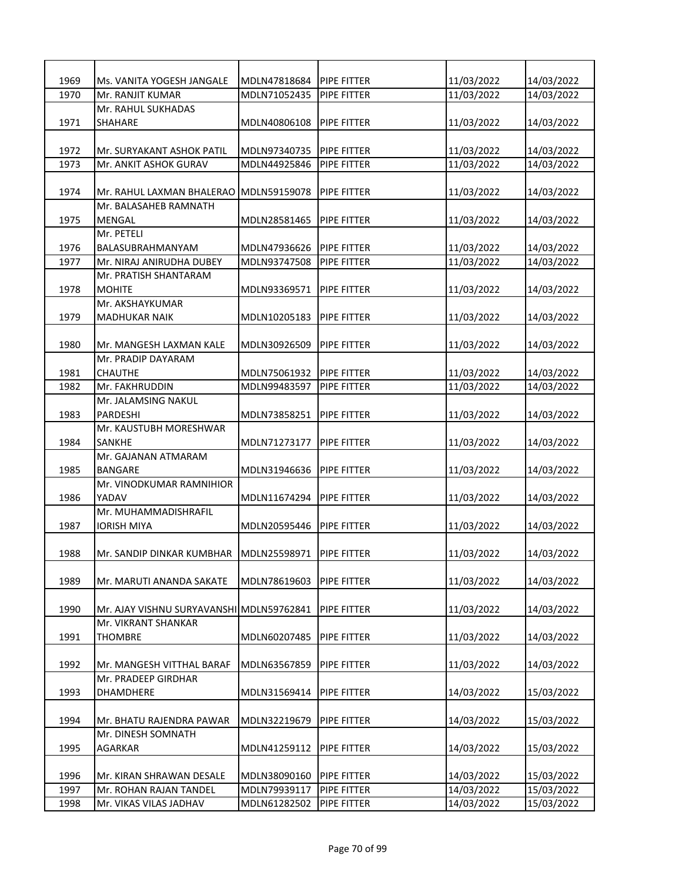| | | | | | |
|---|---|---|---|---|---|
| 1969 | Ms. VANITA YOGESH JANGALE | MDLN47818684 | PIPE FITTER | 11/03/2022 | 14/03/2022 |
| 1970 | Mr. RANJIT KUMAR | MDLN71052435 | PIPE FITTER | 11/03/2022 | 14/03/2022 |
| 1971 | Mr. RAHUL SUKHADAS SHAHARE | MDLN40806108 | PIPE FITTER | 11/03/2022 | 14/03/2022 |
| 1972 | Mr. SURYAKANT ASHOK PATIL | MDLN97340735 | PIPE FITTER | 11/03/2022 | 14/03/2022 |
| 1973 | Mr. ANKIT ASHOK GURAV | MDLN44925846 | PIPE FITTER | 11/03/2022 | 14/03/2022 |
| 1974 | Mr. RAHUL LAXMAN BHALERAO | MDLN59159078 | PIPE FITTER | 11/03/2022 | 14/03/2022 |
| 1975 | Mr. BALASAHEB RAMNATH MENGAL | MDLN28581465 | PIPE FITTER | 11/03/2022 | 14/03/2022 |
| 1976 | Mr. PETELI BALASUBRAHMANYAM | MDLN47936626 | PIPE FITTER | 11/03/2022 | 14/03/2022 |
| 1977 | Mr. NIRAJ ANIRUDHA DUBEY | MDLN93747508 | PIPE FITTER | 11/03/2022 | 14/03/2022 |
| 1978 | Mr. PRATISH SHANTARAM MOHITE | MDLN93369571 | PIPE FITTER | 11/03/2022 | 14/03/2022 |
| 1979 | Mr. AKSHAYKUMAR MADHUKAR NAIK | MDLN10205183 | PIPE FITTER | 11/03/2022 | 14/03/2022 |
| 1980 | Mr. MANGESH LAXMAN KALE | MDLN30926509 | PIPE FITTER | 11/03/2022 | 14/03/2022 |
| 1981 | Mr. PRADIP DAYARAM CHAUTHE | MDLN75061932 | PIPE FITTER | 11/03/2022 | 14/03/2022 |
| 1982 | Mr. FAKHRUDDIN | MDLN99483597 | PIPE FITTER | 11/03/2022 | 14/03/2022 |
| 1983 | Mr. JALAMSING NAKUL PARDESHI | MDLN73858251 | PIPE FITTER | 11/03/2022 | 14/03/2022 |
| 1984 | Mr. KAUSTUBH MORESHWAR SANKHE | MDLN71273177 | PIPE FITTER | 11/03/2022 | 14/03/2022 |
| 1985 | Mr. GAJANAN ATMARAM BANGARE | MDLN31946636 | PIPE FITTER | 11/03/2022 | 14/03/2022 |
| 1986 | Mr. VINODKUMAR RAMNIHIOR YADAV | MDLN11674294 | PIPE FITTER | 11/03/2022 | 14/03/2022 |
| 1987 | Mr. MUHAMMADISHRAFIL IORISH MIYA | MDLN20595446 | PIPE FITTER | 11/03/2022 | 14/03/2022 |
| 1988 | Mr. SANDIP DINKAR KUMBHAR | MDLN25598971 | PIPE FITTER | 11/03/2022 | 14/03/2022 |
| 1989 | Mr. MARUTI ANANDA SAKATE | MDLN78619603 | PIPE FITTER | 11/03/2022 | 14/03/2022 |
| 1990 | Mr. AJAY VISHNU SURYAVANSHI | MDLN59762841 | PIPE FITTER | 11/03/2022 | 14/03/2022 |
| 1991 | Mr. VIKRANT SHANKAR THOMBRE | MDLN60207485 | PIPE FITTER | 11/03/2022 | 14/03/2022 |
| 1992 | Mr. MANGESH VITTHAL BARAF | MDLN63567859 | PIPE FITTER | 11/03/2022 | 14/03/2022 |
| 1993 | Mr. PRADEEP GIRDHAR DHAMDHERE | MDLN31569414 | PIPE FITTER | 14/03/2022 | 15/03/2022 |
| 1994 | Mr. BHATU RAJENDRA PAWAR | MDLN32219679 | PIPE FITTER | 14/03/2022 | 15/03/2022 |
| 1995 | Mr. DINESH SOMNATH AGARKAR | MDLN41259112 | PIPE FITTER | 14/03/2022 | 15/03/2022 |
| 1996 | Mr. KIRAN SHRAWAN DESALE | MDLN38090160 | PIPE FITTER | 14/03/2022 | 15/03/2022 |
| 1997 | Mr. ROHAN RAJAN TANDEL | MDLN79939117 | PIPE FITTER | 14/03/2022 | 15/03/2022 |
| 1998 | Mr. VIKAS VILAS JADHAV | MDLN61282502 | PIPE FITTER | 14/03/2022 | 15/03/2022 |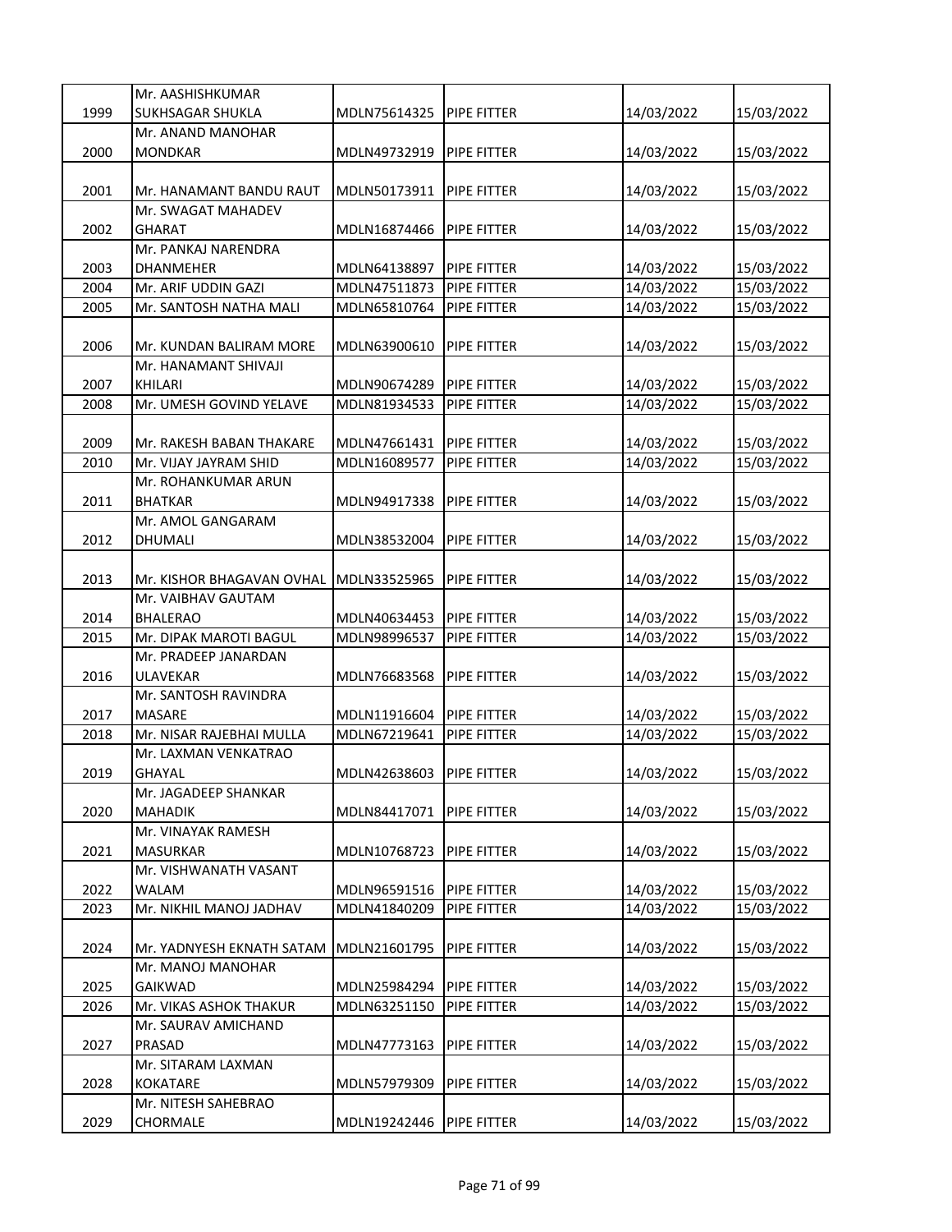| 1999 | Mr. AASHISHKUMAR SUKHSAGAR SHUKLA | MDLN75614325 | PIPE FITTER | 14/03/2022 | 15/03/2022 |
|---|---|---|---|---|---|
| 2000 | Mr. ANAND MANOHAR MONDKAR | MDLN49732919 | PIPE FITTER | 14/03/2022 | 15/03/2022 |
| 2001 | Mr. HANAMANT BANDU RAUT | MDLN50173911 | PIPE FITTER | 14/03/2022 | 15/03/2022 |
| 2002 | Mr. SWAGAT MAHADEV GHARAT | MDLN16874466 | PIPE FITTER | 14/03/2022 | 15/03/2022 |
| 2003 | Mr. PANKAJ NARENDRA DHANMEHER | MDLN64138897 | PIPE FITTER | 14/03/2022 | 15/03/2022 |
| 2004 | Mr. ARIF UDDIN GAZI | MDLN47511873 | PIPE FITTER | 14/03/2022 | 15/03/2022 |
| 2005 | Mr. SANTOSH NATHA MALI | MDLN65810764 | PIPE FITTER | 14/03/2022 | 15/03/2022 |
| 2006 | Mr. KUNDAN BALIRAM MORE | MDLN63900610 | PIPE FITTER | 14/03/2022 | 15/03/2022 |
| 2007 | Mr. HANAMANT SHIVAJI KHILARI | MDLN90674289 | PIPE FITTER | 14/03/2022 | 15/03/2022 |
| 2008 | Mr. UMESH GOVIND YELAVE | MDLN81934533 | PIPE FITTER | 14/03/2022 | 15/03/2022 |
| 2009 | Mr. RAKESH BABAN THAKARE | MDLN47661431 | PIPE FITTER | 14/03/2022 | 15/03/2022 |
| 2010 | Mr. VIJAY JAYRAM SHID | MDLN16089577 | PIPE FITTER | 14/03/2022 | 15/03/2022 |
| 2011 | Mr. ROHANKUMAR ARUN BHATKAR | MDLN94917338 | PIPE FITTER | 14/03/2022 | 15/03/2022 |
| 2012 | Mr. AMOL GANGARAM DHUMALI | MDLN38532004 | PIPE FITTER | 14/03/2022 | 15/03/2022 |
| 2013 | Mr. KISHOR BHAGAVAN OVHAL | MDLN33525965 | PIPE FITTER | 14/03/2022 | 15/03/2022 |
| 2014 | Mr. VAIBHAV GAUTAM BHALERAO | MDLN40634453 | PIPE FITTER | 14/03/2022 | 15/03/2022 |
| 2015 | Mr. DIPAK MAROTI BAGUL | MDLN98996537 | PIPE FITTER | 14/03/2022 | 15/03/2022 |
| 2016 | Mr. PRADEEP JANARDAN ULAVEKAR | MDLN76683568 | PIPE FITTER | 14/03/2022 | 15/03/2022 |
| 2017 | Mr. SANTOSH RAVINDRA MASARE | MDLN11916604 | PIPE FITTER | 14/03/2022 | 15/03/2022 |
| 2018 | Mr. NISAR RAJEBHAI MULLA | MDLN67219641 | PIPE FITTER | 14/03/2022 | 15/03/2022 |
| 2019 | Mr. LAXMAN VENKATRAO GHAYAL | MDLN42638603 | PIPE FITTER | 14/03/2022 | 15/03/2022 |
| 2020 | Mr. JAGADEEP SHANKAR MAHADIK | MDLN84417071 | PIPE FITTER | 14/03/2022 | 15/03/2022 |
| 2021 | Mr. VINAYAK RAMESH MASURKAR | MDLN10768723 | PIPE FITTER | 14/03/2022 | 15/03/2022 |
| 2022 | Mr. VISHWANATH VASANT WALAM | MDLN96591516 | PIPE FITTER | 14/03/2022 | 15/03/2022 |
| 2023 | Mr. NIKHIL MANOJ JADHAV | MDLN41840209 | PIPE FITTER | 14/03/2022 | 15/03/2022 |
| 2024 | Mr. YADNYESH EKNATH SATAM | MDLN21601795 | PIPE FITTER | 14/03/2022 | 15/03/2022 |
| 2025 | Mr. MANOJ MANOHAR GAIKWAD | MDLN25984294 | PIPE FITTER | 14/03/2022 | 15/03/2022 |
| 2026 | Mr. VIKAS ASHOK THAKUR | MDLN63251150 | PIPE FITTER | 14/03/2022 | 15/03/2022 |
| 2027 | Mr. SAURAV AMICHAND PRASAD | MDLN47773163 | PIPE FITTER | 14/03/2022 | 15/03/2022 |
| 2028 | Mr. SITARAM LAXMAN KOKATARE | MDLN57979309 | PIPE FITTER | 14/03/2022 | 15/03/2022 |
| 2029 | Mr. NITESH SAHEBRAO CHORMALE | MDLN19242446 | PIPE FITTER | 14/03/2022 | 15/03/2022 |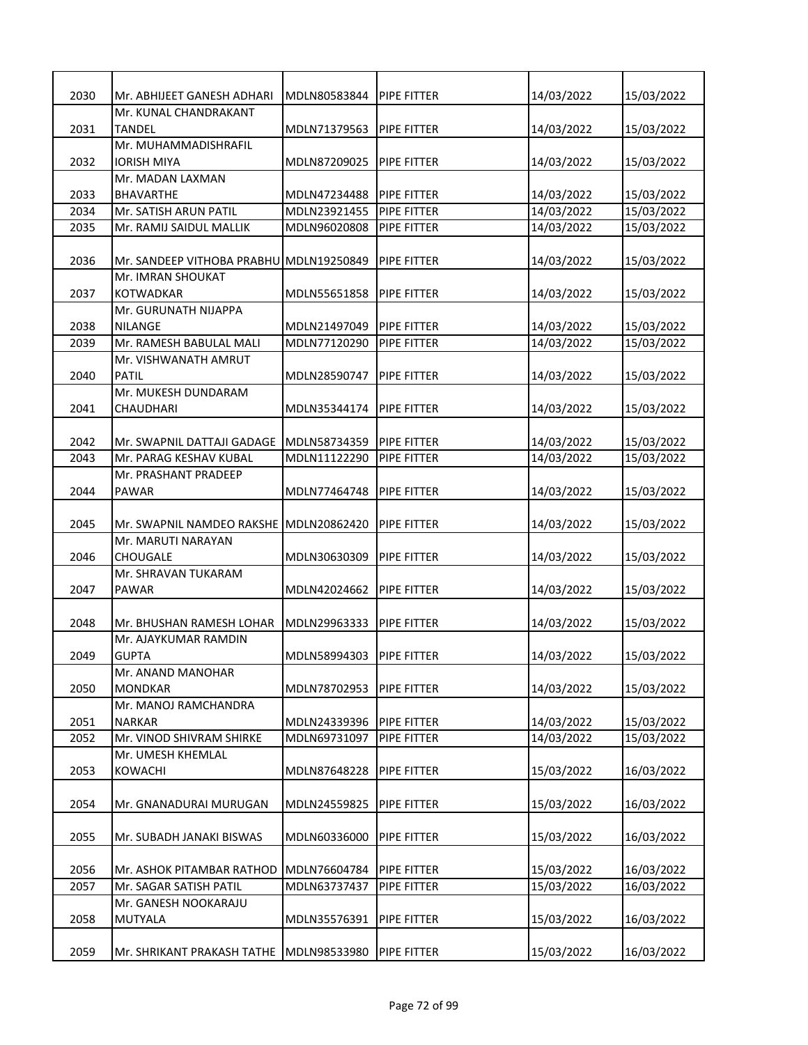| | | | | | |
|---|---|---|---|---|---|
| 2030 | Mr. ABHIJEET GANESH ADHARI | MDLN80583844 | PIPE FITTER | 14/03/2022 | 15/03/2022 |
| 2031 | Mr. KUNAL CHANDRAKANT TANDEL | MDLN71379563 | PIPE FITTER | 14/03/2022 | 15/03/2022 |
| 2032 | Mr. MUHAMMADISHRAFIL IORISH MIYA | MDLN87209025 | PIPE FITTER | 14/03/2022 | 15/03/2022 |
| 2033 | Mr. MADAN LAXMAN BHAVARTHE | MDLN47234488 | PIPE FITTER | 14/03/2022 | 15/03/2022 |
| 2034 | Mr. SATISH ARUN PATIL | MDLN23921455 | PIPE FITTER | 14/03/2022 | 15/03/2022 |
| 2035 | Mr. RAMIJ SAIDUL MALLIK | MDLN96020808 | PIPE FITTER | 14/03/2022 | 15/03/2022 |
| 2036 | Mr. SANDEEP VITHOBA PRABHU | MDLN19250849 | PIPE FITTER | 14/03/2022 | 15/03/2022 |
| 2037 | Mr. IMRAN SHOUKAT KOTWADKAR | MDLN55651858 | PIPE FITTER | 14/03/2022 | 15/03/2022 |
| 2038 | Mr. GURUNATH NIJAPPA NILANGE | MDLN21497049 | PIPE FITTER | 14/03/2022 | 15/03/2022 |
| 2039 | Mr. RAMESH BABULAL MALI | MDLN77120290 | PIPE FITTER | 14/03/2022 | 15/03/2022 |
| 2040 | Mr. VISHWANATH AMRUT PATIL | MDLN28590747 | PIPE FITTER | 14/03/2022 | 15/03/2022 |
| 2041 | Mr. MUKESH DUNDARAM CHAUDHARI | MDLN35344174 | PIPE FITTER | 14/03/2022 | 15/03/2022 |
| 2042 | Mr. SWAPNIL DATTAJI GADAGE | MDLN58734359 | PIPE FITTER | 14/03/2022 | 15/03/2022 |
| 2043 | Mr. PARAG KESHAV KUBAL | MDLN11122290 | PIPE FITTER | 14/03/2022 | 15/03/2022 |
| 2044 | Mr. PRASHANT PRADEEP PAWAR | MDLN77464748 | PIPE FITTER | 14/03/2022 | 15/03/2022 |
| 2045 | Mr. SWAPNIL NAMDEO RAKSHE | MDLN20862420 | PIPE FITTER | 14/03/2022 | 15/03/2022 |
| 2046 | Mr. MARUTI NARAYAN CHOUGALE | MDLN30630309 | PIPE FITTER | 14/03/2022 | 15/03/2022 |
| 2047 | Mr. SHRAVAN TUKARAM PAWAR | MDLN42024662 | PIPE FITTER | 14/03/2022 | 15/03/2022 |
| 2048 | Mr. BHUSHAN RAMESH LOHAR | MDLN29963333 | PIPE FITTER | 14/03/2022 | 15/03/2022 |
| 2049 | Mr. AJAYKUMAR RAMDIN GUPTA | MDLN58994303 | PIPE FITTER | 14/03/2022 | 15/03/2022 |
| 2050 | Mr. ANAND MANOHAR MONDKAR | MDLN78702953 | PIPE FITTER | 14/03/2022 | 15/03/2022 |
| 2051 | Mr. MANOJ RAMCHANDRA NARKAR | MDLN24339396 | PIPE FITTER | 14/03/2022 | 15/03/2022 |
| 2052 | Mr. VINOD SHIVRAM SHIRKE | MDLN69731097 | PIPE FITTER | 14/03/2022 | 15/03/2022 |
| 2053 | Mr. UMESH KHEMLAL KOWACHI | MDLN87648228 | PIPE FITTER | 15/03/2022 | 16/03/2022 |
| 2054 | Mr. GNANADURAI MURUGAN | MDLN24559825 | PIPE FITTER | 15/03/2022 | 16/03/2022 |
| 2055 | Mr. SUBADH JANAKI BISWAS | MDLN60336000 | PIPE FITTER | 15/03/2022 | 16/03/2022 |
| 2056 | Mr. ASHOK PITAMBAR RATHOD | MDLN76604784 | PIPE FITTER | 15/03/2022 | 16/03/2022 |
| 2057 | Mr. SAGAR SATISH PATIL | MDLN63737437 | PIPE FITTER | 15/03/2022 | 16/03/2022 |
| 2058 | Mr. GANESH NOOKARAJU MUTYALA | MDLN35576391 | PIPE FITTER | 15/03/2022 | 16/03/2022 |
| 2059 | Mr. SHRIKANT PRAKASH TATHE | MDLN98533980 | PIPE FITTER | 15/03/2022 | 16/03/2022 |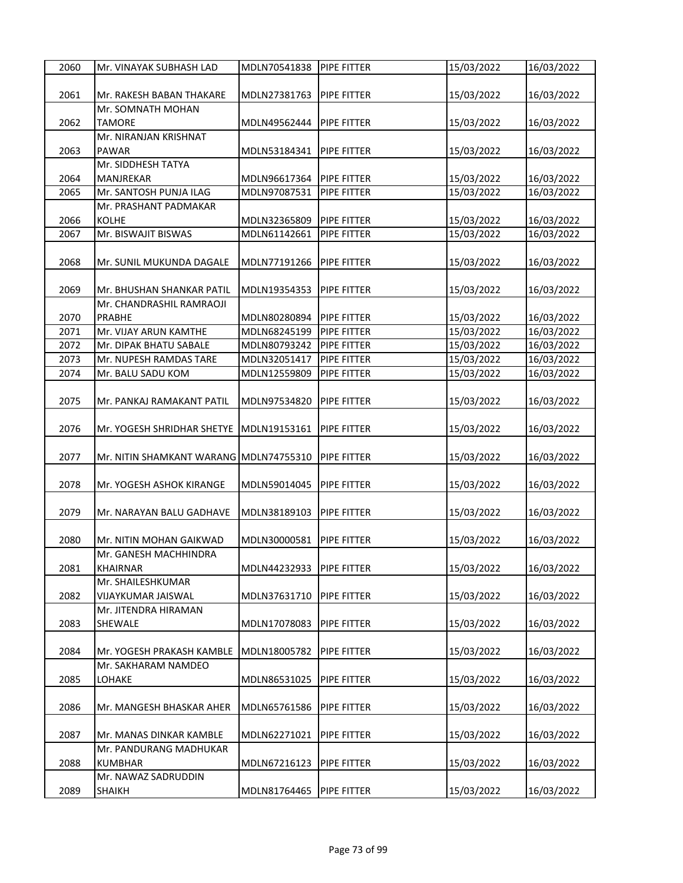| 2060 | Mr. VINAYAK SUBHASH LAD | MDLN70541838 | PIPE FITTER | 15/03/2022 | 16/03/2022 |
|---|---|---|---|---|---|
| 2061 | Mr. RAKESH BABAN THAKARE | MDLN27381763 | PIPE FITTER | 15/03/2022 | 16/03/2022 |
| 2062 | Mr. SOMNATH MOHAN TAMORE | MDLN49562444 | PIPE FITTER | 15/03/2022 | 16/03/2022 |
| 2063 | Mr. NIRANJAN KRISHNAT PAWAR | MDLN53184341 | PIPE FITTER | 15/03/2022 | 16/03/2022 |
| 2064 | Mr. SIDDHESH TATYA MANJREKAR | MDLN96617364 | PIPE FITTER | 15/03/2022 | 16/03/2022 |
| 2065 | Mr. SANTOSH PUNJA ILAG | MDLN97087531 | PIPE FITTER | 15/03/2022 | 16/03/2022 |
| 2066 | Mr. PRASHANT PADMAKAR KOLHE | MDLN32365809 | PIPE FITTER | 15/03/2022 | 16/03/2022 |
| 2067 | Mr. BISWAJIT BISWAS | MDLN61142661 | PIPE FITTER | 15/03/2022 | 16/03/2022 |
| 2068 | Mr. SUNIL MUKUNDA DAGALE | MDLN77191266 | PIPE FITTER | 15/03/2022 | 16/03/2022 |
| 2069 | Mr. BHUSHAN SHANKAR PATIL | MDLN19354353 | PIPE FITTER | 15/03/2022 | 16/03/2022 |
| 2070 | Mr. CHANDRASHIL RAMRAOJI PRABHE | MDLN80280894 | PIPE FITTER | 15/03/2022 | 16/03/2022 |
| 2071 | Mr. VIJAY ARUN KAMTHE | MDLN68245199 | PIPE FITTER | 15/03/2022 | 16/03/2022 |
| 2072 | Mr. DIPAK BHATU SABALE | MDLN80793242 | PIPE FITTER | 15/03/2022 | 16/03/2022 |
| 2073 | Mr. NUPESH RAMDAS TARE | MDLN32051417 | PIPE FITTER | 15/03/2022 | 16/03/2022 |
| 2074 | Mr. BALU SADU KOM | MDLN12559809 | PIPE FITTER | 15/03/2022 | 16/03/2022 |
| 2075 | Mr. PANKAJ RAMAKANT PATIL | MDLN97534820 | PIPE FITTER | 15/03/2022 | 16/03/2022 |
| 2076 | Mr. YOGESH SHRIDHAR SHETYE | MDLN19153161 | PIPE FITTER | 15/03/2022 | 16/03/2022 |
| 2077 | Mr. NITIN SHAMKANT WARANG | MDLN74755310 | PIPE FITTER | 15/03/2022 | 16/03/2022 |
| 2078 | Mr. YOGESH ASHOK KIRANGE | MDLN59014045 | PIPE FITTER | 15/03/2022 | 16/03/2022 |
| 2079 | Mr. NARAYAN BALU GADHAVE | MDLN38189103 | PIPE FITTER | 15/03/2022 | 16/03/2022 |
| 2080 | Mr. NITIN MOHAN GAIKWAD | MDLN30000581 | PIPE FITTER | 15/03/2022 | 16/03/2022 |
| 2081 | Mr. GANESH MACHHINDRA KHAIRNAR | MDLN44232933 | PIPE FITTER | 15/03/2022 | 16/03/2022 |
| 2082 | Mr. SHAILESHKUMAR VIJAYKUMAR JAISWAL | MDLN37631710 | PIPE FITTER | 15/03/2022 | 16/03/2022 |
| 2083 | Mr. JITENDRA HIRAMAN SHEWALE | MDLN17078083 | PIPE FITTER | 15/03/2022 | 16/03/2022 |
| 2084 | Mr. YOGESH PRAKASH KAMBLE | MDLN18005782 | PIPE FITTER | 15/03/2022 | 16/03/2022 |
| 2085 | Mr. SAKHARAM NAMDEO LOHAKE | MDLN86531025 | PIPE FITTER | 15/03/2022 | 16/03/2022 |
| 2086 | Mr. MANGESH BHASKAR AHER | MDLN65761586 | PIPE FITTER | 15/03/2022 | 16/03/2022 |
| 2087 | Mr. MANAS DINKAR KAMBLE | MDLN62271021 | PIPE FITTER | 15/03/2022 | 16/03/2022 |
| 2088 | Mr. PANDURANG MADHUKAR KUMBHAR | MDLN67216123 | PIPE FITTER | 15/03/2022 | 16/03/2022 |
| 2089 | Mr. NAWAZ SADRUDDIN SHAIKH | MDLN81764465 | PIPE FITTER | 15/03/2022 | 16/03/2022 |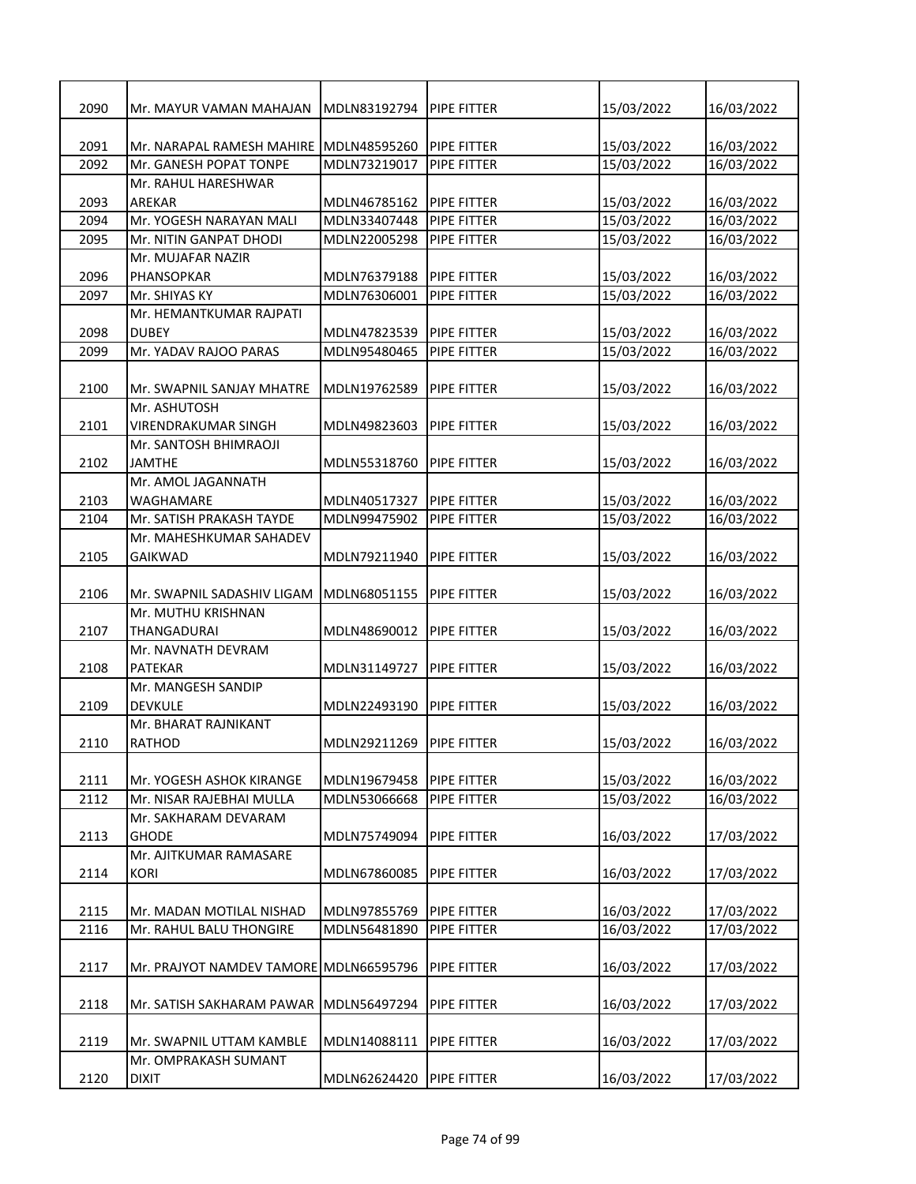| 2090 | Mr. MAYUR VAMAN MAHAJAN | MDLN83192794 | PIPE FITTER | 15/03/2022 | 16/03/2022 |
|---|---|---|---|---|---|
| 2091 | Mr. NARAPAL RAMESH MAHIRE | MDLN48595260 | PIPE FITTER | 15/03/2022 | 16/03/2022 |
| 2092 | Mr. GANESH POPAT TONPE | MDLN73219017 | PIPE FITTER | 15/03/2022 | 16/03/2022 |
| 2093 | Mr. RAHUL HARESHWAR AREKAR | MDLN46785162 | PIPE FITTER | 15/03/2022 | 16/03/2022 |
| 2094 | Mr. YOGESH NARAYAN MALI | MDLN33407448 | PIPE FITTER | 15/03/2022 | 16/03/2022 |
| 2095 | Mr. NITIN GANPAT DHODI | MDLN22005298 | PIPE FITTER | 15/03/2022 | 16/03/2022 |
| 2096 | Mr. MUJAFAR NAZIR PHANSOPKAR | MDLN76379188 | PIPE FITTER | 15/03/2022 | 16/03/2022 |
| 2097 | Mr. SHIYAS KY | MDLN76306001 | PIPE FITTER | 15/03/2022 | 16/03/2022 |
| 2098 | Mr. HEMANTKUMAR RAJPATI DUBEY | MDLN47823539 | PIPE FITTER | 15/03/2022 | 16/03/2022 |
| 2099 | Mr. YADAV RAJOO PARAS | MDLN95480465 | PIPE FITTER | 15/03/2022 | 16/03/2022 |
| 2100 | Mr. SWAPNIL SANJAY MHATRE | MDLN19762589 | PIPE FITTER | 15/03/2022 | 16/03/2022 |
| 2101 | Mr. ASHUTOSH VIRENDRAKUMAR SINGH | MDLN49823603 | PIPE FITTER | 15/03/2022 | 16/03/2022 |
| 2102 | Mr. SANTOSH BHIMRAOJI JAMTHE | MDLN55318760 | PIPE FITTER | 15/03/2022 | 16/03/2022 |
| 2103 | Mr. AMOL JAGANNATH WAGHAMARE | MDLN40517327 | PIPE FITTER | 15/03/2022 | 16/03/2022 |
| 2104 | Mr. SATISH PRAKASH TAYDE | MDLN99475902 | PIPE FITTER | 15/03/2022 | 16/03/2022 |
| 2105 | Mr. MAHESHKUMAR SAHADEV GAIKWAD | MDLN79211940 | PIPE FITTER | 15/03/2022 | 16/03/2022 |
| 2106 | Mr. SWAPNIL SADASHIV LIGAM | MDLN68051155 | PIPE FITTER | 15/03/2022 | 16/03/2022 |
| 2107 | Mr. MUTHU KRISHNAN THANGADURAI | MDLN48690012 | PIPE FITTER | 15/03/2022 | 16/03/2022 |
| 2108 | Mr. NAVNATH DEVRAM PATEKAR | MDLN31149727 | PIPE FITTER | 15/03/2022 | 16/03/2022 |
| 2109 | Mr. MANGESH SANDIP DEVKULE | MDLN22493190 | PIPE FITTER | 15/03/2022 | 16/03/2022 |
| 2110 | Mr. BHARAT RAJNIKANT RATHOD | MDLN29211269 | PIPE FITTER | 15/03/2022 | 16/03/2022 |
| 2111 | Mr. YOGESH ASHOK KIRANGE | MDLN19679458 | PIPE FITTER | 15/03/2022 | 16/03/2022 |
| 2112 | Mr. NISAR RAJEBHAI MULLA | MDLN53066668 | PIPE FITTER | 15/03/2022 | 16/03/2022 |
| 2113 | Mr. SAKHARAM DEVARAM GHODE | MDLN75749094 | PIPE FITTER | 16/03/2022 | 17/03/2022 |
| 2114 | Mr. AJITKUMAR RAMASARE KORI | MDLN67860085 | PIPE FITTER | 16/03/2022 | 17/03/2022 |
| 2115 | Mr. MADAN MOTILAL NISHAD | MDLN97855769 | PIPE FITTER | 16/03/2022 | 17/03/2022 |
| 2116 | Mr. RAHUL BALU THONGIRE | MDLN56481890 | PIPE FITTER | 16/03/2022 | 17/03/2022 |
| 2117 | Mr. PRAJYOT NAMDEV TAMORE | MDLN66595796 | PIPE FITTER | 16/03/2022 | 17/03/2022 |
| 2118 | Mr. SATISH SAKHARAM PAWAR | MDLN56497294 | PIPE FITTER | 16/03/2022 | 17/03/2022 |
| 2119 | Mr. SWAPNIL UTTAM KAMBLE | MDLN14088111 | PIPE FITTER | 16/03/2022 | 17/03/2022 |
| 2120 | Mr. OMPRAKASH SUMANT DIXIT | MDLN62624420 | PIPE FITTER | 16/03/2022 | 17/03/2022 |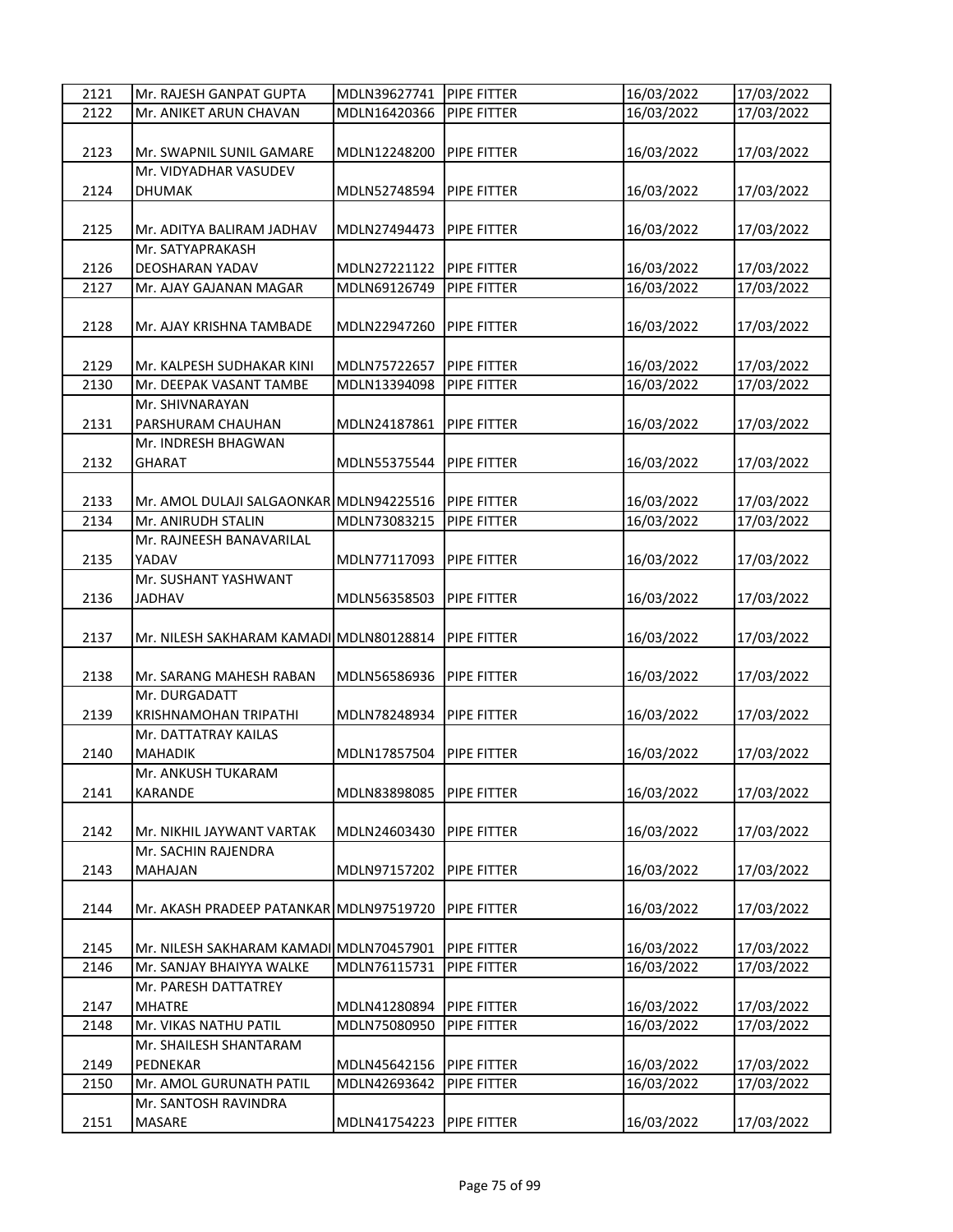| 2121 | Mr. RAJESH GANPAT GUPTA | MDLN39627741 | PIPE FITTER | 16/03/2022 | 17/03/2022 |
|---|---|---|---|---|---|
| 2122 | Mr. ANIKET ARUN CHAVAN | MDLN16420366 | PIPE FITTER | 16/03/2022 | 17/03/2022 |
| 2123 | Mr. SWAPNIL SUNIL GAMARE | MDLN12248200 | PIPE FITTER | 16/03/2022 | 17/03/2022 |
| 2124 | Mr. VIDYADHAR VASUDEV DHUMAK | MDLN52748594 | PIPE FITTER | 16/03/2022 | 17/03/2022 |
| 2125 | Mr. ADITYA BALIRAM JADHAV | MDLN27494473 | PIPE FITTER | 16/03/2022 | 17/03/2022 |
| 2126 | Mr. SATYAPRAKASH DEOSHARAN YADAV | MDLN27221122 | PIPE FITTER | 16/03/2022 | 17/03/2022 |
| 2127 | Mr. AJAY GAJANAN MAGAR | MDLN69126749 | PIPE FITTER | 16/03/2022 | 17/03/2022 |
| 2128 | Mr. AJAY KRISHNA TAMBADE | MDLN22947260 | PIPE FITTER | 16/03/2022 | 17/03/2022 |
| 2129 | Mr. KALPESH SUDHAKAR KINI | MDLN75722657 | PIPE FITTER | 16/03/2022 | 17/03/2022 |
| 2130 | Mr. DEEPAK VASANT TAMBE | MDLN13394098 | PIPE FITTER | 16/03/2022 | 17/03/2022 |
| 2131 | Mr. SHIVNARAYAN PARSHURAM CHAUHAN | MDLN24187861 | PIPE FITTER | 16/03/2022 | 17/03/2022 |
| 2132 | Mr. INDRESH BHAGWAN GHARAT | MDLN55375544 | PIPE FITTER | 16/03/2022 | 17/03/2022 |
| 2133 | Mr. AMOL DULAJI SALGAONKAR | MDLN94225516 | PIPE FITTER | 16/03/2022 | 17/03/2022 |
| 2134 | Mr. ANIRUDH STALIN | MDLN73083215 | PIPE FITTER | 16/03/2022 | 17/03/2022 |
| 2135 | Mr. RAJNEESH BANAVARILAL YADAV | MDLN77117093 | PIPE FITTER | 16/03/2022 | 17/03/2022 |
| 2136 | Mr. SUSHANT YASHWANT JADHAV | MDLN56358503 | PIPE FITTER | 16/03/2022 | 17/03/2022 |
| 2137 | Mr. NILESH SAKHARAM KAMADI | MDLN80128814 | PIPE FITTER | 16/03/2022 | 17/03/2022 |
| 2138 | Mr. SARANG MAHESH RABAN | MDLN56586936 | PIPE FITTER | 16/03/2022 | 17/03/2022 |
| 2139 | Mr. DURGADATT KRISHNAMOHAN TRIPATHI | MDLN78248934 | PIPE FITTER | 16/03/2022 | 17/03/2022 |
| 2140 | Mr. DATTATRAY KAILAS MAHADIK | MDLN17857504 | PIPE FITTER | 16/03/2022 | 17/03/2022 |
| 2141 | Mr. ANKUSH TUKARAM KARANDE | MDLN83898085 | PIPE FITTER | 16/03/2022 | 17/03/2022 |
| 2142 | Mr. NIKHIL JAYWANT VARTAK | MDLN24603430 | PIPE FITTER | 16/03/2022 | 17/03/2022 |
| 2143 | Mr. SACHIN RAJENDRA MAHAJAN | MDLN97157202 | PIPE FITTER | 16/03/2022 | 17/03/2022 |
| 2144 | Mr. AKASH PRADEEP PATANKAR | MDLN97519720 | PIPE FITTER | 16/03/2022 | 17/03/2022 |
| 2145 | Mr. NILESH SAKHARAM KAMADI | MDLN70457901 | PIPE FITTER | 16/03/2022 | 17/03/2022 |
| 2146 | Mr. SANJAY BHAIYYA WALKE | MDLN76115731 | PIPE FITTER | 16/03/2022 | 17/03/2022 |
| 2147 | Mr. PARESH DATTATREY MHATRE | MDLN41280894 | PIPE FITTER | 16/03/2022 | 17/03/2022 |
| 2148 | Mr. VIKAS NATHU PATIL | MDLN75080950 | PIPE FITTER | 16/03/2022 | 17/03/2022 |
| 2149 | Mr. SHAILESH SHANTARAM PEDNEKAR | MDLN45642156 | PIPE FITTER | 16/03/2022 | 17/03/2022 |
| 2150 | Mr. AMOL GURUNATH PATIL | MDLN42693642 | PIPE FITTER | 16/03/2022 | 17/03/2022 |
| 2151 | Mr. SANTOSH RAVINDRA MASARE | MDLN41754223 | PIPE FITTER | 16/03/2022 | 17/03/2022 |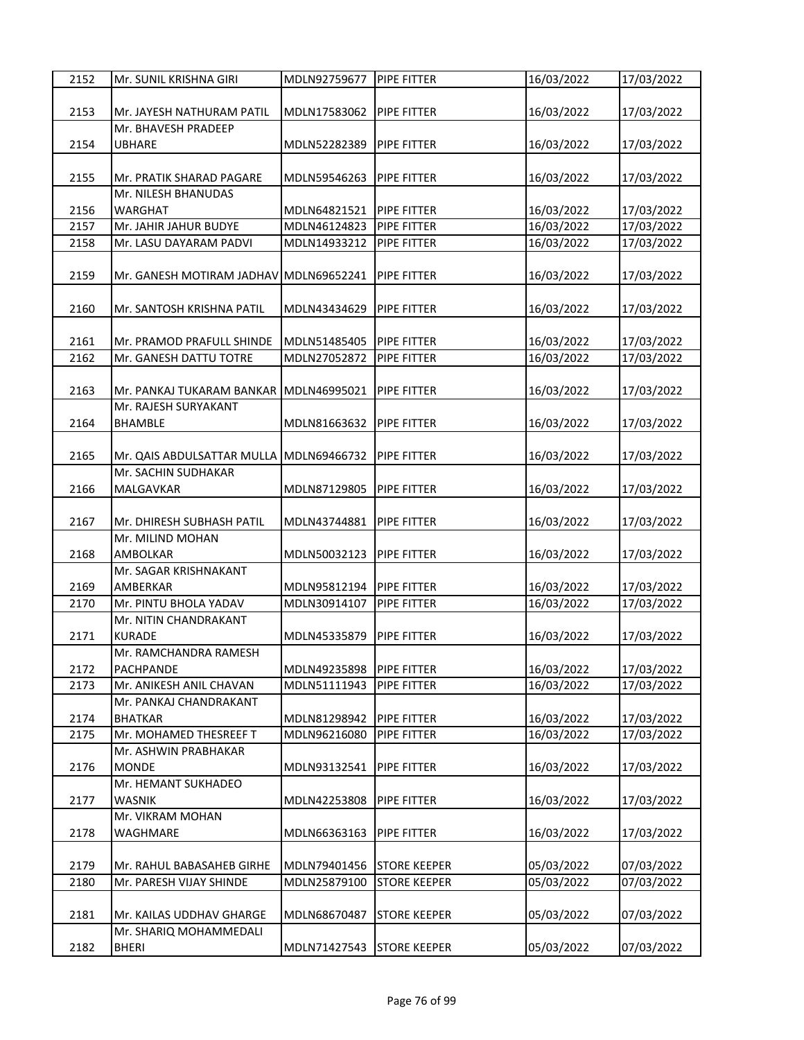| 2152 | Mr. SUNIL KRISHNA GIRI | MDLN92759677 | PIPE FITTER | 16/03/2022 | 17/03/2022 |
|---|---|---|---|---|---|
| 2153 | Mr. JAYESH NATHURAM PATIL | MDLN17583062 | PIPE FITTER | 16/03/2022 | 17/03/2022 |
| 2154 | Mr. BHAVESH PRADEEP UBHARE | MDLN52282389 | PIPE FITTER | 16/03/2022 | 17/03/2022 |
| 2155 | Mr. PRATIK SHARAD PAGARE | MDLN59546263 | PIPE FITTER | 16/03/2022 | 17/03/2022 |
| 2156 | Mr. NILESH BHANUDAS WARGHAT | MDLN64821521 | PIPE FITTER | 16/03/2022 | 17/03/2022 |
| 2157 | Mr. JAHIR JAHUR BUDYE | MDLN46124823 | PIPE FITTER | 16/03/2022 | 17/03/2022 |
| 2158 | Mr. LASU DAYARAM PADVI | MDLN14933212 | PIPE FITTER | 16/03/2022 | 17/03/2022 |
| 2159 | Mr. GANESH MOTIRAM JADHAV | MDLN69652241 | PIPE FITTER | 16/03/2022 | 17/03/2022 |
| 2160 | Mr. SANTOSH KRISHNA PATIL | MDLN43434629 | PIPE FITTER | 16/03/2022 | 17/03/2022 |
| 2161 | Mr. PRAMOD PRAFULL SHINDE | MDLN51485405 | PIPE FITTER | 16/03/2022 | 17/03/2022 |
| 2162 | Mr. GANESH DATTU TOTRE | MDLN27052872 | PIPE FITTER | 16/03/2022 | 17/03/2022 |
| 2163 | Mr. PANKAJ TUKARAM BANKAR | MDLN46995021 | PIPE FITTER | 16/03/2022 | 17/03/2022 |
| 2164 | Mr. RAJESH SURYAKANT BHAMBLE | MDLN81663632 | PIPE FITTER | 16/03/2022 | 17/03/2022 |
| 2165 | Mr. QAIS ABDULSATTAR MULLA | MDLN69466732 | PIPE FITTER | 16/03/2022 | 17/03/2022 |
| 2166 | Mr. SACHIN SUDHAKAR MALGAVKAR | MDLN87129805 | PIPE FITTER | 16/03/2022 | 17/03/2022 |
| 2167 | Mr. DHIRESH SUBHASH PATIL | MDLN43744881 | PIPE FITTER | 16/03/2022 | 17/03/2022 |
| 2168 | Mr. MILIND MOHAN AMBOLKAR | MDLN50032123 | PIPE FITTER | 16/03/2022 | 17/03/2022 |
| 2169 | Mr. SAGAR KRISHNAKANT AMBERKAR | MDLN95812194 | PIPE FITTER | 16/03/2022 | 17/03/2022 |
| 2170 | Mr. PINTU BHOLA YADAV | MDLN30914107 | PIPE FITTER | 16/03/2022 | 17/03/2022 |
| 2171 | Mr. NITIN CHANDRAKANT KURADE | MDLN45335879 | PIPE FITTER | 16/03/2022 | 17/03/2022 |
| 2172 | Mr. RAMCHANDRA RAMESH PACHPANDE | MDLN49235898 | PIPE FITTER | 16/03/2022 | 17/03/2022 |
| 2173 | Mr. ANIKESH ANIL CHAVAN | MDLN51111943 | PIPE FITTER | 16/03/2022 | 17/03/2022 |
| 2174 | Mr. PANKAJ CHANDRAKANT BHATKAR | MDLN81298942 | PIPE FITTER | 16/03/2022 | 17/03/2022 |
| 2175 | Mr. MOHAMED THESREEF T | MDLN96216080 | PIPE FITTER | 16/03/2022 | 17/03/2022 |
| 2176 | Mr. ASHWIN PRABHAKAR MONDE | MDLN93132541 | PIPE FITTER | 16/03/2022 | 17/03/2022 |
| 2177 | Mr. HEMANT SUKHADEO WASNIK | MDLN42253808 | PIPE FITTER | 16/03/2022 | 17/03/2022 |
| 2178 | Mr. VIKRAM MOHAN WAGHMARE | MDLN66363163 | PIPE FITTER | 16/03/2022 | 17/03/2022 |
| 2179 | Mr. RAHUL BABASAHEB GIRHE | MDLN79401456 | STORE KEEPER | 05/03/2022 | 07/03/2022 |
| 2180 | Mr. PARESH VIJAY SHINDE | MDLN25879100 | STORE KEEPER | 05/03/2022 | 07/03/2022 |
| 2181 | Mr. KAILAS UDDHAV GHARGE | MDLN68670487 | STORE KEEPER | 05/03/2022 | 07/03/2022 |
| 2182 | Mr. SHARIQ MOHAMMEDALI BHERI | MDLN71427543 | STORE KEEPER | 05/03/2022 | 07/03/2022 |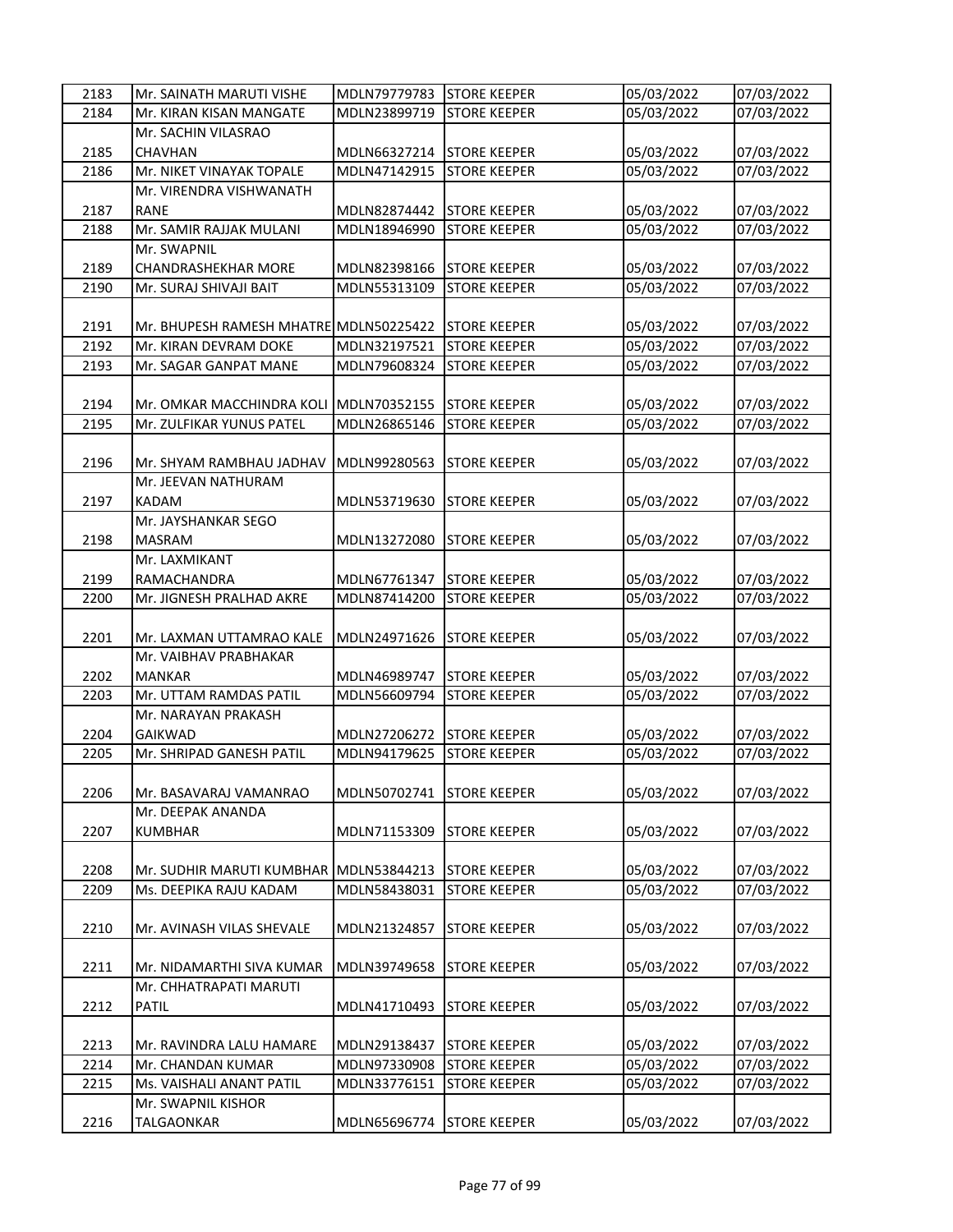| 2183 | Mr. SAINATH MARUTI VISHE | MDLN79779783 | STORE KEEPER | 05/03/2022 | 07/03/2022 |
|---|---|---|---|---|---|
| 2184 | Mr. KIRAN KISAN MANGATE | MDLN23899719 | STORE KEEPER | 05/03/2022 | 07/03/2022 |
| 2185 | Mr. SACHIN VILASRAO CHAVHAN | MDLN66327214 | STORE KEEPER | 05/03/2022 | 07/03/2022 |
| 2186 | Mr. NIKET VINAYAK TOPALE | MDLN47142915 | STORE KEEPER | 05/03/2022 | 07/03/2022 |
| 2187 | Mr. VIRENDRA VISHWANATH RANE | MDLN82874442 | STORE KEEPER | 05/03/2022 | 07/03/2022 |
| 2188 | Mr. SAMIR RAJJAK MULANI | MDLN18946990 | STORE KEEPER | 05/03/2022 | 07/03/2022 |
| 2189 | Mr. SWAPNIL CHANDRASHEKHAR MORE | MDLN82398166 | STORE KEEPER | 05/03/2022 | 07/03/2022 |
| 2190 | Mr. SURAJ SHIVAJI BAIT | MDLN55313109 | STORE KEEPER | 05/03/2022 | 07/03/2022 |
| 2191 | Mr. BHUPESH RAMESH MHATRE | MDLN50225422 | STORE KEEPER | 05/03/2022 | 07/03/2022 |
| 2192 | Mr. KIRAN DEVRAM DOKE | MDLN32197521 | STORE KEEPER | 05/03/2022 | 07/03/2022 |
| 2193 | Mr. SAGAR GANPAT MANE | MDLN79608324 | STORE KEEPER | 05/03/2022 | 07/03/2022 |
| 2194 | Mr. OMKAR MACCHINDRA KOLI | MDLN70352155 | STORE KEEPER | 05/03/2022 | 07/03/2022 |
| 2195 | Mr. ZULFIKAR YUNUS PATEL | MDLN26865146 | STORE KEEPER | 05/03/2022 | 07/03/2022 |
| 2196 | Mr. SHYAM RAMBHAU JADHAV | MDLN99280563 | STORE KEEPER | 05/03/2022 | 07/03/2022 |
| 2197 | Mr. JEEVAN NATHURAM KADAM | MDLN53719630 | STORE KEEPER | 05/03/2022 | 07/03/2022 |
| 2198 | Mr. JAYSHANKAR SEGO MASRAM | MDLN13272080 | STORE KEEPER | 05/03/2022 | 07/03/2022 |
| 2199 | Mr. LAXMIKANT RAMACHANDRA | MDLN67761347 | STORE KEEPER | 05/03/2022 | 07/03/2022 |
| 2200 | Mr. JIGNESH PRALHAD AKRE | MDLN87414200 | STORE KEEPER | 05/03/2022 | 07/03/2022 |
| 2201 | Mr. LAXMAN UTTAMRAO KALE | MDLN24971626 | STORE KEEPER | 05/03/2022 | 07/03/2022 |
| 2202 | Mr. VAIBHAV PRABHAKAR MANKAR | MDLN46989747 | STORE KEEPER | 05/03/2022 | 07/03/2022 |
| 2203 | Mr. UTTAM RAMDAS PATIL | MDLN56609794 | STORE KEEPER | 05/03/2022 | 07/03/2022 |
| 2204 | Mr. NARAYAN PRAKASH GAIKWAD | MDLN27206272 | STORE KEEPER | 05/03/2022 | 07/03/2022 |
| 2205 | Mr. SHRIPAD GANESH PATIL | MDLN94179625 | STORE KEEPER | 05/03/2022 | 07/03/2022 |
| 2206 | Mr. BASAVARAJ VAMANRAO | MDLN50702741 | STORE KEEPER | 05/03/2022 | 07/03/2022 |
| 2207 | Mr. DEEPAK ANANDA KUMBHAR | MDLN71153309 | STORE KEEPER | 05/03/2022 | 07/03/2022 |
| 2208 | Mr. SUDHIR MARUTI KUMBHAR | MDLN53844213 | STORE KEEPER | 05/03/2022 | 07/03/2022 |
| 2209 | Ms. DEEPIKA RAJU KADAM | MDLN58438031 | STORE KEEPER | 05/03/2022 | 07/03/2022 |
| 2210 | Mr. AVINASH VILAS SHEVALE | MDLN21324857 | STORE KEEPER | 05/03/2022 | 07/03/2022 |
| 2211 | Mr. NIDAMARTHI SIVA KUMAR | MDLN39749658 | STORE KEEPER | 05/03/2022 | 07/03/2022 |
| 2212 | Mr. CHHATRAPATI MARUTI PATIL | MDLN41710493 | STORE KEEPER | 05/03/2022 | 07/03/2022 |
| 2213 | Mr. RAVINDRA LALU HAMARE | MDLN29138437 | STORE KEEPER | 05/03/2022 | 07/03/2022 |
| 2214 | Mr. CHANDAN KUMAR | MDLN97330908 | STORE KEEPER | 05/03/2022 | 07/03/2022 |
| 2215 | Ms. VAISHALI ANANT PATIL | MDLN33776151 | STORE KEEPER | 05/03/2022 | 07/03/2022 |
| 2216 | Mr. SWAPNIL KISHOR TALGAONKAR | MDLN65696774 | STORE KEEPER | 05/03/2022 | 07/03/2022 |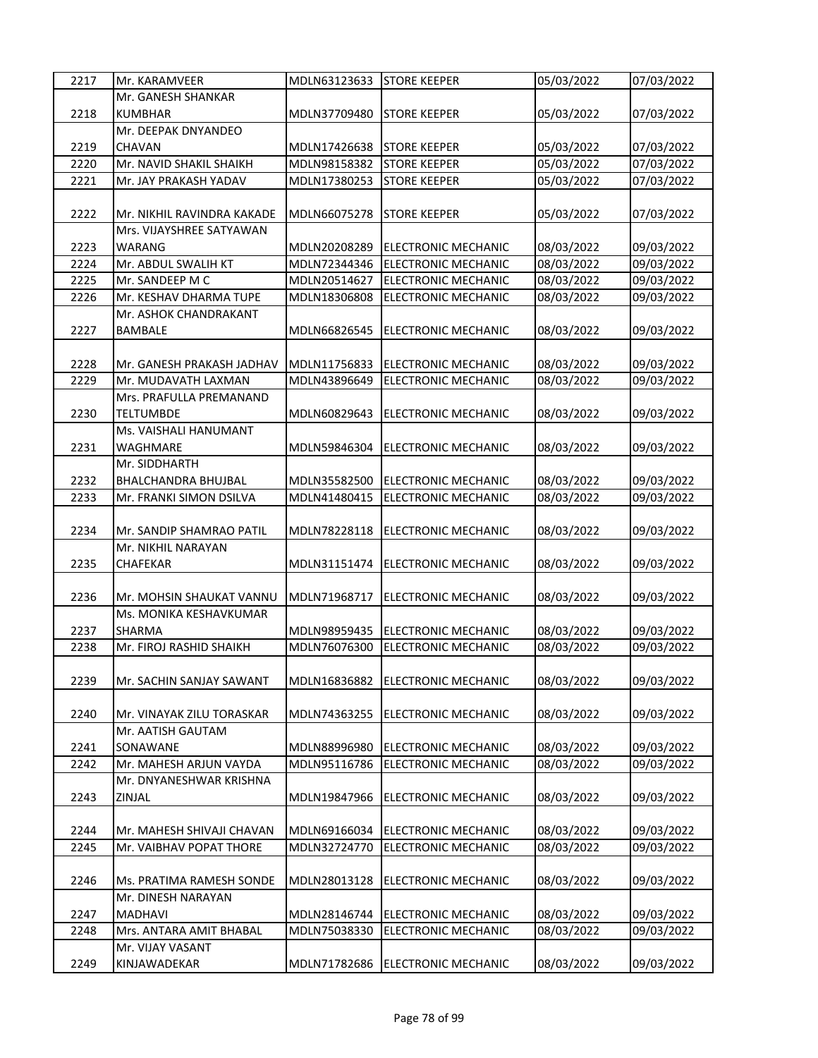| 2217 | Mr. KARAMVEER | MDLN63123633 | STORE KEEPER | 05/03/2022 | 07/03/2022 |
|---|---|---|---|---|---|
| 2218 | Mr. GANESH SHANKAR KUMBHAR | MDLN37709480 | STORE KEEPER | 05/03/2022 | 07/03/2022 |
| 2219 | Mr. DEEPAK DNYANDEO CHAVAN | MDLN17426638 | STORE KEEPER | 05/03/2022 | 07/03/2022 |
| 2220 | Mr. NAVID SHAKIL SHAIKH | MDLN98158382 | STORE KEEPER | 05/03/2022 | 07/03/2022 |
| 2221 | Mr. JAY PRAKASH YADAV | MDLN17380253 | STORE KEEPER | 05/03/2022 | 07/03/2022 |
| 2222 | Mr. NIKHIL RAVINDRA KAKADE | MDLN66075278 | STORE KEEPER | 05/03/2022 | 07/03/2022 |
| 2223 | Mrs. VIJAYSHREE SATYAWAN WARANG | MDLN20208289 | ELECTRONIC MECHANIC | 08/03/2022 | 09/03/2022 |
| 2224 | Mr. ABDUL SWALIH KT | MDLN72344346 | ELECTRONIC MECHANIC | 08/03/2022 | 09/03/2022 |
| 2225 | Mr. SANDEEP M C | MDLN20514627 | ELECTRONIC MECHANIC | 08/03/2022 | 09/03/2022 |
| 2226 | Mr. KESHAV DHARMA TUPE | MDLN18306808 | ELECTRONIC MECHANIC | 08/03/2022 | 09/03/2022 |
| 2227 | Mr. ASHOK CHANDRAKANT BAMBALE | MDLN66826545 | ELECTRONIC MECHANIC | 08/03/2022 | 09/03/2022 |
| 2228 | Mr. GANESH PRAKASH JADHAV | MDLN11756833 | ELECTRONIC MECHANIC | 08/03/2022 | 09/03/2022 |
| 2229 | Mr. MUDAVATH LAXMAN | MDLN43896649 | ELECTRONIC MECHANIC | 08/03/2022 | 09/03/2022 |
| 2230 | Mrs. PRAFULLA PREMANAND TELTUMBDE | MDLN60829643 | ELECTRONIC MECHANIC | 08/03/2022 | 09/03/2022 |
| 2231 | Ms. VAISHALI HANUMANT WAGHMARE | MDLN59846304 | ELECTRONIC MECHANIC | 08/03/2022 | 09/03/2022 |
| 2232 | Mr. SIDDHARTH BHALCHANDRA BHUJBAL | MDLN35582500 | ELECTRONIC MECHANIC | 08/03/2022 | 09/03/2022 |
| 2233 | Mr. FRANKI SIMON DSILVA | MDLN41480415 | ELECTRONIC MECHANIC | 08/03/2022 | 09/03/2022 |
| 2234 | Mr. SANDIP SHAMRAO PATIL | MDLN78228118 | ELECTRONIC MECHANIC | 08/03/2022 | 09/03/2022 |
| 2235 | Mr. NIKHIL NARAYAN CHAFEKAR | MDLN31151474 | ELECTRONIC MECHANIC | 08/03/2022 | 09/03/2022 |
| 2236 | Mr. MOHSIN SHAUKAT VANNU | MDLN71968717 | ELECTRONIC MECHANIC | 08/03/2022 | 09/03/2022 |
| 2237 | Ms. MONIKA KESHAVKUMAR SHARMA | MDLN98959435 | ELECTRONIC MECHANIC | 08/03/2022 | 09/03/2022 |
| 2238 | Mr. FIROJ RASHID SHAIKH | MDLN76076300 | ELECTRONIC MECHANIC | 08/03/2022 | 09/03/2022 |
| 2239 | Mr. SACHIN SANJAY SAWANT | MDLN16836882 | ELECTRONIC MECHANIC | 08/03/2022 | 09/03/2022 |
| 2240 | Mr. VINAYAK ZILU TORASKAR | MDLN74363255 | ELECTRONIC MECHANIC | 08/03/2022 | 09/03/2022 |
| 2241 | Mr. AATISH GAUTAM SONAWANE | MDLN88996980 | ELECTRONIC MECHANIC | 08/03/2022 | 09/03/2022 |
| 2242 | Mr. MAHESH ARJUN VAYDA | MDLN95116786 | ELECTRONIC MECHANIC | 08/03/2022 | 09/03/2022 |
| 2243 | Mr. DNYANESHWAR KRISHNA ZINJAL | MDLN19847966 | ELECTRONIC MECHANIC | 08/03/2022 | 09/03/2022 |
| 2244 | Mr. MAHESH SHIVAJI CHAVAN | MDLN69166034 | ELECTRONIC MECHANIC | 08/03/2022 | 09/03/2022 |
| 2245 | Mr. VAIBHAV POPAT THORE | MDLN32724770 | ELECTRONIC MECHANIC | 08/03/2022 | 09/03/2022 |
| 2246 | Ms. PRATIMA RAMESH SONDE | MDLN28013128 | ELECTRONIC MECHANIC | 08/03/2022 | 09/03/2022 |
| 2247 | Mr. DINESH NARAYAN MADHAVI | MDLN28146744 | ELECTRONIC MECHANIC | 08/03/2022 | 09/03/2022 |
| 2248 | Mrs. ANTARA AMIT BHABAL | MDLN75038330 | ELECTRONIC MECHANIC | 08/03/2022 | 09/03/2022 |
| 2249 | Mr. VIJAY VASANT KINJAWADEKAR | MDLN71782686 | ELECTRONIC MECHANIC | 08/03/2022 | 09/03/2022 |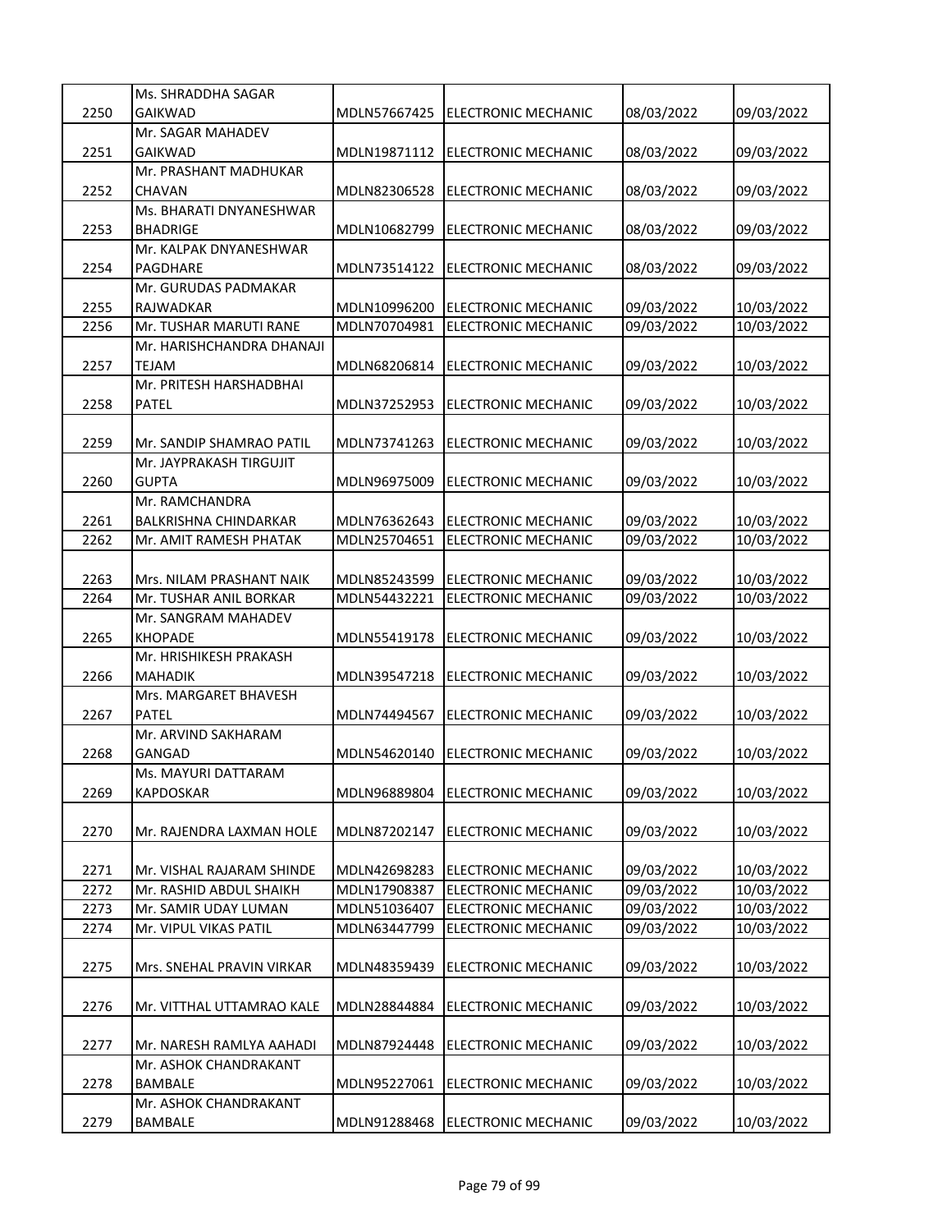| 2250 | Ms. SHRADDHA SAGAR GAIKWAD | MDLN57667425 | ELECTRONIC MECHANIC | 08/03/2022 | 09/03/2022 |
|---|---|---|---|---|---|
| 2251 | Mr. SAGAR MAHADEV GAIKWAD | MDLN19871112 | ELECTRONIC MECHANIC | 08/03/2022 | 09/03/2022 |
| 2252 | Mr. PRASHANT MADHUKAR CHAVAN | MDLN82306528 | ELECTRONIC MECHANIC | 08/03/2022 | 09/03/2022 |
| 2253 | Ms. BHARATI DNYANESHWAR BHADRIGE | MDLN10682799 | ELECTRONIC MECHANIC | 08/03/2022 | 09/03/2022 |
| 2254 | Mr. KALPAK DNYANESHWAR PAGDHARE | MDLN73514122 | ELECTRONIC MECHANIC | 08/03/2022 | 09/03/2022 |
| 2255 | Mr. GURUDAS PADMAKAR RAJWADKAR | MDLN10996200 | ELECTRONIC MECHANIC | 09/03/2022 | 10/03/2022 |
| 2256 | Mr. TUSHAR MARUTI RANE | MDLN70704981 | ELECTRONIC MECHANIC | 09/03/2022 | 10/03/2022 |
| 2257 | Mr. HARISHCHANDRA DHANAJI TEJAM | MDLN68206814 | ELECTRONIC MECHANIC | 09/03/2022 | 10/03/2022 |
| 2258 | Mr. PRITESH HARSHADBHAI PATEL | MDLN37252953 | ELECTRONIC MECHANIC | 09/03/2022 | 10/03/2022 |
| 2259 | Mr. SANDIP SHAMRAO PATIL | MDLN73741263 | ELECTRONIC MECHANIC | 09/03/2022 | 10/03/2022 |
| 2260 | Mr. JAYPRAKASH TIRGUJIT GUPTA | MDLN96975009 | ELECTRONIC MECHANIC | 09/03/2022 | 10/03/2022 |
| 2261 | Mr. RAMCHANDRA BALKRISHNA CHINDARKAR | MDLN76362643 | ELECTRONIC MECHANIC | 09/03/2022 | 10/03/2022 |
| 2262 | Mr. AMIT RAMESH PHATAK | MDLN25704651 | ELECTRONIC MECHANIC | 09/03/2022 | 10/03/2022 |
| 2263 | Mrs. NILAM PRASHANT NAIK | MDLN85243599 | ELECTRONIC MECHANIC | 09/03/2022 | 10/03/2022 |
| 2264 | Mr. TUSHAR ANIL BORKAR | MDLN54432221 | ELECTRONIC MECHANIC | 09/03/2022 | 10/03/2022 |
| 2265 | Mr. SANGRAM MAHADEV KHOPADE | MDLN55419178 | ELECTRONIC MECHANIC | 09/03/2022 | 10/03/2022 |
| 2266 | Mr. HRISHIKESH PRAKASH MAHADIK | MDLN39547218 | ELECTRONIC MECHANIC | 09/03/2022 | 10/03/2022 |
| 2267 | Mrs. MARGARET BHAVESH PATEL | MDLN74494567 | ELECTRONIC MECHANIC | 09/03/2022 | 10/03/2022 |
| 2268 | Mr. ARVIND SAKHARAM GANGAD | MDLN54620140 | ELECTRONIC MECHANIC | 09/03/2022 | 10/03/2022 |
| 2269 | Ms. MAYURI DATTARAM KAPDOSKAR | MDLN96889804 | ELECTRONIC MECHANIC | 09/03/2022 | 10/03/2022 |
| 2270 | Mr. RAJENDRA LAXMAN HOLE | MDLN87202147 | ELECTRONIC MECHANIC | 09/03/2022 | 10/03/2022 |
| 2271 | Mr. VISHAL RAJARAM SHINDE | MDLN42698283 | ELECTRONIC MECHANIC | 09/03/2022 | 10/03/2022 |
| 2272 | Mr. RASHID ABDUL SHAIKH | MDLN17908387 | ELECTRONIC MECHANIC | 09/03/2022 | 10/03/2022 |
| 2273 | Mr. SAMIR UDAY LUMAN | MDLN51036407 | ELECTRONIC MECHANIC | 09/03/2022 | 10/03/2022 |
| 2274 | Mr. VIPUL VIKAS PATIL | MDLN63447799 | ELECTRONIC MECHANIC | 09/03/2022 | 10/03/2022 |
| 2275 | Mrs. SNEHAL PRAVIN VIRKAR | MDLN48359439 | ELECTRONIC MECHANIC | 09/03/2022 | 10/03/2022 |
| 2276 | Mr. VITTHAL UTTAMRAO KALE | MDLN28844884 | ELECTRONIC MECHANIC | 09/03/2022 | 10/03/2022 |
| 2277 | Mr. NARESH RAMLYA AAHADI | MDLN87924448 | ELECTRONIC MECHANIC | 09/03/2022 | 10/03/2022 |
| 2278 | Mr. ASHOK CHANDRAKANT BAMBALE | MDLN95227061 | ELECTRONIC MECHANIC | 09/03/2022 | 10/03/2022 |
| 2279 | Mr. ASHOK CHANDRAKANT BAMBALE | MDLN91288468 | ELECTRONIC MECHANIC | 09/03/2022 | 10/03/2022 |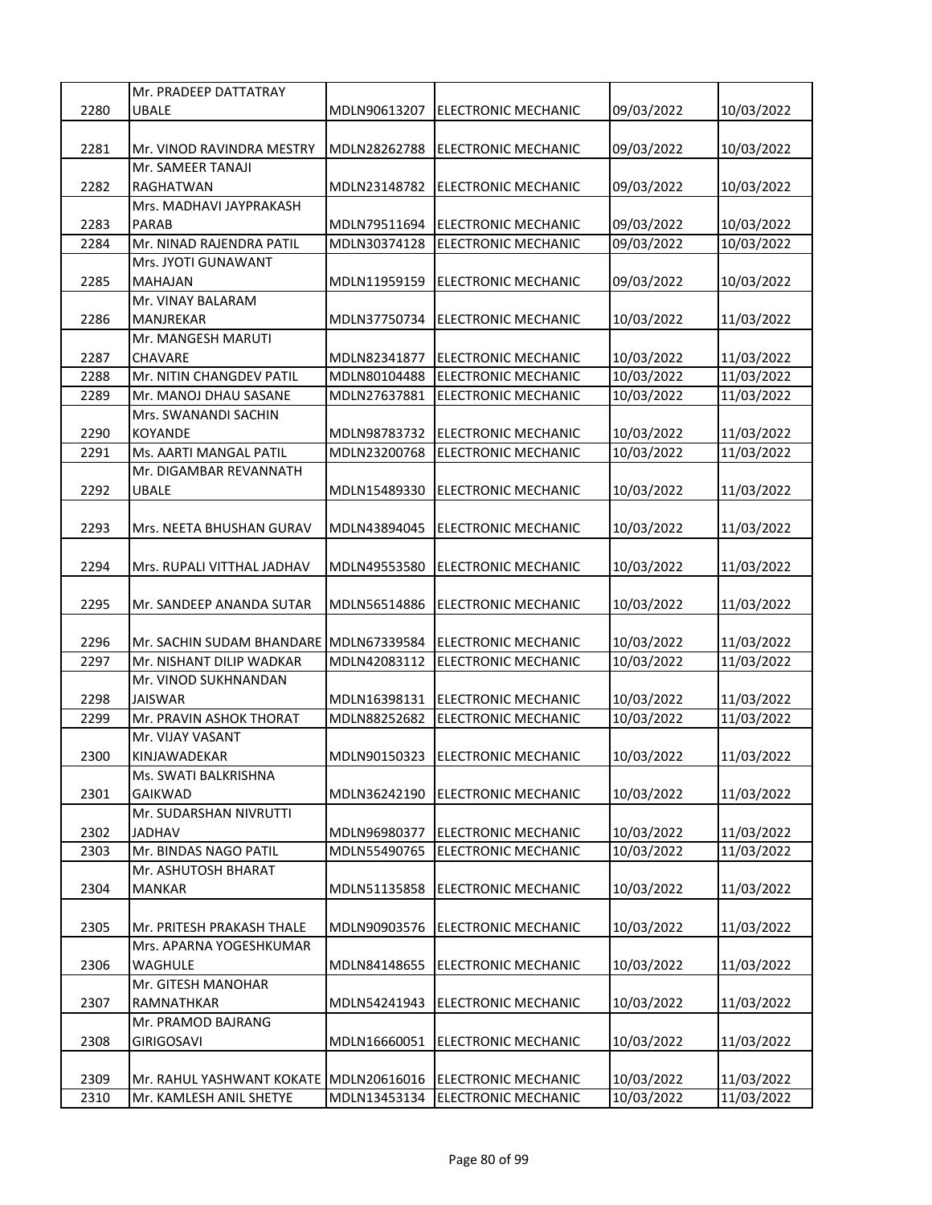| 2280 | Mr. PRADEEP DATTATRAY UBALE | MDLN90613207 | ELECTRONIC MECHANIC | 09/03/2022 | 10/03/2022 |
|---|---|---|---|---|---|
| 2281 | Mr. VINOD RAVINDRA MESTRY | MDLN28262788 | ELECTRONIC MECHANIC | 09/03/2022 | 10/03/2022 |
| 2282 | Mr. SAMEER TANAJI RAGHATWAN | MDLN23148782 | ELECTRONIC MECHANIC | 09/03/2022 | 10/03/2022 |
| 2283 | Mrs. MADHAVI JAYPRAKASH PARAB | MDLN79511694 | ELECTRONIC MECHANIC | 09/03/2022 | 10/03/2022 |
| 2284 | Mr. NINAD RAJENDRA PATIL | MDLN30374128 | ELECTRONIC MECHANIC | 09/03/2022 | 10/03/2022 |
| 2285 | Mrs. JYOTI GUNAWANT MAHAJAN | MDLN11959159 | ELECTRONIC MECHANIC | 09/03/2022 | 10/03/2022 |
| 2286 | Mr. VINAY BALARAM MANJREKAR | MDLN37750734 | ELECTRONIC MECHANIC | 10/03/2022 | 11/03/2022 |
| 2287 | Mr. MANGESH MARUTI CHAVARE | MDLN82341877 | ELECTRONIC MECHANIC | 10/03/2022 | 11/03/2022 |
| 2288 | Mr. NITIN CHANGDEV PATIL | MDLN80104488 | ELECTRONIC MECHANIC | 10/03/2022 | 11/03/2022 |
| 2289 | Mr. MANOJ DHAU SASANE | MDLN27637881 | ELECTRONIC MECHANIC | 10/03/2022 | 11/03/2022 |
| 2290 | Mrs. SWANANDI SACHIN KOYANDE | MDLN98783732 | ELECTRONIC MECHANIC | 10/03/2022 | 11/03/2022 |
| 2291 | Ms. AARTI MANGAL PATIL | MDLN23200768 | ELECTRONIC MECHANIC | 10/03/2022 | 11/03/2022 |
| 2292 | Mr. DIGAMBAR REVANNATH UBALE | MDLN15489330 | ELECTRONIC MECHANIC | 10/03/2022 | 11/03/2022 |
| 2293 | Mrs. NEETA BHUSHAN GURAV | MDLN43894045 | ELECTRONIC MECHANIC | 10/03/2022 | 11/03/2022 |
| 2294 | Mrs. RUPALI VITTHAL JADHAV | MDLN49553580 | ELECTRONIC MECHANIC | 10/03/2022 | 11/03/2022 |
| 2295 | Mr. SANDEEP ANANDA SUTAR | MDLN56514886 | ELECTRONIC MECHANIC | 10/03/2022 | 11/03/2022 |
| 2296 | Mr. SACHIN SUDAM BHANDARE | MDLN67339584 | ELECTRONIC MECHANIC | 10/03/2022 | 11/03/2022 |
| 2297 | Mr. NISHANT DILIP WADKAR | MDLN42083112 | ELECTRONIC MECHANIC | 10/03/2022 | 11/03/2022 |
| 2298 | Mr. VINOD SUKHNANDAN JAISWAR | MDLN16398131 | ELECTRONIC MECHANIC | 10/03/2022 | 11/03/2022 |
| 2299 | Mr. PRAVIN ASHOK THORAT | MDLN88252682 | ELECTRONIC MECHANIC | 10/03/2022 | 11/03/2022 |
| 2300 | Mr. VIJAY VASANT KINJAWADEKAR | MDLN90150323 | ELECTRONIC MECHANIC | 10/03/2022 | 11/03/2022 |
| 2301 | Ms. SWATI BALKRISHNA GAIKWAD | MDLN36242190 | ELECTRONIC MECHANIC | 10/03/2022 | 11/03/2022 |
| 2302 | Mr. SUDARSHAN NIVRUTTI JADHAV | MDLN96980377 | ELECTRONIC MECHANIC | 10/03/2022 | 11/03/2022 |
| 2303 | Mr. BINDAS NAGO PATIL | MDLN55490765 | ELECTRONIC MECHANIC | 10/03/2022 | 11/03/2022 |
| 2304 | Mr. ASHUTOSH BHARAT MANKAR | MDLN51135858 | ELECTRONIC MECHANIC | 10/03/2022 | 11/03/2022 |
| 2305 | Mr. PRITESH PRAKASH THALE | MDLN90903576 | ELECTRONIC MECHANIC | 10/03/2022 | 11/03/2022 |
| 2306 | Mrs. APARNA YOGESHKUMAR WAGHULE | MDLN84148655 | ELECTRONIC MECHANIC | 10/03/2022 | 11/03/2022 |
| 2307 | Mr. GITESH MANOHAR RAMNATHKAR | MDLN54241943 | ELECTRONIC MECHANIC | 10/03/2022 | 11/03/2022 |
| 2308 | Mr. PRAMOD BAJRANG GIRIGOSAVI | MDLN16660051 | ELECTRONIC MECHANIC | 10/03/2022 | 11/03/2022 |
| 2309 | Mr. RAHUL YASHWANT KOKATE | MDLN20616016 | ELECTRONIC MECHANIC | 10/03/2022 | 11/03/2022 |
| 2310 | Mr. KAMLESH ANIL SHETYE | MDLN13453134 | ELECTRONIC MECHANIC | 10/03/2022 | 11/03/2022 |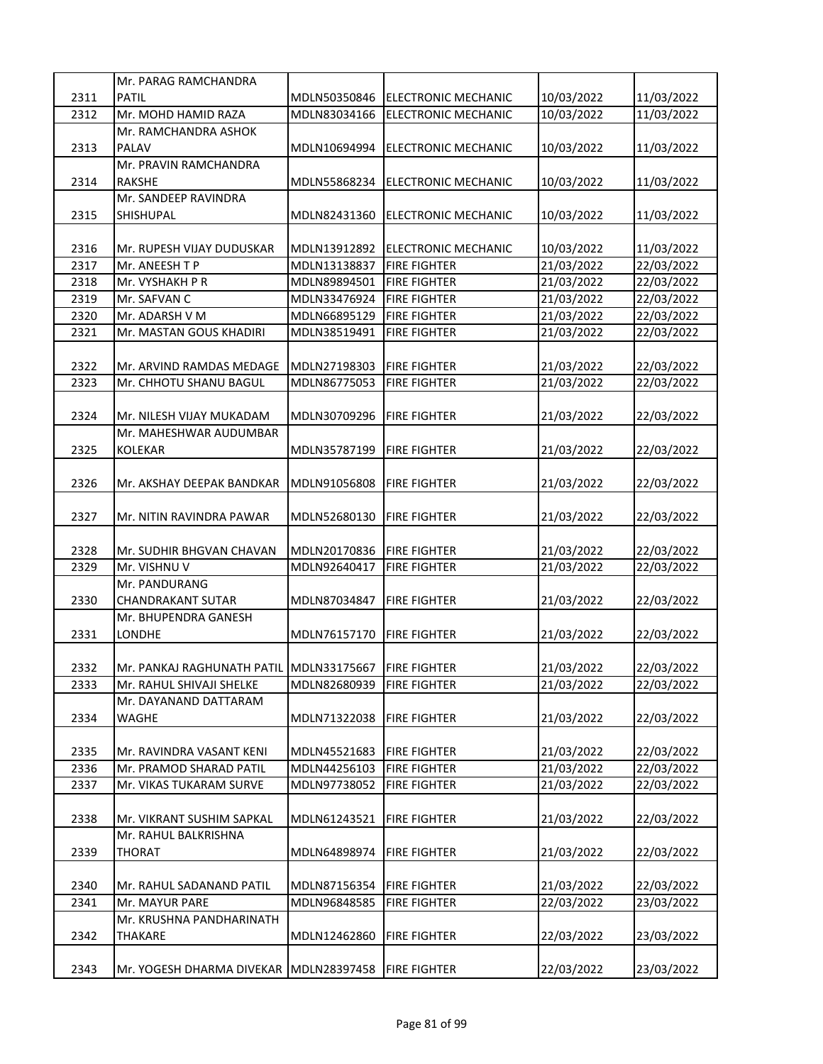| | | | | | |
|---|---|---|---|---|---|
| 2311 | Mr. PARAG RAMCHANDRA PATIL | MDLN50350846 | ELECTRONIC MECHANIC | 10/03/2022 | 11/03/2022 |
| 2312 | Mr. MOHD HAMID RAZA | MDLN83034166 | ELECTRONIC MECHANIC | 10/03/2022 | 11/03/2022 |
| 2313 | Mr. RAMCHANDRA ASHOK PALAV | MDLN10694994 | ELECTRONIC MECHANIC | 10/03/2022 | 11/03/2022 |
| 2314 | Mr. PRAVIN RAMCHANDRA RAKSHE | MDLN55868234 | ELECTRONIC MECHANIC | 10/03/2022 | 11/03/2022 |
| 2315 | Mr. SANDEEP RAVINDRA SHISHUPAL | MDLN82431360 | ELECTRONIC MECHANIC | 10/03/2022 | 11/03/2022 |
| 2316 | Mr. RUPESH VIJAY DUDUSKAR | MDLN13912892 | ELECTRONIC MECHANIC | 10/03/2022 | 11/03/2022 |
| 2317 | Mr. ANEESH T P | MDLN13138837 | FIRE FIGHTER | 21/03/2022 | 22/03/2022 |
| 2318 | Mr. VYSHAKH P R | MDLN89894501 | FIRE FIGHTER | 21/03/2022 | 22/03/2022 |
| 2319 | Mr. SAFVAN C | MDLN33476924 | FIRE FIGHTER | 21/03/2022 | 22/03/2022 |
| 2320 | Mr. ADARSH V M | MDLN66895129 | FIRE FIGHTER | 21/03/2022 | 22/03/2022 |
| 2321 | Mr. MASTAN GOUS KHADIRI | MDLN38519491 | FIRE FIGHTER | 21/03/2022 | 22/03/2022 |
| 2322 | Mr. ARVIND RAMDAS MEDAGE | MDLN27198303 | FIRE FIGHTER | 21/03/2022 | 22/03/2022 |
| 2323 | Mr. CHHOTU SHANU BAGUL | MDLN86775053 | FIRE FIGHTER | 21/03/2022 | 22/03/2022 |
| 2324 | Mr. NILESH VIJAY MUKADAM | MDLN30709296 | FIRE FIGHTER | 21/03/2022 | 22/03/2022 |
| 2325 | Mr. MAHESHWAR AUDUMBAR KOLEKAR | MDLN35787199 | FIRE FIGHTER | 21/03/2022 | 22/03/2022 |
| 2326 | Mr. AKSHAY DEEPAK BANDKAR | MDLN91056808 | FIRE FIGHTER | 21/03/2022 | 22/03/2022 |
| 2327 | Mr. NITIN RAVINDRA PAWAR | MDLN52680130 | FIRE FIGHTER | 21/03/2022 | 22/03/2022 |
| 2328 | Mr. SUDHIR BHGVAN CHAVAN | MDLN20170836 | FIRE FIGHTER | 21/03/2022 | 22/03/2022 |
| 2329 | Mr. VISHNU V | MDLN92640417 | FIRE FIGHTER | 21/03/2022 | 22/03/2022 |
| 2330 | Mr. PANDURANG CHANDRAKANT SUTAR | MDLN87034847 | FIRE FIGHTER | 21/03/2022 | 22/03/2022 |
| 2331 | Mr. BHUPENDRA GANESH LONDHE | MDLN76157170 | FIRE FIGHTER | 21/03/2022 | 22/03/2022 |
| 2332 | Mr. PANKAJ RAGHUNATH PATIL | MDLN33175667 | FIRE FIGHTER | 21/03/2022 | 22/03/2022 |
| 2333 | Mr. RAHUL SHIVAJI SHELKE | MDLN82680939 | FIRE FIGHTER | 21/03/2022 | 22/03/2022 |
| 2334 | Mr. DAYANAND DATTARAM WAGHE | MDLN71322038 | FIRE FIGHTER | 21/03/2022 | 22/03/2022 |
| 2335 | Mr. RAVINDRA VASANT KENI | MDLN45521683 | FIRE FIGHTER | 21/03/2022 | 22/03/2022 |
| 2336 | Mr. PRAMOD SHARAD PATIL | MDLN44256103 | FIRE FIGHTER | 21/03/2022 | 22/03/2022 |
| 2337 | Mr. VIKAS TUKARAM SURVE | MDLN97738052 | FIRE FIGHTER | 21/03/2022 | 22/03/2022 |
| 2338 | Mr. VIKRANT SUSHIM SAPKAL | MDLN61243521 | FIRE FIGHTER | 21/03/2022 | 22/03/2022 |
| 2339 | Mr. RAHUL BALKRISHNA THORAT | MDLN64898974 | FIRE FIGHTER | 21/03/2022 | 22/03/2022 |
| 2340 | Mr. RAHUL SADANAND PATIL | MDLN87156354 | FIRE FIGHTER | 21/03/2022 | 22/03/2022 |
| 2341 | Mr. MAYUR PARE | MDLN96848585 | FIRE FIGHTER | 22/03/2022 | 23/03/2022 |
| 2342 | Mr. KRUSHNA PANDHARINATH THAKARE | MDLN12462860 | FIRE FIGHTER | 22/03/2022 | 23/03/2022 |
| 2343 | Mr. YOGESH DHARMA DIVEKAR | MDLN28397458 | FIRE FIGHTER | 22/03/2022 | 23/03/2022 |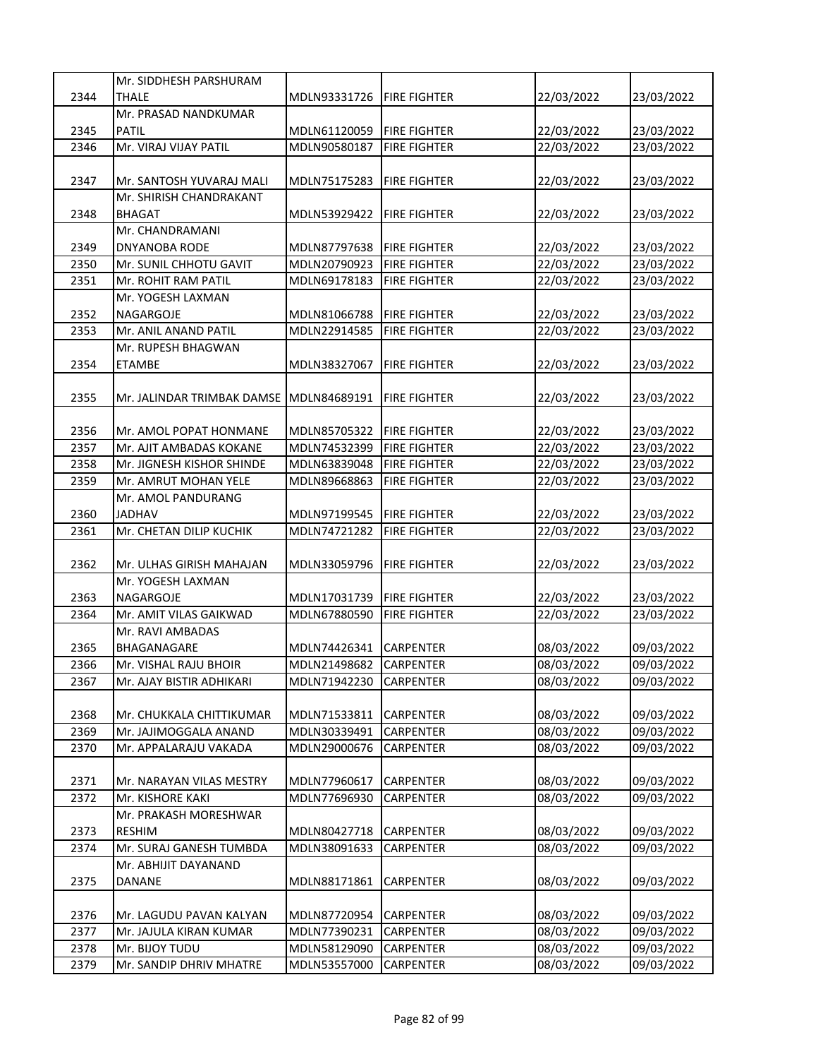| 2344 | Mr. SIDDHESH PARSHURAM THALE | MDLN93331726 | FIRE FIGHTER | 22/03/2022 | 23/03/2022 |
|---|---|---|---|---|---|
| 2345 | Mr. PRASAD NANDKUMAR PATIL | MDLN61120059 | FIRE FIGHTER | 22/03/2022 | 23/03/2022 |
| 2346 | Mr. VIRAJ VIJAY PATIL | MDLN90580187 | FIRE FIGHTER | 22/03/2022 | 23/03/2022 |
| 2347 | Mr. SANTOSH YUVARAJ MALI | MDLN75175283 | FIRE FIGHTER | 22/03/2022 | 23/03/2022 |
| 2348 | Mr. SHIRISH CHANDRAKANT BHAGAT | MDLN53929422 | FIRE FIGHTER | 22/03/2022 | 23/03/2022 |
| 2349 | Mr. CHANDRAMANI DNYANOBA RODE | MDLN87797638 | FIRE FIGHTER | 22/03/2022 | 23/03/2022 |
| 2350 | Mr. SUNIL CHHOTU GAVIT | MDLN20790923 | FIRE FIGHTER | 22/03/2022 | 23/03/2022 |
| 2351 | Mr. ROHIT RAM PATIL | MDLN69178183 | FIRE FIGHTER | 22/03/2022 | 23/03/2022 |
| 2352 | Mr. YOGESH LAXMAN NAGARGOJE | MDLN81066788 | FIRE FIGHTER | 22/03/2022 | 23/03/2022 |
| 2353 | Mr. ANIL ANAND PATIL | MDLN22914585 | FIRE FIGHTER | 22/03/2022 | 23/03/2022 |
| 2354 | Mr. RUPESH BHAGWAN ETAMBE | MDLN38327067 | FIRE FIGHTER | 22/03/2022 | 23/03/2022 |
| 2355 | Mr. JALINDAR TRIMBAK DAMSE | MDLN84689191 | FIRE FIGHTER | 22/03/2022 | 23/03/2022 |
| 2356 | Mr. AMOL POPAT HONMANE | MDLN85705322 | FIRE FIGHTER | 22/03/2022 | 23/03/2022 |
| 2357 | Mr. AJIT AMBADAS KOKANE | MDLN74532399 | FIRE FIGHTER | 22/03/2022 | 23/03/2022 |
| 2358 | Mr. JIGNESH KISHOR SHINDE | MDLN63839048 | FIRE FIGHTER | 22/03/2022 | 23/03/2022 |
| 2359 | Mr. AMRUT MOHAN YELE | MDLN89668863 | FIRE FIGHTER | 22/03/2022 | 23/03/2022 |
| 2360 | Mr. AMOL PANDURANG JADHAV | MDLN97199545 | FIRE FIGHTER | 22/03/2022 | 23/03/2022 |
| 2361 | Mr. CHETAN DILIP KUCHIK | MDLN74721282 | FIRE FIGHTER | 22/03/2022 | 23/03/2022 |
| 2362 | Mr. ULHAS GIRISH MAHAJAN | MDLN33059796 | FIRE FIGHTER | 22/03/2022 | 23/03/2022 |
| 2363 | Mr. YOGESH LAXMAN NAGARGOJE | MDLN17031739 | FIRE FIGHTER | 22/03/2022 | 23/03/2022 |
| 2364 | Mr. AMIT VILAS GAIKWAD | MDLN67880590 | FIRE FIGHTER | 22/03/2022 | 23/03/2022 |
| 2365 | Mr. RAVI AMBADAS BHAGANAGARE | MDLN74426341 | CARPENTER | 08/03/2022 | 09/03/2022 |
| 2366 | Mr. VISHAL RAJU BHOIR | MDLN21498682 | CARPENTER | 08/03/2022 | 09/03/2022 |
| 2367 | Mr. AJAY BISTIR ADHIKARI | MDLN71942230 | CARPENTER | 08/03/2022 | 09/03/2022 |
| 2368 | Mr. CHUKKALA CHITTIKUMAR | MDLN71533811 | CARPENTER | 08/03/2022 | 09/03/2022 |
| 2369 | Mr. JAJIMOGGALA ANAND | MDLN30339491 | CARPENTER | 08/03/2022 | 09/03/2022 |
| 2370 | Mr. APPALARAJU VAKADA | MDLN29000676 | CARPENTER | 08/03/2022 | 09/03/2022 |
| 2371 | Mr. NARAYAN VILAS MESTRY | MDLN77960617 | CARPENTER | 08/03/2022 | 09/03/2022 |
| 2372 | Mr. KISHORE KAKI | MDLN77696930 | CARPENTER | 08/03/2022 | 09/03/2022 |
| 2373 | Mr. PRAKASH MORESHWAR RESHIM | MDLN80427718 | CARPENTER | 08/03/2022 | 09/03/2022 |
| 2374 | Mr. SURAJ GANESH TUMBDA | MDLN38091633 | CARPENTER | 08/03/2022 | 09/03/2022 |
| 2375 | Mr. ABHIJIT DAYANAND DANANE | MDLN88171861 | CARPENTER | 08/03/2022 | 09/03/2022 |
| 2376 | Mr. LAGUDU PAVAN KALYAN | MDLN87720954 | CARPENTER | 08/03/2022 | 09/03/2022 |
| 2377 | Mr. JAJULA KIRAN KUMAR | MDLN77390231 | CARPENTER | 08/03/2022 | 09/03/2022 |
| 2378 | Mr. BIJOY TUDU | MDLN58129090 | CARPENTER | 08/03/2022 | 09/03/2022 |
| 2379 | Mr. SANDIP DHRIV MHATRE | MDLN53557000 | CARPENTER | 08/03/2022 | 09/03/2022 |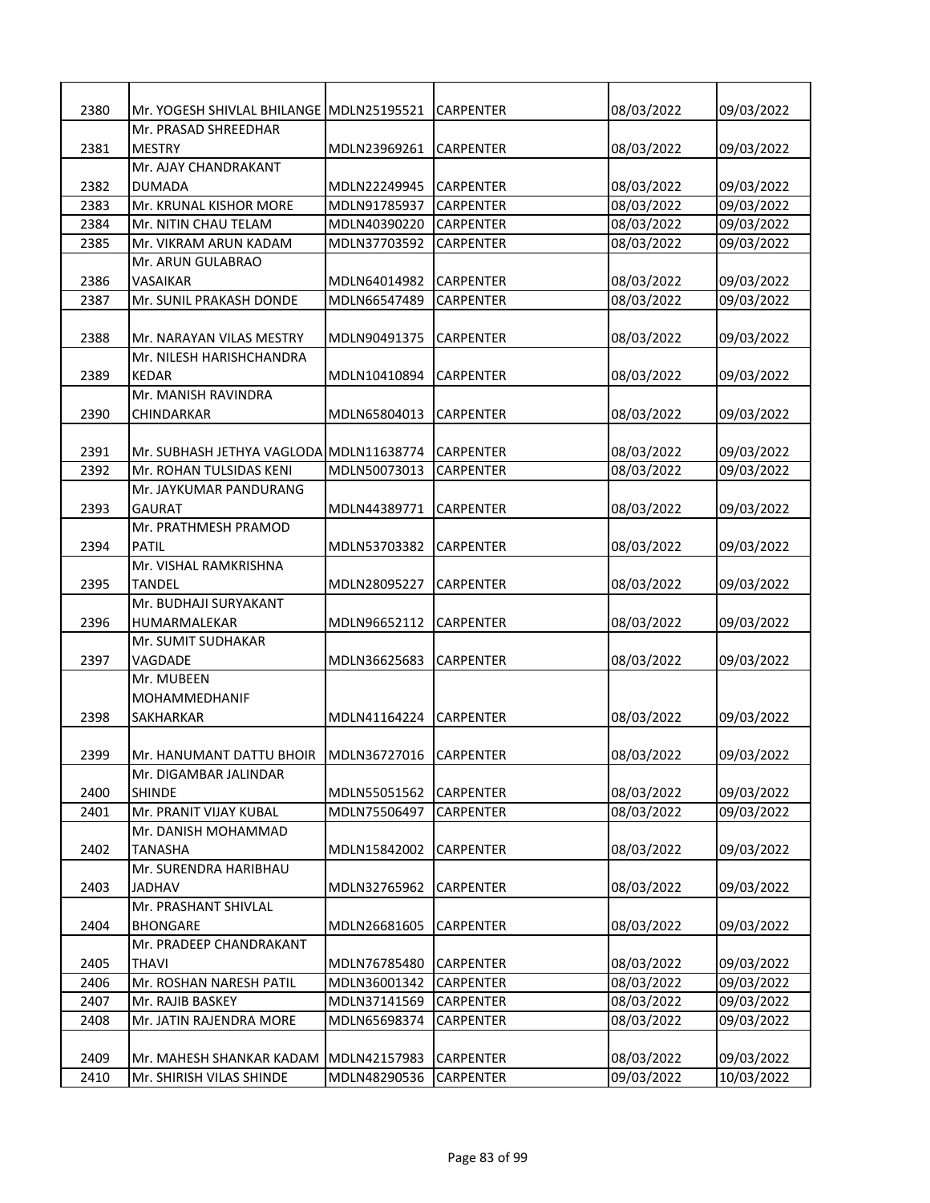| 2380 | Mr. YOGESH SHIVLAL BHILANGE | MDLN25195521 | CARPENTER | 08/03/2022 | 09/03/2022 |
|---|---|---|---|---|---|
| 2381 | Mr. PRASAD SHREEDHAR MESTRY | MDLN23969261 | CARPENTER | 08/03/2022 | 09/03/2022 |
| 2382 | Mr. AJAY CHANDRAKANT DUMADA | MDLN22249945 | CARPENTER | 08/03/2022 | 09/03/2022 |
| 2383 | Mr. KRUNAL KISHOR MORE | MDLN91785937 | CARPENTER | 08/03/2022 | 09/03/2022 |
| 2384 | Mr. NITIN CHAU TELAM | MDLN40390220 | CARPENTER | 08/03/2022 | 09/03/2022 |
| 2385 | Mr. VIKRAM ARUN KADAM | MDLN37703592 | CARPENTER | 08/03/2022 | 09/03/2022 |
| 2386 | Mr. ARUN GULABRAO VASAIKAR | MDLN64014982 | CARPENTER | 08/03/2022 | 09/03/2022 |
| 2387 | Mr. SUNIL PRAKASH DONDE | MDLN66547489 | CARPENTER | 08/03/2022 | 09/03/2022 |
| 2388 | Mr. NARAYAN VILAS MESTRY | MDLN90491375 | CARPENTER | 08/03/2022 | 09/03/2022 |
| 2389 | Mr. NILESH HARISHCHANDRA KEDAR | MDLN10410894 | CARPENTER | 08/03/2022 | 09/03/2022 |
| 2390 | Mr. MANISH RAVINDRA CHINDARKAR | MDLN65804013 | CARPENTER | 08/03/2022 | 09/03/2022 |
| 2391 | Mr. SUBHASH JETHYA VAGLODA | MDLN11638774 | CARPENTER | 08/03/2022 | 09/03/2022 |
| 2392 | Mr. ROHAN TULSIDAS KENI | MDLN50073013 | CARPENTER | 08/03/2022 | 09/03/2022 |
| 2393 | Mr. JAYKUMAR PANDURANG GAURAT | MDLN44389771 | CARPENTER | 08/03/2022 | 09/03/2022 |
| 2394 | Mr. PRATHMESH PRAMOD PATIL | MDLN53703382 | CARPENTER | 08/03/2022 | 09/03/2022 |
| 2395 | Mr. VISHAL RAMKRISHNA TANDEL | MDLN28095227 | CARPENTER | 08/03/2022 | 09/03/2022 |
| 2396 | Mr. BUDHAJI SURYAKANT HUMARMALEKAR | MDLN96652112 | CARPENTER | 08/03/2022 | 09/03/2022 |
| 2397 | Mr. SUMIT SUDHAKAR VAGDADE | MDLN36625683 | CARPENTER | 08/03/2022 | 09/03/2022 |
| 2398 | Mr. MUBEEN MOHAMMEDHANIF SAKHARKAR | MDLN41164224 | CARPENTER | 08/03/2022 | 09/03/2022 |
| 2399 | Mr. HANUMANT DATTU BHOIR | MDLN36727016 | CARPENTER | 08/03/2022 | 09/03/2022 |
| 2400 | Mr. DIGAMBAR JALINDAR SHINDE | MDLN55051562 | CARPENTER | 08/03/2022 | 09/03/2022 |
| 2401 | Mr. PRANIT VIJAY KUBAL | MDLN75506497 | CARPENTER | 08/03/2022 | 09/03/2022 |
| 2402 | Mr. DANISH MOHAMMAD TANASHA | MDLN15842002 | CARPENTER | 08/03/2022 | 09/03/2022 |
| 2403 | Mr. SURENDRA HARIBHAU JADHAV | MDLN32765962 | CARPENTER | 08/03/2022 | 09/03/2022 |
| 2404 | Mr. PRASHANT SHIVLAL BHONGARE | MDLN26681605 | CARPENTER | 08/03/2022 | 09/03/2022 |
| 2405 | Mr. PRADEEP CHANDRAKANT THAVI | MDLN76785480 | CARPENTER | 08/03/2022 | 09/03/2022 |
| 2406 | Mr. ROSHAN NARESH PATIL | MDLN36001342 | CARPENTER | 08/03/2022 | 09/03/2022 |
| 2407 | Mr. RAJIB BASKEY | MDLN37141569 | CARPENTER | 08/03/2022 | 09/03/2022 |
| 2408 | Mr. JATIN RAJENDRA MORE | MDLN65698374 | CARPENTER | 08/03/2022 | 09/03/2022 |
| 2409 | Mr. MAHESH SHANKAR KADAM | MDLN42157983 | CARPENTER | 08/03/2022 | 09/03/2022 |
| 2410 | Mr. SHIRISH VILAS SHINDE | MDLN48290536 | CARPENTER | 09/03/2022 | 10/03/2022 |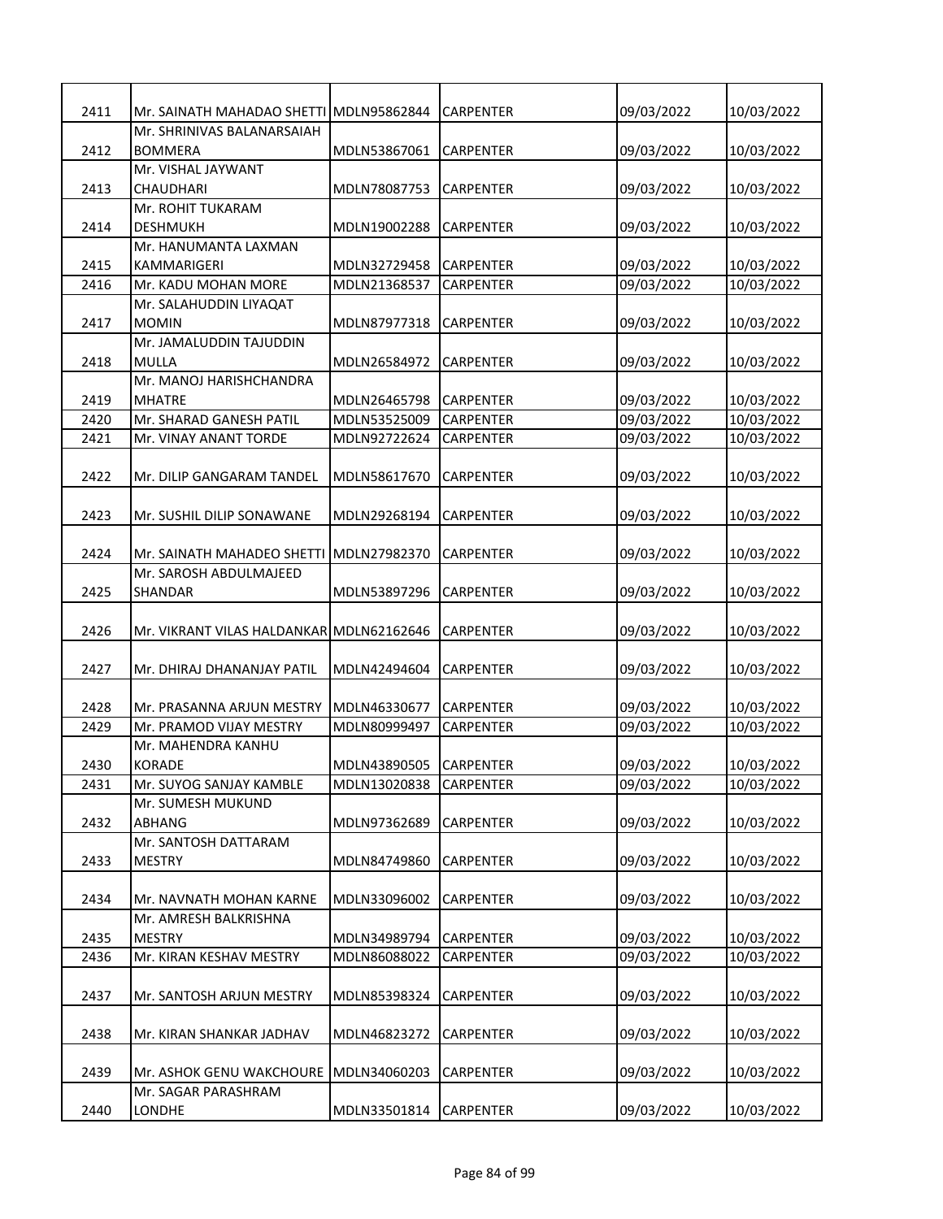| 2411 | Mr. SAINATH MAHADAO SHETTI | MDLN95862844 | CARPENTER | 09/03/2022 | 10/03/2022 |
|---|---|---|---|---|---|
| 2412 | Mr. SHRINIVAS BALANARSAIAH BOMMERA | MDLN53867061 | CARPENTER | 09/03/2022 | 10/03/2022 |
| 2413 | Mr. VISHAL JAYWANT CHAUDHARI | MDLN78087753 | CARPENTER | 09/03/2022 | 10/03/2022 |
| 2414 | Mr. ROHIT TUKARAM DESHMUKH | MDLN19002288 | CARPENTER | 09/03/2022 | 10/03/2022 |
| 2415 | Mr. HANUMANTA LAXMAN KAMMARIGERI | MDLN32729458 | CARPENTER | 09/03/2022 | 10/03/2022 |
| 2416 | Mr. KADU MOHAN MORE | MDLN21368537 | CARPENTER | 09/03/2022 | 10/03/2022 |
| 2417 | Mr. SALAHUDDIN LIYAQAT MOMIN | MDLN87977318 | CARPENTER | 09/03/2022 | 10/03/2022 |
| 2418 | Mr. JAMALUDDIN TAJUDDIN MULLA | MDLN26584972 | CARPENTER | 09/03/2022 | 10/03/2022 |
| 2419 | Mr. MANOJ HARISHCHANDRA MHATRE | MDLN26465798 | CARPENTER | 09/03/2022 | 10/03/2022 |
| 2420 | Mr. SHARAD GANESH PATIL | MDLN53525009 | CARPENTER | 09/03/2022 | 10/03/2022 |
| 2421 | Mr. VINAY ANANT TORDE | MDLN92722624 | CARPENTER | 09/03/2022 | 10/03/2022 |
| 2422 | Mr. DILIP GANGARAM TANDEL | MDLN58617670 | CARPENTER | 09/03/2022 | 10/03/2022 |
| 2423 | Mr. SUSHIL DILIP SONAWANE | MDLN29268194 | CARPENTER | 09/03/2022 | 10/03/2022 |
| 2424 | Mr. SAINATH MAHADEO SHETTI | MDLN27982370 | CARPENTER | 09/03/2022 | 10/03/2022 |
| 2425 | Mr. SAROSH ABDULMAJEED SHANDAR | MDLN53897296 | CARPENTER | 09/03/2022 | 10/03/2022 |
| 2426 | Mr. VIKRANT VILAS HALDANKAR | MDLN62162646 | CARPENTER | 09/03/2022 | 10/03/2022 |
| 2427 | Mr. DHIRAJ DHANANJAY PATIL | MDLN42494604 | CARPENTER | 09/03/2022 | 10/03/2022 |
| 2428 | Mr. PRASANNA ARJUN MESTRY | MDLN46330677 | CARPENTER | 09/03/2022 | 10/03/2022 |
| 2429 | Mr. PRAMOD VIJAY MESTRY | MDLN80999497 | CARPENTER | 09/03/2022 | 10/03/2022 |
| 2430 | Mr. MAHENDRA KANHU KORADE | MDLN43890505 | CARPENTER | 09/03/2022 | 10/03/2022 |
| 2431 | Mr. SUYOG SANJAY KAMBLE | MDLN13020838 | CARPENTER | 09/03/2022 | 10/03/2022 |
| 2432 | Mr. SUMESH MUKUND ABHANG | MDLN97362689 | CARPENTER | 09/03/2022 | 10/03/2022 |
| 2433 | Mr. SANTOSH DATTARAM MESTRY | MDLN84749860 | CARPENTER | 09/03/2022 | 10/03/2022 |
| 2434 | Mr. NAVNATH MOHAN KARNE | MDLN33096002 | CARPENTER | 09/03/2022 | 10/03/2022 |
| 2435 | Mr. AMRESH BALKRISHNA MESTRY | MDLN34989794 | CARPENTER | 09/03/2022 | 10/03/2022 |
| 2436 | Mr. KIRAN KESHAV MESTRY | MDLN86088022 | CARPENTER | 09/03/2022 | 10/03/2022 |
| 2437 | Mr. SANTOSH ARJUN MESTRY | MDLN85398324 | CARPENTER | 09/03/2022 | 10/03/2022 |
| 2438 | Mr. KIRAN SHANKAR JADHAV | MDLN46823272 | CARPENTER | 09/03/2022 | 10/03/2022 |
| 2439 | Mr. ASHOK GENU WAKCHOURE | MDLN34060203 | CARPENTER | 09/03/2022 | 10/03/2022 |
| 2440 | Mr. SAGAR PARASHRAM LONDHE | MDLN33501814 | CARPENTER | 09/03/2022 | 10/03/2022 |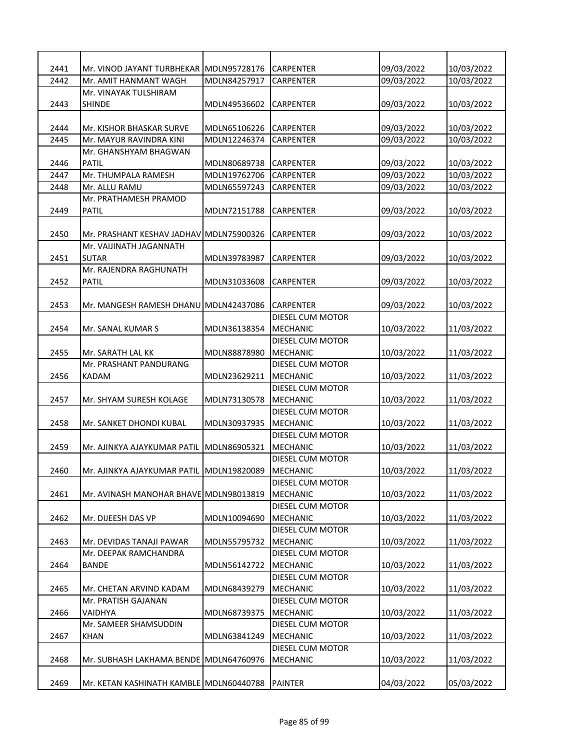| 2441 | Mr. VINOD JAYANT TURBHEKAR | MDLN95728176 | CARPENTER | 09/03/2022 | 10/03/2022 |
|---|---|---|---|---|---|
| 2442 | Mr. AMIT HANMANT WAGH | MDLN84257917 | CARPENTER | 09/03/2022 | 10/03/2022 |
| 2443 | Mr. VINAYAK TULSHIRAM SHINDE | MDLN49536602 | CARPENTER | 09/03/2022 | 10/03/2022 |
| 2444 | Mr. KISHOR BHASKAR SURVE | MDLN65106226 | CARPENTER | 09/03/2022 | 10/03/2022 |
| 2445 | Mr. MAYUR RAVINDRA KINI | MDLN12246374 | CARPENTER | 09/03/2022 | 10/03/2022 |
| 2446 | Mr. GHANSHYAM BHAGWAN PATIL | MDLN80689738 | CARPENTER | 09/03/2022 | 10/03/2022 |
| 2447 | Mr. THUMPALA RAMESH | MDLN19762706 | CARPENTER | 09/03/2022 | 10/03/2022 |
| 2448 | Mr. ALLU RAMU | MDLN65597243 | CARPENTER | 09/03/2022 | 10/03/2022 |
| 2449 | Mr. PRATHAMESH PRAMOD PATIL | MDLN72151788 | CARPENTER | 09/03/2022 | 10/03/2022 |
| 2450 | Mr. PRASHANT KESHAV JADHAV | MDLN75900326 | CARPENTER | 09/03/2022 | 10/03/2022 |
| 2451 | Mr. VAIJINATH JAGANNATH SUTAR | MDLN39783987 | CARPENTER | 09/03/2022 | 10/03/2022 |
| 2452 | Mr. RAJENDRA RAGHUNATH PATIL | MDLN31033608 | CARPENTER | 09/03/2022 | 10/03/2022 |
| 2453 | Mr. MANGESH RAMESH DHANU | MDLN42437086 | CARPENTER | 09/03/2022 | 10/03/2022 |
| 2454 | Mr. SANAL KUMAR S | MDLN36138354 | DIESEL CUM MOTOR MECHANIC | 10/03/2022 | 11/03/2022 |
| 2455 | Mr. SARATH LAL KK | MDLN88878980 | DIESEL CUM MOTOR MECHANIC | 10/03/2022 | 11/03/2022 |
| 2456 | Mr. PRASHANT PANDURANG KADAM | MDLN23629211 | DIESEL CUM MOTOR MECHANIC | 10/03/2022 | 11/03/2022 |
| 2457 | Mr. SHYAM SURESH KOLAGE | MDLN73130578 | DIESEL CUM MOTOR MECHANIC | 10/03/2022 | 11/03/2022 |
| 2458 | Mr. SANKET DHONDI KUBAL | MDLN30937935 | DIESEL CUM MOTOR MECHANIC | 10/03/2022 | 11/03/2022 |
| 2459 | Mr. AJINKYA AJAYKUMAR PATIL | MDLN86905321 | DIESEL CUM MOTOR MECHANIC | 10/03/2022 | 11/03/2022 |
| 2460 | Mr. AJINKYA AJAYKUMAR PATIL | MDLN19820089 | DIESEL CUM MOTOR MECHANIC | 10/03/2022 | 11/03/2022 |
| 2461 | Mr. AVINASH MANOHAR BHAVE | MDLN98013819 | DIESEL CUM MOTOR MECHANIC | 10/03/2022 | 11/03/2022 |
| 2462 | Mr. DIJEESH DAS VP | MDLN10094690 | DIESEL CUM MOTOR MECHANIC | 10/03/2022 | 11/03/2022 |
| 2463 | Mr. DEVIDAS TANAJI PAWAR | MDLN55795732 | DIESEL CUM MOTOR MECHANIC | 10/03/2022 | 11/03/2022 |
| 2464 | Mr. DEEPAK RAMCHANDRA BANDE | MDLN56142722 | DIESEL CUM MOTOR MECHANIC | 10/03/2022 | 11/03/2022 |
| 2465 | Mr. CHETAN ARVIND KADAM | MDLN68439279 | DIESEL CUM MOTOR MECHANIC | 10/03/2022 | 11/03/2022 |
| 2466 | Mr. PRATISH GAJANAN VAIDHYA | MDLN68739375 | DIESEL CUM MOTOR MECHANIC | 10/03/2022 | 11/03/2022 |
| 2467 | Mr. SAMEER SHAMSUDDIN KHAN | MDLN63841249 | DIESEL CUM MOTOR MECHANIC | 10/03/2022 | 11/03/2022 |
| 2468 | Mr. SUBHASH LAKHAMA BENDE | MDLN64760976 | DIESEL CUM MOTOR MECHANIC | 10/03/2022 | 11/03/2022 |
| 2469 | Mr. KETAN KASHINATH KAMBLE | MDLN60440788 | PAINTER | 04/03/2022 | 05/03/2022 |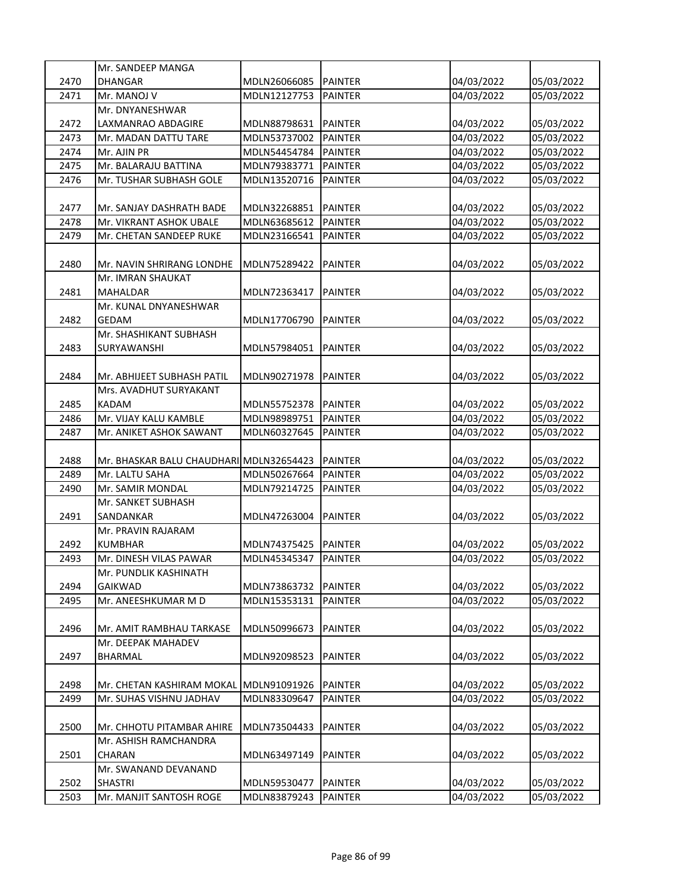| 2470 | Mr. SANDEEP MANGA DHANGAR | MDLN26066085 | PAINTER | 04/03/2022 | 05/03/2022 |
|---|---|---|---|---|---|
| 2471 | Mr. MANOJ V | MDLN12127753 | PAINTER | 04/03/2022 | 05/03/2022 |
| 2472 | Mr. DNYANESHWAR LAXMANRAO ABDAGIRE | MDLN88798631 | PAINTER | 04/03/2022 | 05/03/2022 |
| 2473 | Mr. MADAN DATTU TARE | MDLN53737002 | PAINTER | 04/03/2022 | 05/03/2022 |
| 2474 | Mr. AJIN PR | MDLN54454784 | PAINTER | 04/03/2022 | 05/03/2022 |
| 2475 | Mr. BALARAJU BATTINA | MDLN79383771 | PAINTER | 04/03/2022 | 05/03/2022 |
| 2476 | Mr. TUSHAR SUBHASH GOLE | MDLN13520716 | PAINTER | 04/03/2022 | 05/03/2022 |
| 2477 | Mr. SANJAY DASHRATH BADE | MDLN32268851 | PAINTER | 04/03/2022 | 05/03/2022 |
| 2478 | Mr. VIKRANT ASHOK UBALE | MDLN63685612 | PAINTER | 04/03/2022 | 05/03/2022 |
| 2479 | Mr. CHETAN SANDEEP RUKE | MDLN23166541 | PAINTER | 04/03/2022 | 05/03/2022 |
| 2480 | Mr. NAVIN SHRIRANG LONDHE | MDLN75289422 | PAINTER | 04/03/2022 | 05/03/2022 |
| 2481 | Mr. IMRAN SHAUKAT MAHALDAR | MDLN72363417 | PAINTER | 04/03/2022 | 05/03/2022 |
| 2482 | Mr. KUNAL DNYANESHWAR GEDAM | MDLN17706790 | PAINTER | 04/03/2022 | 05/03/2022 |
| 2483 | Mr. SHASHIKANT SUBHASH SURYAWANSHI | MDLN57984051 | PAINTER | 04/03/2022 | 05/03/2022 |
| 2484 | Mr. ABHIJEET SUBHASH PATIL | MDLN90271978 | PAINTER | 04/03/2022 | 05/03/2022 |
| 2485 | Mrs. AVADHUT SURYAKANT KADAM | MDLN55752378 | PAINTER | 04/03/2022 | 05/03/2022 |
| 2486 | Mr. VIJAY KALU KAMBLE | MDLN98989751 | PAINTER | 04/03/2022 | 05/03/2022 |
| 2487 | Mr. ANIKET ASHOK SAWANT | MDLN60327645 | PAINTER | 04/03/2022 | 05/03/2022 |
| 2488 | Mr. BHASKAR BALU CHAUDHARI | MDLN32654423 | PAINTER | 04/03/2022 | 05/03/2022 |
| 2489 | Mr. LALTU SAHA | MDLN50267664 | PAINTER | 04/03/2022 | 05/03/2022 |
| 2490 | Mr. SAMIR MONDAL | MDLN79214725 | PAINTER | 04/03/2022 | 05/03/2022 |
| 2491 | Mr. SANKET SUBHASH SANDANKAR | MDLN47263004 | PAINTER | 04/03/2022 | 05/03/2022 |
| 2492 | Mr. PRAVIN RAJARAM KUMBHAR | MDLN74375425 | PAINTER | 04/03/2022 | 05/03/2022 |
| 2493 | Mr. DINESH VILAS PAWAR | MDLN45345347 | PAINTER | 04/03/2022 | 05/03/2022 |
| 2494 | Mr. PUNDLIK KASHINATH GAIKWAD | MDLN73863732 | PAINTER | 04/03/2022 | 05/03/2022 |
| 2495 | Mr. ANEESHKUMAR M D | MDLN15353131 | PAINTER | 04/03/2022 | 05/03/2022 |
| 2496 | Mr. AMIT RAMBHAU TARKASE | MDLN50996673 | PAINTER | 04/03/2022 | 05/03/2022 |
| 2497 | Mr. DEEPAK MAHADEV BHARMAL | MDLN92098523 | PAINTER | 04/03/2022 | 05/03/2022 |
| 2498 | Mr. CHETAN KASHIRAM MOKAL | MDLN91091926 | PAINTER | 04/03/2022 | 05/03/2022 |
| 2499 | Mr. SUHAS VISHNU JADHAV | MDLN83309647 | PAINTER | 04/03/2022 | 05/03/2022 |
| 2500 | Mr. CHHOTU PITAMBAR AHIRE | MDLN73504433 | PAINTER | 04/03/2022 | 05/03/2022 |
| 2501 | Mr. ASHISH RAMCHANDRA CHARAN | MDLN63497149 | PAINTER | 04/03/2022 | 05/03/2022 |
| 2502 | Mr. SWANAND DEVANAND SHASTRI | MDLN59530477 | PAINTER | 04/03/2022 | 05/03/2022 |
| 2503 | Mr. MANJIT SANTOSH ROGE | MDLN83879243 | PAINTER | 04/03/2022 | 05/03/2022 |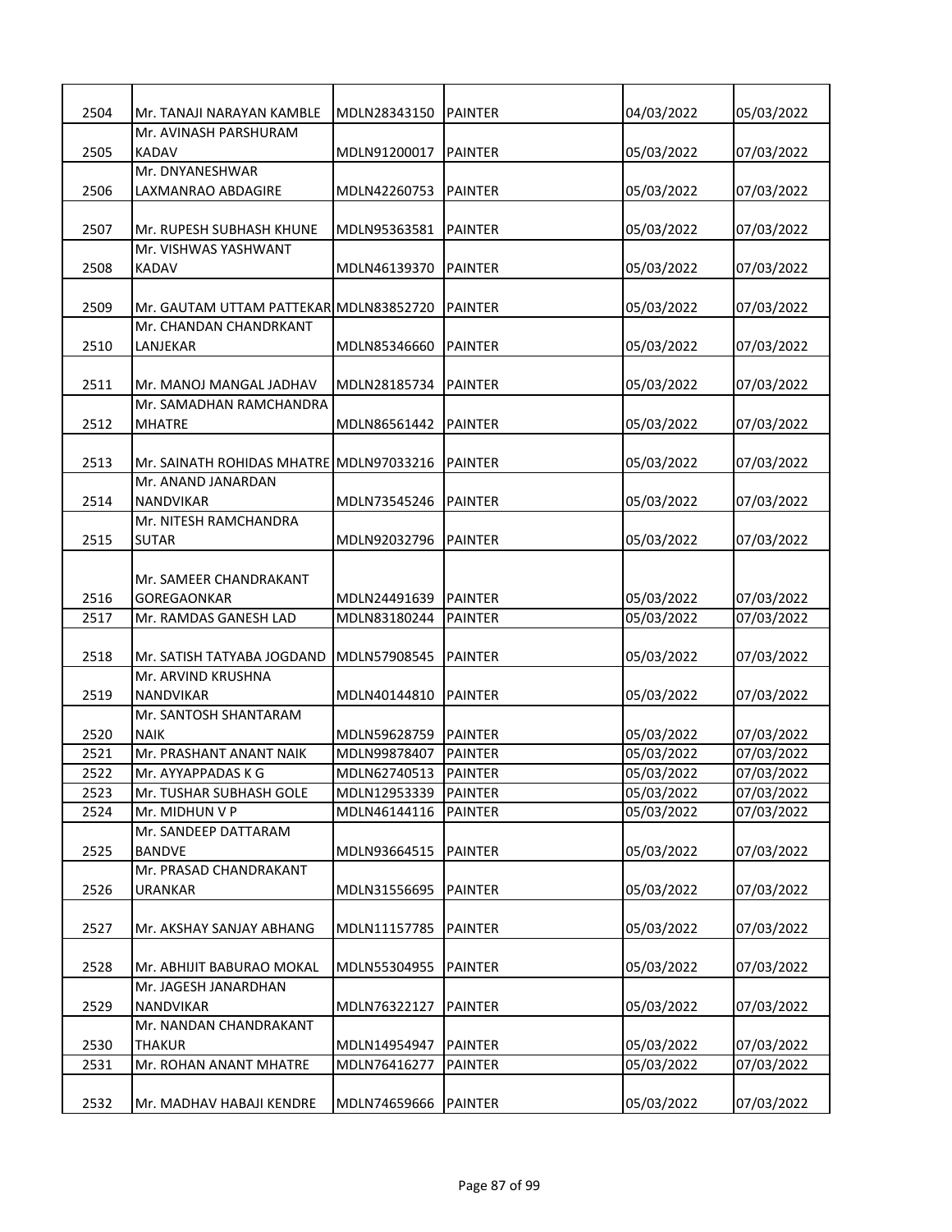| 2504 | Mr. TANAJI NARAYAN KAMBLE | MDLN28343150 | PAINTER | 04/03/2022 | 05/03/2022 |
|---|---|---|---|---|---|
| 2505 | Mr. AVINASH PARSHURAM KADAV | MDLN91200017 | PAINTER | 05/03/2022 | 07/03/2022 |
| 2506 | Mr. DNYANESHWAR LAXMANRAO ABDAGIRE | MDLN42260753 | PAINTER | 05/03/2022 | 07/03/2022 |
| 2507 | Mr. RUPESH SUBHASH KHUNE | MDLN95363581 | PAINTER | 05/03/2022 | 07/03/2022 |
| 2508 | Mr. VISHWAS YASHWANT KADAV | MDLN46139370 | PAINTER | 05/03/2022 | 07/03/2022 |
| 2509 | Mr. GAUTAM UTTAM PATTEKAR | MDLN83852720 | PAINTER | 05/03/2022 | 07/03/2022 |
| 2510 | Mr. CHANDAN CHANDRKANT LANJEKAR | MDLN85346660 | PAINTER | 05/03/2022 | 07/03/2022 |
| 2511 | Mr. MANOJ MANGAL JADHAV | MDLN28185734 | PAINTER | 05/03/2022 | 07/03/2022 |
| 2512 | Mr. SAMADHAN RAMCHANDRA MHATRE | MDLN86561442 | PAINTER | 05/03/2022 | 07/03/2022 |
| 2513 | Mr. SAINATH ROHIDAS MHATRE | MDLN97033216 | PAINTER | 05/03/2022 | 07/03/2022 |
| 2514 | Mr. ANAND JANARDAN NANDVIKAR | MDLN73545246 | PAINTER | 05/03/2022 | 07/03/2022 |
| 2515 | Mr. NITESH RAMCHANDRA SUTAR | MDLN92032796 | PAINTER | 05/03/2022 | 07/03/2022 |
| 2516 | Mr. SAMEER CHANDRAKANT GOREGAONKAR | MDLN24491639 | PAINTER | 05/03/2022 | 07/03/2022 |
| 2517 | Mr. RAMDAS GANESH LAD | MDLN83180244 | PAINTER | 05/03/2022 | 07/03/2022 |
| 2518 | Mr. SATISH TATYABA JOGDAND | MDLN57908545 | PAINTER | 05/03/2022 | 07/03/2022 |
| 2519 | Mr. ARVIND KRUSHNA NANDVIKAR | MDLN40144810 | PAINTER | 05/03/2022 | 07/03/2022 |
| 2520 | Mr. SANTOSH SHANTARAM NAIK | MDLN59628759 | PAINTER | 05/03/2022 | 07/03/2022 |
| 2521 | Mr. PRASHANT ANANT NAIK | MDLN99878407 | PAINTER | 05/03/2022 | 07/03/2022 |
| 2522 | Mr. AYYAPPADAS K G | MDLN62740513 | PAINTER | 05/03/2022 | 07/03/2022 |
| 2523 | Mr. TUSHAR SUBHASH GOLE | MDLN12953339 | PAINTER | 05/03/2022 | 07/03/2022 |
| 2524 | Mr. MIDHUN V P | MDLN46144116 | PAINTER | 05/03/2022 | 07/03/2022 |
| 2525 | Mr. SANDEEP DATTARAM BANDVE | MDLN93664515 | PAINTER | 05/03/2022 | 07/03/2022 |
| 2526 | Mr. PRASAD CHANDRAKANT URANKAR | MDLN31556695 | PAINTER | 05/03/2022 | 07/03/2022 |
| 2527 | Mr. AKSHAY SANJAY ABHANG | MDLN11157785 | PAINTER | 05/03/2022 | 07/03/2022 |
| 2528 | Mr. ABHIJIT BABURAO MOKAL | MDLN55304955 | PAINTER | 05/03/2022 | 07/03/2022 |
| 2529 | Mr. JAGESH JANARDHAN NANDVIKAR | MDLN76322127 | PAINTER | 05/03/2022 | 07/03/2022 |
| 2530 | Mr. NANDAN CHANDRAKANT THAKUR | MDLN14954947 | PAINTER | 05/03/2022 | 07/03/2022 |
| 2531 | Mr. ROHAN ANANT MHATRE | MDLN76416277 | PAINTER | 05/03/2022 | 07/03/2022 |
| 2532 | Mr. MADHAV HABAJI KENDRE | MDLN74659666 | PAINTER | 05/03/2022 | 07/03/2022 |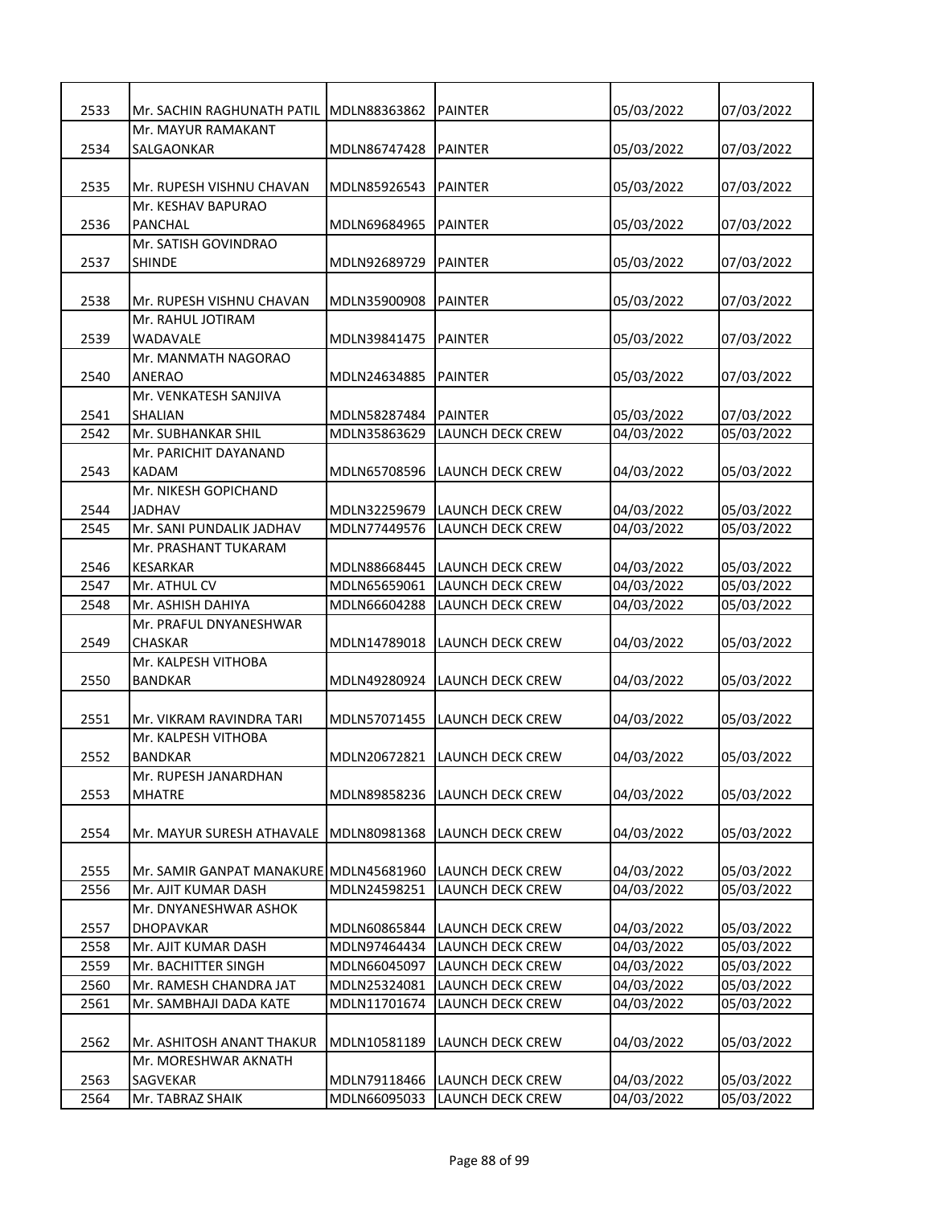| | | | | | |
|---|---|---|---|---|---|
| 2533 | Mr. SACHIN RAGHUNATH PATIL | MDLN88363862 | PAINTER | 05/03/2022 | 07/03/2022 |
| 2534 | Mr. MAYUR RAMAKANT SALGAONKAR | MDLN86747428 | PAINTER | 05/03/2022 | 07/03/2022 |
| 2535 | Mr. RUPESH VISHNU CHAVAN | MDLN85926543 | PAINTER | 05/03/2022 | 07/03/2022 |
| 2536 | Mr. KESHAV BAPURAO PANCHAL | MDLN69684965 | PAINTER | 05/03/2022 | 07/03/2022 |
| 2537 | Mr. SATISH GOVINDRAO SHINDE | MDLN92689729 | PAINTER | 05/03/2022 | 07/03/2022 |
| 2538 | Mr. RUPESH VISHNU CHAVAN | MDLN35900908 | PAINTER | 05/03/2022 | 07/03/2022 |
| 2539 | Mr. RAHUL JOTIRAM WADAVALE | MDLN39841475 | PAINTER | 05/03/2022 | 07/03/2022 |
| 2540 | Mr. MANMATH NAGORAO ANERAO | MDLN24634885 | PAINTER | 05/03/2022 | 07/03/2022 |
| 2541 | Mr. VENKATESH SANJIVA SHALIAN | MDLN58287484 | PAINTER | 05/03/2022 | 07/03/2022 |
| 2542 | Mr. SUBHANKAR SHIL | MDLN35863629 | LAUNCH DECK CREW | 04/03/2022 | 05/03/2022 |
| 2543 | Mr. PARICHIT DAYANAND KADAM | MDLN65708596 | LAUNCH DECK CREW | 04/03/2022 | 05/03/2022 |
| 2544 | Mr. NIKESH GOPICHAND JADHAV | MDLN32259679 | LAUNCH DECK CREW | 04/03/2022 | 05/03/2022 |
| 2545 | Mr. SANI PUNDALIK JADHAV | MDLN77449576 | LAUNCH DECK CREW | 04/03/2022 | 05/03/2022 |
| 2546 | Mr. PRASHANT TUKARAM KESARKAR | MDLN88668445 | LAUNCH DECK CREW | 04/03/2022 | 05/03/2022 |
| 2547 | Mr. ATHUL CV | MDLN65659061 | LAUNCH DECK CREW | 04/03/2022 | 05/03/2022 |
| 2548 | Mr. ASHISH DAHIYA | MDLN66604288 | LAUNCH DECK CREW | 04/03/2022 | 05/03/2022 |
| 2549 | Mr. PRAFUL DNYANESHWAR CHASKAR | MDLN14789018 | LAUNCH DECK CREW | 04/03/2022 | 05/03/2022 |
| 2550 | Mr. KALPESH VITHOBA BANDKAR | MDLN49280924 | LAUNCH DECK CREW | 04/03/2022 | 05/03/2022 |
| 2551 | Mr. VIKRAM RAVINDRA TARI | MDLN57071455 | LAUNCH DECK CREW | 04/03/2022 | 05/03/2022 |
| 2552 | Mr. KALPESH VITHOBA BANDKAR | MDLN20672821 | LAUNCH DECK CREW | 04/03/2022 | 05/03/2022 |
| 2553 | Mr. RUPESH JANARDHAN MHATRE | MDLN89858236 | LAUNCH DECK CREW | 04/03/2022 | 05/03/2022 |
| 2554 | Mr. MAYUR SURESH ATHAVALE | MDLN80981368 | LAUNCH DECK CREW | 04/03/2022 | 05/03/2022 |
| 2555 | Mr. SAMIR GANPAT MANAKURE | MDLN45681960 | LAUNCH DECK CREW | 04/03/2022 | 05/03/2022 |
| 2556 | Mr. AJIT KUMAR DASH | MDLN24598251 | LAUNCH DECK CREW | 04/03/2022 | 05/03/2022 |
| 2557 | Mr. DNYANESHWAR ASHOK DHOPAVKAR | MDLN60865844 | LAUNCH DECK CREW | 04/03/2022 | 05/03/2022 |
| 2558 | Mr. AJIT KUMAR DASH | MDLN97464434 | LAUNCH DECK CREW | 04/03/2022 | 05/03/2022 |
| 2559 | Mr. BACHITTER SINGH | MDLN66045097 | LAUNCH DECK CREW | 04/03/2022 | 05/03/2022 |
| 2560 | Mr. RAMESH CHANDRA JAT | MDLN25324081 | LAUNCH DECK CREW | 04/03/2022 | 05/03/2022 |
| 2561 | Mr. SAMBHAJI DADA KATE | MDLN11701674 | LAUNCH DECK CREW | 04/03/2022 | 05/03/2022 |
| 2562 | Mr. ASHITOSH ANANT THAKUR | MDLN10581189 | LAUNCH DECK CREW | 04/03/2022 | 05/03/2022 |
| 2563 | Mr. MORESHWAR AKNATH SAGVEKAR | MDLN79118466 | LAUNCH DECK CREW | 04/03/2022 | 05/03/2022 |
| 2564 | Mr. TABRAZ SHAIK | MDLN66095033 | LAUNCH DECK CREW | 04/03/2022 | 05/03/2022 |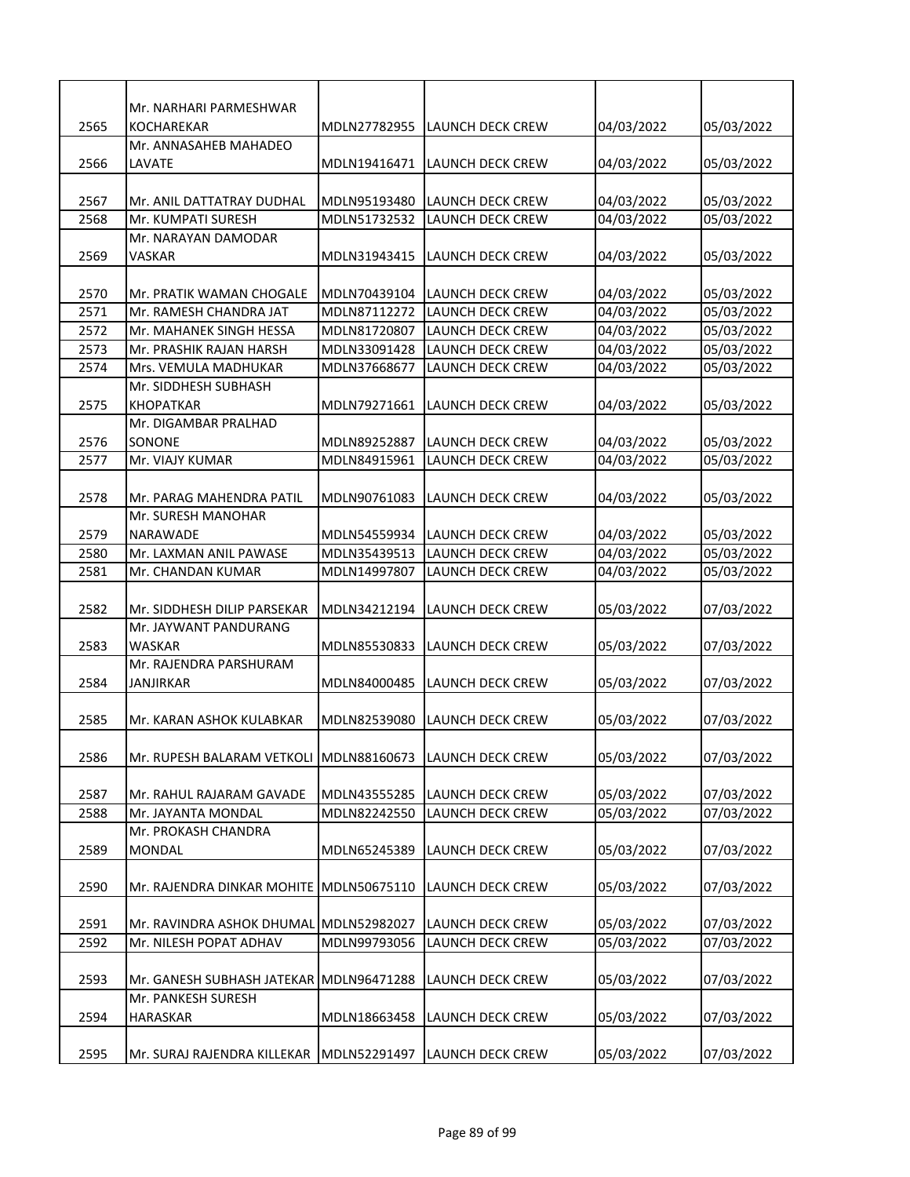| 2565 | Mr. NARHARI PARMESHWAR KOCHAREKAR | MDLN27782955 | LAUNCH DECK CREW | 04/03/2022 | 05/03/2022 |
|---|---|---|---|---|---|
| 2566 | Mr. ANNASAHEB MAHADEO LAVATE | MDLN19416471 | LAUNCH DECK CREW | 04/03/2022 | 05/03/2022 |
| 2567 | Mr. ANIL DATTATRAY DUDHAL | MDLN95193480 | LAUNCH DECK CREW | 04/03/2022 | 05/03/2022 |
| 2568 | Mr. KUMPATI SURESH | MDLN51732532 | LAUNCH DECK CREW | 04/03/2022 | 05/03/2022 |
| 2569 | Mr. NARAYAN DAMODAR VASKAR | MDLN31943415 | LAUNCH DECK CREW | 04/03/2022 | 05/03/2022 |
| 2570 | Mr. PRATIK WAMAN CHOGALE | MDLN70439104 | LAUNCH DECK CREW | 04/03/2022 | 05/03/2022 |
| 2571 | Mr. RAMESH CHANDRA JAT | MDLN87112272 | LAUNCH DECK CREW | 04/03/2022 | 05/03/2022 |
| 2572 | Mr. MAHANEK SINGH HESSA | MDLN81720807 | LAUNCH DECK CREW | 04/03/2022 | 05/03/2022 |
| 2573 | Mr. PRASHIK RAJAN HARSH | MDLN33091428 | LAUNCH DECK CREW | 04/03/2022 | 05/03/2022 |
| 2574 | Mrs. VEMULA MADHUKAR | MDLN37668677 | LAUNCH DECK CREW | 04/03/2022 | 05/03/2022 |
| 2575 | Mr. SIDDHESH SUBHASH KHOPATKAR | MDLN79271661 | LAUNCH DECK CREW | 04/03/2022 | 05/03/2022 |
| 2576 | Mr. DIGAMBAR PRALHAD SONONE | MDLN89252887 | LAUNCH DECK CREW | 04/03/2022 | 05/03/2022 |
| 2577 | Mr. VIAJY KUMAR | MDLN84915961 | LAUNCH DECK CREW | 04/03/2022 | 05/03/2022 |
| 2578 | Mr. PARAG MAHENDRA PATIL | MDLN90761083 | LAUNCH DECK CREW | 04/03/2022 | 05/03/2022 |
| 2579 | Mr. SURESH MANOHAR NARAWADE | MDLN54559934 | LAUNCH DECK CREW | 04/03/2022 | 05/03/2022 |
| 2580 | Mr. LAXMAN ANIL PAWASE | MDLN35439513 | LAUNCH DECK CREW | 04/03/2022 | 05/03/2022 |
| 2581 | Mr. CHANDAN KUMAR | MDLN14997807 | LAUNCH DECK CREW | 04/03/2022 | 05/03/2022 |
| 2582 | Mr. SIDDHESH DILIP PARSEKAR | MDLN34212194 | LAUNCH DECK CREW | 05/03/2022 | 07/03/2022 |
| 2583 | Mr. JAYWANT PANDURANG WASKAR | MDLN85530833 | LAUNCH DECK CREW | 05/03/2022 | 07/03/2022 |
| 2584 | Mr. RAJENDRA PARSHURAM JANJIRKAR | MDLN84000485 | LAUNCH DECK CREW | 05/03/2022 | 07/03/2022 |
| 2585 | Mr. KARAN ASHOK KULABKAR | MDLN82539080 | LAUNCH DECK CREW | 05/03/2022 | 07/03/2022 |
| 2586 | Mr. RUPESH BALARAM VETKOLI | MDLN88160673 | LAUNCH DECK CREW | 05/03/2022 | 07/03/2022 |
| 2587 | Mr. RAHUL RAJARAM GAVADE | MDLN43555285 | LAUNCH DECK CREW | 05/03/2022 | 07/03/2022 |
| 2588 | Mr. JAYANTA MONDAL | MDLN82242550 | LAUNCH DECK CREW | 05/03/2022 | 07/03/2022 |
| 2589 | Mr. PROKASH CHANDRA MONDAL | MDLN65245389 | LAUNCH DECK CREW | 05/03/2022 | 07/03/2022 |
| 2590 | Mr. RAJENDRA DINKAR MOHITE | MDLN50675110 | LAUNCH DECK CREW | 05/03/2022 | 07/03/2022 |
| 2591 | Mr. RAVINDRA ASHOK DHUMAL | MDLN52982027 | LAUNCH DECK CREW | 05/03/2022 | 07/03/2022 |
| 2592 | Mr. NILESH POPAT ADHAV | MDLN99793056 | LAUNCH DECK CREW | 05/03/2022 | 07/03/2022 |
| 2593 | Mr. GANESH SUBHASH JATEKAR | MDLN96471288 | LAUNCH DECK CREW | 05/03/2022 | 07/03/2022 |
| 2594 | Mr. PANKESH SURESH HARASKAR | MDLN18663458 | LAUNCH DECK CREW | 05/03/2022 | 07/03/2022 |
| 2595 | Mr. SURAJ RAJENDRA KILLEKAR | MDLN52291497 | LAUNCH DECK CREW | 05/03/2022 | 07/03/2022 |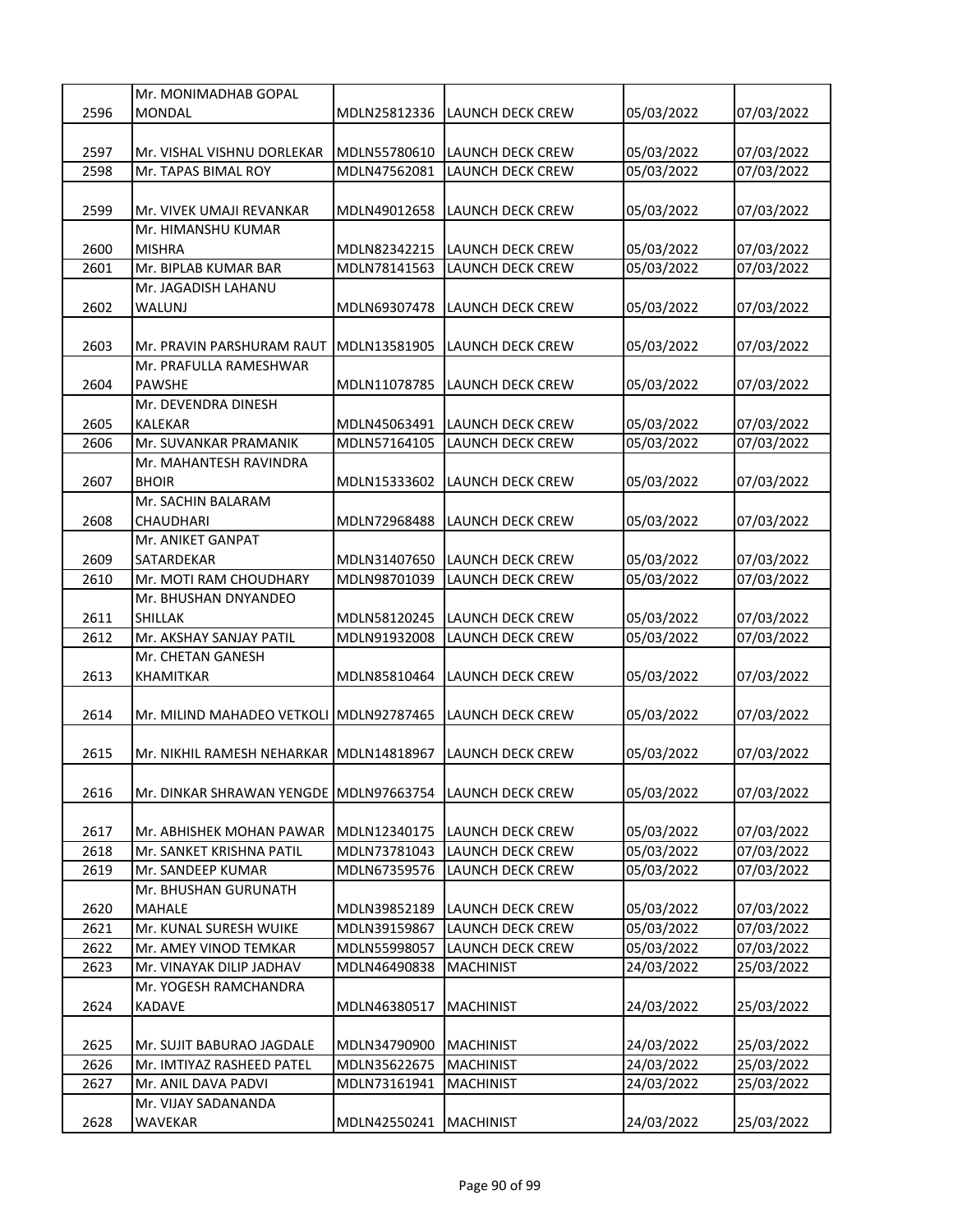| 2596 | Mr. MONIMADHAB GOPAL MONDAL | MDLN25812336 | LAUNCH DECK CREW | 05/03/2022 | 07/03/2022 |
|---|---|---|---|---|---|
| 2597 | Mr. VISHAL VISHNU DORLEKAR | MDLN55780610 | LAUNCH DECK CREW | 05/03/2022 | 07/03/2022 |
| 2598 | Mr. TAPAS BIMAL ROY | MDLN47562081 | LAUNCH DECK CREW | 05/03/2022 | 07/03/2022 |
| 2599 | Mr. VIVEK UMAJI REVANKAR | MDLN49012658 | LAUNCH DECK CREW | 05/03/2022 | 07/03/2022 |
| 2600 | Mr. HIMANSHU KUMAR MISHRA | MDLN82342215 | LAUNCH DECK CREW | 05/03/2022 | 07/03/2022 |
| 2601 | Mr. BIPLAB KUMAR BAR | MDLN78141563 | LAUNCH DECK CREW | 05/03/2022 | 07/03/2022 |
| 2602 | Mr. JAGADISH LAHANU WALUNJ | MDLN69307478 | LAUNCH DECK CREW | 05/03/2022 | 07/03/2022 |
| 2603 | Mr. PRAVIN PARSHURAM RAUT | MDLN13581905 | LAUNCH DECK CREW | 05/03/2022 | 07/03/2022 |
| 2604 | Mr. PRAFULLA RAMESHWAR PAWSHE | MDLN11078785 | LAUNCH DECK CREW | 05/03/2022 | 07/03/2022 |
| 2605 | Mr. DEVENDRA DINESH KALEKAR | MDLN45063491 | LAUNCH DECK CREW | 05/03/2022 | 07/03/2022 |
| 2606 | Mr. SUVANKAR PRAMANIK | MDLN57164105 | LAUNCH DECK CREW | 05/03/2022 | 07/03/2022 |
| 2607 | Mr. MAHANTESH RAVINDRA BHOIR | MDLN15333602 | LAUNCH DECK CREW | 05/03/2022 | 07/03/2022 |
| 2608 | Mr. SACHIN BALARAM CHAUDHARI | MDLN72968488 | LAUNCH DECK CREW | 05/03/2022 | 07/03/2022 |
| 2609 | Mr. ANIKET GANPAT SATARDEKAR | MDLN31407650 | LAUNCH DECK CREW | 05/03/2022 | 07/03/2022 |
| 2610 | Mr. MOTI RAM CHOUDHARY | MDLN98701039 | LAUNCH DECK CREW | 05/03/2022 | 07/03/2022 |
| 2611 | Mr. BHUSHAN DNYANDEO SHILLAK | MDLN58120245 | LAUNCH DECK CREW | 05/03/2022 | 07/03/2022 |
| 2612 | Mr. AKSHAY SANJAY PATIL | MDLN91932008 | LAUNCH DECK CREW | 05/03/2022 | 07/03/2022 |
| 2613 | Mr. CHETAN GANESH KHAMITKAR | MDLN85810464 | LAUNCH DECK CREW | 05/03/2022 | 07/03/2022 |
| 2614 | Mr. MILIND MAHADEO VETKOLI | MDLN92787465 | LAUNCH DECK CREW | 05/03/2022 | 07/03/2022 |
| 2615 | Mr. NIKHIL RAMESH NEHARKAR | MDLN14818967 | LAUNCH DECK CREW | 05/03/2022 | 07/03/2022 |
| 2616 | Mr. DINKAR SHRAWAN YENGDE | MDLN97663754 | LAUNCH DECK CREW | 05/03/2022 | 07/03/2022 |
| 2617 | Mr. ABHISHEK MOHAN PAWAR | MDLN12340175 | LAUNCH DECK CREW | 05/03/2022 | 07/03/2022 |
| 2618 | Mr. SANKET KRISHNA PATIL | MDLN73781043 | LAUNCH DECK CREW | 05/03/2022 | 07/03/2022 |
| 2619 | Mr. SANDEEP KUMAR | MDLN67359576 | LAUNCH DECK CREW | 05/03/2022 | 07/03/2022 |
| 2620 | Mr. BHUSHAN GURUNATH MAHALE | MDLN39852189 | LAUNCH DECK CREW | 05/03/2022 | 07/03/2022 |
| 2621 | Mr. KUNAL SURESH WUIKE | MDLN39159867 | LAUNCH DECK CREW | 05/03/2022 | 07/03/2022 |
| 2622 | Mr. AMEY VINOD TEMKAR | MDLN55998057 | LAUNCH DECK CREW | 05/03/2022 | 07/03/2022 |
| 2623 | Mr. VINAYAK DILIP JADHAV | MDLN46490838 | MACHINIST | 24/03/2022 | 25/03/2022 |
| 2624 | Mr. YOGESH RAMCHANDRA KADAVE | MDLN46380517 | MACHINIST | 24/03/2022 | 25/03/2022 |
| 2625 | Mr. SUJIT BABURAO JAGDALE | MDLN34790900 | MACHINIST | 24/03/2022 | 25/03/2022 |
| 2626 | Mr. IMTIYAZ RASHEED PATEL | MDLN35622675 | MACHINIST | 24/03/2022 | 25/03/2022 |
| 2627 | Mr. ANIL DAVA PADVI | MDLN73161941 | MACHINIST | 24/03/2022 | 25/03/2022 |
| 2628 | Mr. VIJAY SADANANDA WAVEKAR | MDLN42550241 | MACHINIST | 24/03/2022 | 25/03/2022 |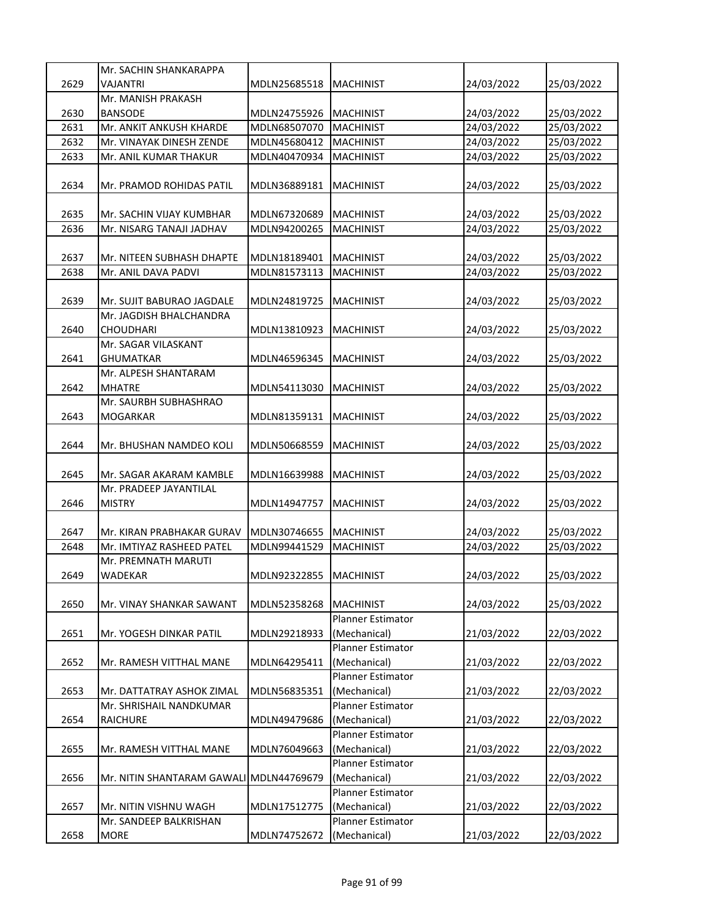| 2629 | Mr. SACHIN SHANKARAPPA VAJANTRI | MDLN25685518 | MACHINIST | 24/03/2022 | 25/03/2022 |
|---|---|---|---|---|---|
| 2630 | Mr. MANISH PRAKASH BANSODE | MDLN24755926 | MACHINIST | 24/03/2022 | 25/03/2022 |
| 2631 | Mr. ANKIT ANKUSH KHARDE | MDLN68507070 | MACHINIST | 24/03/2022 | 25/03/2022 |
| 2632 | Mr. VINAYAK DINESH ZENDE | MDLN45680412 | MACHINIST | 24/03/2022 | 25/03/2022 |
| 2633 | Mr. ANIL KUMAR THAKUR | MDLN40470934 | MACHINIST | 24/03/2022 | 25/03/2022 |
| 2634 | Mr. PRAMOD ROHIDAS PATIL | MDLN36889181 | MACHINIST | 24/03/2022 | 25/03/2022 |
| 2635 | Mr. SACHIN VIJAY KUMBHAR | MDLN67320689 | MACHINIST | 24/03/2022 | 25/03/2022 |
| 2636 | Mr. NISARG TANAJI JADHAV | MDLN94200265 | MACHINIST | 24/03/2022 | 25/03/2022 |
| 2637 | Mr. NITEEN SUBHASH DHAPTE | MDLN18189401 | MACHINIST | 24/03/2022 | 25/03/2022 |
| 2638 | Mr. ANIL DAVA PADVI | MDLN81573113 | MACHINIST | 24/03/2022 | 25/03/2022 |
| 2639 | Mr. SUJIT BABURAO JAGDALE | MDLN24819725 | MACHINIST | 24/03/2022 | 25/03/2022 |
| 2640 | Mr. JAGDISH BHALCHANDRA CHOUDHARI | MDLN13810923 | MACHINIST | 24/03/2022 | 25/03/2022 |
| 2641 | Mr. SAGAR VILASKANT GHUMATKAR | MDLN46596345 | MACHINIST | 24/03/2022 | 25/03/2022 |
| 2642 | Mr. ALPESH SHANTARAM MHATRE | MDLN54113030 | MACHINIST | 24/03/2022 | 25/03/2022 |
| 2643 | Mr. SAURBH SUBHASHRAO MOGARKAR | MDLN81359131 | MACHINIST | 24/03/2022 | 25/03/2022 |
| 2644 | Mr. BHUSHAN NAMDEO KOLI | MDLN50668559 | MACHINIST | 24/03/2022 | 25/03/2022 |
| 2645 | Mr. SAGAR AKARAM KAMBLE | MDLN16639988 | MACHINIST | 24/03/2022 | 25/03/2022 |
| 2646 | Mr. PRADEEP JAYANTILAL MISTRY | MDLN14947757 | MACHINIST | 24/03/2022 | 25/03/2022 |
| 2647 | Mr. KIRAN PRABHAKAR GURAV | MDLN30746655 | MACHINIST | 24/03/2022 | 25/03/2022 |
| 2648 | Mr. IMTIYAZ RASHEED PATEL | MDLN99441529 | MACHINIST | 24/03/2022 | 25/03/2022 |
| 2649 | Mr. PREMNATH MARUTI WADEKAR | MDLN92322855 | MACHINIST | 24/03/2022 | 25/03/2022 |
| 2650 | Mr. VINAY SHANKAR SAWANT | MDLN52358268 | MACHINIST | 24/03/2022 | 25/03/2022 |
| 2651 | Mr. YOGESH DINKAR PATIL | MDLN29218933 | Planner Estimator (Mechanical) | 21/03/2022 | 22/03/2022 |
| 2652 | Mr. RAMESH VITTHAL MANE | MDLN64295411 | Planner Estimator (Mechanical) | 21/03/2022 | 22/03/2022 |
| 2653 | Mr. DATTATRAY ASHOK ZIMAL | MDLN56835351 | Planner Estimator (Mechanical) | 21/03/2022 | 22/03/2022 |
| 2654 | Mr. SHRISHAIL NANDKUMAR RAICHURE | MDLN49479686 | Planner Estimator (Mechanical) | 21/03/2022 | 22/03/2022 |
| 2655 | Mr. RAMESH VITTHAL MANE | MDLN76049663 | Planner Estimator (Mechanical) | 21/03/2022 | 22/03/2022 |
| 2656 | Mr. NITIN SHANTARAM GAWALI | MDLN44769679 | Planner Estimator (Mechanical) | 21/03/2022 | 22/03/2022 |
| 2657 | Mr. NITIN VISHNU WAGH | MDLN17512775 | Planner Estimator (Mechanical) | 21/03/2022 | 22/03/2022 |
| 2658 | Mr. SANDEEP BALKRISHAN MORE | MDLN74752672 | Planner Estimator (Mechanical) | 21/03/2022 | 22/03/2022 |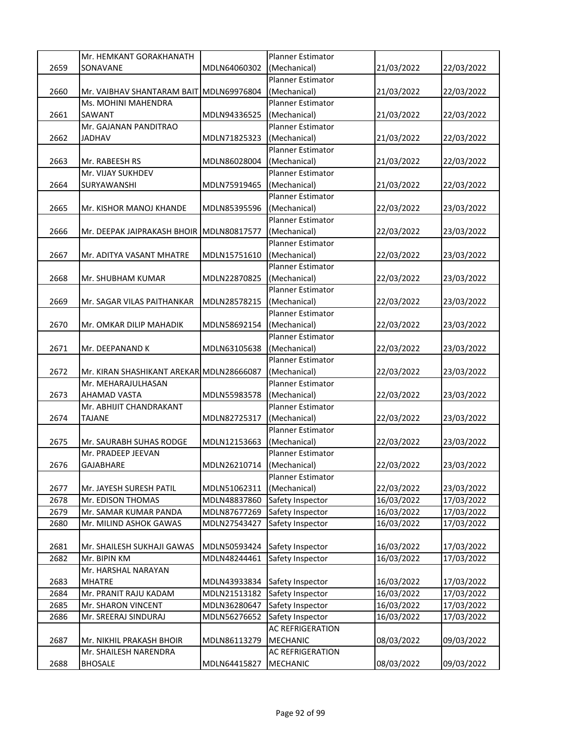| | | | | | |
|---|---|---|---|---|---|
| 2659 | Mr. HEMKANT GORAKHANATH SONAVANE | MDLN64060302 | Planner Estimator (Mechanical) | 21/03/2022 | 22/03/2022 |
| 2660 | Mr. VAIBHAV SHANTARAM BAIT | MDLN69976804 | Planner Estimator (Mechanical) | 21/03/2022 | 22/03/2022 |
| 2661 | Ms. MOHINI MAHENDRA SAWANT | MDLN94336525 | Planner Estimator (Mechanical) | 21/03/2022 | 22/03/2022 |
| 2662 | Mr. GAJANAN PANDITRAO JADHAV | MDLN71825323 | Planner Estimator (Mechanical) | 21/03/2022 | 22/03/2022 |
| 2663 | Mr. RABEESH RS | MDLN86028004 | Planner Estimator (Mechanical) | 21/03/2022 | 22/03/2022 |
| 2664 | Mr. VIJAY SUKHDEV SURYAWANSHI | MDLN75919465 | Planner Estimator (Mechanical) | 21/03/2022 | 22/03/2022 |
| 2665 | Mr. KISHOR MANOJ KHANDE | MDLN85395596 | Planner Estimator (Mechanical) | 22/03/2022 | 23/03/2022 |
| 2666 | Mr. DEEPAK JAIPRAKASH BHOIR | MDLN80817577 | Planner Estimator (Mechanical) | 22/03/2022 | 23/03/2022 |
| 2667 | Mr. ADITYA VASANT MHATRE | MDLN15751610 | Planner Estimator (Mechanical) | 22/03/2022 | 23/03/2022 |
| 2668 | Mr. SHUBHAM KUMAR | MDLN22870825 | Planner Estimator (Mechanical) | 22/03/2022 | 23/03/2022 |
| 2669 | Mr. SAGAR VILAS PAITHANKAR | MDLN28578215 | Planner Estimator (Mechanical) | 22/03/2022 | 23/03/2022 |
| 2670 | Mr. OMKAR DILIP MAHADIK | MDLN58692154 | Planner Estimator (Mechanical) | 22/03/2022 | 23/03/2022 |
| 2671 | Mr. DEEPANAND K | MDLN63105638 | Planner Estimator (Mechanical) | 22/03/2022 | 23/03/2022 |
| 2672 | Mr. KIRAN SHASHIKANT AREKAR | MDLN28666087 | Planner Estimator (Mechanical) | 22/03/2022 | 23/03/2022 |
| 2673 | Mr. MEHARAJULHASAN AHAMAD VASTA | MDLN55983578 | Planner Estimator (Mechanical) | 22/03/2022 | 23/03/2022 |
| 2674 | Mr. ABHIJIT CHANDRAKANT TAJANE | MDLN82725317 | Planner Estimator (Mechanical) | 22/03/2022 | 23/03/2022 |
| 2675 | Mr. SAURABH SUHAS RODGE | MDLN12153663 | Planner Estimator (Mechanical) | 22/03/2022 | 23/03/2022 |
| 2676 | Mr. PRADEEP JEEVAN GAJABHARE | MDLN26210714 | Planner Estimator (Mechanical) | 22/03/2022 | 23/03/2022 |
| 2677 | Mr. JAYESH SURESH PATIL | MDLN51062311 | Planner Estimator (Mechanical) | 22/03/2022 | 23/03/2022 |
| 2678 | Mr. EDISON THOMAS | MDLN48837860 | Safety Inspector | 16/03/2022 | 17/03/2022 |
| 2679 | Mr. SAMAR KUMAR PANDA | MDLN87677269 | Safety Inspector | 16/03/2022 | 17/03/2022 |
| 2680 | Mr. MILIND ASHOK GAWAS | MDLN27543427 | Safety Inspector | 16/03/2022 | 17/03/2022 |
| 2681 | Mr. SHAILESH SUKHAJI GAWAS | MDLN50593424 | Safety Inspector | 16/03/2022 | 17/03/2022 |
| 2682 | Mr. BIPIN KM | MDLN48244461 | Safety Inspector | 16/03/2022 | 17/03/2022 |
| 2683 | Mr. HARSHAL NARAYAN MHATRE | MDLN43933834 | Safety Inspector | 16/03/2022 | 17/03/2022 |
| 2684 | Mr. PRANIT RAJU KADAM | MDLN21513182 | Safety Inspector | 16/03/2022 | 17/03/2022 |
| 2685 | Mr. SHARON VINCENT | MDLN36280647 | Safety Inspector | 16/03/2022 | 17/03/2022 |
| 2686 | Mr. SREERAJ SINDURAJ | MDLN56276652 | Safety Inspector | 16/03/2022 | 17/03/2022 |
| 2687 | Mr. NIKHIL PRAKASH BHOIR | MDLN86113279 | AC REFRIGERATION MECHANIC | 08/03/2022 | 09/03/2022 |
| 2688 | Mr. SHAILESH NARENDRA BHOSALE | MDLN64415827 | AC REFRIGERATION MECHANIC | 08/03/2022 | 09/03/2022 |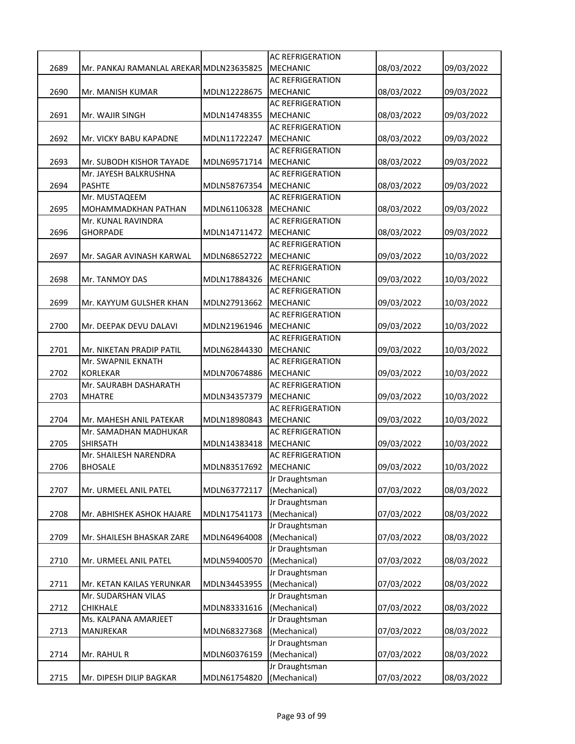| 2689 | Mr. PANKAJ RAMANLAL AREKAR | MDLN23635825 | AC REFRIGERATION MECHANIC | 08/03/2022 | 09/03/2022 |
|---|---|---|---|---|---|
| 2690 | Mr. MANISH KUMAR | MDLN12228675 | AC REFRIGERATION MECHANIC | 08/03/2022 | 09/03/2022 |
| 2691 | Mr. WAJIR SINGH | MDLN14748355 | AC REFRIGERATION MECHANIC | 08/03/2022 | 09/03/2022 |
| 2692 | Mr. VICKY BABU KAPADNE | MDLN11722247 | AC REFRIGERATION MECHANIC | 08/03/2022 | 09/03/2022 |
| 2693 | Mr. SUBODH KISHOR TAYADE | MDLN69571714 | AC REFRIGERATION MECHANIC | 08/03/2022 | 09/03/2022 |
| 2694 | Mr. JAYESH BALKRUSHNA PASHTE | MDLN58767354 | AC REFRIGERATION MECHANIC | 08/03/2022 | 09/03/2022 |
| 2695 | Mr. MUSTAQEEM MOHAMMADKHAN PATHAN | MDLN61106328 | AC REFRIGERATION MECHANIC | 08/03/2022 | 09/03/2022 |
| 2696 | Mr. KUNAL RAVINDRA GHORPADE | MDLN14711472 | AC REFRIGERATION MECHANIC | 08/03/2022 | 09/03/2022 |
| 2697 | Mr. SAGAR AVINASH KARWAL | MDLN68652722 | AC REFRIGERATION MECHANIC | 09/03/2022 | 10/03/2022 |
| 2698 | Mr. TANMOY DAS | MDLN17884326 | AC REFRIGERATION MECHANIC | 09/03/2022 | 10/03/2022 |
| 2699 | Mr. KAYYUM GULSHER KHAN | MDLN27913662 | AC REFRIGERATION MECHANIC | 09/03/2022 | 10/03/2022 |
| 2700 | Mr. DEEPAK DEVU DALAVI | MDLN21961946 | AC REFRIGERATION MECHANIC | 09/03/2022 | 10/03/2022 |
| 2701 | Mr. NIKETAN PRADIP PATIL | MDLN62844330 | AC REFRIGERATION MECHANIC | 09/03/2022 | 10/03/2022 |
| 2702 | Mr. SWAPNIL EKNATH KORLEKAR | MDLN70674886 | AC REFRIGERATION MECHANIC | 09/03/2022 | 10/03/2022 |
| 2703 | Mr. SAURABH DASHARATH MHATRE | MDLN34357379 | AC REFRIGERATION MECHANIC | 09/03/2022 | 10/03/2022 |
| 2704 | Mr. MAHESH ANIL PATEKAR | MDLN18980843 | AC REFRIGERATION MECHANIC | 09/03/2022 | 10/03/2022 |
| 2705 | Mr. SAMADHAN MADHUKAR SHIRSATH | MDLN14383418 | AC REFRIGERATION MECHANIC | 09/03/2022 | 10/03/2022 |
| 2706 | Mr. SHAILESH NARENDRA BHOSALE | MDLN83517692 | AC REFRIGERATION MECHANIC | 09/03/2022 | 10/03/2022 |
| 2707 | Mr. URMEEL ANIL PATEL | MDLN63772117 | Jr Draughtsman (Mechanical) | 07/03/2022 | 08/03/2022 |
| 2708 | Mr. ABHISHEK ASHOK HAJARE | MDLN17541173 | Jr Draughtsman (Mechanical) | 07/03/2022 | 08/03/2022 |
| 2709 | Mr. SHAILESH BHASKAR ZARE | MDLN64964008 | Jr Draughtsman (Mechanical) | 07/03/2022 | 08/03/2022 |
| 2710 | Mr. URMEEL ANIL PATEL | MDLN59400570 | Jr Draughtsman (Mechanical) | 07/03/2022 | 08/03/2022 |
| 2711 | Mr. KETAN KAILAS YERUNKAR | MDLN34453955 | Jr Draughtsman (Mechanical) | 07/03/2022 | 08/03/2022 |
| 2712 | Mr. SUDARSHAN VILAS CHIKHALE | MDLN83331616 | Jr Draughtsman (Mechanical) | 07/03/2022 | 08/03/2022 |
| 2713 | Ms. KALPANA AMARJEET MANJREKAR | MDLN68327368 | Jr Draughtsman (Mechanical) | 07/03/2022 | 08/03/2022 |
| 2714 | Mr. RAHUL R | MDLN60376159 | Jr Draughtsman (Mechanical) | 07/03/2022 | 08/03/2022 |
| 2715 | Mr. DIPESH DILIP BAGKAR | MDLN61754820 | Jr Draughtsman (Mechanical) | 07/03/2022 | 08/03/2022 |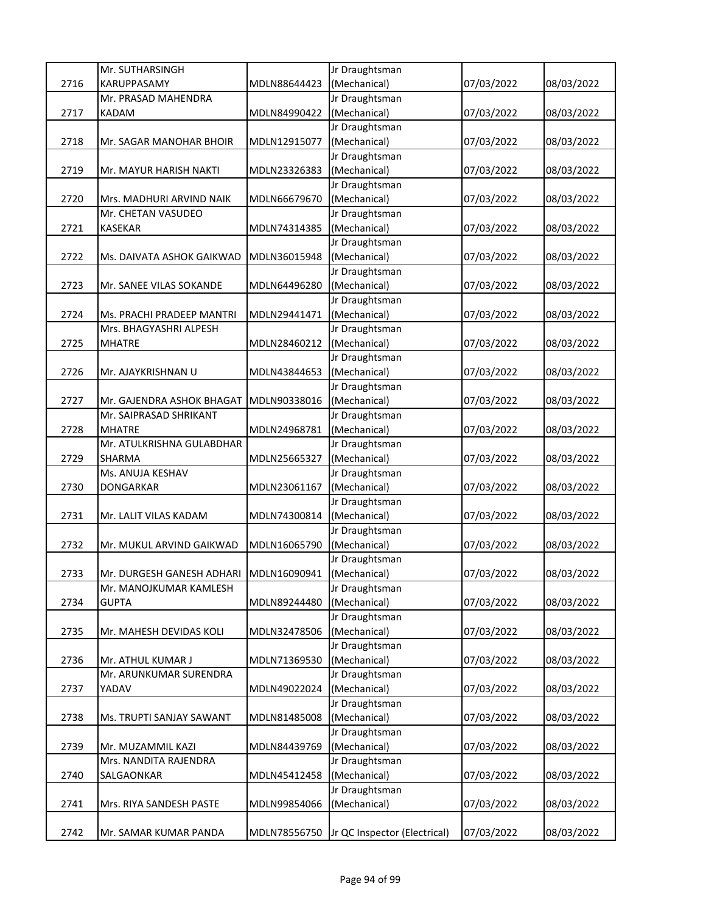| | | | | | |
|---|---|---|---|---|---|
| 2716 | Mr. SUTHARSINGH KARUPPASAMY | MDLN88644423 | Jr Draughtsman (Mechanical) | 07/03/2022 | 08/03/2022 |
| 2717 | Mr. PRASAD MAHENDRA KADAM | MDLN84990422 | Jr Draughtsman (Mechanical) | 07/03/2022 | 08/03/2022 |
| 2718 | Mr. SAGAR MANOHAR BHOIR | MDLN12915077 | Jr Draughtsman (Mechanical) | 07/03/2022 | 08/03/2022 |
| 2719 | Mr. MAYUR HARISH NAKTI | MDLN23326383 | Jr Draughtsman (Mechanical) | 07/03/2022 | 08/03/2022 |
| 2720 | Mrs. MADHURI ARVIND NAIK | MDLN66679670 | Jr Draughtsman (Mechanical) | 07/03/2022 | 08/03/2022 |
| 2721 | Mr. CHETAN VASUDEO KASEKAR | MDLN74314385 | Jr Draughtsman (Mechanical) | 07/03/2022 | 08/03/2022 |
| 2722 | Ms. DAIVATA ASHOK GAIKWAD | MDLN36015948 | Jr Draughtsman (Mechanical) | 07/03/2022 | 08/03/2022 |
| 2723 | Mr. SANEE VILAS SOKANDE | MDLN64496280 | Jr Draughtsman (Mechanical) | 07/03/2022 | 08/03/2022 |
| 2724 | Ms. PRACHI PRADEEP MANTRI | MDLN29441471 | Jr Draughtsman (Mechanical) | 07/03/2022 | 08/03/2022 |
| 2725 | Mrs. BHAGYASHRI ALPESH MHATRE | MDLN28460212 | Jr Draughtsman (Mechanical) | 07/03/2022 | 08/03/2022 |
| 2726 | Mr. AJAYKRISHNAN U | MDLN43844653 | Jr Draughtsman (Mechanical) | 07/03/2022 | 08/03/2022 |
| 2727 | Mr. GAJENDRA ASHOK BHAGAT | MDLN90338016 | Jr Draughtsman (Mechanical) | 07/03/2022 | 08/03/2022 |
| 2728 | Mr. SAIPRASAD SHRIKANT MHATRE | MDLN24968781 | Jr Draughtsman (Mechanical) | 07/03/2022 | 08/03/2022 |
| 2729 | Mr. ATULKRISHNA GULABDHAR SHARMA | MDLN25665327 | Jr Draughtsman (Mechanical) | 07/03/2022 | 08/03/2022 |
| 2730 | Ms. ANUJA KESHAV DONGARKAR | MDLN23061167 | Jr Draughtsman (Mechanical) | 07/03/2022 | 08/03/2022 |
| 2731 | Mr. LALIT VILAS KADAM | MDLN74300814 | Jr Draughtsman (Mechanical) | 07/03/2022 | 08/03/2022 |
| 2732 | Mr. MUKUL ARVIND GAIKWAD | MDLN16065790 | Jr Draughtsman (Mechanical) | 07/03/2022 | 08/03/2022 |
| 2733 | Mr. DURGESH GANESH ADHARI | MDLN16090941 | Jr Draughtsman (Mechanical) | 07/03/2022 | 08/03/2022 |
| 2734 | Mr. MANOJKUMAR KAMLESH GUPTA | MDLN89244480 | Jr Draughtsman (Mechanical) | 07/03/2022 | 08/03/2022 |
| 2735 | Mr. MAHESH DEVIDAS KOLI | MDLN32478506 | Jr Draughtsman (Mechanical) | 07/03/2022 | 08/03/2022 |
| 2736 | Mr. ATHUL KUMAR J | MDLN71369530 | Jr Draughtsman (Mechanical) | 07/03/2022 | 08/03/2022 |
| 2737 | Mr. ARUNKUMAR SURENDRA YADAV | MDLN49022024 | Jr Draughtsman (Mechanical) | 07/03/2022 | 08/03/2022 |
| 2738 | Ms. TRUPTI SANJAY SAWANT | MDLN81485008 | Jr Draughtsman (Mechanical) | 07/03/2022 | 08/03/2022 |
| 2739 | Mr. MUZAMMIL KAZI | MDLN84439769 | Jr Draughtsman (Mechanical) | 07/03/2022 | 08/03/2022 |
| 2740 | Mrs. NANDITA RAJENDRA SALGAONKAR | MDLN45412458 | Jr Draughtsman (Mechanical) | 07/03/2022 | 08/03/2022 |
| 2741 | Mrs. RIYA SANDESH PASTE | MDLN99854066 | Jr Draughtsman (Mechanical) | 07/03/2022 | 08/03/2022 |
| 2742 | Mr. SAMAR KUMAR PANDA | MDLN78556750 | Jr QC Inspector (Electrical) | 07/03/2022 | 08/03/2022 |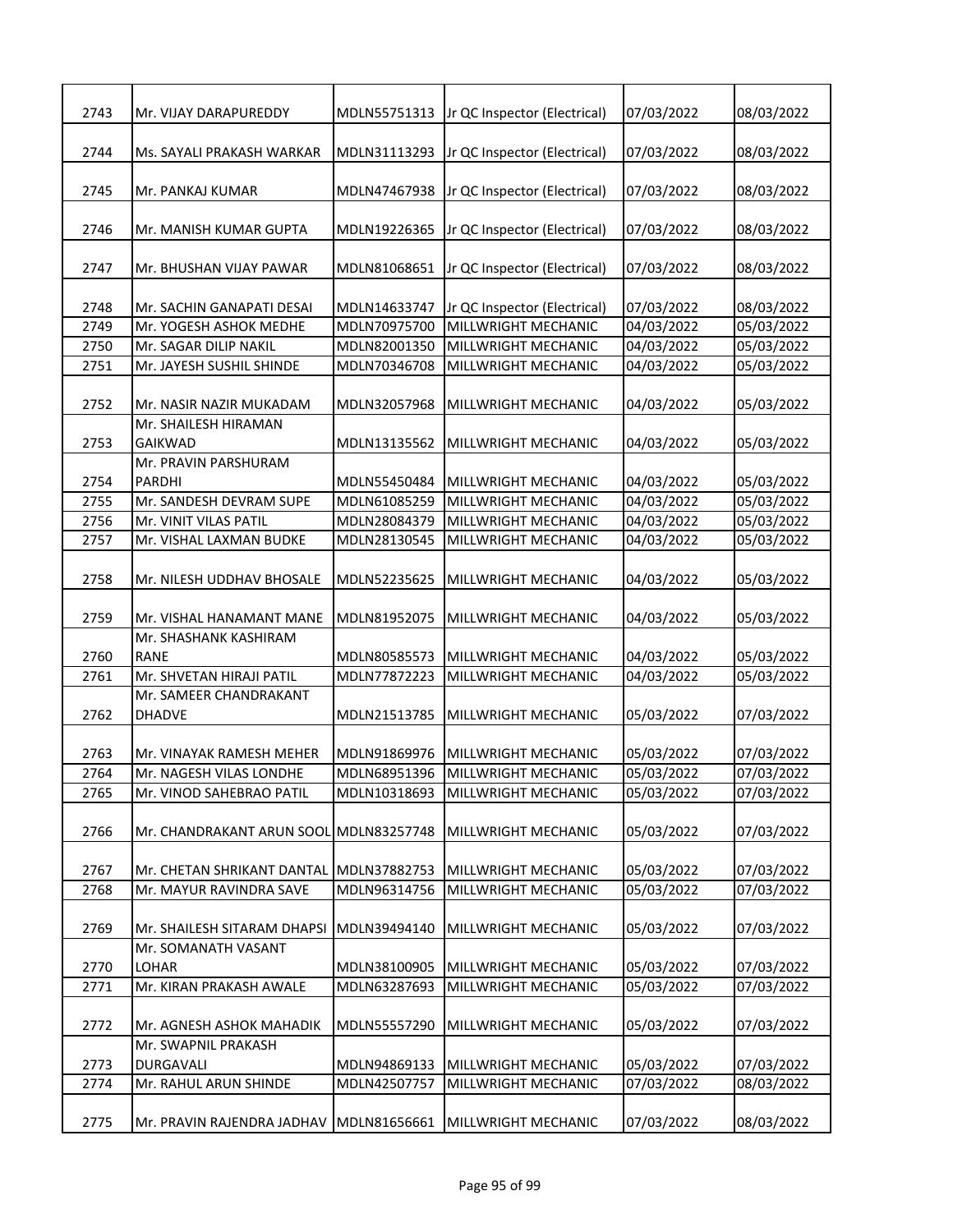| 2743 | Mr. VIJAY DARAPUREDDY | MDLN55751313 | Jr QC Inspector (Electrical) | 07/03/2022 | 08/03/2022 |
|---|---|---|---|---|---|
| 2744 | Ms. SAYALI PRAKASH WARKAR | MDLN31113293 | Jr QC Inspector (Electrical) | 07/03/2022 | 08/03/2022 |
| 2745 | Mr. PANKAJ KUMAR | MDLN47467938 | Jr QC Inspector (Electrical) | 07/03/2022 | 08/03/2022 |
| 2746 | Mr. MANISH KUMAR GUPTA | MDLN19226365 | Jr QC Inspector (Electrical) | 07/03/2022 | 08/03/2022 |
| 2747 | Mr. BHUSHAN VIJAY PAWAR | MDLN81068651 | Jr QC Inspector (Electrical) | 07/03/2022 | 08/03/2022 |
| 2748 | Mr. SACHIN GANAPATI DESAI | MDLN14633747 | Jr QC Inspector (Electrical) | 07/03/2022 | 08/03/2022 |
| 2749 | Mr. YOGESH ASHOK MEDHE | MDLN70975700 | MILLWRIGHT MECHANIC | 04/03/2022 | 05/03/2022 |
| 2750 | Mr. SAGAR DILIP NAKIL | MDLN82001350 | MILLWRIGHT MECHANIC | 04/03/2022 | 05/03/2022 |
| 2751 | Mr. JAYESH SUSHIL SHINDE | MDLN70346708 | MILLWRIGHT MECHANIC | 04/03/2022 | 05/03/2022 |
| 2752 | Mr. NASIR NAZIR MUKADAM | MDLN32057968 | MILLWRIGHT MECHANIC | 04/03/2022 | 05/03/2022 |
| 2753 | Mr. SHAILESH HIRAMAN GAIKWAD | MDLN13135562 | MILLWRIGHT MECHANIC | 04/03/2022 | 05/03/2022 |
| 2754 | Mr. PRAVIN PARSHURAM PARDHI | MDLN55450484 | MILLWRIGHT MECHANIC | 04/03/2022 | 05/03/2022 |
| 2755 | Mr. SANDESH DEVRAM SUPE | MDLN61085259 | MILLWRIGHT MECHANIC | 04/03/2022 | 05/03/2022 |
| 2756 | Mr. VINIT VILAS PATIL | MDLN28084379 | MILLWRIGHT MECHANIC | 04/03/2022 | 05/03/2022 |
| 2757 | Mr. VISHAL LAXMAN BUDKE | MDLN28130545 | MILLWRIGHT MECHANIC | 04/03/2022 | 05/03/2022 |
| 2758 | Mr. NILESH UDDHAV BHOSALE | MDLN52235625 | MILLWRIGHT MECHANIC | 04/03/2022 | 05/03/2022 |
| 2759 | Mr. VISHAL HANAMANT MANE | MDLN81952075 | MILLWRIGHT MECHANIC | 04/03/2022 | 05/03/2022 |
| 2760 | Mr. SHASHANK KASHIRAM RANE | MDLN80585573 | MILLWRIGHT MECHANIC | 04/03/2022 | 05/03/2022 |
| 2761 | Mr. SHVETAN HIRAJI PATIL | MDLN77872223 | MILLWRIGHT MECHANIC | 04/03/2022 | 05/03/2022 |
| 2762 | Mr. SAMEER CHANDRAKANT DHADVE | MDLN21513785 | MILLWRIGHT MECHANIC | 05/03/2022 | 07/03/2022 |
| 2763 | Mr. VINAYAK RAMESH MEHER | MDLN91869976 | MILLWRIGHT MECHANIC | 05/03/2022 | 07/03/2022 |
| 2764 | Mr. NAGESH VILAS LONDHE | MDLN68951396 | MILLWRIGHT MECHANIC | 05/03/2022 | 07/03/2022 |
| 2765 | Mr. VINOD SAHEBRAO PATIL | MDLN10318693 | MILLWRIGHT MECHANIC | 05/03/2022 | 07/03/2022 |
| 2766 | Mr. CHANDRAKANT ARUN SOOL | MDLN83257748 | MILLWRIGHT MECHANIC | 05/03/2022 | 07/03/2022 |
| 2767 | Mr. CHETAN SHRIKANT DANTAL | MDLN37882753 | MILLWRIGHT MECHANIC | 05/03/2022 | 07/03/2022 |
| 2768 | Mr. MAYUR RAVINDRA SAVE | MDLN96314756 | MILLWRIGHT MECHANIC | 05/03/2022 | 07/03/2022 |
| 2769 | Mr. SHAILESH SITARAM DHAPSI | MDLN39494140 | MILLWRIGHT MECHANIC | 05/03/2022 | 07/03/2022 |
| 2770 | Mr. SOMANATH VASANT LOHAR | MDLN38100905 | MILLWRIGHT MECHANIC | 05/03/2022 | 07/03/2022 |
| 2771 | Mr. KIRAN PRAKASH AWALE | MDLN63287693 | MILLWRIGHT MECHANIC | 05/03/2022 | 07/03/2022 |
| 2772 | Mr. AGNESH ASHOK MAHADIK | MDLN55557290 | MILLWRIGHT MECHANIC | 05/03/2022 | 07/03/2022 |
| 2773 | Mr. SWAPNIL PRAKASH DURGAVALI | MDLN94869133 | MILLWRIGHT MECHANIC | 05/03/2022 | 07/03/2022 |
| 2774 | Mr. RAHUL ARUN SHINDE | MDLN42507757 | MILLWRIGHT MECHANIC | 07/03/2022 | 08/03/2022 |
| 2775 | Mr. PRAVIN RAJENDRA JADHAV | MDLN81656661 | MILLWRIGHT MECHANIC | 07/03/2022 | 08/03/2022 |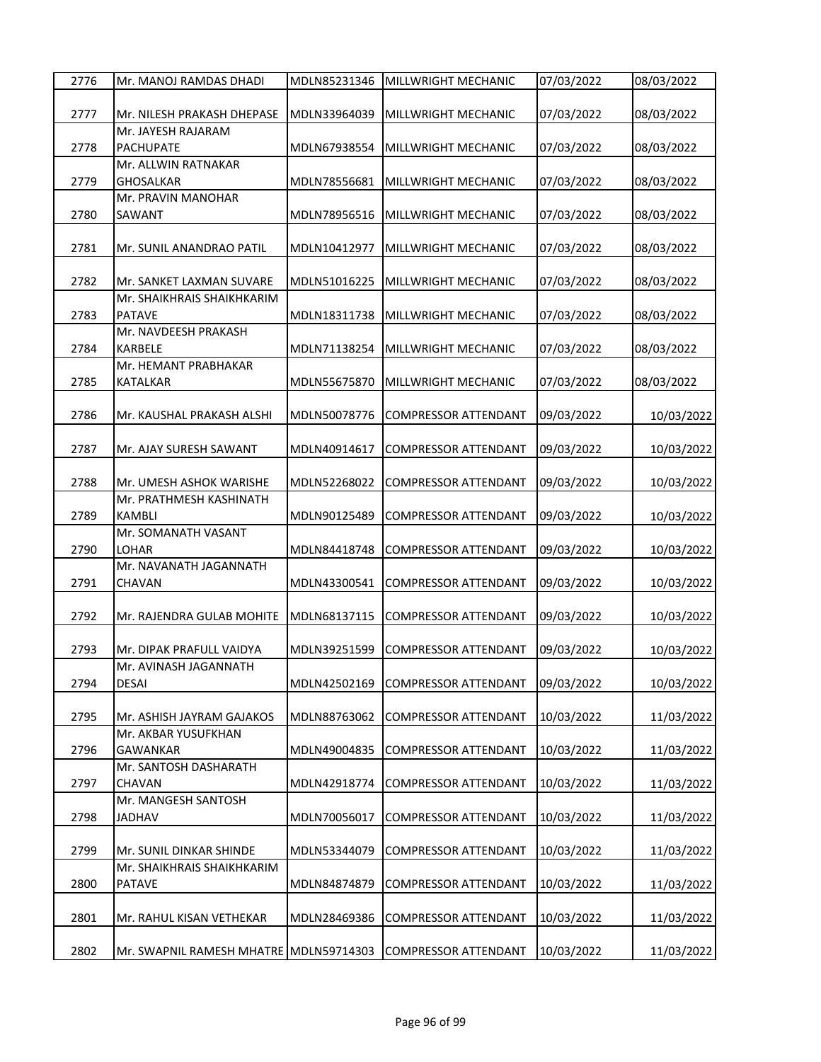| | | | | | |
|---|---|---|---|---|---|
| 2776 | Mr. MANOJ RAMDAS DHADI | MDLN85231346 | MILLWRIGHT MECHANIC | 07/03/2022 | 08/03/2022 |
| 2777 | Mr. NILESH PRAKASH DHEPASE | MDLN33964039 | MILLWRIGHT MECHANIC | 07/03/2022 | 08/03/2022 |
| 2778 | Mr. JAYESH RAJARAM PACHUPATE | MDLN67938554 | MILLWRIGHT MECHANIC | 07/03/2022 | 08/03/2022 |
| 2779 | Mr. ALLWIN RATNAKAR GHOSALKAR | MDLN78556681 | MILLWRIGHT MECHANIC | 07/03/2022 | 08/03/2022 |
| 2780 | Mr. PRAVIN MANOHAR SAWANT | MDLN78956516 | MILLWRIGHT MECHANIC | 07/03/2022 | 08/03/2022 |
| 2781 | Mr. SUNIL ANANDRAO PATIL | MDLN10412977 | MILLWRIGHT MECHANIC | 07/03/2022 | 08/03/2022 |
| 2782 | Mr. SANKET LAXMAN SUVARE | MDLN51016225 | MILLWRIGHT MECHANIC | 07/03/2022 | 08/03/2022 |
| 2783 | Mr. SHAIKHRAIS SHAIKHKARIM PATAVE | MDLN18311738 | MILLWRIGHT MECHANIC | 07/03/2022 | 08/03/2022 |
| 2784 | Mr. NAVDEESH PRAKASH KARBELE | MDLN71138254 | MILLWRIGHT MECHANIC | 07/03/2022 | 08/03/2022 |
| 2785 | Mr. HEMANT PRABHAKAR KATALKAR | MDLN55675870 | MILLWRIGHT MECHANIC | 07/03/2022 | 08/03/2022 |
| 2786 | Mr. KAUSHAL PRAKASH ALSHI | MDLN50078776 | COMPRESSOR ATTENDANT | 09/03/2022 | 10/03/2022 |
| 2787 | Mr. AJAY SURESH SAWANT | MDLN40914617 | COMPRESSOR ATTENDANT | 09/03/2022 | 10/03/2022 |
| 2788 | Mr. UMESH ASHOK WARISHE | MDLN52268022 | COMPRESSOR ATTENDANT | 09/03/2022 | 10/03/2022 |
| 2789 | Mr. PRATHMESH KASHINATH KAMBLI | MDLN90125489 | COMPRESSOR ATTENDANT | 09/03/2022 | 10/03/2022 |
| 2790 | Mr. SOMANATH VASANT LOHAR | MDLN84418748 | COMPRESSOR ATTENDANT | 09/03/2022 | 10/03/2022 |
| 2791 | Mr. NAVANATH JAGANNATH CHAVAN | MDLN43300541 | COMPRESSOR ATTENDANT | 09/03/2022 | 10/03/2022 |
| 2792 | Mr. RAJENDRA GULAB MOHITE | MDLN68137115 | COMPRESSOR ATTENDANT | 09/03/2022 | 10/03/2022 |
| 2793 | Mr. DIPAK PRAFULL VAIDYA | MDLN39251599 | COMPRESSOR ATTENDANT | 09/03/2022 | 10/03/2022 |
| 2794 | Mr. AVINASH JAGANNATH DESAI | MDLN42502169 | COMPRESSOR ATTENDANT | 09/03/2022 | 10/03/2022 |
| 2795 | Mr. ASHISH JAYRAM GAJAKOS | MDLN88763062 | COMPRESSOR ATTENDANT | 10/03/2022 | 11/03/2022 |
| 2796 | Mr. AKBAR YUSUFKHAN GAWANKAR | MDLN49004835 | COMPRESSOR ATTENDANT | 10/03/2022 | 11/03/2022 |
| 2797 | Mr. SANTOSH DASHARATH CHAVAN | MDLN42918774 | COMPRESSOR ATTENDANT | 10/03/2022 | 11/03/2022 |
| 2798 | Mr. MANGESH SANTOSH JADHAV | MDLN70056017 | COMPRESSOR ATTENDANT | 10/03/2022 | 11/03/2022 |
| 2799 | Mr. SUNIL DINKAR SHINDE | MDLN53344079 | COMPRESSOR ATTENDANT | 10/03/2022 | 11/03/2022 |
| 2800 | Mr. SHAIKHRAIS SHAIKHKARIM PATAVE | MDLN84874879 | COMPRESSOR ATTENDANT | 10/03/2022 | 11/03/2022 |
| 2801 | Mr. RAHUL KISAN VETHEKAR | MDLN28469386 | COMPRESSOR ATTENDANT | 10/03/2022 | 11/03/2022 |
| 2802 | Mr. SWAPNIL RAMESH MHATRE | MDLN59714303 | COMPRESSOR ATTENDANT | 10/03/2022 | 11/03/2022 |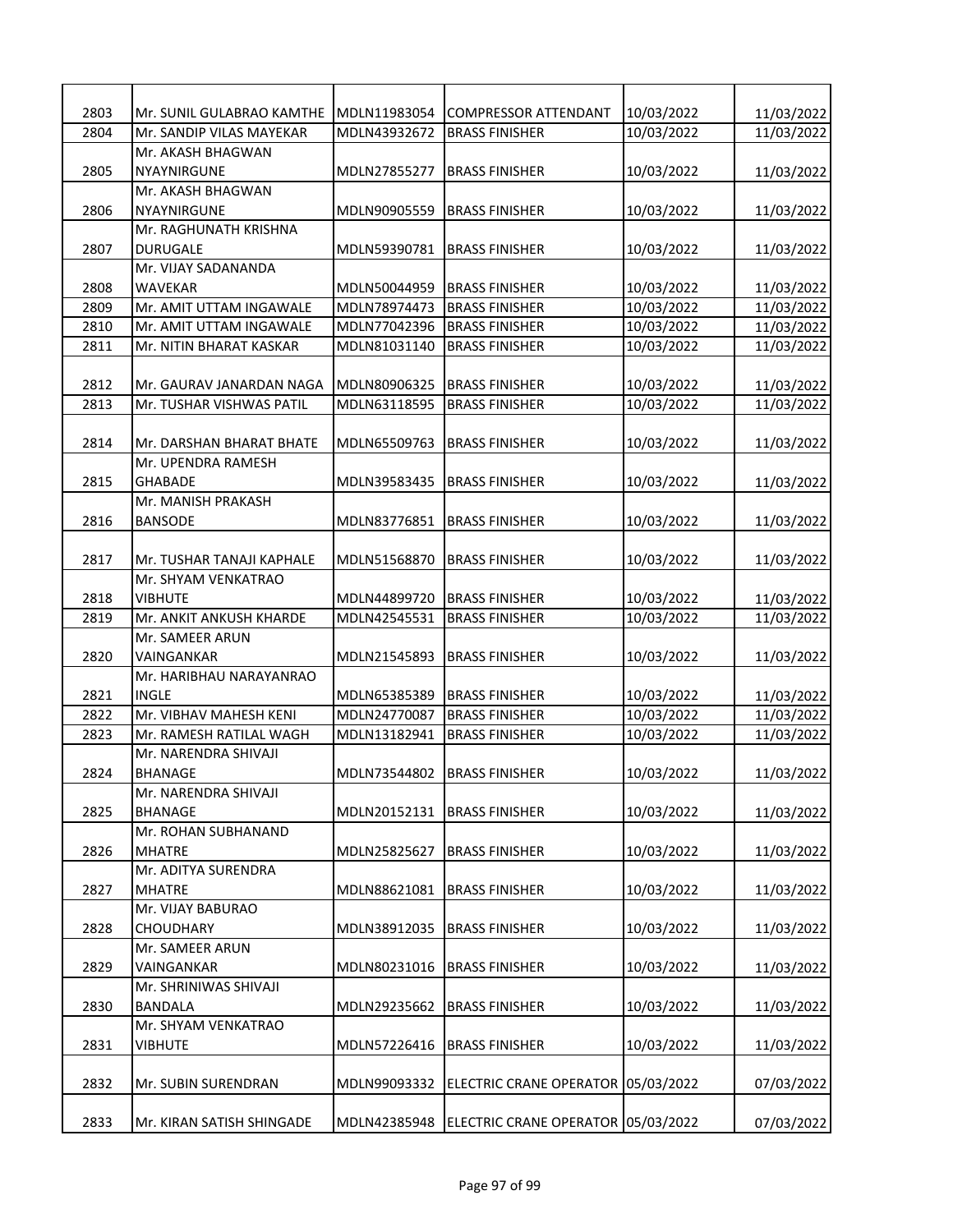| 2803 | Mr. SUNIL GULABRAO KAMTHE | MDLN11983054 | COMPRESSOR ATTENDANT | 10/03/2022 | 11/03/2022 |
|---|---|---|---|---|---|
| 2804 | Mr. SANDIP VILAS MAYEKAR | MDLN43932672 | BRASS FINISHER | 10/03/2022 | 11/03/2022 |
| 2805 | Mr. AKASH BHAGWAN NYAYNIRGUNE | MDLN27855277 | BRASS FINISHER | 10/03/2022 | 11/03/2022 |
| 2806 | Mr. AKASH BHAGWAN NYAYNIRGUNE | MDLN90905559 | BRASS FINISHER | 10/03/2022 | 11/03/2022 |
| 2807 | Mr. RAGHUNATH KRISHNA DURUGALE | MDLN59390781 | BRASS FINISHER | 10/03/2022 | 11/03/2022 |
| 2808 | Mr. VIJAY SADANANDA WAVEKAR | MDLN50044959 | BRASS FINISHER | 10/03/2022 | 11/03/2022 |
| 2809 | Mr. AMIT UTTAM INGAWALE | MDLN78974473 | BRASS FINISHER | 10/03/2022 | 11/03/2022 |
| 2810 | Mr. AMIT UTTAM INGAWALE | MDLN77042396 | BRASS FINISHER | 10/03/2022 | 11/03/2022 |
| 2811 | Mr. NITIN BHARAT KASKAR | MDLN81031140 | BRASS FINISHER | 10/03/2022 | 11/03/2022 |
| 2812 | Mr. GAURAV JANARDAN NAGA | MDLN80906325 | BRASS FINISHER | 10/03/2022 | 11/03/2022 |
| 2813 | Mr. TUSHAR VISHWAS PATIL | MDLN63118595 | BRASS FINISHER | 10/03/2022 | 11/03/2022 |
| 2814 | Mr. DARSHAN BHARAT BHATE | MDLN65509763 | BRASS FINISHER | 10/03/2022 | 11/03/2022 |
| 2815 | Mr. UPENDRA RAMESH GHABADE | MDLN39583435 | BRASS FINISHER | 10/03/2022 | 11/03/2022 |
| 2816 | Mr. MANISH PRAKASH BANSODE | MDLN83776851 | BRASS FINISHER | 10/03/2022 | 11/03/2022 |
| 2817 | Mr. TUSHAR TANAJI KAPHALE | MDLN51568870 | BRASS FINISHER | 10/03/2022 | 11/03/2022 |
| 2818 | Mr. SHYAM VENKATRAO VIBHUTE | MDLN44899720 | BRASS FINISHER | 10/03/2022 | 11/03/2022 |
| 2819 | Mr. ANKIT ANKUSH KHARDE | MDLN42545531 | BRASS FINISHER | 10/03/2022 | 11/03/2022 |
| 2820 | Mr. SAMEER ARUN VAINGANKAR | MDLN21545893 | BRASS FINISHER | 10/03/2022 | 11/03/2022 |
| 2821 | Mr. HARIBHAU NARAYANRAO INGLE | MDLN65385389 | BRASS FINISHER | 10/03/2022 | 11/03/2022 |
| 2822 | Mr. VIBHAV MAHESH KENI | MDLN24770087 | BRASS FINISHER | 10/03/2022 | 11/03/2022 |
| 2823 | Mr. RAMESH RATILAL WAGH | MDLN13182941 | BRASS FINISHER | 10/03/2022 | 11/03/2022 |
| 2824 | Mr. NARENDRA SHIVAJI BHANAGE | MDLN73544802 | BRASS FINISHER | 10/03/2022 | 11/03/2022 |
| 2825 | Mr. NARENDRA SHIVAJI BHANAGE | MDLN20152131 | BRASS FINISHER | 10/03/2022 | 11/03/2022 |
| 2826 | Mr. ROHAN SUBHANAND MHATRE | MDLN25825627 | BRASS FINISHER | 10/03/2022 | 11/03/2022 |
| 2827 | Mr. ADITYA SURENDRA MHATRE | MDLN88621081 | BRASS FINISHER | 10/03/2022 | 11/03/2022 |
| 2828 | Mr. VIJAY BABURAO CHOUDHARY | MDLN38912035 | BRASS FINISHER | 10/03/2022 | 11/03/2022 |
| 2829 | Mr. SAMEER ARUN VAINGANKAR | MDLN80231016 | BRASS FINISHER | 10/03/2022 | 11/03/2022 |
| 2830 | Mr. SHRINIWAS SHIVAJI BANDALA | MDLN29235662 | BRASS FINISHER | 10/03/2022 | 11/03/2022 |
| 2831 | Mr. SHYAM VENKATRAO VIBHUTE | MDLN57226416 | BRASS FINISHER | 10/03/2022 | 11/03/2022 |
| 2832 | Mr. SUBIN SURENDRAN | MDLN99093332 | ELECTRIC CRANE OPERATOR | 05/03/2022 | 07/03/2022 |
| 2833 | Mr. KIRAN SATISH SHINGADE | MDLN42385948 | ELECTRIC CRANE OPERATOR | 05/03/2022 | 07/03/2022 |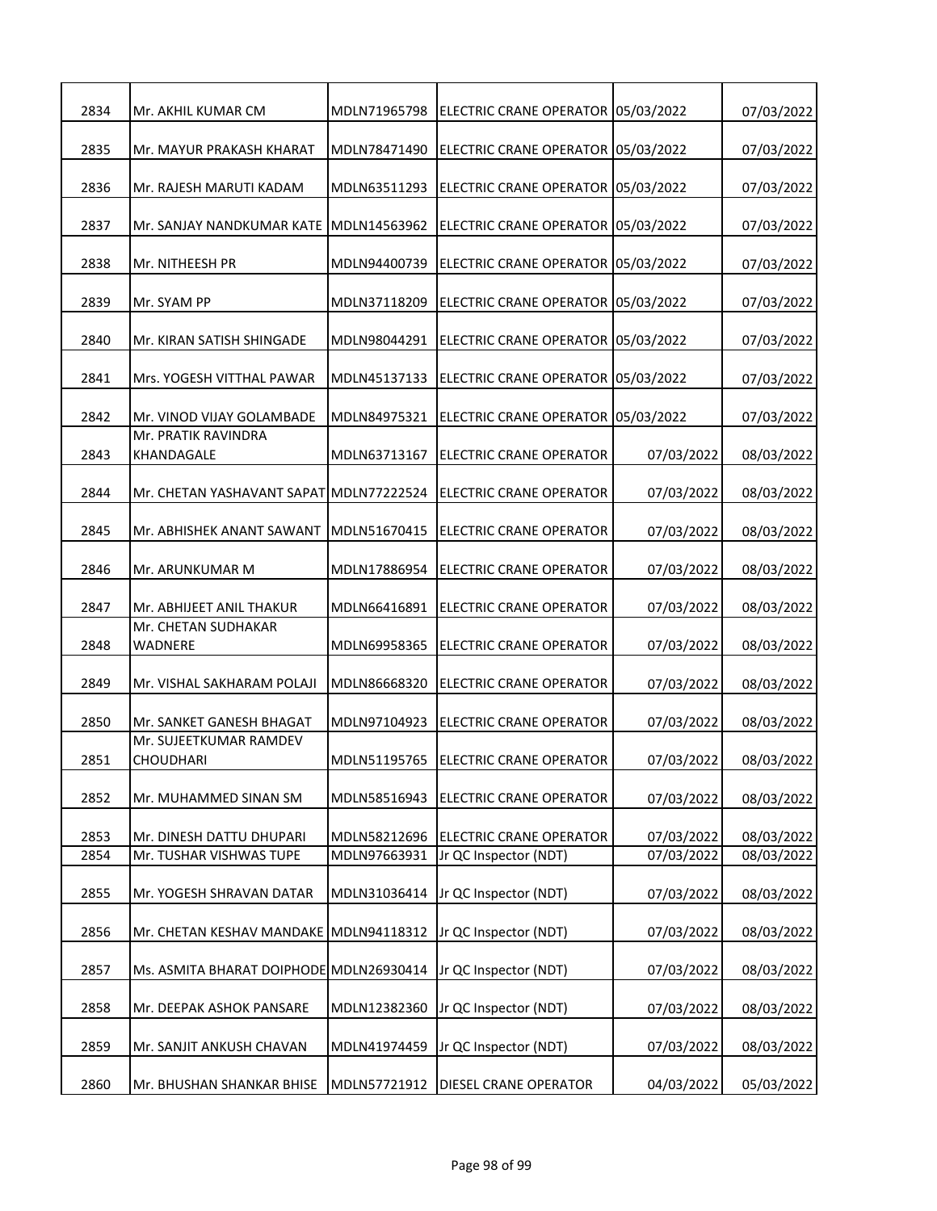| | | | | | |
|---|---|---|---|---|---|
| 2834 | Mr. AKHIL KUMAR CM | MDLN71965798 | ELECTRIC CRANE OPERATOR | 05/03/2022 | 07/03/2022 |
| 2835 | Mr. MAYUR PRAKASH KHARAT | MDLN78471490 | ELECTRIC CRANE OPERATOR | 05/03/2022 | 07/03/2022 |
| 2836 | Mr. RAJESH MARUTI KADAM | MDLN63511293 | ELECTRIC CRANE OPERATOR | 05/03/2022 | 07/03/2022 |
| 2837 | Mr. SANJAY NANDKUMAR KATE | MDLN14563962 | ELECTRIC CRANE OPERATOR | 05/03/2022 | 07/03/2022 |
| 2838 | Mr. NITHEESH PR | MDLN94400739 | ELECTRIC CRANE OPERATOR | 05/03/2022 | 07/03/2022 |
| 2839 | Mr. SYAM PP | MDLN37118209 | ELECTRIC CRANE OPERATOR | 05/03/2022 | 07/03/2022 |
| 2840 | Mr. KIRAN SATISH SHINGADE | MDLN98044291 | ELECTRIC CRANE OPERATOR | 05/03/2022 | 07/03/2022 |
| 2841 | Mrs. YOGESH VITTHAL PAWAR | MDLN45137133 | ELECTRIC CRANE OPERATOR | 05/03/2022 | 07/03/2022 |
| 2842 | Mr. VINOD VIJAY GOLAMBADE | MDLN84975321 | ELECTRIC CRANE OPERATOR | 05/03/2022 | 07/03/2022 |
| 2843 | Mr. PRATIK RAVINDRA KHANDAGALE | MDLN63713167 | ELECTRIC CRANE OPERATOR | 07/03/2022 | 08/03/2022 |
| 2844 | Mr. CHETAN YASHAVANT SAPAT | MDLN77222524 | ELECTRIC CRANE OPERATOR | 07/03/2022 | 08/03/2022 |
| 2845 | Mr. ABHISHEK ANANT SAWANT | MDLN51670415 | ELECTRIC CRANE OPERATOR | 07/03/2022 | 08/03/2022 |
| 2846 | Mr. ARUNKUMAR M | MDLN17886954 | ELECTRIC CRANE OPERATOR | 07/03/2022 | 08/03/2022 |
| 2847 | Mr. ABHIJEET ANIL THAKUR | MDLN66416891 | ELECTRIC CRANE OPERATOR | 07/03/2022 | 08/03/2022 |
| 2848 | Mr. CHETAN SUDHAKAR WADNERE | MDLN69958365 | ELECTRIC CRANE OPERATOR | 07/03/2022 | 08/03/2022 |
| 2849 | Mr. VISHAL SAKHARAM POLAJI | MDLN86668320 | ELECTRIC CRANE OPERATOR | 07/03/2022 | 08/03/2022 |
| 2850 | Mr. SANKET GANESH BHAGAT | MDLN97104923 | ELECTRIC CRANE OPERATOR | 07/03/2022 | 08/03/2022 |
| 2851 | Mr. SUJEETKUMAR RAMDEV CHOUDHARI | MDLN51195765 | ELECTRIC CRANE OPERATOR | 07/03/2022 | 08/03/2022 |
| 2852 | Mr. MUHAMMED SINAN SM | MDLN58516943 | ELECTRIC CRANE OPERATOR | 07/03/2022 | 08/03/2022 |
| 2853 | Mr. DINESH DATTU DHUPARI | MDLN58212696 | ELECTRIC CRANE OPERATOR | 07/03/2022 | 08/03/2022 |
| 2854 | Mr. TUSHAR VISHWAS TUPE | MDLN97663931 | Jr QC Inspector (NDT) | 07/03/2022 | 08/03/2022 |
| 2855 | Mr. YOGESH SHRAVAN DATAR | MDLN31036414 | Jr QC Inspector (NDT) | 07/03/2022 | 08/03/2022 |
| 2856 | Mr. CHETAN KESHAV MANDAKE | MDLN94118312 | Jr QC Inspector (NDT) | 07/03/2022 | 08/03/2022 |
| 2857 | Ms. ASMITA BHARAT DOIPHODE | MDLN26930414 | Jr QC Inspector (NDT) | 07/03/2022 | 08/03/2022 |
| 2858 | Mr. DEEPAK ASHOK PANSARE | MDLN12382360 | Jr QC Inspector (NDT) | 07/03/2022 | 08/03/2022 |
| 2859 | Mr. SANJIT ANKUSH CHAVAN | MDLN41974459 | Jr QC Inspector (NDT) | 07/03/2022 | 08/03/2022 |
| 2860 | Mr. BHUSHAN SHANKAR BHISE | MDLN57721912 | DIESEL CRANE OPERATOR | 04/03/2022 | 05/03/2022 |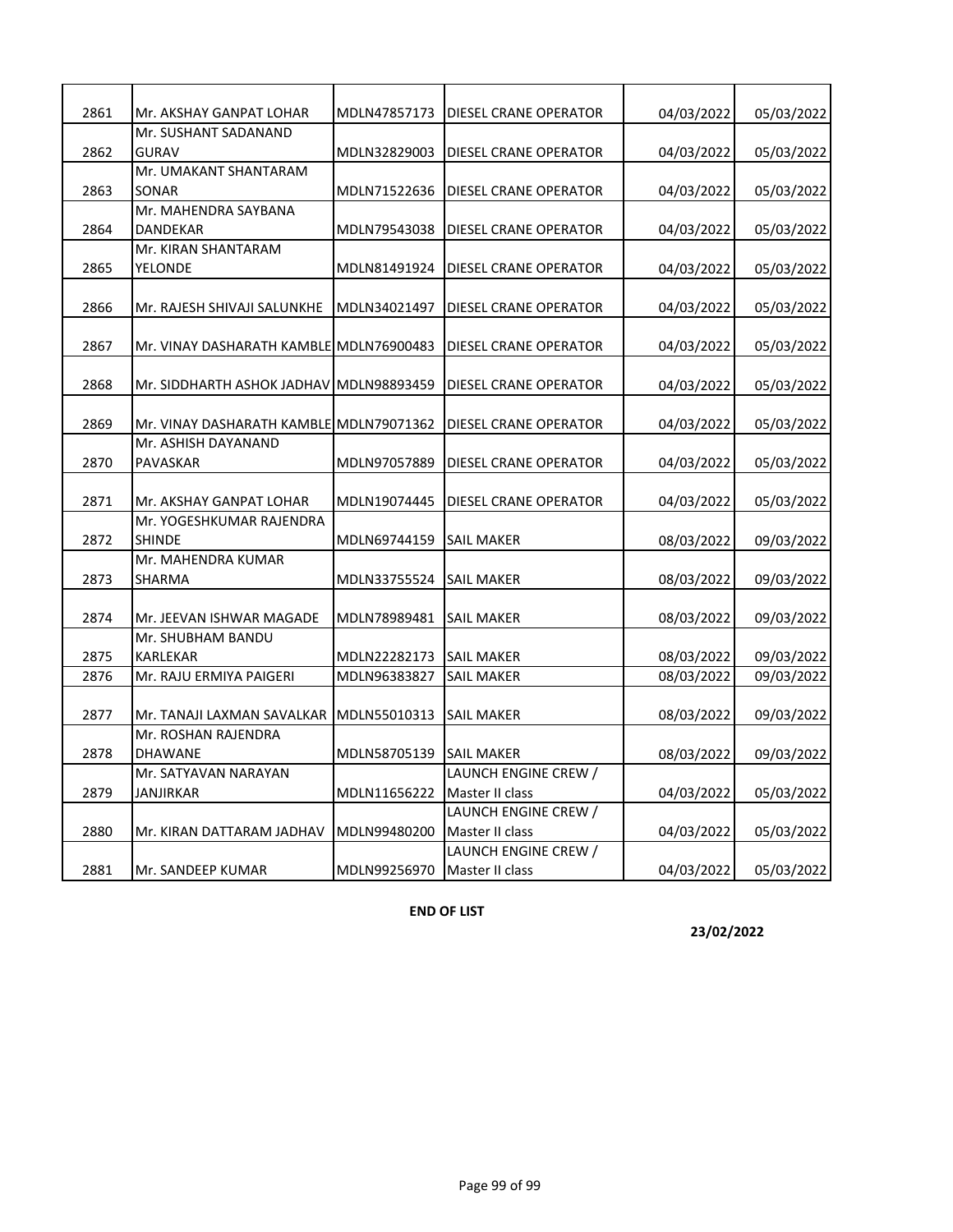| | | | | | |
|---|---|---|---|---|---|
| 2861 | Mr. AKSHAY GANPAT LOHAR | MDLN47857173 | DIESEL CRANE OPERATOR | 04/03/2022 | 05/03/2022 |
| 2862 | Mr. SUSHANT SADANAND GURAV | MDLN32829003 | DIESEL CRANE OPERATOR | 04/03/2022 | 05/03/2022 |
| 2863 | Mr. UMAKANT SHANTARAM SONAR | MDLN71522636 | DIESEL CRANE OPERATOR | 04/03/2022 | 05/03/2022 |
| 2864 | Mr. MAHENDRA SAYBANA DANDEKAR | MDLN79543038 | DIESEL CRANE OPERATOR | 04/03/2022 | 05/03/2022 |
| 2865 | Mr. KIRAN SHANTARAM YELONDE | MDLN81491924 | DIESEL CRANE OPERATOR | 04/03/2022 | 05/03/2022 |
| 2866 | Mr. RAJESH SHIVAJI SALUNKHE | MDLN34021497 | DIESEL CRANE OPERATOR | 04/03/2022 | 05/03/2022 |
| 2867 | Mr. VINAY DASHARATH KAMBLE | MDLN76900483 | DIESEL CRANE OPERATOR | 04/03/2022 | 05/03/2022 |
| 2868 | Mr. SIDDHARTH ASHOK JADHAV | MDLN98893459 | DIESEL CRANE OPERATOR | 04/03/2022 | 05/03/2022 |
| 2869 | Mr. VINAY DASHARATH KAMBLE | MDLN79071362 | DIESEL CRANE OPERATOR | 04/03/2022 | 05/03/2022 |
| 2870 | Mr. ASHISH DAYANAND PAVASKAR | MDLN97057889 | DIESEL CRANE OPERATOR | 04/03/2022 | 05/03/2022 |
| 2871 | Mr. AKSHAY GANPAT LOHAR | MDLN19074445 | DIESEL CRANE OPERATOR | 04/03/2022 | 05/03/2022 |
| 2872 | Mr. YOGESHKUMAR RAJENDRA SHINDE | MDLN69744159 | SAIL MAKER | 08/03/2022 | 09/03/2022 |
| 2873 | Mr. MAHENDRA KUMAR SHARMA | MDLN33755524 | SAIL MAKER | 08/03/2022 | 09/03/2022 |
| 2874 | Mr. JEEVAN ISHWAR MAGADE | MDLN78989481 | SAIL MAKER | 08/03/2022 | 09/03/2022 |
| 2875 | Mr. SHUBHAM BANDU KARLEKAR | MDLN22282173 | SAIL MAKER | 08/03/2022 | 09/03/2022 |
| 2876 | Mr. RAJU ERMIYA PAIGERI | MDLN96383827 | SAIL MAKER | 08/03/2022 | 09/03/2022 |
| 2877 | Mr. TANAJI LAXMAN SAVALKAR | MDLN55010313 | SAIL MAKER | 08/03/2022 | 09/03/2022 |
| 2878 | Mr. ROSHAN RAJENDRA DHAWANE | MDLN58705139 | SAIL MAKER | 08/03/2022 | 09/03/2022 |
| 2879 | Mr. SATYAVAN NARAYAN JANJIRKAR | MDLN11656222 | LAUNCH ENGINE CREW / Master II class | 04/03/2022 | 05/03/2022 |
| 2880 | Mr. KIRAN DATTARAM JADHAV | MDLN99480200 | LAUNCH ENGINE CREW / Master II class | 04/03/2022 | 05/03/2022 |
| 2881 | Mr. SANDEEP KUMAR | MDLN99256970 | LAUNCH ENGINE CREW / Master II class | 04/03/2022 | 05/03/2022 |

**END OF LIST**

**23/02/2022**